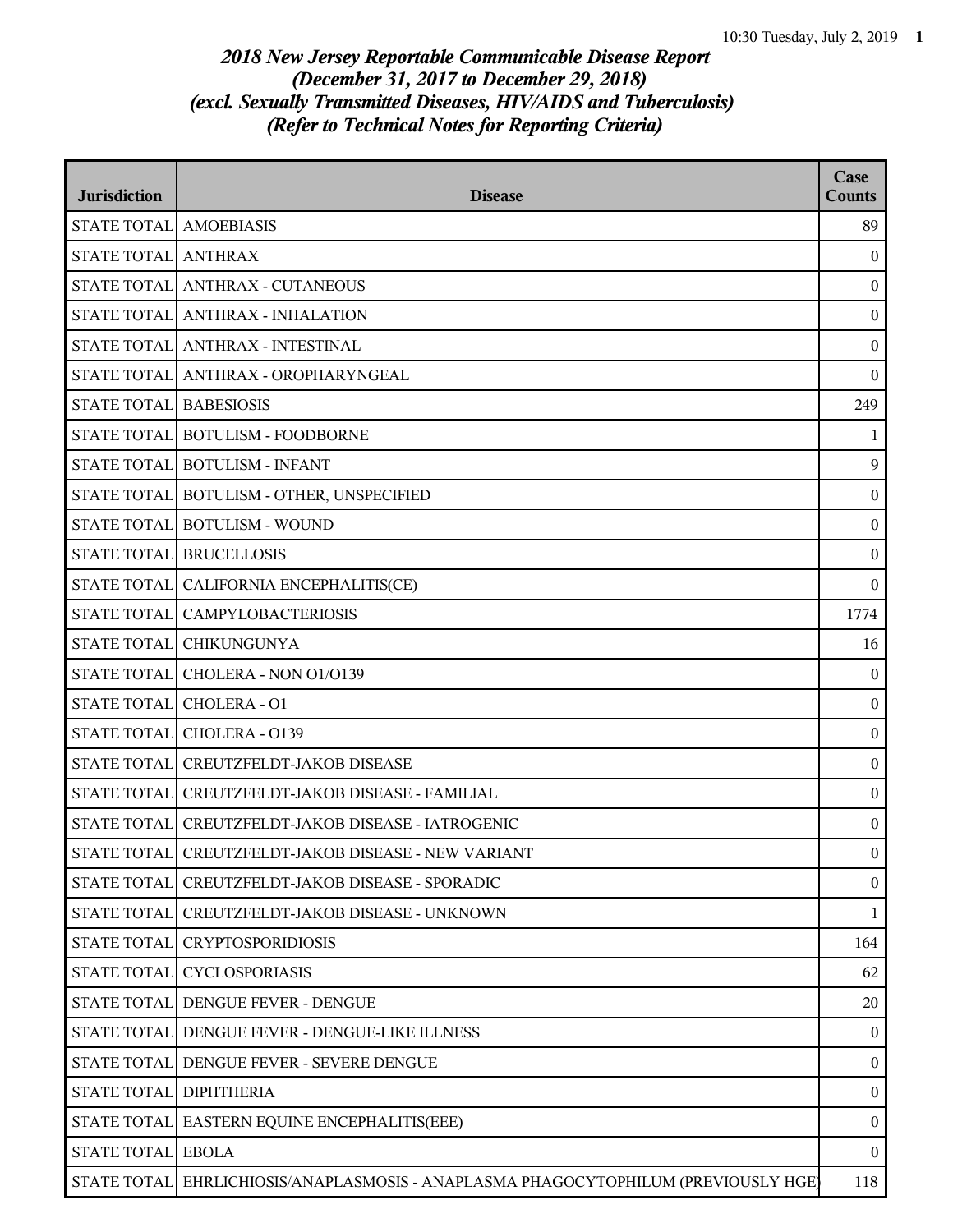## *2018 New Jersey Reportable Communicable Disease Report*
## *(December 31, 2017 to December 29, 2018)*
## *(excl. Sexually Transmitted Diseases, HIV/AIDS and Tuberculosis)*
## *(Refer to Technical Notes for Reporting Criteria)*

| Jurisdiction | Disease | Case Counts |
|---|---|---|
| STATE TOTAL | AMOEBIASIS | 89 |
| STATE TOTAL | ANTHRAX | 0 |
| STATE TOTAL | ANTHRAX - CUTANEOUS | 0 |
| STATE TOTAL | ANTHRAX - INHALATION | 0 |
| STATE TOTAL | ANTHRAX - INTESTINAL | 0 |
| STATE TOTAL | ANTHRAX - OROPHARYNGEAL | 0 |
| STATE TOTAL | BABESIOSIS | 249 |
| STATE TOTAL | BOTULISM - FOODBORNE | 1 |
| STATE TOTAL | BOTULISM - INFANT | 9 |
| STATE TOTAL | BOTULISM - OTHER, UNSPECIFIED | 0 |
| STATE TOTAL | BOTULISM - WOUND | 0 |
| STATE TOTAL | BRUCELLOSIS | 0 |
| STATE TOTAL | CALIFORNIA ENCEPHALITIS(CE) | 0 |
| STATE TOTAL | CAMPYLOBACTERIOSIS | 1774 |
| STATE TOTAL | CHIKUNGUNYA | 16 |
| STATE TOTAL | CHOLERA - NON O1/O139 | 0 |
| STATE TOTAL | CHOLERA - O1 | 0 |
| STATE TOTAL | CHOLERA - O139 | 0 |
| STATE TOTAL | CREUTZFELDT-JAKOB DISEASE | 0 |
| STATE TOTAL | CREUTZFELDT-JAKOB DISEASE - FAMILIAL | 0 |
| STATE TOTAL | CREUTZFELDT-JAKOB DISEASE - IATROGENIC | 0 |
| STATE TOTAL | CREUTZFELDT-JAKOB DISEASE - NEW VARIANT | 0 |
| STATE TOTAL | CREUTZFELDT-JAKOB DISEASE - SPORADIC | 0 |
| STATE TOTAL | CREUTZFELDT-JAKOB DISEASE - UNKNOWN | 1 |
| STATE TOTAL | CRYPTOSPORIDIOSIS | 164 |
| STATE TOTAL | CYCLOSPORIASIS | 62 |
| STATE TOTAL | DENGUE FEVER - DENGUE | 20 |
| STATE TOTAL | DENGUE FEVER - DENGUE-LIKE ILLNESS | 0 |
| STATE TOTAL | DENGUE FEVER - SEVERE DENGUE | 0 |
| STATE TOTAL | DIPHTHERIA | 0 |
| STATE TOTAL | EASTERN EQUINE ENCEPHALITIS(EEE) | 0 |
| STATE TOTAL | EBOLA | 0 |
| STATE TOTAL | EHRLICHIOSIS/ANAPLASMOSIS - ANAPLASMA PHAGOCYTOPHILUM (PREVIOUSLY HGE) | 118 |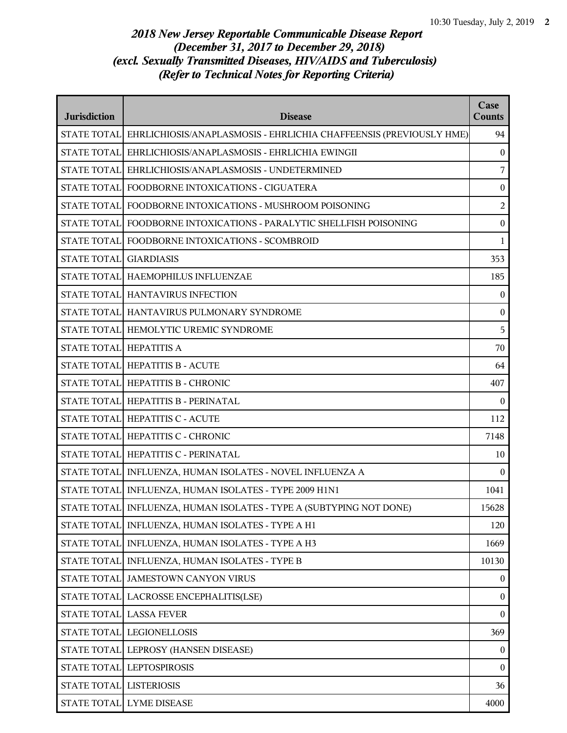# *2018 New Jersey Reportable Communicable Disease Report*
## *(December 31, 2017 to December 29, 2018)*
## *(excl. Sexually Transmitted Diseases, HIV/AIDS and Tuberculosis)*
## *(Refer to Technical Notes for Reporting Criteria)*

| Jurisdiction | Disease | Case Counts |
|---|---|---|
| STATE TOTAL | EHRLICHIOSIS/ANAPLASMOSIS - EHRLICHIA CHAFFEENSIS (PREVIOUSLY HME) | 94 |
| STATE TOTAL | EHRLICHIOSIS/ANAPLASMOSIS - EHRLICHIA EWINGII | 0 |
| STATE TOTAL | EHRLICHIOSIS/ANAPLASMOSIS - UNDETERMINED | 7 |
| STATE TOTAL | FOODBORNE INTOXICATIONS - CIGUATERA | 0 |
| STATE TOTAL | FOODBORNE INTOXICATIONS - MUSHROOM POISONING | 2 |
| STATE TOTAL | FOODBORNE INTOXICATIONS - PARALYTIC SHELLFISH POISONING | 0 |
| STATE TOTAL | FOODBORNE INTOXICATIONS - SCOMBROID | 1 |
| STATE TOTAL | GIARDIASIS | 353 |
| STATE TOTAL | HAEMOPHILUS INFLUENZAE | 185 |
| STATE TOTAL | HANTAVIRUS INFECTION | 0 |
| STATE TOTAL | HANTAVIRUS PULMONARY SYNDROME | 0 |
| STATE TOTAL | HEMOLYTIC UREMIC SYNDROME | 5 |
| STATE TOTAL | HEPATITIS A | 70 |
| STATE TOTAL | HEPATITIS B - ACUTE | 64 |
| STATE TOTAL | HEPATITIS B - CHRONIC | 407 |
| STATE TOTAL | HEPATITIS B - PERINATAL | 0 |
| STATE TOTAL | HEPATITIS C - ACUTE | 112 |
| STATE TOTAL | HEPATITIS C - CHRONIC | 7148 |
| STATE TOTAL | HEPATITIS C - PERINATAL | 10 |
| STATE TOTAL | INFLUENZA, HUMAN ISOLATES - NOVEL INFLUENZA A | 0 |
| STATE TOTAL | INFLUENZA, HUMAN ISOLATES - TYPE 2009 H1N1 | 1041 |
| STATE TOTAL | INFLUENZA, HUMAN ISOLATES - TYPE A (SUBTYPING NOT DONE) | 15628 |
| STATE TOTAL | INFLUENZA, HUMAN ISOLATES - TYPE A H1 | 120 |
| STATE TOTAL | INFLUENZA, HUMAN ISOLATES - TYPE A H3 | 1669 |
| STATE TOTAL | INFLUENZA, HUMAN ISOLATES - TYPE B | 10130 |
| STATE TOTAL | JAMESTOWN CANYON VIRUS | 0 |
| STATE TOTAL | LACROSSE ENCEPHALITIS(LSE) | 0 |
| STATE TOTAL | LASSA FEVER | 0 |
| STATE TOTAL | LEGIONELLOSIS | 369 |
| STATE TOTAL | LEPROSY (HANSEN DISEASE) | 0 |
| STATE TOTAL | LEPTOSPIROSIS | 0 |
| STATE TOTAL | LISTERIOSIS | 36 |
| STATE TOTAL | LYME DISEASE | 4000 |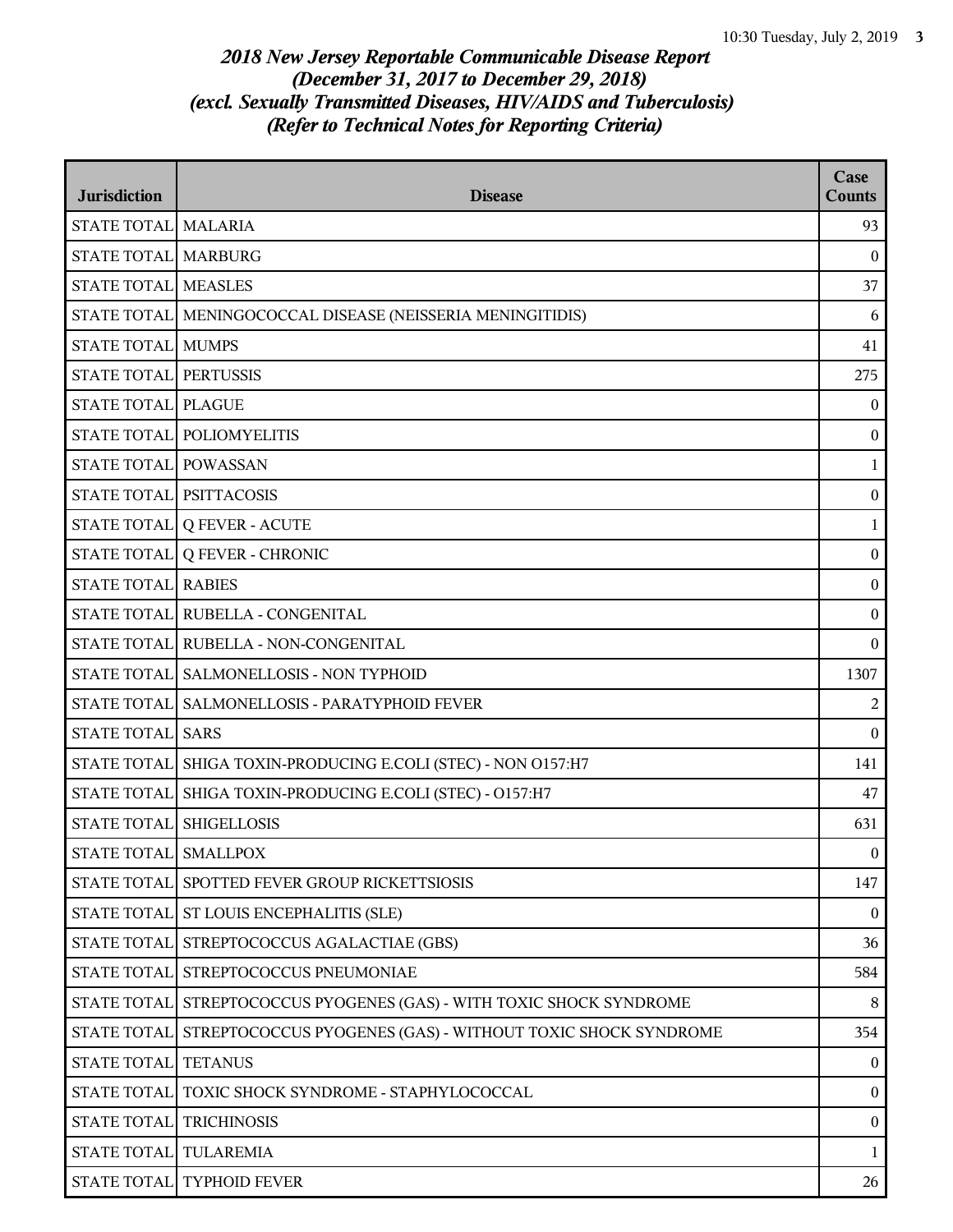# *2018 New Jersey Reportable Communicable Disease Report*
# *(December 31, 2017 to December 29, 2018)*
# *(excl. Sexually Transmitted Diseases, HIV/AIDS and Tuberculosis)*
# *(Refer to Technical Notes for Reporting Criteria)*

| Jurisdiction | Disease | Case Counts |
|---|---|---|
| STATE TOTAL | MALARIA | 93 |
| STATE TOTAL | MARBURG | 0 |
| STATE TOTAL | MEASLES | 37 |
| STATE TOTAL | MENINGOCOCCAL DISEASE (NEISSERIA MENINGITIDIS) | 6 |
| STATE TOTAL | MUMPS | 41 |
| STATE TOTAL | PERTUSSIS | 275 |
| STATE TOTAL | PLAGUE | 0 |
| STATE TOTAL | POLIOMYELITIS | 0 |
| STATE TOTAL | POWASSAN | 1 |
| STATE TOTAL | PSITTACOSIS | 0 |
| STATE TOTAL | Q FEVER - ACUTE | 1 |
| STATE TOTAL | Q FEVER - CHRONIC | 0 |
| STATE TOTAL | RABIES | 0 |
| STATE TOTAL | RUBELLA - CONGENITAL | 0 |
| STATE TOTAL | RUBELLA - NON-CONGENITAL | 0 |
| STATE TOTAL | SALMONELLOSIS - NON TYPHOID | 1307 |
| STATE TOTAL | SALMONELLOSIS - PARATYPHOID FEVER | 2 |
| STATE TOTAL | SARS | 0 |
| STATE TOTAL | SHIGA TOXIN-PRODUCING E.COLI (STEC) - NON O157:H7 | 141 |
| STATE TOTAL | SHIGA TOXIN-PRODUCING E.COLI (STEC) - O157:H7 | 47 |
| STATE TOTAL | SHIGELLOSIS | 631 |
| STATE TOTAL | SMALLPOX | 0 |
| STATE TOTAL | SPOTTED FEVER GROUP RICKETTSIOSIS | 147 |
| STATE TOTAL | ST LOUIS ENCEPHALITIS (SLE) | 0 |
| STATE TOTAL | STREPTOCOCCUS AGALACTIAE (GBS) | 36 |
| STATE TOTAL | STREPTOCOCCUS PNEUMONIAE | 584 |
| STATE TOTAL | STREPTOCOCCUS PYOGENES (GAS) - WITH TOXIC SHOCK SYNDROME | 8 |
| STATE TOTAL | STREPTOCOCCUS PYOGENES (GAS) - WITHOUT TOXIC SHOCK SYNDROME | 354 |
| STATE TOTAL | TETANUS | 0 |
| STATE TOTAL | TOXIC SHOCK SYNDROME - STAPHYLOCOCCAL | 0 |
| STATE TOTAL | TRICHINOSIS | 0 |
| STATE TOTAL | TULAREMIA | 1 |
| STATE TOTAL | TYPHOID FEVER | 26 |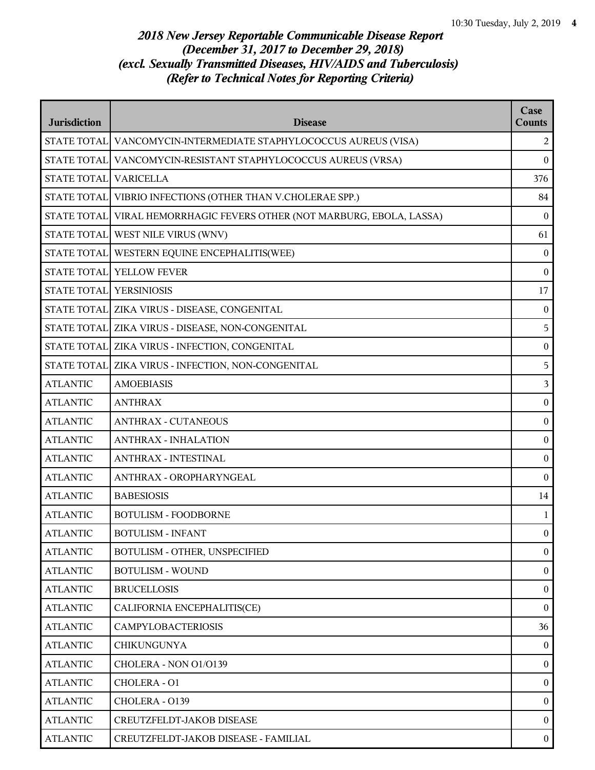*2018 New Jersey Reportable Communicable Disease Report*
*(December 31, 2017 to December 29, 2018)*
*(excl. Sexually Transmitted Diseases, HIV/AIDS and Tuberculosis)*
*(Refer to Technical Notes for Reporting Criteria)*

| Jurisdiction | Disease | Case Counts |
|---|---|---|
| STATE TOTAL | VANCOMYCIN-INTERMEDIATE STAPHYLOCOCCUS AUREUS (VISA) | 2 |
| STATE TOTAL | VANCOMYCIN-RESISTANT STAPHYLOCOCCUS AUREUS (VRSA) | 0 |
| STATE TOTAL | VARICELLA | 376 |
| STATE TOTAL | VIBRIO INFECTIONS (OTHER THAN V.CHOLERAE SPP.) | 84 |
| STATE TOTAL | VIRAL HEMORRHAGIC FEVERS OTHER (NOT MARBURG, EBOLA, LASSA) | 0 |
| STATE TOTAL | WEST NILE VIRUS (WNV) | 61 |
| STATE TOTAL | WESTERN EQUINE ENCEPHALITIS(WEE) | 0 |
| STATE TOTAL | YELLOW FEVER | 0 |
| STATE TOTAL | YERSINIOSIS | 17 |
| STATE TOTAL | ZIKA VIRUS - DISEASE, CONGENITAL | 0 |
| STATE TOTAL | ZIKA VIRUS - DISEASE, NON-CONGENITAL | 5 |
| STATE TOTAL | ZIKA VIRUS - INFECTION, CONGENITAL | 0 |
| STATE TOTAL | ZIKA VIRUS - INFECTION, NON-CONGENITAL | 5 |
| ATLANTIC | AMOEBIASIS | 3 |
| ATLANTIC | ANTHRAX | 0 |
| ATLANTIC | ANTHRAX - CUTANEOUS | 0 |
| ATLANTIC | ANTHRAX - INHALATION | 0 |
| ATLANTIC | ANTHRAX - INTESTINAL | 0 |
| ATLANTIC | ANTHRAX - OROPHARYNGEAL | 0 |
| ATLANTIC | BABESIOSIS | 14 |
| ATLANTIC | BOTULISM - FOODBORNE | 1 |
| ATLANTIC | BOTULISM - INFANT | 0 |
| ATLANTIC | BOTULISM - OTHER, UNSPECIFIED | 0 |
| ATLANTIC | BOTULISM - WOUND | 0 |
| ATLANTIC | BRUCELLOSIS | 0 |
| ATLANTIC | CALIFORNIA ENCEPHALITIS(CE) | 0 |
| ATLANTIC | CAMPYLOBACTERIOSIS | 36 |
| ATLANTIC | CHIKUNGUNYA | 0 |
| ATLANTIC | CHOLERA - NON O1/O139 | 0 |
| ATLANTIC | CHOLERA - O1 | 0 |
| ATLANTIC | CHOLERA - O139 | 0 |
| ATLANTIC | CREUTZFELDT-JAKOB DISEASE | 0 |
| ATLANTIC | CREUTZFELDT-JAKOB DISEASE - FAMILIAL | 0 |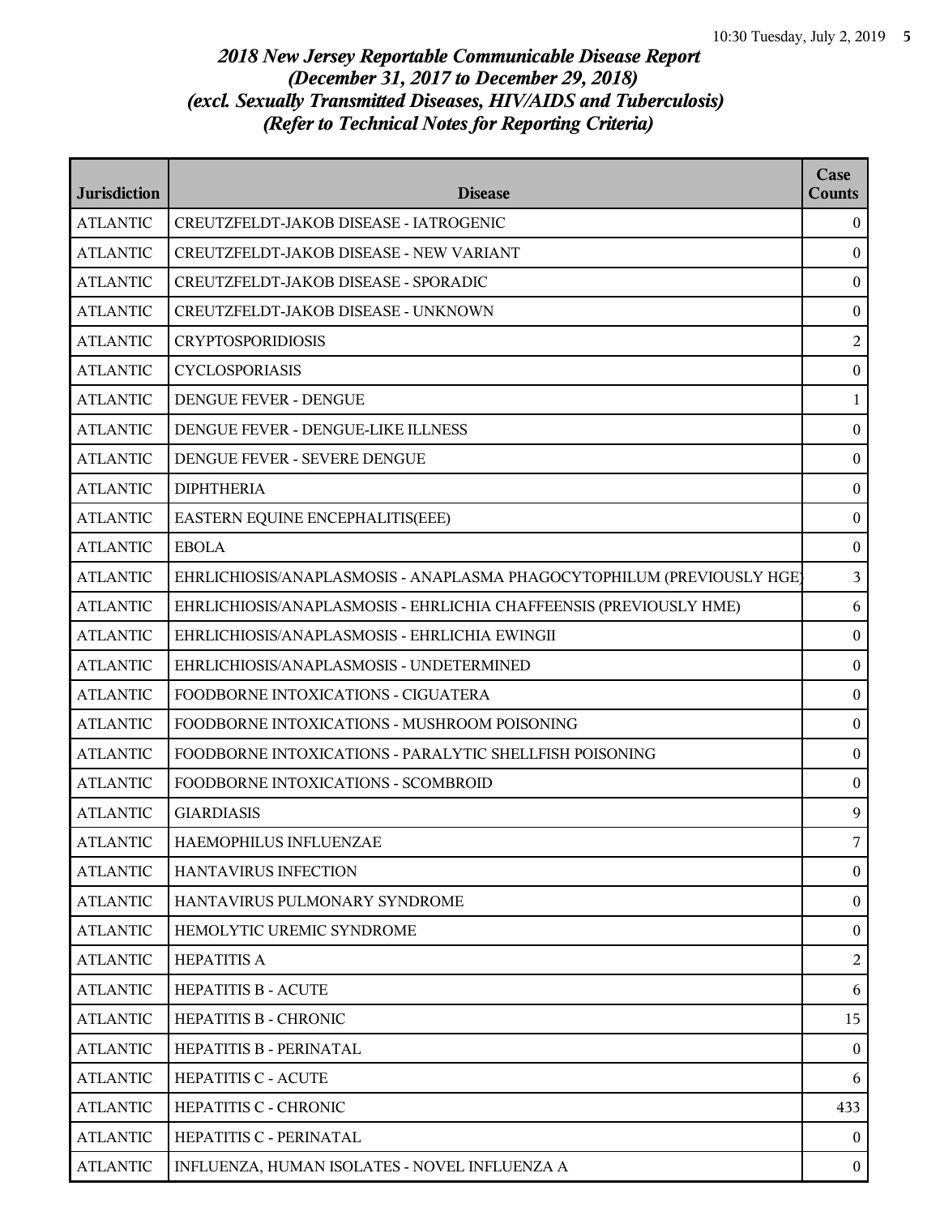*2018 New Jersey Reportable Communicable Disease Report*
*(December 31, 2017 to December 29, 2018)*
*(excl. Sexually Transmitted Diseases, HIV/AIDS and Tuberculosis)*
*(Refer to Technical Notes for Reporting Criteria)*

| Jurisdiction | Disease | Case Counts |
|---|---|---|
| ATLANTIC | CREUTZFELDT-JAKOB DISEASE - IATROGENIC | 0 |
| ATLANTIC | CREUTZFELDT-JAKOB DISEASE - NEW VARIANT | 0 |
| ATLANTIC | CREUTZFELDT-JAKOB DISEASE - SPORADIC | 0 |
| ATLANTIC | CREUTZFELDT-JAKOB DISEASE - UNKNOWN | 0 |
| ATLANTIC | CRYPTOSPORIDIOSIS | 2 |
| ATLANTIC | CYCLOSPORIASIS | 0 |
| ATLANTIC | DENGUE FEVER - DENGUE | 1 |
| ATLANTIC | DENGUE FEVER - DENGUE-LIKE ILLNESS | 0 |
| ATLANTIC | DENGUE FEVER - SEVERE DENGUE | 0 |
| ATLANTIC | DIPHTHERIA | 0 |
| ATLANTIC | EASTERN EQUINE ENCEPHALITIS(EEE) | 0 |
| ATLANTIC | EBOLA | 0 |
| ATLANTIC | EHRLICHIOSIS/ANAPLASMOSIS - ANAPLASMA PHAGOCYTOPHILUM (PREVIOUSLY HGE) | 3 |
| ATLANTIC | EHRLICHIOSIS/ANAPLASMOSIS - EHRLICHIA CHAFFEENSIS (PREVIOUSLY HME) | 6 |
| ATLANTIC | EHRLICHIOSIS/ANAPLASMOSIS - EHRLICHIA EWINGII | 0 |
| ATLANTIC | EHRLICHIOSIS/ANAPLASMOSIS - UNDETERMINED | 0 |
| ATLANTIC | FOODBORNE INTOXICATIONS - CIGUATERA | 0 |
| ATLANTIC | FOODBORNE INTOXICATIONS - MUSHROOM POISONING | 0 |
| ATLANTIC | FOODBORNE INTOXICATIONS - PARALYTIC SHELLFISH POISONING | 0 |
| ATLANTIC | FOODBORNE INTOXICATIONS - SCOMBROID | 0 |
| ATLANTIC | GIARDIASIS | 9 |
| ATLANTIC | HAEMOPHILUS INFLUENZAE | 7 |
| ATLANTIC | HANTAVIRUS INFECTION | 0 |
| ATLANTIC | HANTAVIRUS PULMONARY SYNDROME | 0 |
| ATLANTIC | HEMOLYTIC UREMIC SYNDROME | 0 |
| ATLANTIC | HEPATITIS A | 2 |
| ATLANTIC | HEPATITIS B - ACUTE | 6 |
| ATLANTIC | HEPATITIS B - CHRONIC | 15 |
| ATLANTIC | HEPATITIS B - PERINATAL | 0 |
| ATLANTIC | HEPATITIS C - ACUTE | 6 |
| ATLANTIC | HEPATITIS C - CHRONIC | 433 |
| ATLANTIC | HEPATITIS C - PERINATAL | 0 |
| ATLANTIC | INFLUENZA, HUMAN ISOLATES - NOVEL INFLUENZA A | 0 |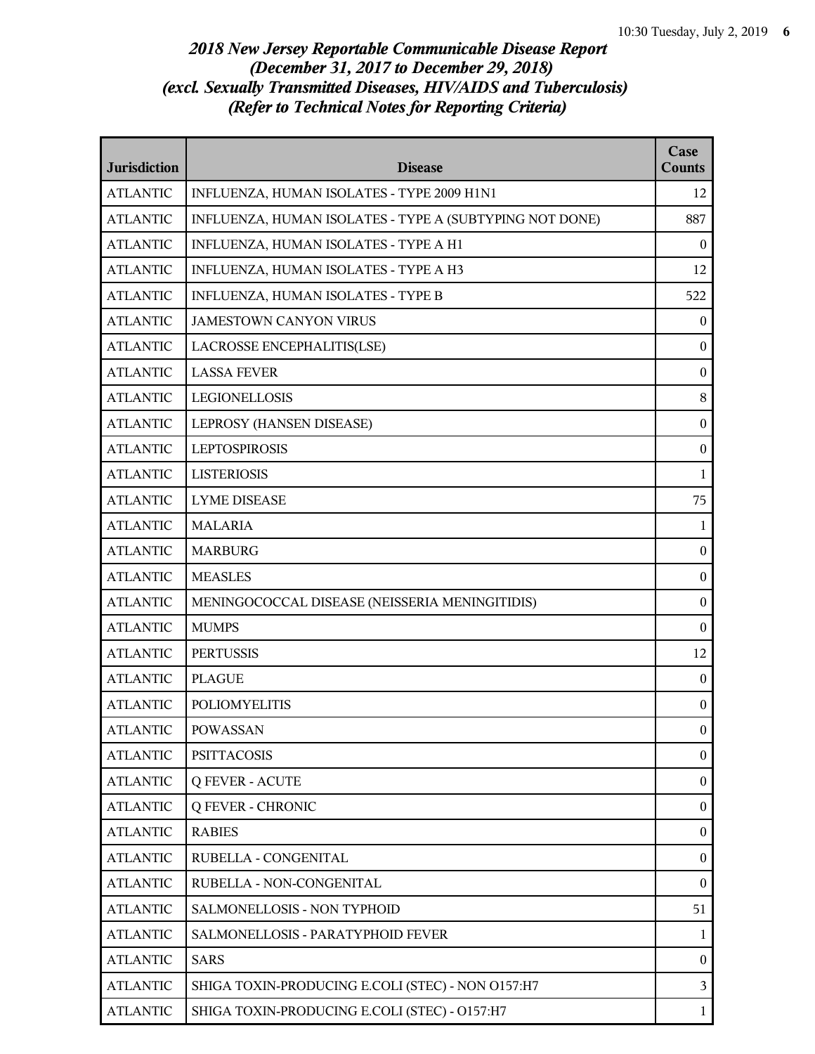# *2018 New Jersey Reportable Communicable Disease Report*
# *(December 31, 2017 to December 29, 2018)*
# *(excl. Sexually Transmitted Diseases, HIV/AIDS and Tuberculosis)*
# *(Refer to Technical Notes for Reporting Criteria)*

| Jurisdiction | Disease | Case Counts |
|---|---|---|
| ATLANTIC | INFLUENZA, HUMAN ISOLATES - TYPE 2009 H1N1 | 12 |
| ATLANTIC | INFLUENZA, HUMAN ISOLATES - TYPE A (SUBTYPING NOT DONE) | 887 |
| ATLANTIC | INFLUENZA, HUMAN ISOLATES - TYPE A H1 | 0 |
| ATLANTIC | INFLUENZA, HUMAN ISOLATES - TYPE A H3 | 12 |
| ATLANTIC | INFLUENZA, HUMAN ISOLATES - TYPE B | 522 |
| ATLANTIC | JAMESTOWN CANYON VIRUS | 0 |
| ATLANTIC | LACROSSE ENCEPHALITIS(LSE) | 0 |
| ATLANTIC | LASSA FEVER | 0 |
| ATLANTIC | LEGIONELLOSIS | 8 |
| ATLANTIC | LEPROSY (HANSEN DISEASE) | 0 |
| ATLANTIC | LEPTOSPIROSIS | 0 |
| ATLANTIC | LISTERIOSIS | 1 |
| ATLANTIC | LYME DISEASE | 75 |
| ATLANTIC | MALARIA | 1 |
| ATLANTIC | MARBURG | 0 |
| ATLANTIC | MEASLES | 0 |
| ATLANTIC | MENINGOCOCCAL DISEASE (NEISSERIA MENINGITIDIS) | 0 |
| ATLANTIC | MUMPS | 0 |
| ATLANTIC | PERTUSSIS | 12 |
| ATLANTIC | PLAGUE | 0 |
| ATLANTIC | POLIOMYELITIS | 0 |
| ATLANTIC | POWASSAN | 0 |
| ATLANTIC | PSITTACOSIS | 0 |
| ATLANTIC | Q FEVER - ACUTE | 0 |
| ATLANTIC | Q FEVER - CHRONIC | 0 |
| ATLANTIC | RABIES | 0 |
| ATLANTIC | RUBELLA - CONGENITAL | 0 |
| ATLANTIC | RUBELLA - NON-CONGENITAL | 0 |
| ATLANTIC | SALMONELLOSIS - NON TYPHOID | 51 |
| ATLANTIC | SALMONELLOSIS - PARATYPHOID FEVER | 1 |
| ATLANTIC | SARS | 0 |
| ATLANTIC | SHIGA TOXIN-PRODUCING E.COLI (STEC) - NON O157:H7 | 3 |
| ATLANTIC | SHIGA TOXIN-PRODUCING E.COLI (STEC) - O157:H7 | 1 |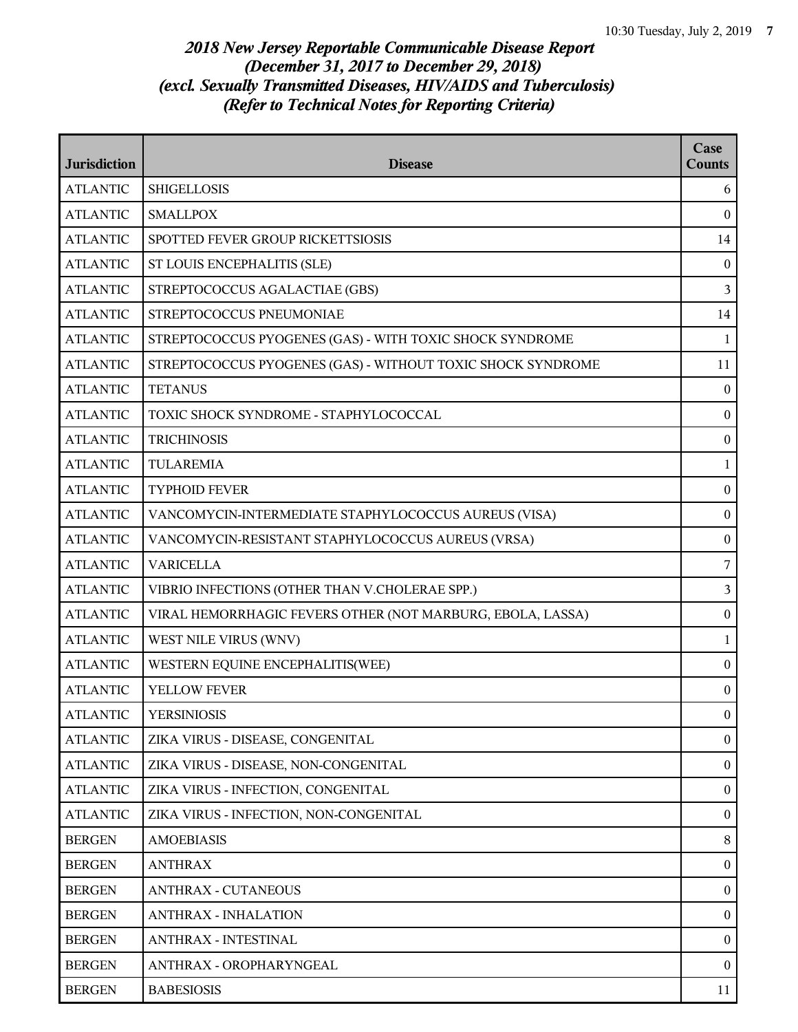# *2018 New Jersey Reportable Communicable Disease Report*
## *(December 31, 2017 to December 29, 2018)*
## *(excl. Sexually Transmitted Diseases, HIV/AIDS and Tuberculosis)*
## *(Refer to Technical Notes for Reporting Criteria)*

| Jurisdiction | Disease | Case Counts |
|---|---|---|
| ATLANTIC | SHIGELLOSIS | 6 |
| ATLANTIC | SMALLPOX | 0 |
| ATLANTIC | SPOTTED FEVER GROUP RICKETTSIOSIS | 14 |
| ATLANTIC | ST LOUIS ENCEPHALITIS (SLE) | 0 |
| ATLANTIC | STREPTOCOCCUS AGALACTIAE (GBS) | 3 |
| ATLANTIC | STREPTOCOCCUS PNEUMONIAE | 14 |
| ATLANTIC | STREPTOCOCCUS PYOGENES (GAS) - WITH TOXIC SHOCK SYNDROME | 1 |
| ATLANTIC | STREPTOCOCCUS PYOGENES (GAS) - WITHOUT TOXIC SHOCK SYNDROME | 11 |
| ATLANTIC | TETANUS | 0 |
| ATLANTIC | TOXIC SHOCK SYNDROME - STAPHYLOCOCCAL | 0 |
| ATLANTIC | TRICHINOSIS | 0 |
| ATLANTIC | TULAREMIA | 1 |
| ATLANTIC | TYPHOID FEVER | 0 |
| ATLANTIC | VANCOMYCIN-INTERMEDIATE STAPHYLOCOCCUS AUREUS (VISA) | 0 |
| ATLANTIC | VANCOMYCIN-RESISTANT STAPHYLOCOCCUS AUREUS (VRSA) | 0 |
| ATLANTIC | VARICELLA | 7 |
| ATLANTIC | VIBRIO INFECTIONS (OTHER THAN V.CHOLERAE SPP.) | 3 |
| ATLANTIC | VIRAL HEMORRHAGIC FEVERS OTHER (NOT MARBURG, EBOLA, LASSA) | 0 |
| ATLANTIC | WEST NILE VIRUS (WNV) | 1 |
| ATLANTIC | WESTERN EQUINE ENCEPHALITIS(WEE) | 0 |
| ATLANTIC | YELLOW FEVER | 0 |
| ATLANTIC | YERSINIOSIS | 0 |
| ATLANTIC | ZIKA VIRUS - DISEASE, CONGENITAL | 0 |
| ATLANTIC | ZIKA VIRUS - DISEASE, NON-CONGENITAL | 0 |
| ATLANTIC | ZIKA VIRUS - INFECTION, CONGENITAL | 0 |
| ATLANTIC | ZIKA VIRUS - INFECTION, NON-CONGENITAL | 0 |
| BERGEN | AMOEBIASIS | 8 |
| BERGEN | ANTHRAX | 0 |
| BERGEN | ANTHRAX - CUTANEOUS | 0 |
| BERGEN | ANTHRAX - INHALATION | 0 |
| BERGEN | ANTHRAX - INTESTINAL | 0 |
| BERGEN | ANTHRAX - OROPHARYNGEAL | 0 |
| BERGEN | BABESIOSIS | 11 |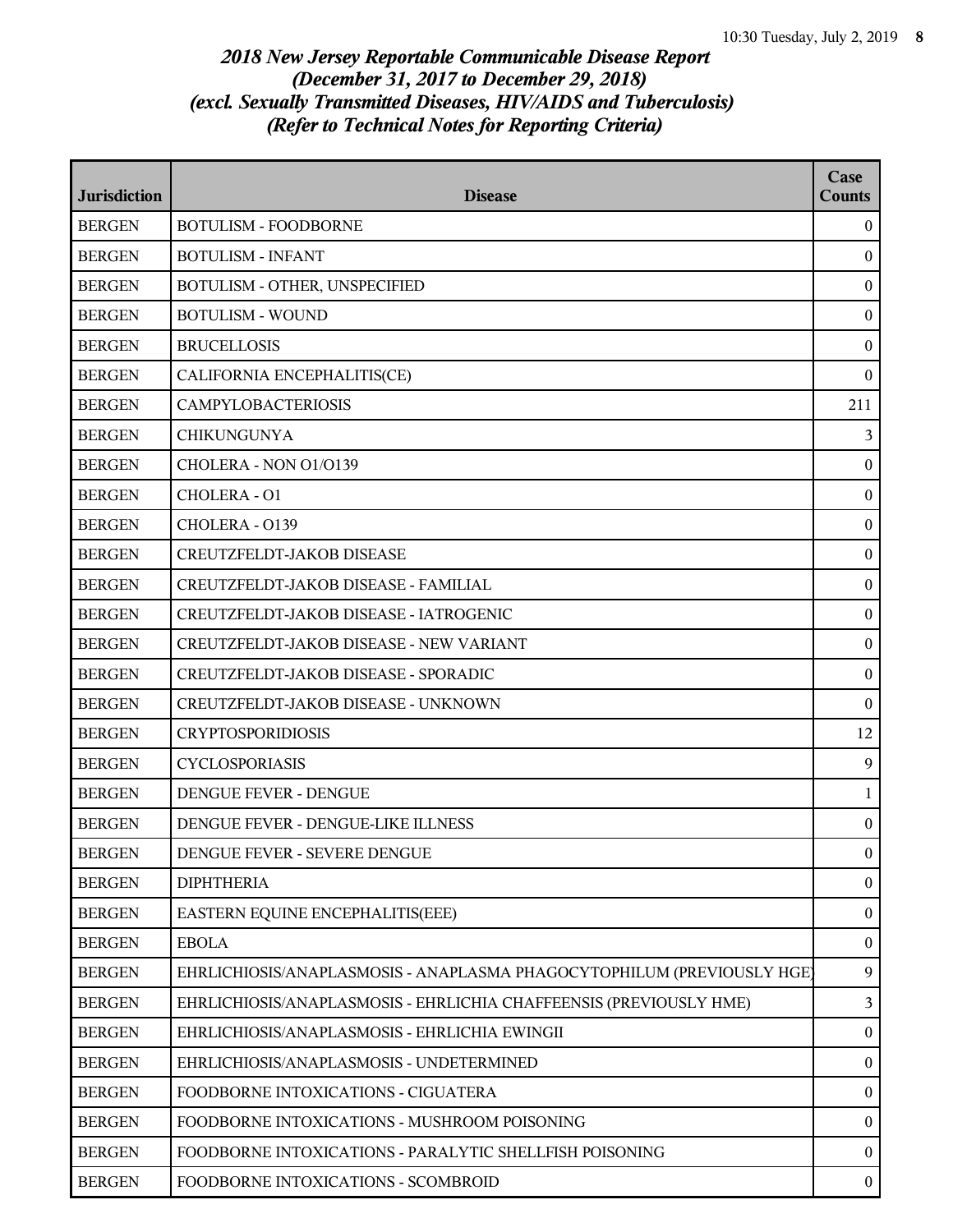## *2018 New Jersey Reportable Communicable Disease Report*
## *(December 31, 2017 to December 29, 2018)*
## *(excl. Sexually Transmitted Diseases, HIV/AIDS and Tuberculosis)*
## *(Refer to Technical Notes for Reporting Criteria)*

| Jurisdiction | Disease | Case Counts |
|---|---|---|
| BERGEN | BOTULISM - FOODBORNE | 0 |
| BERGEN | BOTULISM - INFANT | 0 |
| BERGEN | BOTULISM - OTHER, UNSPECIFIED | 0 |
| BERGEN | BOTULISM - WOUND | 0 |
| BERGEN | BRUCELLOSIS | 0 |
| BERGEN | CALIFORNIA ENCEPHALITIS(CE) | 0 |
| BERGEN | CAMPYLOBACTERIOSIS | 211 |
| BERGEN | CHIKUNGUNYA | 3 |
| BERGEN | CHOLERA - NON O1/O139 | 0 |
| BERGEN | CHOLERA - O1 | 0 |
| BERGEN | CHOLERA - O139 | 0 |
| BERGEN | CREUTZFELDT-JAKOB DISEASE | 0 |
| BERGEN | CREUTZFELDT-JAKOB DISEASE - FAMILIAL | 0 |
| BERGEN | CREUTZFELDT-JAKOB DISEASE - IATROGENIC | 0 |
| BERGEN | CREUTZFELDT-JAKOB DISEASE - NEW VARIANT | 0 |
| BERGEN | CREUTZFELDT-JAKOB DISEASE - SPORADIC | 0 |
| BERGEN | CREUTZFELDT-JAKOB DISEASE - UNKNOWN | 0 |
| BERGEN | CRYPTOSPORIDIOSIS | 12 |
| BERGEN | CYCLOSPORIASIS | 9 |
| BERGEN | DENGUE FEVER - DENGUE | 1 |
| BERGEN | DENGUE FEVER - DENGUE-LIKE ILLNESS | 0 |
| BERGEN | DENGUE FEVER - SEVERE DENGUE | 0 |
| BERGEN | DIPHTHERIA | 0 |
| BERGEN | EASTERN EQUINE ENCEPHALITIS(EEE) | 0 |
| BERGEN | EBOLA | 0 |
| BERGEN | EHRLICHIOSIS/ANAPLASMOSIS - ANAPLASMA PHAGOCYTOPHILUM (PREVIOUSLY HGE) | 9 |
| BERGEN | EHRLICHIOSIS/ANAPLASMOSIS - EHRLICHIA CHAFFEENSIS (PREVIOUSLY HME) | 3 |
| BERGEN | EHRLICHIOSIS/ANAPLASMOSIS - EHRLICHIA EWINGII | 0 |
| BERGEN | EHRLICHIOSIS/ANAPLASMOSIS - UNDETERMINED | 0 |
| BERGEN | FOODBORNE INTOXICATIONS - CIGUATERA | 0 |
| BERGEN | FOODBORNE INTOXICATIONS - MUSHROOM POISONING | 0 |
| BERGEN | FOODBORNE INTOXICATIONS - PARALYTIC SHELLFISH POISONING | 0 |
| BERGEN | FOODBORNE INTOXICATIONS - SCOMBROID | 0 |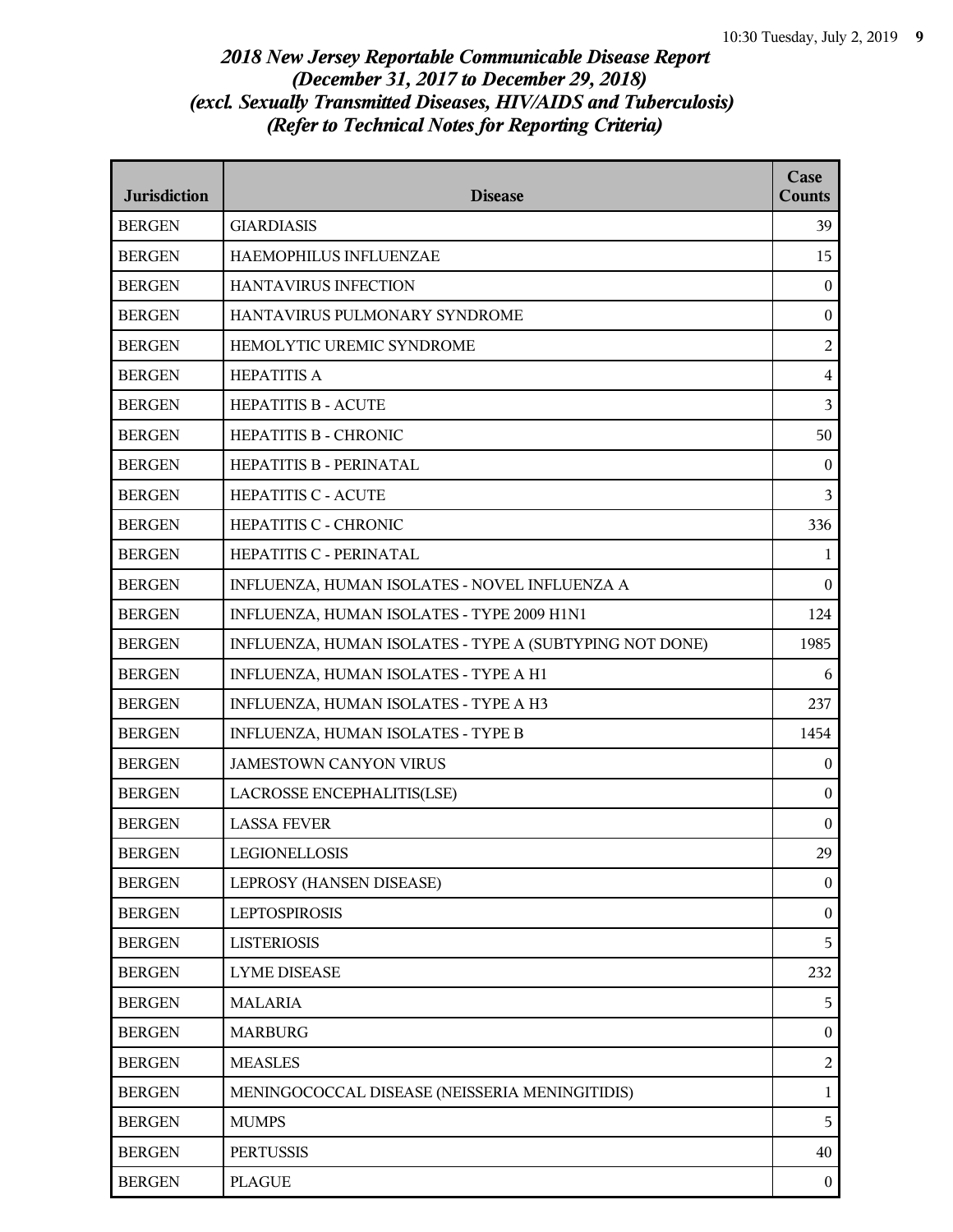# *2018 New Jersey Reportable Communicable Disease Report*
## *(December 31, 2017 to December 29, 2018)*
## *(excl. Sexually Transmitted Diseases, HIV/AIDS and Tuberculosis)*
## *(Refer to Technical Notes for Reporting Criteria)*

| Jurisdiction | Disease | Case Counts |
|---|---|---|
| BERGEN | GIARDIASIS | 39 |
| BERGEN | HAEMOPHILUS INFLUENZAE | 15 |
| BERGEN | HANTAVIRUS INFECTION | 0 |
| BERGEN | HANTAVIRUS PULMONARY SYNDROME | 0 |
| BERGEN | HEMOLYTIC UREMIC SYNDROME | 2 |
| BERGEN | HEPATITIS A | 4 |
| BERGEN | HEPATITIS B - ACUTE | 3 |
| BERGEN | HEPATITIS B - CHRONIC | 50 |
| BERGEN | HEPATITIS B - PERINATAL | 0 |
| BERGEN | HEPATITIS C - ACUTE | 3 |
| BERGEN | HEPATITIS C - CHRONIC | 336 |
| BERGEN | HEPATITIS C - PERINATAL | 1 |
| BERGEN | INFLUENZA, HUMAN ISOLATES - NOVEL INFLUENZA A | 0 |
| BERGEN | INFLUENZA, HUMAN ISOLATES - TYPE 2009 H1N1 | 124 |
| BERGEN | INFLUENZA, HUMAN ISOLATES - TYPE A (SUBTYPING NOT DONE) | 1985 |
| BERGEN | INFLUENZA, HUMAN ISOLATES - TYPE A H1 | 6 |
| BERGEN | INFLUENZA, HUMAN ISOLATES - TYPE A H3 | 237 |
| BERGEN | INFLUENZA, HUMAN ISOLATES - TYPE B | 1454 |
| BERGEN | JAMESTOWN CANYON VIRUS | 0 |
| BERGEN | LACROSSE ENCEPHALITIS(LSE) | 0 |
| BERGEN | LASSA FEVER | 0 |
| BERGEN | LEGIONELLOSIS | 29 |
| BERGEN | LEPROSY (HANSEN DISEASE) | 0 |
| BERGEN | LEPTOSPIROSIS | 0 |
| BERGEN | LISTERIOSIS | 5 |
| BERGEN | LYME DISEASE | 232 |
| BERGEN | MALARIA | 5 |
| BERGEN | MARBURG | 0 |
| BERGEN | MEASLES | 2 |
| BERGEN | MENINGOCOCCAL DISEASE (NEISSERIA MENINGITIDIS) | 1 |
| BERGEN | MUMPS | 5 |
| BERGEN | PERTUSSIS | 40 |
| BERGEN | PLAGUE | 0 |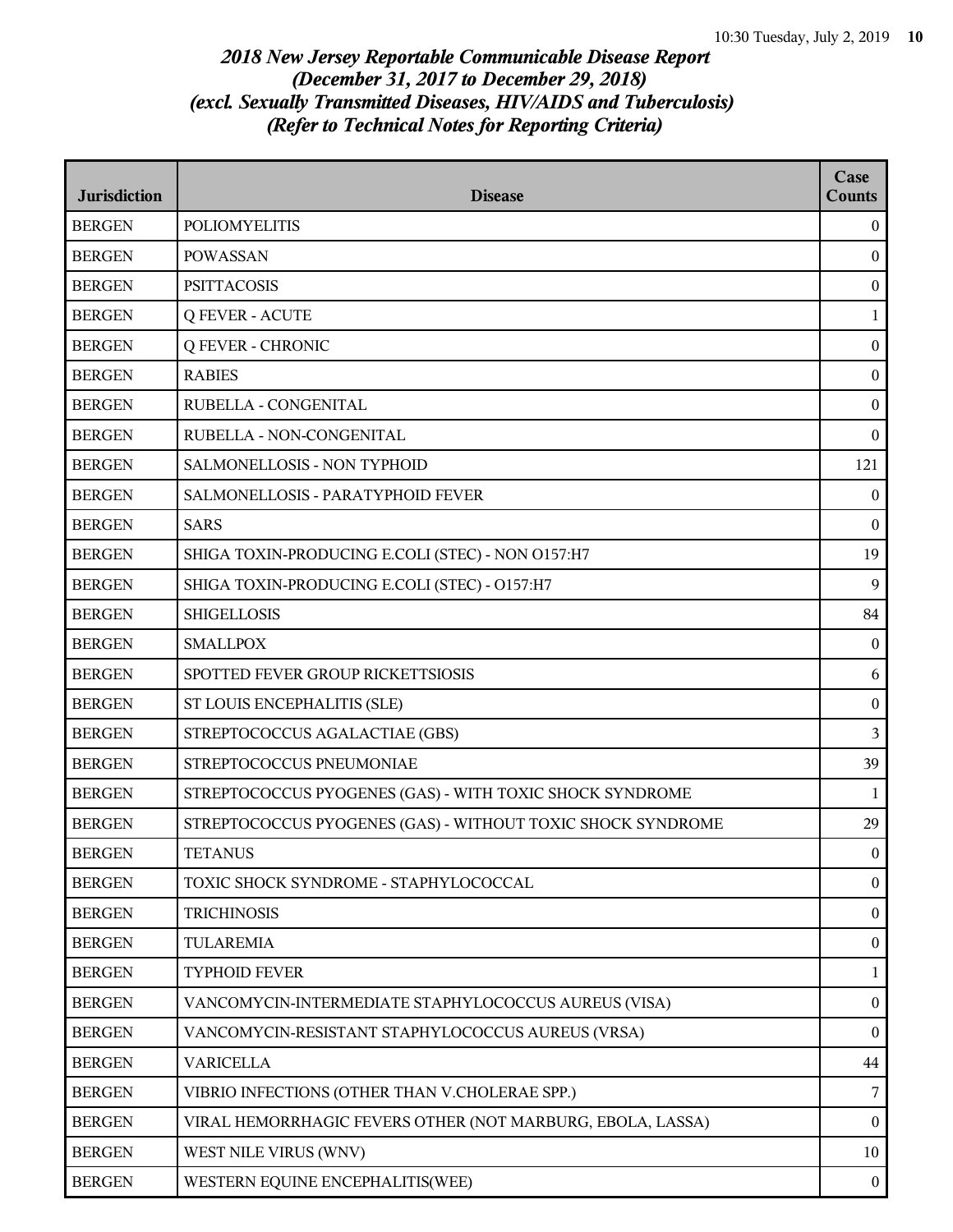# *2018 New Jersey Reportable Communicable Disease Report*
# *(December 31, 2017 to December 29, 2018)*
# *(excl. Sexually Transmitted Diseases, HIV/AIDS and Tuberculosis)*
# *(Refer to Technical Notes for Reporting Criteria)*

| Jurisdiction | Disease | Case Counts |
|---|---|---|
| BERGEN | POLIOMYELITIS | 0 |
| BERGEN | POWASSAN | 0 |
| BERGEN | PSITTACOSIS | 0 |
| BERGEN | Q FEVER - ACUTE | 1 |
| BERGEN | Q FEVER - CHRONIC | 0 |
| BERGEN | RABIES | 0 |
| BERGEN | RUBELLA - CONGENITAL | 0 |
| BERGEN | RUBELLA - NON-CONGENITAL | 0 |
| BERGEN | SALMONELLOSIS - NON TYPHOID | 121 |
| BERGEN | SALMONELLOSIS - PARATYPHOID FEVER | 0 |
| BERGEN | SARS | 0 |
| BERGEN | SHIGA TOXIN-PRODUCING E.COLI (STEC) - NON O157:H7 | 19 |
| BERGEN | SHIGA TOXIN-PRODUCING E.COLI (STEC) - O157:H7 | 9 |
| BERGEN | SHIGELLOSIS | 84 |
| BERGEN | SMALLPOX | 0 |
| BERGEN | SPOTTED FEVER GROUP RICKETTSIOSIS | 6 |
| BERGEN | ST LOUIS ENCEPHALITIS (SLE) | 0 |
| BERGEN | STREPTOCOCCUS AGALACTIAE (GBS) | 3 |
| BERGEN | STREPTOCOCCUS PNEUMONIAE | 39 |
| BERGEN | STREPTOCOCCUS PYOGENES (GAS) - WITH TOXIC SHOCK SYNDROME | 1 |
| BERGEN | STREPTOCOCCUS PYOGENES (GAS) - WITHOUT TOXIC SHOCK SYNDROME | 29 |
| BERGEN | TETANUS | 0 |
| BERGEN | TOXIC SHOCK SYNDROME - STAPHYLOCOCCAL | 0 |
| BERGEN | TRICHINOSIS | 0 |
| BERGEN | TULAREMIA | 0 |
| BERGEN | TYPHOID FEVER | 1 |
| BERGEN | VANCOMYCIN-INTERMEDIATE STAPHYLOCOCCUS AUREUS (VISA) | 0 |
| BERGEN | VANCOMYCIN-RESISTANT STAPHYLOCOCCUS AUREUS (VRSA) | 0 |
| BERGEN | VARICELLA | 44 |
| BERGEN | VIBRIO INFECTIONS (OTHER THAN V.CHOLERAE SPP.) | 7 |
| BERGEN | VIRAL HEMORRHAGIC FEVERS OTHER (NOT MARBURG, EBOLA, LASSA) | 0 |
| BERGEN | WEST NILE VIRUS (WNV) | 10 |
| BERGEN | WESTERN EQUINE ENCEPHALITIS(WEE) | 0 |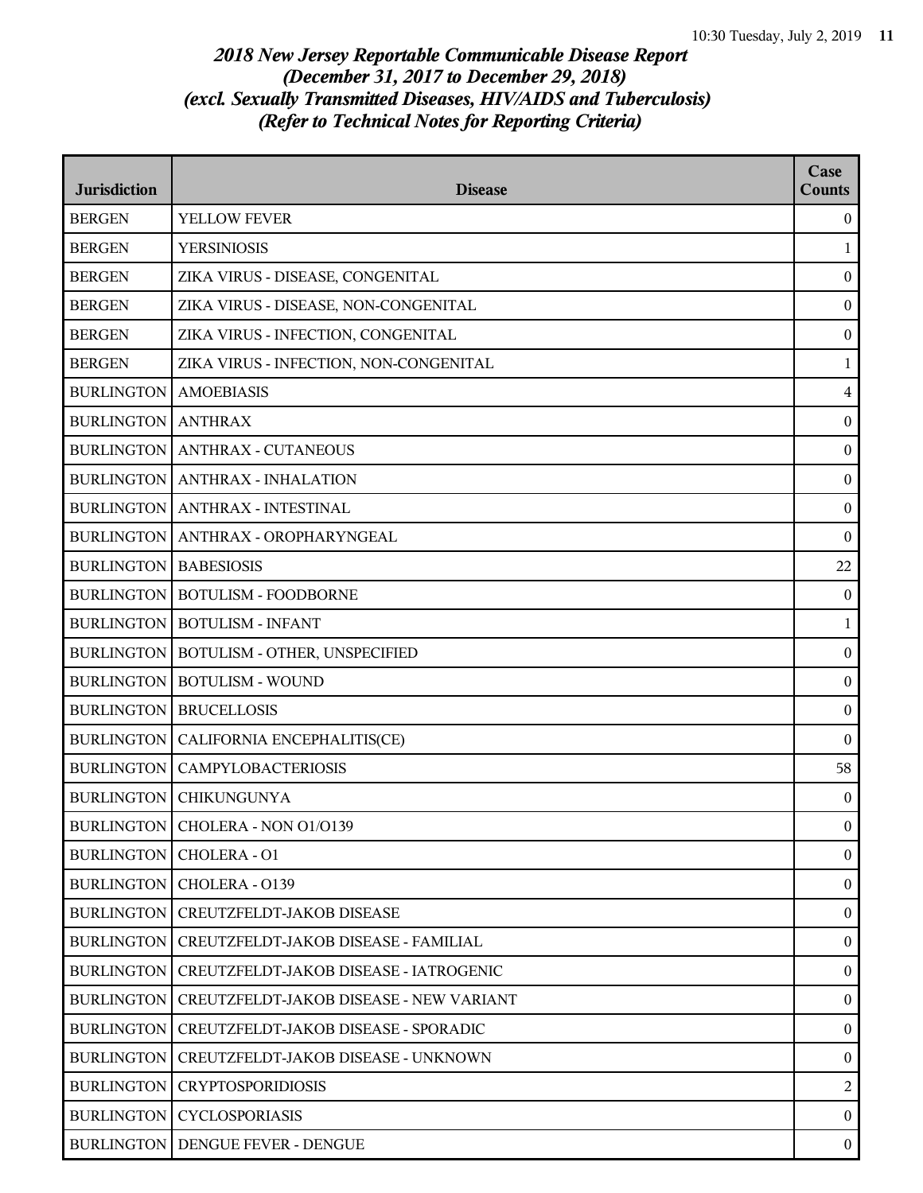*2018 New Jersey Reportable Communicable Disease Report*
*(December 31, 2017 to December 29, 2018)*
*(excl. Sexually Transmitted Diseases, HIV/AIDS and Tuberculosis)*
*(Refer to Technical Notes for Reporting Criteria)*

| Jurisdiction | Disease | Case Counts |
|---|---|---|
| BERGEN | YELLOW FEVER | 0 |
| BERGEN | YERSINIOSIS | 1 |
| BERGEN | ZIKA VIRUS - DISEASE, CONGENITAL | 0 |
| BERGEN | ZIKA VIRUS - DISEASE, NON-CONGENITAL | 0 |
| BERGEN | ZIKA VIRUS - INFECTION, CONGENITAL | 0 |
| BERGEN | ZIKA VIRUS - INFECTION, NON-CONGENITAL | 1 |
| BURLINGTON | AMOEBIASIS | 4 |
| BURLINGTON | ANTHRAX | 0 |
| BURLINGTON | ANTHRAX - CUTANEOUS | 0 |
| BURLINGTON | ANTHRAX - INHALATION | 0 |
| BURLINGTON | ANTHRAX - INTESTINAL | 0 |
| BURLINGTON | ANTHRAX - OROPHARYNGEAL | 0 |
| BURLINGTON | BABESIOSIS | 22 |
| BURLINGTON | BOTULISM - FOODBORNE | 0 |
| BURLINGTON | BOTULISM - INFANT | 1 |
| BURLINGTON | BOTULISM - OTHER, UNSPECIFIED | 0 |
| BURLINGTON | BOTULISM - WOUND | 0 |
| BURLINGTON | BRUCELLOSIS | 0 |
| BURLINGTON | CALIFORNIA ENCEPHALITIS(CE) | 0 |
| BURLINGTON | CAMPYLOBACTERIOSIS | 58 |
| BURLINGTON | CHIKUNGUNYA | 0 |
| BURLINGTON | CHOLERA - NON O1/O139 | 0 |
| BURLINGTON | CHOLERA - O1 | 0 |
| BURLINGTON | CHOLERA - O139 | 0 |
| BURLINGTON | CREUTZFELDT-JAKOB DISEASE | 0 |
| BURLINGTON | CREUTZFELDT-JAKOB DISEASE - FAMILIAL | 0 |
| BURLINGTON | CREUTZFELDT-JAKOB DISEASE - IATROGENIC | 0 |
| BURLINGTON | CREUTZFELDT-JAKOB DISEASE - NEW VARIANT | 0 |
| BURLINGTON | CREUTZFELDT-JAKOB DISEASE - SPORADIC | 0 |
| BURLINGTON | CREUTZFELDT-JAKOB DISEASE - UNKNOWN | 0 |
| BURLINGTON | CRYPTOSPORIDIOSIS | 2 |
| BURLINGTON | CYCLOSPORIASIS | 0 |
| BURLINGTON | DENGUE FEVER - DENGUE | 0 |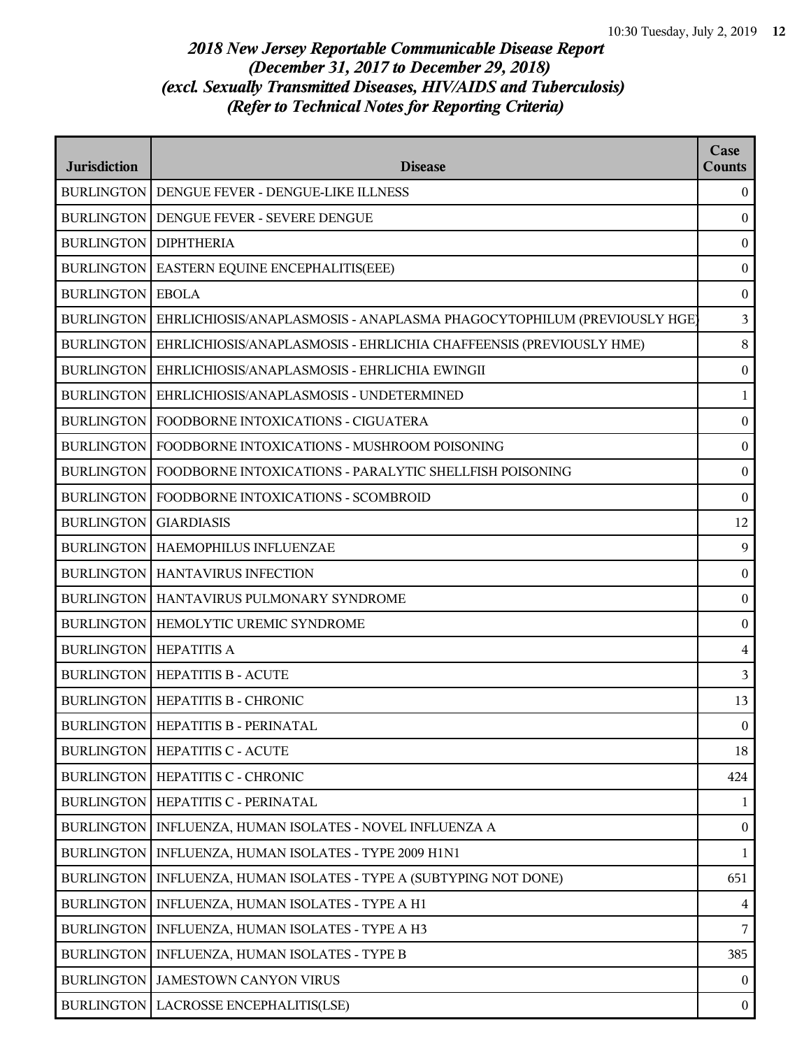# *2018 New Jersey Reportable Communicable Disease Report*
# *(December 31, 2017 to December 29, 2018)*
# *(excl. Sexually Transmitted Diseases, HIV/AIDS and Tuberculosis)*
# *(Refer to Technical Notes for Reporting Criteria)*

| Jurisdiction | Disease | Case Counts |
|---|---|---|
| BURLINGTON | DENGUE FEVER - DENGUE-LIKE ILLNESS | 0 |
| BURLINGTON | DENGUE FEVER - SEVERE DENGUE | 0 |
| BURLINGTON | DIPHTHERIA | 0 |
| BURLINGTON | EASTERN EQUINE ENCEPHALITIS(EEE) | 0 |
| BURLINGTON | EBOLA | 0 |
| BURLINGTON | EHRLICHIOSIS/ANAPLASMOSIS - ANAPLASMA PHAGOCYTOPHILUM (PREVIOUSLY HGE) | 3 |
| BURLINGTON | EHRLICHIOSIS/ANAPLASMOSIS - EHRLICHIA CHAFFEENSIS (PREVIOUSLY HME) | 8 |
| BURLINGTON | EHRLICHIOSIS/ANAPLASMOSIS - EHRLICHIA EWINGII | 0 |
| BURLINGTON | EHRLICHIOSIS/ANAPLASMOSIS - UNDETERMINED | 1 |
| BURLINGTON | FOODBORNE INTOXICATIONS - CIGUATERA | 0 |
| BURLINGTON | FOODBORNE INTOXICATIONS - MUSHROOM POISONING | 0 |
| BURLINGTON | FOODBORNE INTOXICATIONS - PARALYTIC SHELLFISH POISONING | 0 |
| BURLINGTON | FOODBORNE INTOXICATIONS - SCOMBROID | 0 |
| BURLINGTON | GIARDIASIS | 12 |
| BURLINGTON | HAEMOPHILUS INFLUENZAE | 9 |
| BURLINGTON | HANTAVIRUS INFECTION | 0 |
| BURLINGTON | HANTAVIRUS PULMONARY SYNDROME | 0 |
| BURLINGTON | HEMOLYTIC UREMIC SYNDROME | 0 |
| BURLINGTON | HEPATITIS A | 4 |
| BURLINGTON | HEPATITIS B - ACUTE | 3 |
| BURLINGTON | HEPATITIS B - CHRONIC | 13 |
| BURLINGTON | HEPATITIS B - PERINATAL | 0 |
| BURLINGTON | HEPATITIS C - ACUTE | 18 |
| BURLINGTON | HEPATITIS C - CHRONIC | 424 |
| BURLINGTON | HEPATITIS C - PERINATAL | 1 |
| BURLINGTON | INFLUENZA, HUMAN ISOLATES - NOVEL INFLUENZA A | 0 |
| BURLINGTON | INFLUENZA, HUMAN ISOLATES - TYPE 2009 H1N1 | 1 |
| BURLINGTON | INFLUENZA, HUMAN ISOLATES - TYPE A (SUBTYPING NOT DONE) | 651 |
| BURLINGTON | INFLUENZA, HUMAN ISOLATES - TYPE A H1 | 4 |
| BURLINGTON | INFLUENZA, HUMAN ISOLATES - TYPE A H3 | 7 |
| BURLINGTON | INFLUENZA, HUMAN ISOLATES - TYPE B | 385 |
| BURLINGTON | JAMESTOWN CANYON VIRUS | 0 |
| BURLINGTON | LACROSSE ENCEPHALITIS(LSE) | 0 |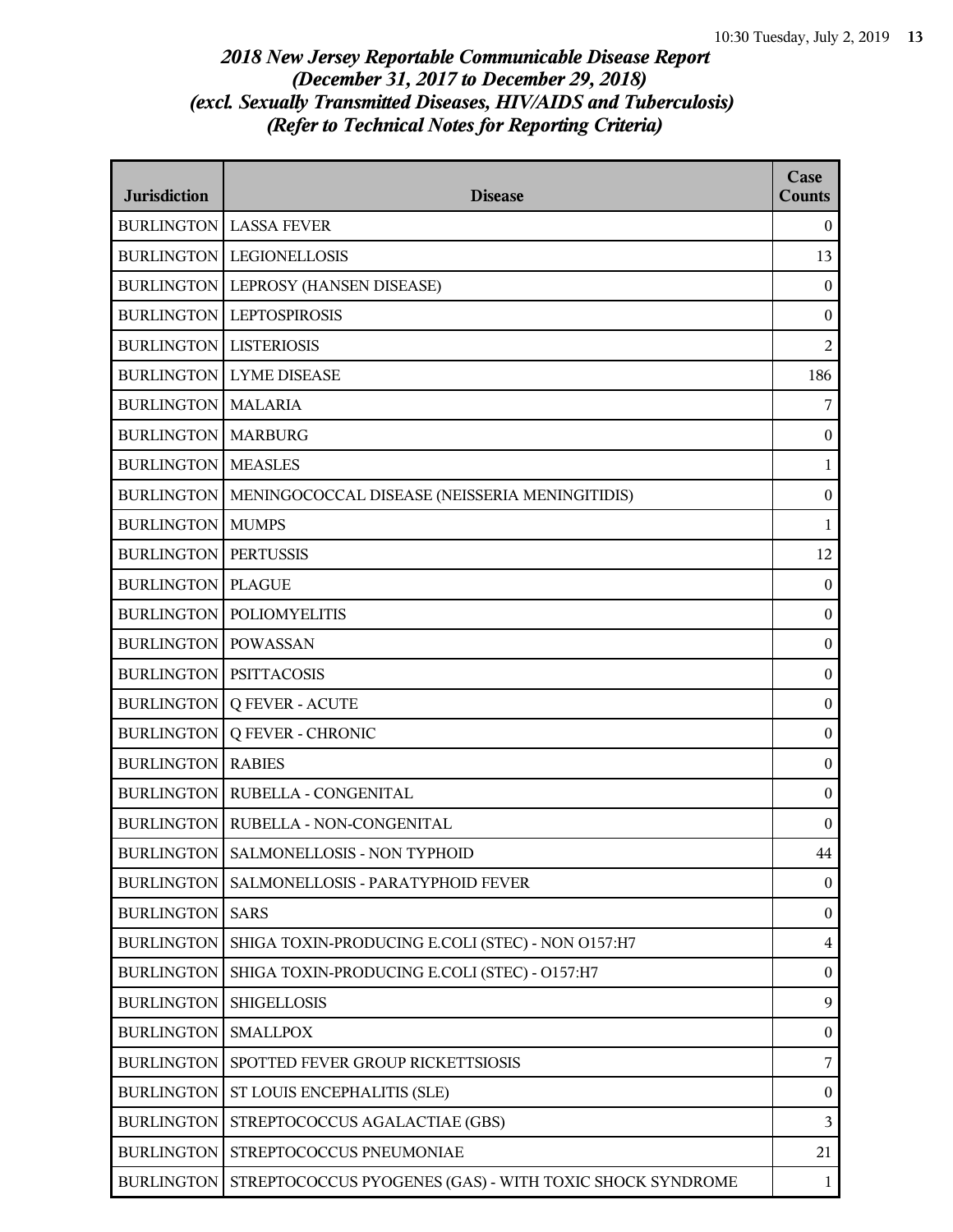# *2018 New Jersey Reportable Communicable Disease Report*
# *(December 31, 2017 to December 29, 2018)*
# *(excl. Sexually Transmitted Diseases, HIV/AIDS and Tuberculosis)*
# *(Refer to Technical Notes for Reporting Criteria)*

| Jurisdiction | Disease | Case Counts |
|---|---|---|
| BURLINGTON | LASSA FEVER | 0 |
| BURLINGTON | LEGIONELLOSIS | 13 |
| BURLINGTON | LEPROSY (HANSEN DISEASE) | 0 |
| BURLINGTON | LEPTOSPIROSIS | 0 |
| BURLINGTON | LISTERIOSIS | 2 |
| BURLINGTON | LYME DISEASE | 186 |
| BURLINGTON | MALARIA | 7 |
| BURLINGTON | MARBURG | 0 |
| BURLINGTON | MEASLES | 1 |
| BURLINGTON | MENINGOCOCCAL DISEASE (NEISSERIA MENINGITIDIS) | 0 |
| BURLINGTON | MUMPS | 1 |
| BURLINGTON | PERTUSSIS | 12 |
| BURLINGTON | PLAGUE | 0 |
| BURLINGTON | POLIOMYELITIS | 0 |
| BURLINGTON | POWASSAN | 0 |
| BURLINGTON | PSITTACOSIS | 0 |
| BURLINGTON | Q FEVER - ACUTE | 0 |
| BURLINGTON | Q FEVER - CHRONIC | 0 |
| BURLINGTON | RABIES | 0 |
| BURLINGTON | RUBELLA - CONGENITAL | 0 |
| BURLINGTON | RUBELLA - NON-CONGENITAL | 0 |
| BURLINGTON | SALMONELLOSIS - NON TYPHOID | 44 |
| BURLINGTON | SALMONELLOSIS - PARATYPHOID FEVER | 0 |
| BURLINGTON | SARS | 0 |
| BURLINGTON | SHIGA TOXIN-PRODUCING E.COLI (STEC) - NON O157:H7 | 4 |
| BURLINGTON | SHIGA TOXIN-PRODUCING E.COLI (STEC) - O157:H7 | 0 |
| BURLINGTON | SHIGELLOSIS | 9 |
| BURLINGTON | SMALLPOX | 0 |
| BURLINGTON | SPOTTED FEVER GROUP RICKETTSIOSIS | 7 |
| BURLINGTON | ST LOUIS ENCEPHALITIS (SLE) | 0 |
| BURLINGTON | STREPTOCOCCUS AGALACTIAE (GBS) | 3 |
| BURLINGTON | STREPTOCOCCUS PNEUMONIAE | 21 |
| BURLINGTON | STREPTOCOCCUS PYOGENES (GAS) - WITH TOXIC SHOCK SYNDROME | 1 |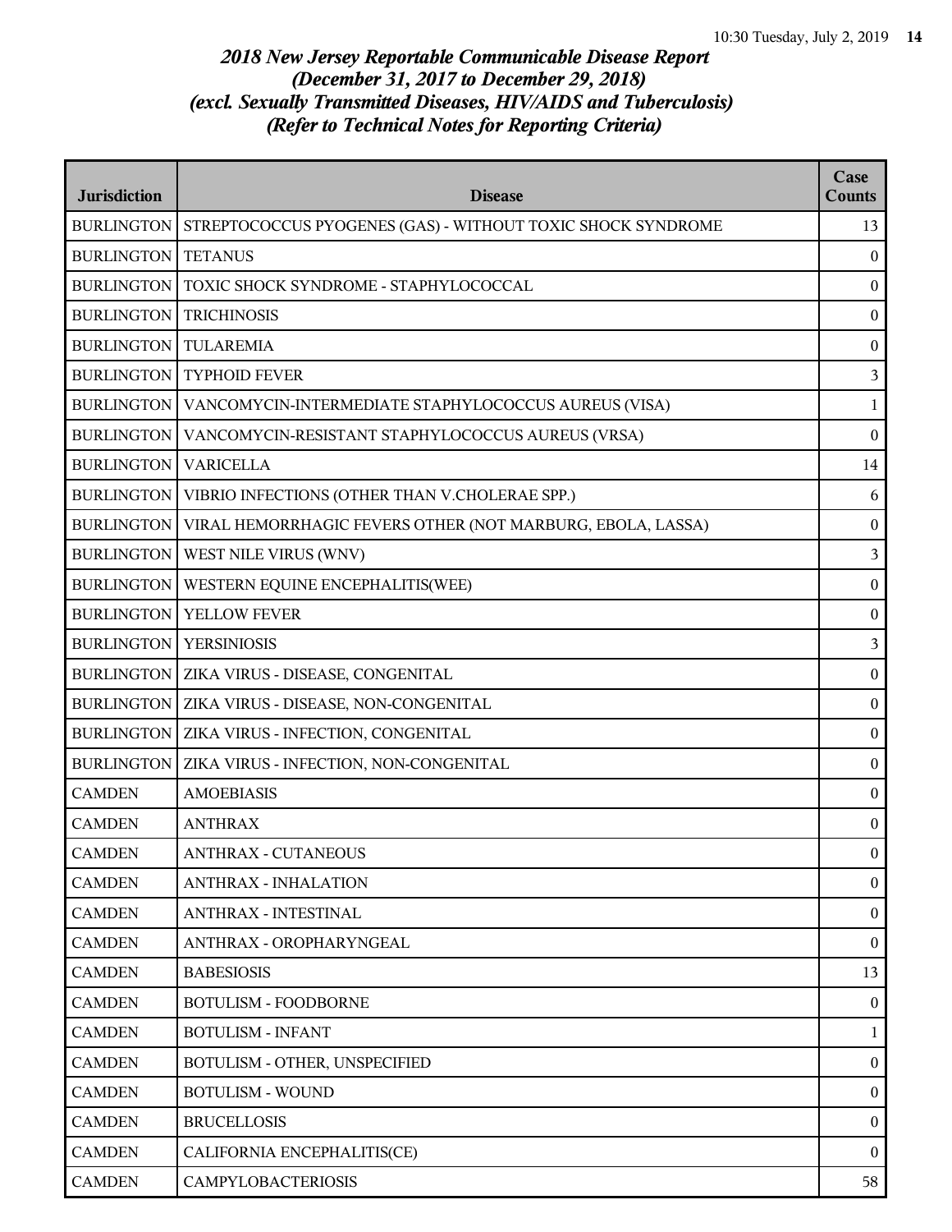# *2018 New Jersey Reportable Communicable Disease Report*
# *(December 31, 2017 to December 29, 2018)*
# *(excl. Sexually Transmitted Diseases, HIV/AIDS and Tuberculosis)*
# *(Refer to Technical Notes for Reporting Criteria)*

| Jurisdiction | Disease | Case Counts |
|---|---|---|
| BURLINGTON | STREPTOCOCCUS PYOGENES (GAS) - WITHOUT TOXIC SHOCK SYNDROME | 13 |
| BURLINGTON | TETANUS | 0 |
| BURLINGTON | TOXIC SHOCK SYNDROME - STAPHYLOCOCCAL | 0 |
| BURLINGTON | TRICHINOSIS | 0 |
| BURLINGTON | TULAREMIA | 0 |
| BURLINGTON | TYPHOID FEVER | 3 |
| BURLINGTON | VANCOMYCIN-INTERMEDIATE STAPHYLOCOCCUS AUREUS (VISA) | 1 |
| BURLINGTON | VANCOMYCIN-RESISTANT STAPHYLOCOCCUS AUREUS (VRSA) | 0 |
| BURLINGTON | VARICELLA | 14 |
| BURLINGTON | VIBRIO INFECTIONS (OTHER THAN V.CHOLERAE SPP.) | 6 |
| BURLINGTON | VIRAL HEMORRHAGIC FEVERS OTHER (NOT MARBURG, EBOLA, LASSA) | 0 |
| BURLINGTON | WEST NILE VIRUS (WNV) | 3 |
| BURLINGTON | WESTERN EQUINE ENCEPHALITIS(WEE) | 0 |
| BURLINGTON | YELLOW FEVER | 0 |
| BURLINGTON | YERSINIOSIS | 3 |
| BURLINGTON | ZIKA VIRUS - DISEASE, CONGENITAL | 0 |
| BURLINGTON | ZIKA VIRUS - DISEASE, NON-CONGENITAL | 0 |
| BURLINGTON | ZIKA VIRUS - INFECTION, CONGENITAL | 0 |
| BURLINGTON | ZIKA VIRUS - INFECTION, NON-CONGENITAL | 0 |
| CAMDEN | AMOEBIASIS | 0 |
| CAMDEN | ANTHRAX | 0 |
| CAMDEN | ANTHRAX - CUTANEOUS | 0 |
| CAMDEN | ANTHRAX - INHALATION | 0 |
| CAMDEN | ANTHRAX - INTESTINAL | 0 |
| CAMDEN | ANTHRAX - OROPHARYNGEAL | 0 |
| CAMDEN | BABESIOSIS | 13 |
| CAMDEN | BOTULISM - FOODBORNE | 0 |
| CAMDEN | BOTULISM - INFANT | 1 |
| CAMDEN | BOTULISM - OTHER, UNSPECIFIED | 0 |
| CAMDEN | BOTULISM - WOUND | 0 |
| CAMDEN | BRUCELLOSIS | 0 |
| CAMDEN | CALIFORNIA ENCEPHALITIS(CE) | 0 |
| CAMDEN | CAMPYLOBACTERIOSIS | 58 |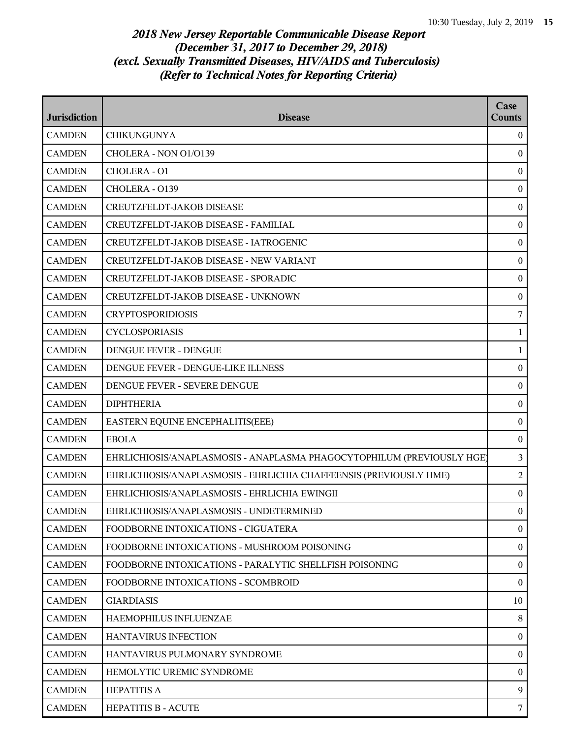# *2018 New Jersey Reportable Communicable Disease Report*
# *(December 31, 2017 to December 29, 2018)*
# *(excl. Sexually Transmitted Diseases, HIV/AIDS and Tuberculosis)*
# *(Refer to Technical Notes for Reporting Criteria)*

| Jurisdiction | Disease | Case Counts |
|---|---|---|
| CAMDEN | CHIKUNGUNYA | 0 |
| CAMDEN | CHOLERA - NON O1/O139 | 0 |
| CAMDEN | CHOLERA - O1 | 0 |
| CAMDEN | CHOLERA - O139 | 0 |
| CAMDEN | CREUTZFELDT-JAKOB DISEASE | 0 |
| CAMDEN | CREUTZFELDT-JAKOB DISEASE - FAMILIAL | 0 |
| CAMDEN | CREUTZFELDT-JAKOB DISEASE - IATROGENIC | 0 |
| CAMDEN | CREUTZFELDT-JAKOB DISEASE - NEW VARIANT | 0 |
| CAMDEN | CREUTZFELDT-JAKOB DISEASE - SPORADIC | 0 |
| CAMDEN | CREUTZFELDT-JAKOB DISEASE - UNKNOWN | 0 |
| CAMDEN | CRYPTOSPORIDIOSIS | 7 |
| CAMDEN | CYCLOSPORIASIS | 1 |
| CAMDEN | DENGUE FEVER - DENGUE | 1 |
| CAMDEN | DENGUE FEVER - DENGUE-LIKE ILLNESS | 0 |
| CAMDEN | DENGUE FEVER - SEVERE DENGUE | 0 |
| CAMDEN | DIPHTHERIA | 0 |
| CAMDEN | EASTERN EQUINE ENCEPHALITIS(EEE) | 0 |
| CAMDEN | EBOLA | 0 |
| CAMDEN | EHRLICHIOSIS/ANAPLASMOSIS - ANAPLASMA PHAGOCYTOPHILUM (PREVIOUSLY HGE) | 3 |
| CAMDEN | EHRLICHIOSIS/ANAPLASMOSIS - EHRLICHIA CHAFFEENSIS (PREVIOUSLY HME) | 2 |
| CAMDEN | EHRLICHIOSIS/ANAPLASMOSIS - EHRLICHIA EWINGII | 0 |
| CAMDEN | EHRLICHIOSIS/ANAPLASMOSIS - UNDETERMINED | 0 |
| CAMDEN | FOODBORNE INTOXICATIONS - CIGUATERA | 0 |
| CAMDEN | FOODBORNE INTOXICATIONS - MUSHROOM POISONING | 0 |
| CAMDEN | FOODBORNE INTOXICATIONS - PARALYTIC SHELLFISH POISONING | 0 |
| CAMDEN | FOODBORNE INTOXICATIONS - SCOMBROID | 0 |
| CAMDEN | GIARDIASIS | 10 |
| CAMDEN | HAEMOPHILUS INFLUENZAE | 8 |
| CAMDEN | HANTAVIRUS INFECTION | 0 |
| CAMDEN | HANTAVIRUS PULMONARY SYNDROME | 0 |
| CAMDEN | HEMOLYTIC UREMIC SYNDROME | 0 |
| CAMDEN | HEPATITIS A | 9 |
| CAMDEN | HEPATITIS B - ACUTE | 7 |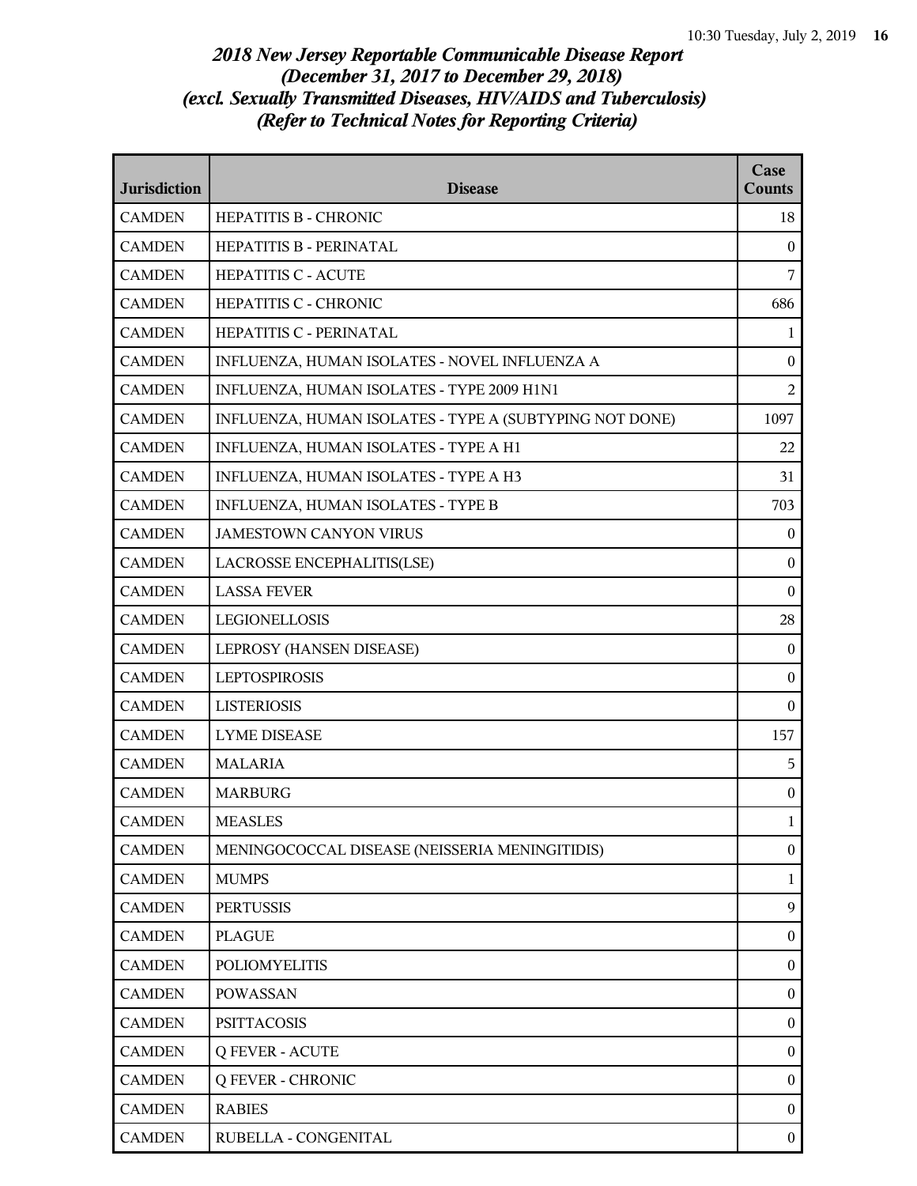# 2018 New Jersey Reportable Communicable Disease Report
## (December 31, 2017 to December 29, 2018)
## (excl. Sexually Transmitted Diseases, HIV/AIDS and Tuberculosis)
## (Refer to Technical Notes for Reporting Criteria)

| Jurisdiction | Disease | Case Counts |
|---|---|---|
| CAMDEN | HEPATITIS B - CHRONIC | 18 |
| CAMDEN | HEPATITIS B - PERINATAL | 0 |
| CAMDEN | HEPATITIS C - ACUTE | 7 |
| CAMDEN | HEPATITIS C - CHRONIC | 686 |
| CAMDEN | HEPATITIS C - PERINATAL | 1 |
| CAMDEN | INFLUENZA, HUMAN ISOLATES - NOVEL INFLUENZA A | 0 |
| CAMDEN | INFLUENZA, HUMAN ISOLATES - TYPE 2009 H1N1 | 2 |
| CAMDEN | INFLUENZA, HUMAN ISOLATES - TYPE A (SUBTYPING NOT DONE) | 1097 |
| CAMDEN | INFLUENZA, HUMAN ISOLATES - TYPE A H1 | 22 |
| CAMDEN | INFLUENZA, HUMAN ISOLATES - TYPE A H3 | 31 |
| CAMDEN | INFLUENZA, HUMAN ISOLATES - TYPE B | 703 |
| CAMDEN | JAMESTOWN CANYON VIRUS | 0 |
| CAMDEN | LACROSSE ENCEPHALITIS(LSE) | 0 |
| CAMDEN | LASSA FEVER | 0 |
| CAMDEN | LEGIONELLOSIS | 28 |
| CAMDEN | LEPROSY (HANSEN DISEASE) | 0 |
| CAMDEN | LEPTOSPIROSIS | 0 |
| CAMDEN | LISTERIOSIS | 0 |
| CAMDEN | LYME DISEASE | 157 |
| CAMDEN | MALARIA | 5 |
| CAMDEN | MARBURG | 0 |
| CAMDEN | MEASLES | 1 |
| CAMDEN | MENINGOCOCCAL DISEASE (NEISSERIA MENINGITIDIS) | 0 |
| CAMDEN | MUMPS | 1 |
| CAMDEN | PERTUSSIS | 9 |
| CAMDEN | PLAGUE | 0 |
| CAMDEN | POLIOMYELITIS | 0 |
| CAMDEN | POWASSAN | 0 |
| CAMDEN | PSITTACOSIS | 0 |
| CAMDEN | Q FEVER - ACUTE | 0 |
| CAMDEN | Q FEVER - CHRONIC | 0 |
| CAMDEN | RABIES | 0 |
| CAMDEN | RUBELLA - CONGENITAL | 0 |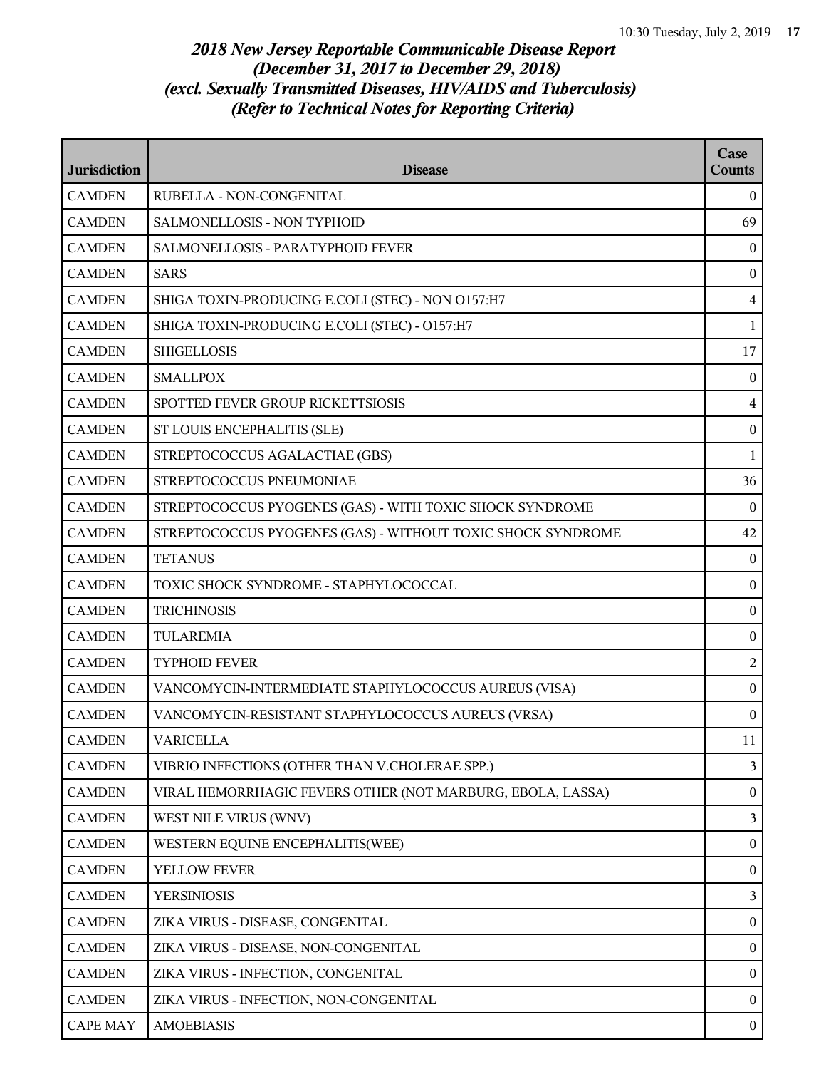## *2018 New Jersey Reportable Communicable Disease Report (December 31, 2017 to December 29, 2018) (excl. Sexually Transmitted Diseases, HIV/AIDS and Tuberculosis) (Refer to Technical Notes for Reporting Criteria)*

| Jurisdiction | Disease | Case Counts |
|---|---|---|
| CAMDEN | RUBELLA - NON-CONGENITAL | 0 |
| CAMDEN | SALMONELLOSIS - NON TYPHOID | 69 |
| CAMDEN | SALMONELLOSIS - PARATYPHOID FEVER | 0 |
| CAMDEN | SARS | 0 |
| CAMDEN | SHIGA TOXIN-PRODUCING E.COLI (STEC) - NON O157:H7 | 4 |
| CAMDEN | SHIGA TOXIN-PRODUCING E.COLI (STEC) - O157:H7 | 1 |
| CAMDEN | SHIGELLOSIS | 17 |
| CAMDEN | SMALLPOX | 0 |
| CAMDEN | SPOTTED FEVER GROUP RICKETTSIOSIS | 4 |
| CAMDEN | ST LOUIS ENCEPHALITIS (SLE) | 0 |
| CAMDEN | STREPTOCOCCUS AGALACTIAE (GBS) | 1 |
| CAMDEN | STREPTOCOCCUS PNEUMONIAE | 36 |
| CAMDEN | STREPTOCOCCUS PYOGENES (GAS) - WITH TOXIC SHOCK SYNDROME | 0 |
| CAMDEN | STREPTOCOCCUS PYOGENES (GAS) - WITHOUT TOXIC SHOCK SYNDROME | 42 |
| CAMDEN | TETANUS | 0 |
| CAMDEN | TOXIC SHOCK SYNDROME - STAPHYLOCOCCAL | 0 |
| CAMDEN | TRICHINOSIS | 0 |
| CAMDEN | TULAREMIA | 0 |
| CAMDEN | TYPHOID FEVER | 2 |
| CAMDEN | VANCOMYCIN-INTERMEDIATE STAPHYLOCOCCUS AUREUS (VISA) | 0 |
| CAMDEN | VANCOMYCIN-RESISTANT STAPHYLOCOCCUS AUREUS (VRSA) | 0 |
| CAMDEN | VARICELLA | 11 |
| CAMDEN | VIBRIO INFECTIONS (OTHER THAN V.CHOLERAE SPP.) | 3 |
| CAMDEN | VIRAL HEMORRHAGIC FEVERS OTHER (NOT MARBURG, EBOLA, LASSA) | 0 |
| CAMDEN | WEST NILE VIRUS (WNV) | 3 |
| CAMDEN | WESTERN EQUINE ENCEPHALITIS(WEE) | 0 |
| CAMDEN | YELLOW FEVER | 0 |
| CAMDEN | YERSINIOSIS | 3 |
| CAMDEN | ZIKA VIRUS - DISEASE, CONGENITAL | 0 |
| CAMDEN | ZIKA VIRUS - DISEASE, NON-CONGENITAL | 0 |
| CAMDEN | ZIKA VIRUS - INFECTION, CONGENITAL | 0 |
| CAMDEN | ZIKA VIRUS - INFECTION, NON-CONGENITAL | 0 |
| CAPE MAY | AMOEBIASIS | 0 |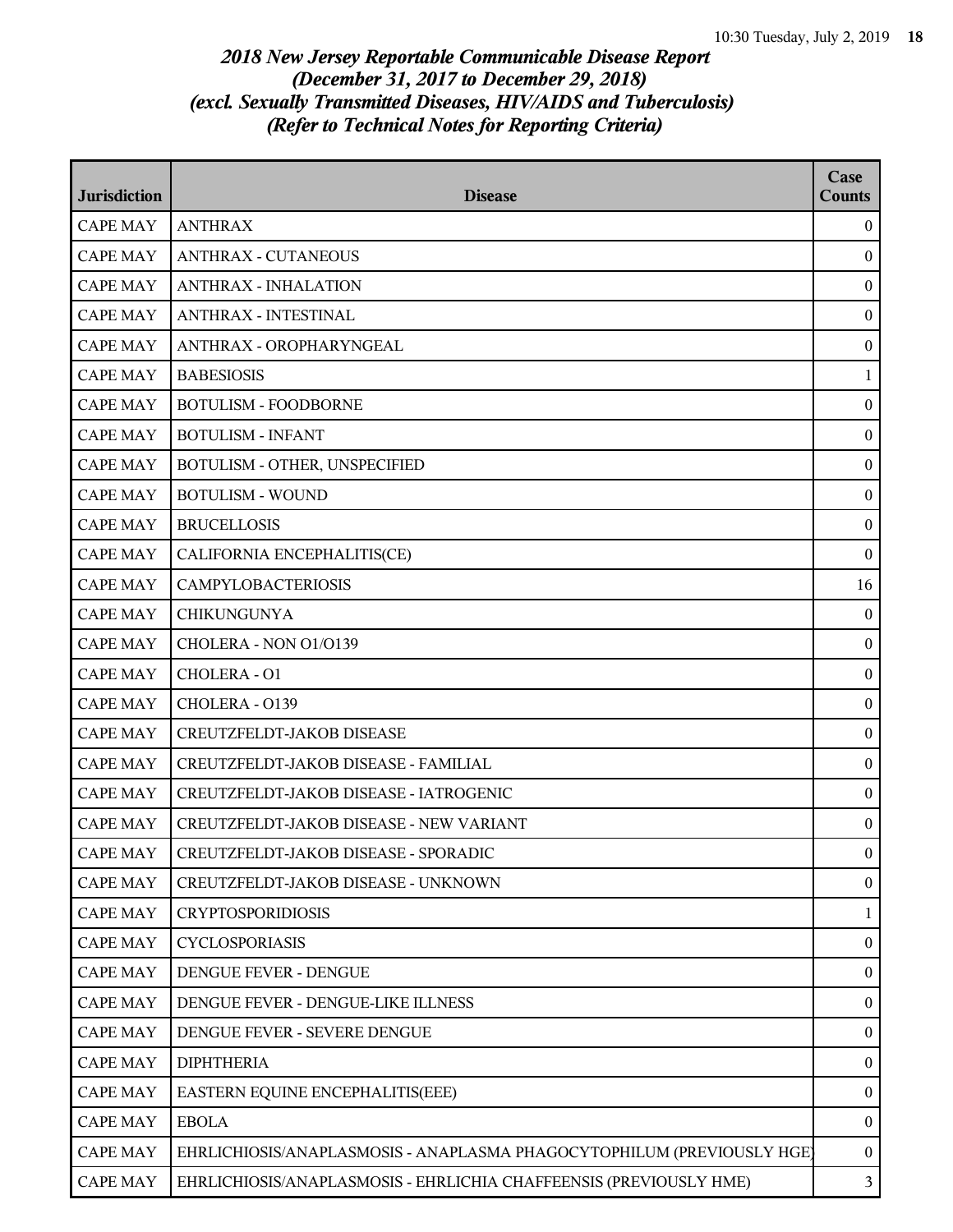# 2018 New Jersey Reportable Communicable Disease Report
## (December 31, 2017 to December 29, 2018)
## (excl. Sexually Transmitted Diseases, HIV/AIDS and Tuberculosis)
## (Refer to Technical Notes for Reporting Criteria)

| Jurisdiction | Disease | Case Counts |
|---|---|---|
| CAPE MAY | ANTHRAX | 0 |
| CAPE MAY | ANTHRAX - CUTANEOUS | 0 |
| CAPE MAY | ANTHRAX - INHALATION | 0 |
| CAPE MAY | ANTHRAX - INTESTINAL | 0 |
| CAPE MAY | ANTHRAX - OROPHARYNGEAL | 0 |
| CAPE MAY | BABESIOSIS | 1 |
| CAPE MAY | BOTULISM - FOODBORNE | 0 |
| CAPE MAY | BOTULISM - INFANT | 0 |
| CAPE MAY | BOTULISM - OTHER, UNSPECIFIED | 0 |
| CAPE MAY | BOTULISM - WOUND | 0 |
| CAPE MAY | BRUCELLOSIS | 0 |
| CAPE MAY | CALIFORNIA ENCEPHALITIS(CE) | 0 |
| CAPE MAY | CAMPYLOBACTERIOSIS | 16 |
| CAPE MAY | CHIKUNGUNYA | 0 |
| CAPE MAY | CHOLERA - NON O1/O139 | 0 |
| CAPE MAY | CHOLERA - O1 | 0 |
| CAPE MAY | CHOLERA - O139 | 0 |
| CAPE MAY | CREUTZFELDT-JAKOB DISEASE | 0 |
| CAPE MAY | CREUTZFELDT-JAKOB DISEASE - FAMILIAL | 0 |
| CAPE MAY | CREUTZFELDT-JAKOB DISEASE - IATROGENIC | 0 |
| CAPE MAY | CREUTZFELDT-JAKOB DISEASE - NEW VARIANT | 0 |
| CAPE MAY | CREUTZFELDT-JAKOB DISEASE - SPORADIC | 0 |
| CAPE MAY | CREUTZFELDT-JAKOB DISEASE - UNKNOWN | 0 |
| CAPE MAY | CRYPTOSPORIDIOSIS | 1 |
| CAPE MAY | CYCLOSPORIASIS | 0 |
| CAPE MAY | DENGUE FEVER - DENGUE | 0 |
| CAPE MAY | DENGUE FEVER - DENGUE-LIKE ILLNESS | 0 |
| CAPE MAY | DENGUE FEVER - SEVERE DENGUE | 0 |
| CAPE MAY | DIPHTHERIA | 0 |
| CAPE MAY | EASTERN EQUINE ENCEPHALITIS(EEE) | 0 |
| CAPE MAY | EBOLA | 0 |
| CAPE MAY | EHRLICHIOSIS/ANAPLASMOSIS - ANAPLASMA PHAGOCYTOPHILUM (PREVIOUSLY HGE) | 0 |
| CAPE MAY | EHRLICHIOSIS/ANAPLASMOSIS - EHRLICHIA CHAFFEENSIS (PREVIOUSLY HME) | 3 |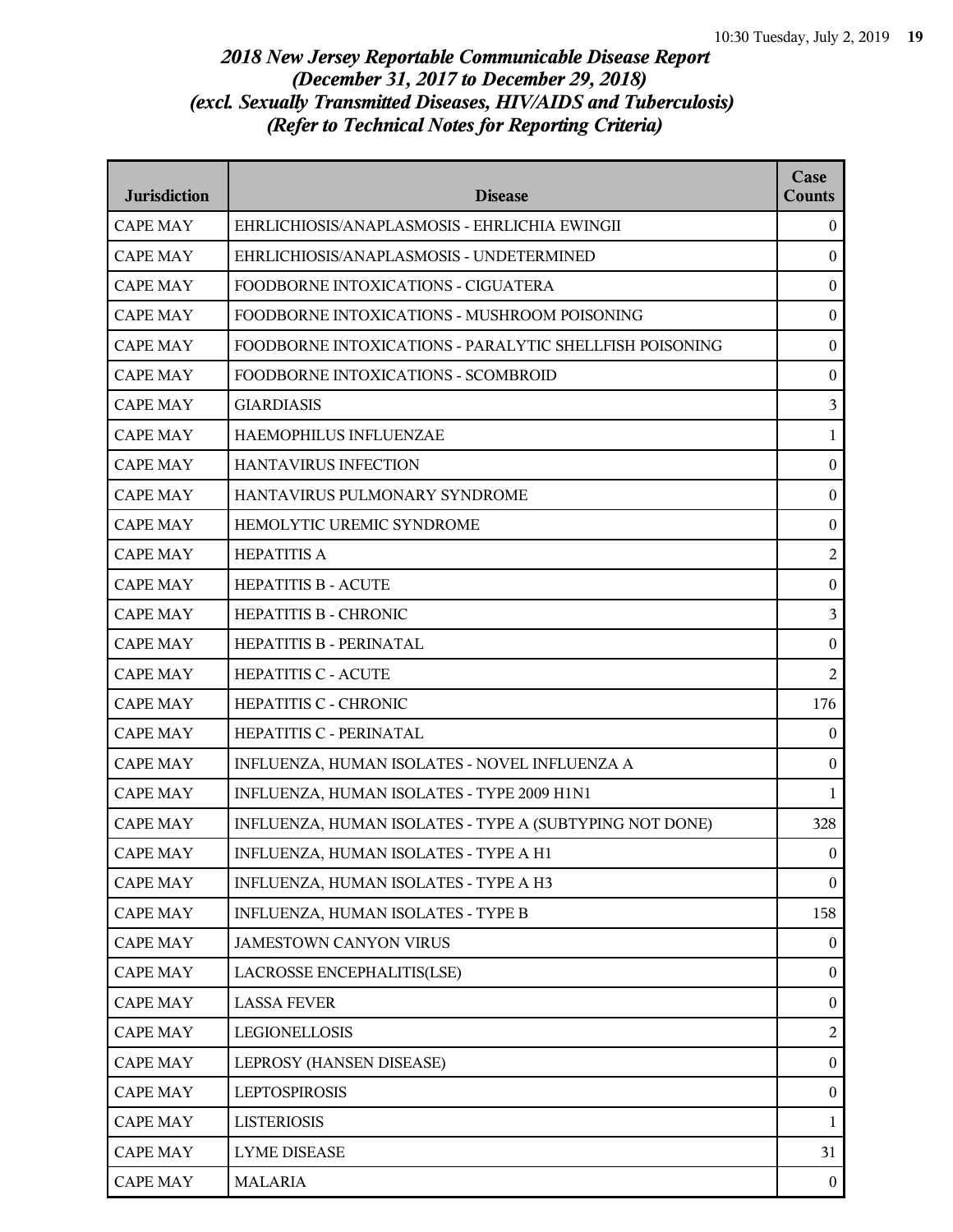## *2018 New Jersey Reportable Communicable Disease Report (December 31, 2017 to December 29, 2018) (excl. Sexually Transmitted Diseases, HIV/AIDS and Tuberculosis) (Refer to Technical Notes for Reporting Criteria)*

| Jurisdiction | Disease | Case Counts |
| --- | --- | --- |
| CAPE MAY | EHRLICHIOSIS/ANAPLASMOSIS - EHRLICHIA EWINGII | 0 |
| CAPE MAY | EHRLICHIOSIS/ANAPLASMOSIS - UNDETERMINED | 0 |
| CAPE MAY | FOODBORNE INTOXICATIONS - CIGUATERA | 0 |
| CAPE MAY | FOODBORNE INTOXICATIONS - MUSHROOM POISONING | 0 |
| CAPE MAY | FOODBORNE INTOXICATIONS - PARALYTIC SHELLFISH POISONING | 0 |
| CAPE MAY | FOODBORNE INTOXICATIONS - SCOMBROID | 0 |
| CAPE MAY | GIARDIASIS | 3 |
| CAPE MAY | HAEMOPHILUS INFLUENZAE | 1 |
| CAPE MAY | HANTAVIRUS INFECTION | 0 |
| CAPE MAY | HANTAVIRUS PULMONARY SYNDROME | 0 |
| CAPE MAY | HEMOLYTIC UREMIC SYNDROME | 0 |
| CAPE MAY | HEPATITIS A | 2 |
| CAPE MAY | HEPATITIS B - ACUTE | 0 |
| CAPE MAY | HEPATITIS B - CHRONIC | 3 |
| CAPE MAY | HEPATITIS B - PERINATAL | 0 |
| CAPE MAY | HEPATITIS C - ACUTE | 2 |
| CAPE MAY | HEPATITIS C - CHRONIC | 176 |
| CAPE MAY | HEPATITIS C - PERINATAL | 0 |
| CAPE MAY | INFLUENZA, HUMAN ISOLATES - NOVEL INFLUENZA A | 0 |
| CAPE MAY | INFLUENZA, HUMAN ISOLATES - TYPE 2009 H1N1 | 1 |
| CAPE MAY | INFLUENZA, HUMAN ISOLATES - TYPE A (SUBTYPING NOT DONE) | 328 |
| CAPE MAY | INFLUENZA, HUMAN ISOLATES - TYPE A H1 | 0 |
| CAPE MAY | INFLUENZA, HUMAN ISOLATES - TYPE A H3 | 0 |
| CAPE MAY | INFLUENZA, HUMAN ISOLATES - TYPE B | 158 |
| CAPE MAY | JAMESTOWN CANYON VIRUS | 0 |
| CAPE MAY | LACROSSE ENCEPHALITIS(LSE) | 0 |
| CAPE MAY | LASSA FEVER | 0 |
| CAPE MAY | LEGIONELLOSIS | 2 |
| CAPE MAY | LEPROSY (HANSEN DISEASE) | 0 |
| CAPE MAY | LEPTOSPIROSIS | 0 |
| CAPE MAY | LISTERIOSIS | 1 |
| CAPE MAY | LYME DISEASE | 31 |
| CAPE MAY | MALARIA | 0 |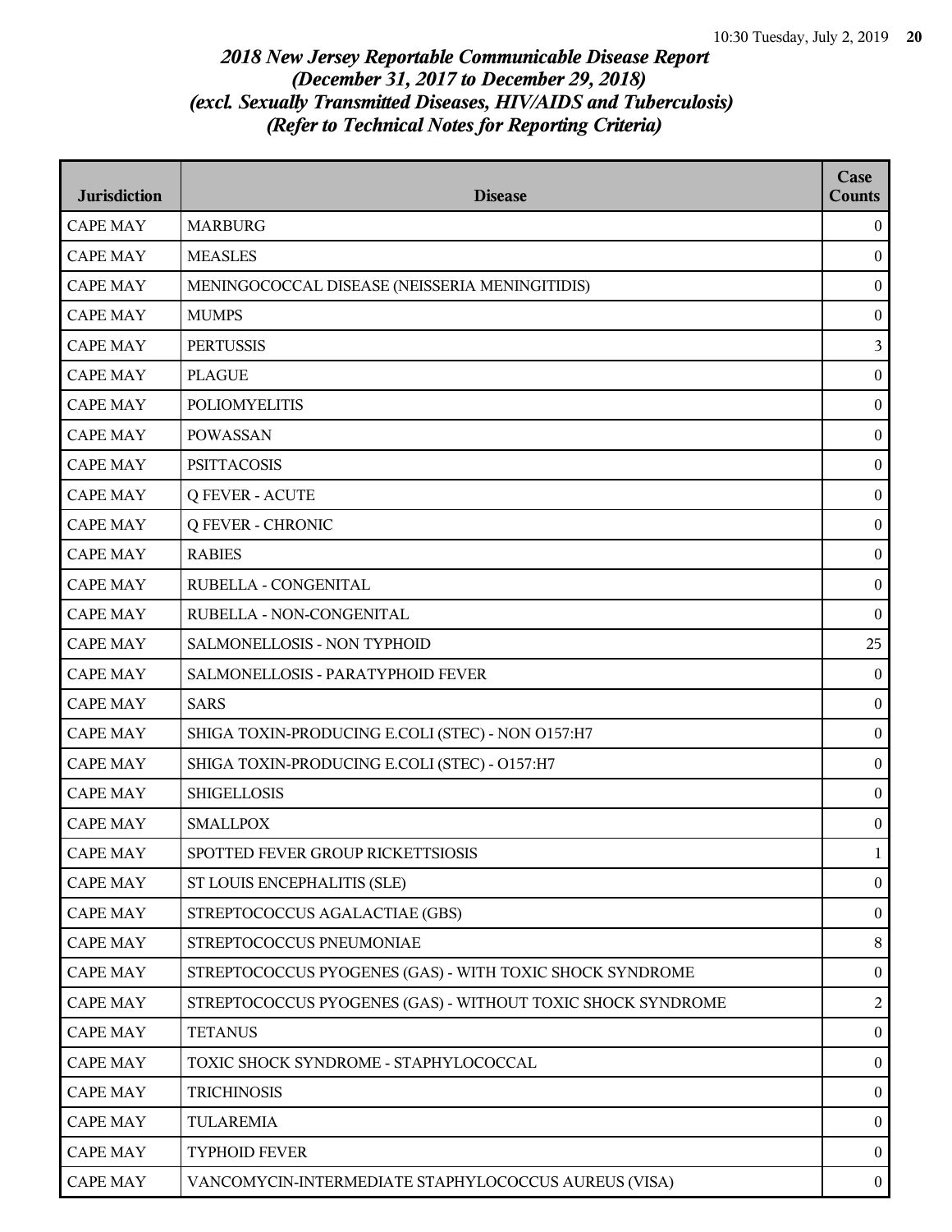*2018 New Jersey Reportable Communicable Disease Report*
*(December 31, 2017 to December 29, 2018)*
*(excl. Sexually Transmitted Diseases, HIV/AIDS and Tuberculosis)*
*(Refer to Technical Notes for Reporting Criteria)*

| Jurisdiction | Disease | Case Counts |
|---|---|---|
| CAPE MAY | MARBURG | 0 |
| CAPE MAY | MEASLES | 0 |
| CAPE MAY | MENINGOCOCCAL DISEASE (NEISSERIA MENINGITIDIS) | 0 |
| CAPE MAY | MUMPS | 0 |
| CAPE MAY | PERTUSSIS | 3 |
| CAPE MAY | PLAGUE | 0 |
| CAPE MAY | POLIOMYELITIS | 0 |
| CAPE MAY | POWASSAN | 0 |
| CAPE MAY | PSITTACOSIS | 0 |
| CAPE MAY | Q FEVER - ACUTE | 0 |
| CAPE MAY | Q FEVER - CHRONIC | 0 |
| CAPE MAY | RABIES | 0 |
| CAPE MAY | RUBELLA - CONGENITAL | 0 |
| CAPE MAY | RUBELLA - NON-CONGENITAL | 0 |
| CAPE MAY | SALMONELLOSIS - NON TYPHOID | 25 |
| CAPE MAY | SALMONELLOSIS - PARATYPHOID FEVER | 0 |
| CAPE MAY | SARS | 0 |
| CAPE MAY | SHIGA TOXIN-PRODUCING E.COLI (STEC) - NON O157:H7 | 0 |
| CAPE MAY | SHIGA TOXIN-PRODUCING E.COLI (STEC) - O157:H7 | 0 |
| CAPE MAY | SHIGELLOSIS | 0 |
| CAPE MAY | SMALLPOX | 0 |
| CAPE MAY | SPOTTED FEVER GROUP RICKETTSIOSIS | 1 |
| CAPE MAY | ST LOUIS ENCEPHALITIS (SLE) | 0 |
| CAPE MAY | STREPTOCOCCUS AGALACTIAE (GBS) | 0 |
| CAPE MAY | STREPTOCOCCUS PNEUMONIAE | 8 |
| CAPE MAY | STREPTOCOCCUS PYOGENES (GAS) - WITH TOXIC SHOCK SYNDROME | 0 |
| CAPE MAY | STREPTOCOCCUS PYOGENES (GAS) - WITHOUT TOXIC SHOCK SYNDROME | 2 |
| CAPE MAY | TETANUS | 0 |
| CAPE MAY | TOXIC SHOCK SYNDROME - STAPHYLOCOCCAL | 0 |
| CAPE MAY | TRICHINOSIS | 0 |
| CAPE MAY | TULAREMIA | 0 |
| CAPE MAY | TYPHOID FEVER | 0 |
| CAPE MAY | VANCOMYCIN-INTERMEDIATE STAPHYLOCOCCUS AUREUS (VISA) | 0 |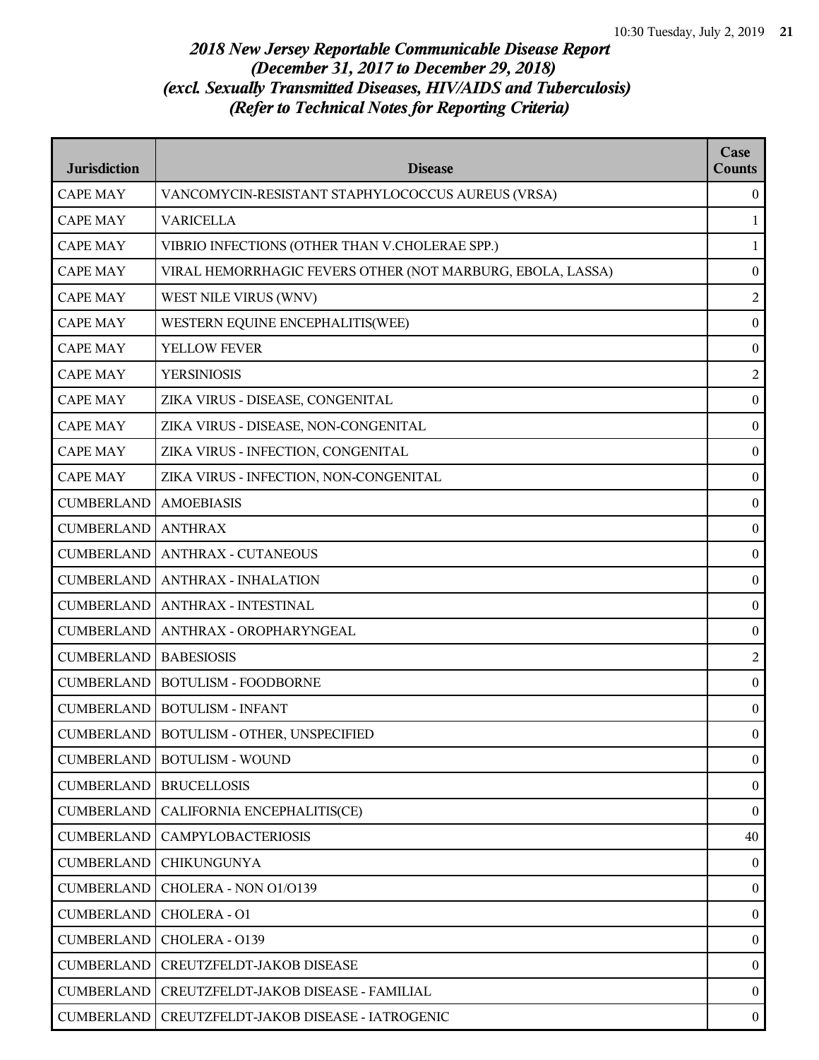*2018 New Jersey Reportable Communicable Disease Report*
*(December 31, 2017 to December 29, 2018)*
*(excl. Sexually Transmitted Diseases, HIV/AIDS and Tuberculosis)*
*(Refer to Technical Notes for Reporting Criteria)*

| Jurisdiction | Disease | Case Counts |
| --- | --- | --- |
| CAPE MAY | VANCOMYCIN-RESISTANT STAPHYLOCOCCUS AUREUS (VRSA) | 0 |
| CAPE MAY | VARICELLA | 1 |
| CAPE MAY | VIBRIO INFECTIONS (OTHER THAN V.CHOLERAE SPP.) | 1 |
| CAPE MAY | VIRAL HEMORRHAGIC FEVERS OTHER (NOT MARBURG, EBOLA, LASSA) | 0 |
| CAPE MAY | WEST NILE VIRUS (WNV) | 2 |
| CAPE MAY | WESTERN EQUINE ENCEPHALITIS(WEE) | 0 |
| CAPE MAY | YELLOW FEVER | 0 |
| CAPE MAY | YERSINIOSIS | 2 |
| CAPE MAY | ZIKA VIRUS - DISEASE, CONGENITAL | 0 |
| CAPE MAY | ZIKA VIRUS - DISEASE, NON-CONGENITAL | 0 |
| CAPE MAY | ZIKA VIRUS - INFECTION, CONGENITAL | 0 |
| CAPE MAY | ZIKA VIRUS - INFECTION, NON-CONGENITAL | 0 |
| CUMBERLAND | AMOEBIASIS | 0 |
| CUMBERLAND | ANTHRAX | 0 |
| CUMBERLAND | ANTHRAX - CUTANEOUS | 0 |
| CUMBERLAND | ANTHRAX - INHALATION | 0 |
| CUMBERLAND | ANTHRAX - INTESTINAL | 0 |
| CUMBERLAND | ANTHRAX - OROPHARYNGEAL | 0 |
| CUMBERLAND | BABESIOSIS | 2 |
| CUMBERLAND | BOTULISM - FOODBORNE | 0 |
| CUMBERLAND | BOTULISM - INFANT | 0 |
| CUMBERLAND | BOTULISM - OTHER, UNSPECIFIED | 0 |
| CUMBERLAND | BOTULISM - WOUND | 0 |
| CUMBERLAND | BRUCELLOSIS | 0 |
| CUMBERLAND | CALIFORNIA ENCEPHALITIS(CE) | 0 |
| CUMBERLAND | CAMPYLOBACTERIOSIS | 40 |
| CUMBERLAND | CHIKUNGUNYA | 0 |
| CUMBERLAND | CHOLERA - NON O1/O139 | 0 |
| CUMBERLAND | CHOLERA - O1 | 0 |
| CUMBERLAND | CHOLERA - O139 | 0 |
| CUMBERLAND | CREUTZFELDT-JAKOB DISEASE | 0 |
| CUMBERLAND | CREUTZFELDT-JAKOB DISEASE - FAMILIAL | 0 |
| CUMBERLAND | CREUTZFELDT-JAKOB DISEASE - IATROGENIC | 0 |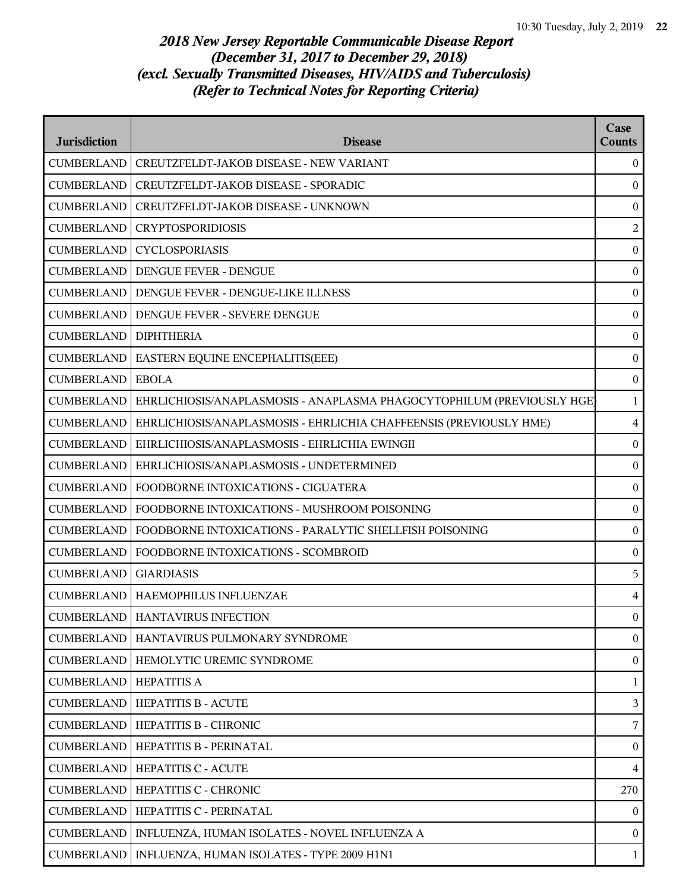# *2018 New Jersey Reportable Communicable Disease Report (December 31, 2017 to December 29, 2018) (excl. Sexually Transmitted Diseases, HIV/AIDS and Tuberculosis) (Refer to Technical Notes for Reporting Criteria)*

| Jurisdiction | Disease | Case Counts |
| --- | --- | --- |
| CUMBERLAND | CREUTZFELDT-JAKOB DISEASE - NEW VARIANT | 0 |
| CUMBERLAND | CREUTZFELDT-JAKOB DISEASE - SPORADIC | 0 |
| CUMBERLAND | CREUTZFELDT-JAKOB DISEASE - UNKNOWN | 0 |
| CUMBERLAND | CRYPTOSPORIDIOSIS | 2 |
| CUMBERLAND | CYCLOSPORIASIS | 0 |
| CUMBERLAND | DENGUE FEVER - DENGUE | 0 |
| CUMBERLAND | DENGUE FEVER - DENGUE-LIKE ILLNESS | 0 |
| CUMBERLAND | DENGUE FEVER - SEVERE DENGUE | 0 |
| CUMBERLAND | DIPHTHERIA | 0 |
| CUMBERLAND | EASTERN EQUINE ENCEPHALITIS(EEE) | 0 |
| CUMBERLAND | EBOLA | 0 |
| CUMBERLAND | EHRLICHIOSIS/ANAPLASMOSIS - ANAPLASMA PHAGOCYTOPHILUM (PREVIOUSLY HGE) | 1 |
| CUMBERLAND | EHRLICHIOSIS/ANAPLASMOSIS - EHRLICHIA CHAFFEENSIS (PREVIOUSLY HME) | 4 |
| CUMBERLAND | EHRLICHIOSIS/ANAPLASMOSIS - EHRLICHIA EWINGII | 0 |
| CUMBERLAND | EHRLICHIOSIS/ANAPLASMOSIS - UNDETERMINED | 0 |
| CUMBERLAND | FOODBORNE INTOXICATIONS - CIGUATERA | 0 |
| CUMBERLAND | FOODBORNE INTOXICATIONS - MUSHROOM POISONING | 0 |
| CUMBERLAND | FOODBORNE INTOXICATIONS - PARALYTIC SHELLFISH POISONING | 0 |
| CUMBERLAND | FOODBORNE INTOXICATIONS - SCOMBROID | 0 |
| CUMBERLAND | GIARDIASIS | 5 |
| CUMBERLAND | HAEMOPHILUS INFLUENZAE | 4 |
| CUMBERLAND | HANTAVIRUS INFECTION | 0 |
| CUMBERLAND | HANTAVIRUS PULMONARY SYNDROME | 0 |
| CUMBERLAND | HEMOLYTIC UREMIC SYNDROME | 0 |
| CUMBERLAND | HEPATITIS A | 1 |
| CUMBERLAND | HEPATITIS B - ACUTE | 3 |
| CUMBERLAND | HEPATITIS B - CHRONIC | 7 |
| CUMBERLAND | HEPATITIS B - PERINATAL | 0 |
| CUMBERLAND | HEPATITIS C - ACUTE | 4 |
| CUMBERLAND | HEPATITIS C - CHRONIC | 270 |
| CUMBERLAND | HEPATITIS C - PERINATAL | 0 |
| CUMBERLAND | INFLUENZA, HUMAN ISOLATES - NOVEL INFLUENZA A | 0 |
| CUMBERLAND | INFLUENZA, HUMAN ISOLATES - TYPE 2009 H1N1 | 1 |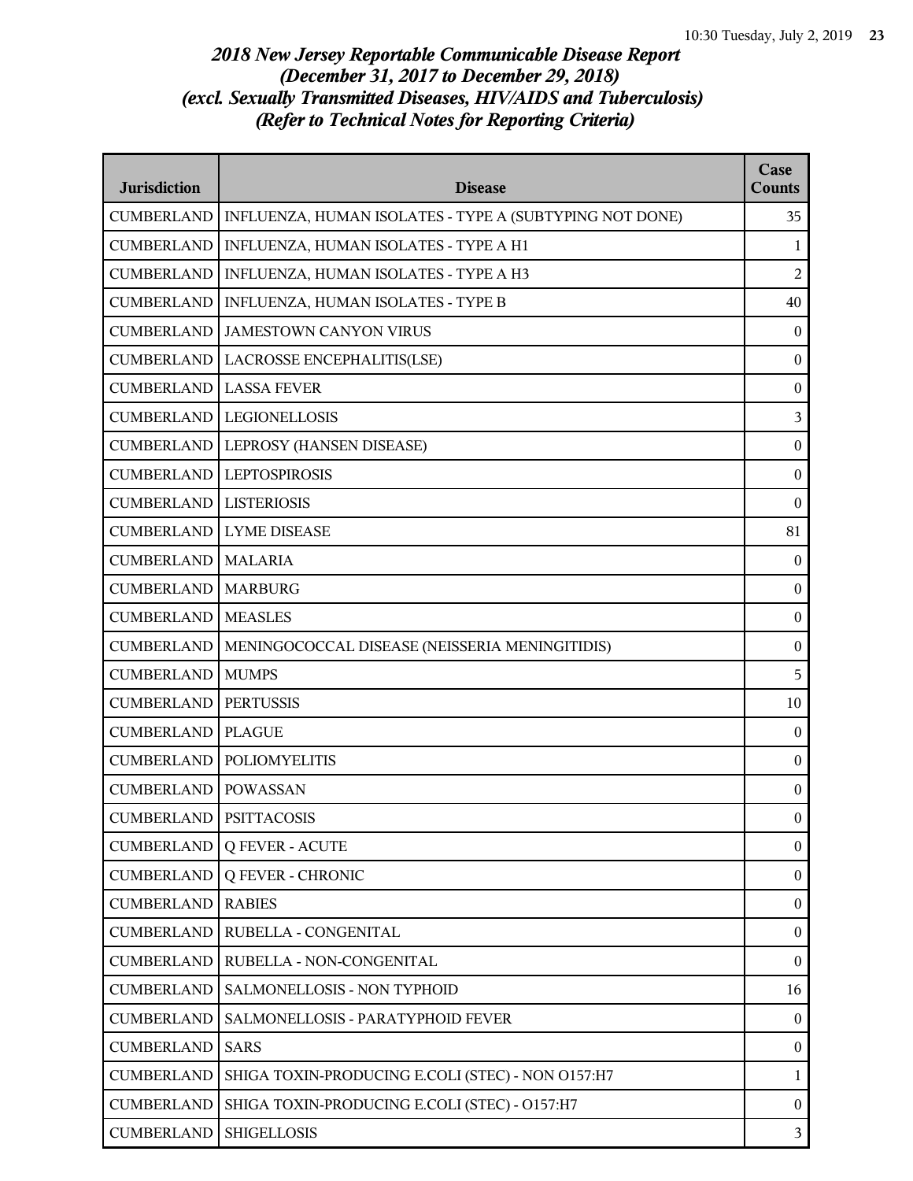## *2018 New Jersey Reportable Communicable Disease Report (December 31, 2017 to December 29, 2018) (excl. Sexually Transmitted Diseases, HIV/AIDS and Tuberculosis) (Refer to Technical Notes for Reporting Criteria)*

| Jurisdiction | Disease | Case Counts |
|---|---|---|
| CUMBERLAND | INFLUENZA, HUMAN ISOLATES - TYPE A (SUBTYPING NOT DONE) | 35 |
| CUMBERLAND | INFLUENZA, HUMAN ISOLATES - TYPE A H1 | 1 |
| CUMBERLAND | INFLUENZA, HUMAN ISOLATES - TYPE A H3 | 2 |
| CUMBERLAND | INFLUENZA, HUMAN ISOLATES - TYPE B | 40 |
| CUMBERLAND | JAMESTOWN CANYON VIRUS | 0 |
| CUMBERLAND | LACROSSE ENCEPHALITIS(LSE) | 0 |
| CUMBERLAND | LASSA FEVER | 0 |
| CUMBERLAND | LEGIONELLOSIS | 3 |
| CUMBERLAND | LEPROSY (HANSEN DISEASE) | 0 |
| CUMBERLAND | LEPTOSPIROSIS | 0 |
| CUMBERLAND | LISTERIOSIS | 0 |
| CUMBERLAND | LYME DISEASE | 81 |
| CUMBERLAND | MALARIA | 0 |
| CUMBERLAND | MARBURG | 0 |
| CUMBERLAND | MEASLES | 0 |
| CUMBERLAND | MENINGOCOCCAL DISEASE (NEISSERIA MENINGITIDIS) | 0 |
| CUMBERLAND | MUMPS | 5 |
| CUMBERLAND | PERTUSSIS | 10 |
| CUMBERLAND | PLAGUE | 0 |
| CUMBERLAND | POLIOMYELITIS | 0 |
| CUMBERLAND | POWASSAN | 0 |
| CUMBERLAND | PSITTACOSIS | 0 |
| CUMBERLAND | Q FEVER - ACUTE | 0 |
| CUMBERLAND | Q FEVER - CHRONIC | 0 |
| CUMBERLAND | RABIES | 0 |
| CUMBERLAND | RUBELLA - CONGENITAL | 0 |
| CUMBERLAND | RUBELLA - NON-CONGENITAL | 0 |
| CUMBERLAND | SALMONELLOSIS - NON TYPHOID | 16 |
| CUMBERLAND | SALMONELLOSIS - PARATYPHOID FEVER | 0 |
| CUMBERLAND | SARS | 0 |
| CUMBERLAND | SHIGA TOXIN-PRODUCING E.COLI (STEC) - NON O157:H7 | 1 |
| CUMBERLAND | SHIGA TOXIN-PRODUCING E.COLI (STEC) - O157:H7 | 0 |
| CUMBERLAND | SHIGELLOSIS | 3 |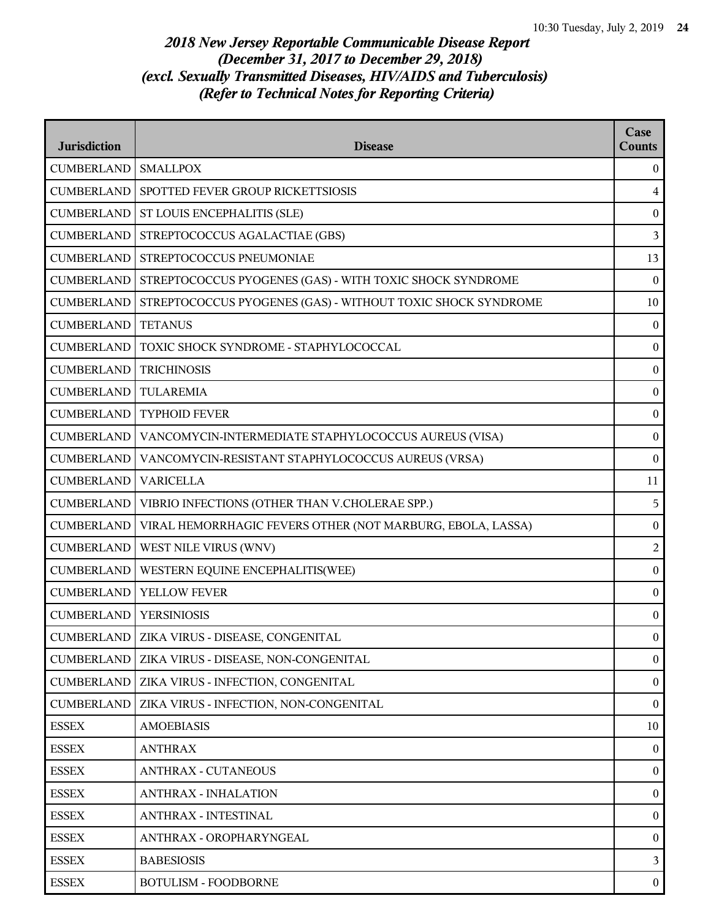*2018 New Jersey Reportable Communicable Disease Report*
*(December 31, 2017 to December 29, 2018)*
*(excl. Sexually Transmitted Diseases, HIV/AIDS and Tuberculosis)*
*(Refer to Technical Notes for Reporting Criteria)*

| Jurisdiction | Disease | Case Counts |
|---|---|---|
| CUMBERLAND | SMALLPOX | 0 |
| CUMBERLAND | SPOTTED FEVER GROUP RICKETTSIOSIS | 4 |
| CUMBERLAND | ST LOUIS ENCEPHALITIS (SLE) | 0 |
| CUMBERLAND | STREPTOCOCCUS AGALACTIAE (GBS) | 3 |
| CUMBERLAND | STREPTOCOCCUS PNEUMONIAE | 13 |
| CUMBERLAND | STREPTOCOCCUS PYOGENES (GAS) - WITH TOXIC SHOCK SYNDROME | 0 |
| CUMBERLAND | STREPTOCOCCUS PYOGENES (GAS) - WITHOUT TOXIC SHOCK SYNDROME | 10 |
| CUMBERLAND | TETANUS | 0 |
| CUMBERLAND | TOXIC SHOCK SYNDROME - STAPHYLOCOCCAL | 0 |
| CUMBERLAND | TRICHINOSIS | 0 |
| CUMBERLAND | TULAREMIA | 0 |
| CUMBERLAND | TYPHOID FEVER | 0 |
| CUMBERLAND | VANCOMYCIN-INTERMEDIATE STAPHYLOCOCCUS AUREUS (VISA) | 0 |
| CUMBERLAND | VANCOMYCIN-RESISTANT STAPHYLOCOCCUS AUREUS (VRSA) | 0 |
| CUMBERLAND | VARICELLA | 11 |
| CUMBERLAND | VIBRIO INFECTIONS (OTHER THAN V.CHOLERAE SPP.) | 5 |
| CUMBERLAND | VIRAL HEMORRHAGIC FEVERS OTHER (NOT MARBURG, EBOLA, LASSA) | 0 |
| CUMBERLAND | WEST NILE VIRUS (WNV) | 2 |
| CUMBERLAND | WESTERN EQUINE ENCEPHALITIS(WEE) | 0 |
| CUMBERLAND | YELLOW FEVER | 0 |
| CUMBERLAND | YERSINIOSIS | 0 |
| CUMBERLAND | ZIKA VIRUS - DISEASE, CONGENITAL | 0 |
| CUMBERLAND | ZIKA VIRUS - DISEASE, NON-CONGENITAL | 0 |
| CUMBERLAND | ZIKA VIRUS - INFECTION, CONGENITAL | 0 |
| CUMBERLAND | ZIKA VIRUS - INFECTION, NON-CONGENITAL | 0 |
| ESSEX | AMOEBIASIS | 10 |
| ESSEX | ANTHRAX | 0 |
| ESSEX | ANTHRAX - CUTANEOUS | 0 |
| ESSEX | ANTHRAX - INHALATION | 0 |
| ESSEX | ANTHRAX - INTESTINAL | 0 |
| ESSEX | ANTHRAX - OROPHARYNGEAL | 0 |
| ESSEX | BABESIOSIS | 3 |
| ESSEX | BOTULISM - FOODBORNE | 0 |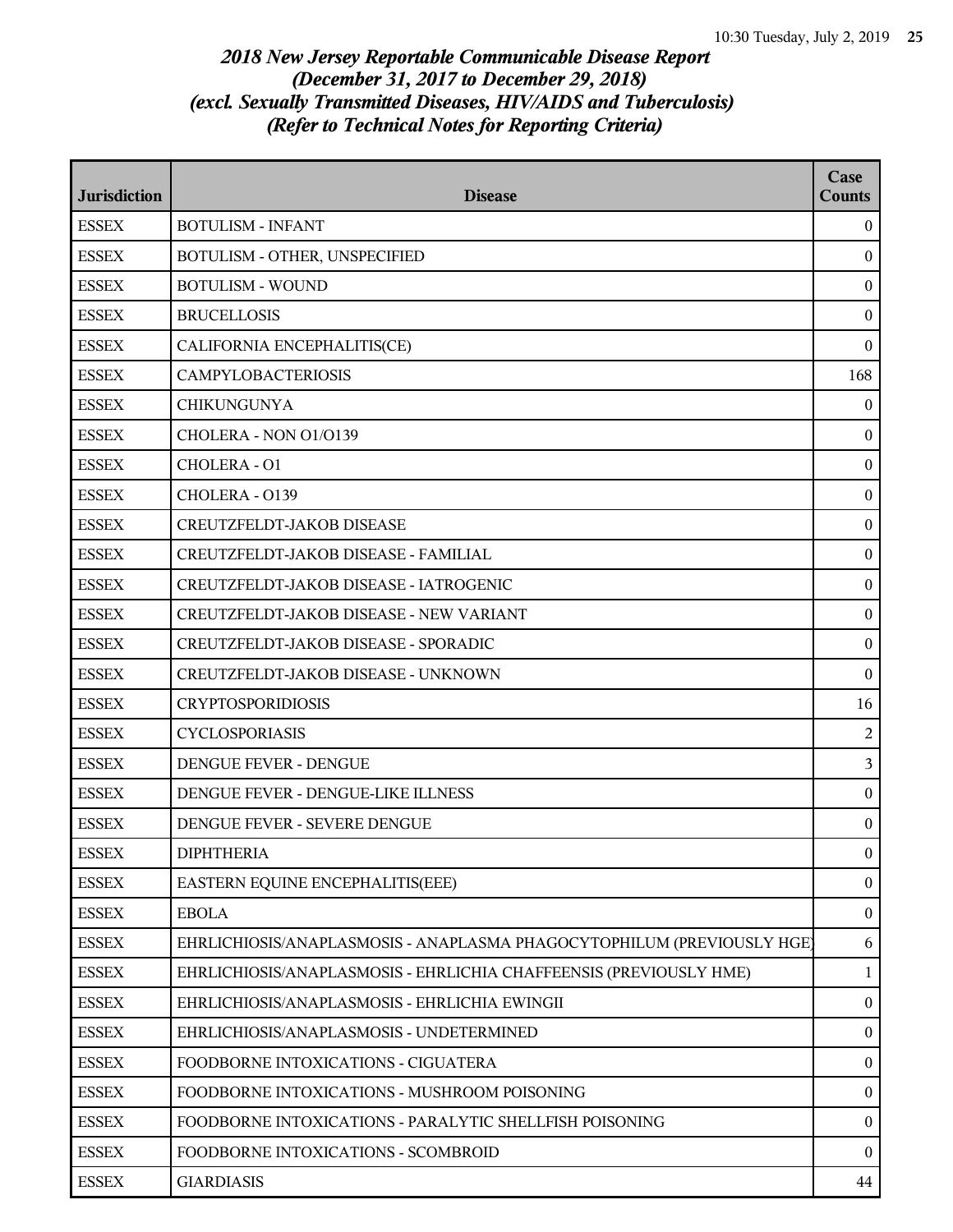# *2018 New Jersey Reportable Communicable Disease Report*
## *(December 31, 2017 to December 29, 2018)*
## *(excl. Sexually Transmitted Diseases, HIV/AIDS and Tuberculosis)*
## *(Refer to Technical Notes for Reporting Criteria)*

| Jurisdiction | Disease | Case Counts |
|---|---|---|
| ESSEX | BOTULISM - INFANT | 0 |
| ESSEX | BOTULISM - OTHER, UNSPECIFIED | 0 |
| ESSEX | BOTULISM - WOUND | 0 |
| ESSEX | BRUCELLOSIS | 0 |
| ESSEX | CALIFORNIA ENCEPHALITIS(CE) | 0 |
| ESSEX | CAMPYLOBACTERIOSIS | 168 |
| ESSEX | CHIKUNGUNYA | 0 |
| ESSEX | CHOLERA - NON O1/O139 | 0 |
| ESSEX | CHOLERA - O1 | 0 |
| ESSEX | CHOLERA - O139 | 0 |
| ESSEX | CREUTZFELDT-JAKOB DISEASE | 0 |
| ESSEX | CREUTZFELDT-JAKOB DISEASE - FAMILIAL | 0 |
| ESSEX | CREUTZFELDT-JAKOB DISEASE - IATROGENIC | 0 |
| ESSEX | CREUTZFELDT-JAKOB DISEASE - NEW VARIANT | 0 |
| ESSEX | CREUTZFELDT-JAKOB DISEASE - SPORADIC | 0 |
| ESSEX | CREUTZFELDT-JAKOB DISEASE - UNKNOWN | 0 |
| ESSEX | CRYPTOSPORIDIOSIS | 16 |
| ESSEX | CYCLOSPORIASIS | 2 |
| ESSEX | DENGUE FEVER - DENGUE | 3 |
| ESSEX | DENGUE FEVER - DENGUE-LIKE ILLNESS | 0 |
| ESSEX | DENGUE FEVER - SEVERE DENGUE | 0 |
| ESSEX | DIPHTHERIA | 0 |
| ESSEX | EASTERN EQUINE ENCEPHALITIS(EEE) | 0 |
| ESSEX | EBOLA | 0 |
| ESSEX | EHRLICHIOSIS/ANAPLASMOSIS - ANAPLASMA PHAGOCYTOPHILUM (PREVIOUSLY HGE) | 6 |
| ESSEX | EHRLICHIOSIS/ANAPLASMOSIS - EHRLICHIA CHAFFEENSIS (PREVIOUSLY HME) | 1 |
| ESSEX | EHRLICHIOSIS/ANAPLASMOSIS - EHRLICHIA EWINGII | 0 |
| ESSEX | EHRLICHIOSIS/ANAPLASMOSIS - UNDETERMINED | 0 |
| ESSEX | FOODBORNE INTOXICATIONS - CIGUATERA | 0 |
| ESSEX | FOODBORNE INTOXICATIONS - MUSHROOM POISONING | 0 |
| ESSEX | FOODBORNE INTOXICATIONS - PARALYTIC SHELLFISH POISONING | 0 |
| ESSEX | FOODBORNE INTOXICATIONS - SCOMBROID | 0 |
| ESSEX | GIARDIASIS | 44 |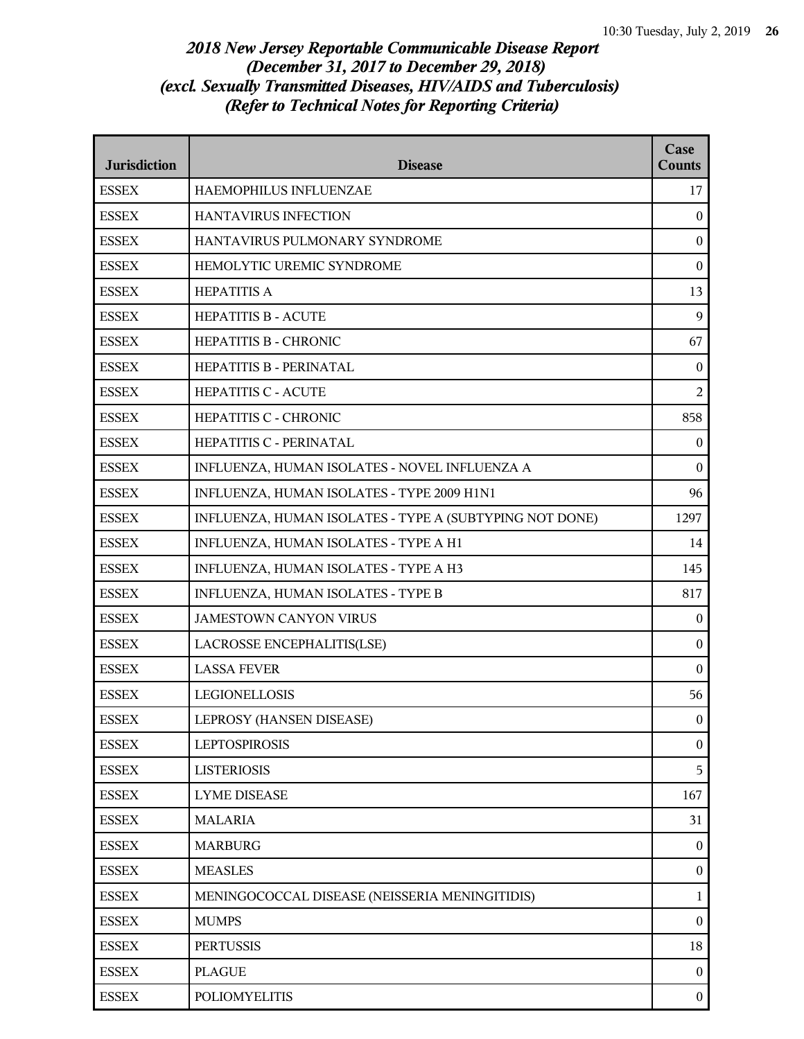*2018 New Jersey Reportable Communicable Disease Report*
*(December 31, 2017 to December 29, 2018)*
*(excl. Sexually Transmitted Diseases, HIV/AIDS and Tuberculosis)*
*(Refer to Technical Notes for Reporting Criteria)*

| Jurisdiction | Disease | Case Counts |
|---|---|---|
| ESSEX | HAEMOPHILUS INFLUENZAE | 17 |
| ESSEX | HANTAVIRUS INFECTION | 0 |
| ESSEX | HANTAVIRUS PULMONARY SYNDROME | 0 |
| ESSEX | HEMOLYTIC UREMIC SYNDROME | 0 |
| ESSEX | HEPATITIS A | 13 |
| ESSEX | HEPATITIS B - ACUTE | 9 |
| ESSEX | HEPATITIS B - CHRONIC | 67 |
| ESSEX | HEPATITIS B - PERINATAL | 0 |
| ESSEX | HEPATITIS C - ACUTE | 2 |
| ESSEX | HEPATITIS C - CHRONIC | 858 |
| ESSEX | HEPATITIS C - PERINATAL | 0 |
| ESSEX | INFLUENZA, HUMAN ISOLATES - NOVEL INFLUENZA A | 0 |
| ESSEX | INFLUENZA, HUMAN ISOLATES - TYPE 2009 H1N1 | 96 |
| ESSEX | INFLUENZA, HUMAN ISOLATES - TYPE A (SUBTYPING NOT DONE) | 1297 |
| ESSEX | INFLUENZA, HUMAN ISOLATES - TYPE A H1 | 14 |
| ESSEX | INFLUENZA, HUMAN ISOLATES - TYPE A H3 | 145 |
| ESSEX | INFLUENZA, HUMAN ISOLATES - TYPE B | 817 |
| ESSEX | JAMESTOWN CANYON VIRUS | 0 |
| ESSEX | LACROSSE ENCEPHALITIS(LSE) | 0 |
| ESSEX | LASSA FEVER | 0 |
| ESSEX | LEGIONELLOSIS | 56 |
| ESSEX | LEPROSY (HANSEN DISEASE) | 0 |
| ESSEX | LEPTOSPIROSIS | 0 |
| ESSEX | LISTERIOSIS | 5 |
| ESSEX | LYME DISEASE | 167 |
| ESSEX | MALARIA | 31 |
| ESSEX | MARBURG | 0 |
| ESSEX | MEASLES | 0 |
| ESSEX | MENINGOCOCCAL DISEASE (NEISSERIA MENINGITIDIS) | 1 |
| ESSEX | MUMPS | 0 |
| ESSEX | PERTUSSIS | 18 |
| ESSEX | PLAGUE | 0 |
| ESSEX | POLIOMYELITIS | 0 |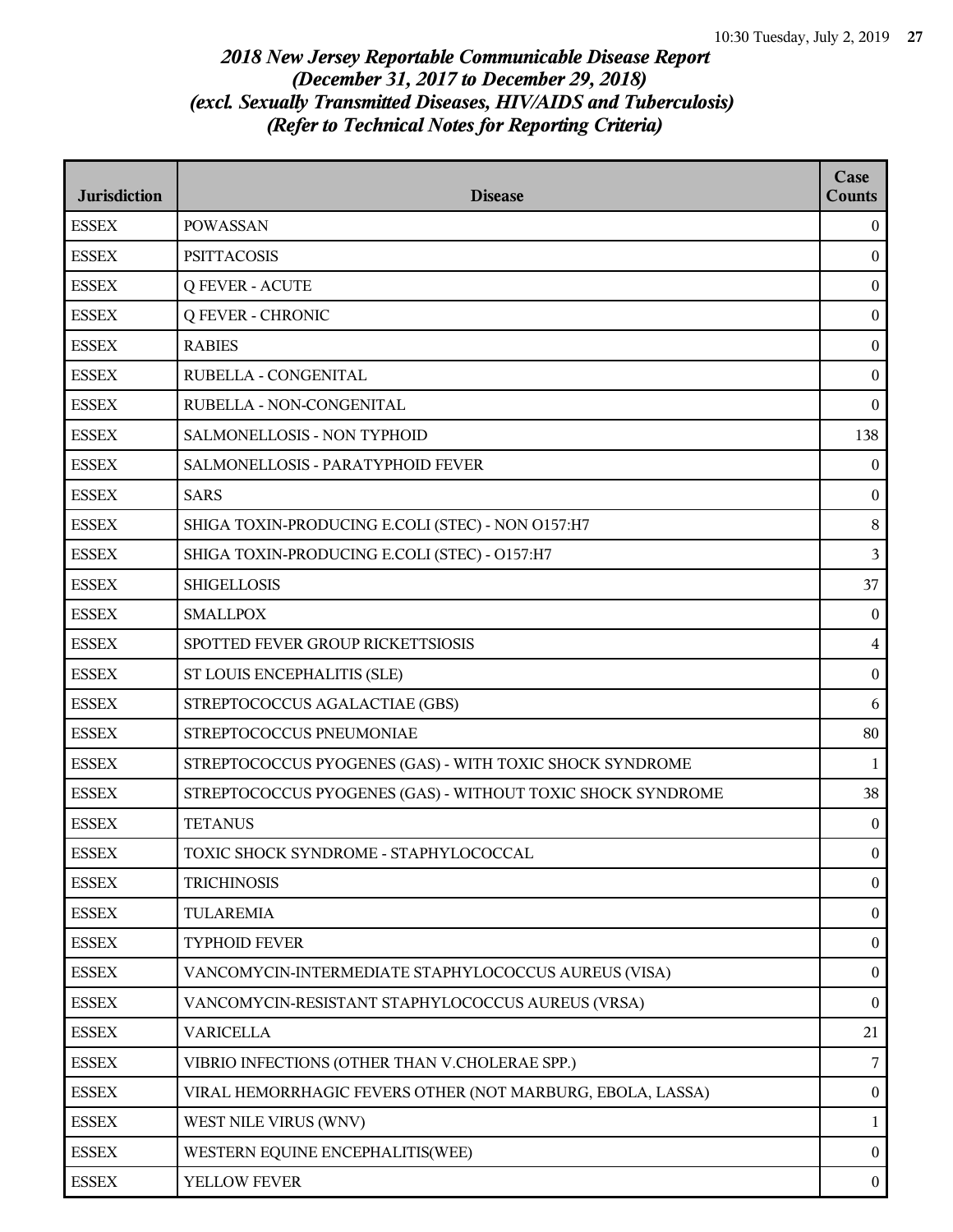*2018 New Jersey Reportable Communicable Disease Report*
*(December 31, 2017 to December 29, 2018)*
*(excl. Sexually Transmitted Diseases, HIV/AIDS and Tuberculosis)*
*(Refer to Technical Notes for Reporting Criteria)*

| Jurisdiction | Disease | Case Counts |
|---|---|---|
| ESSEX | POWASSAN | 0 |
| ESSEX | PSITTACOSIS | 0 |
| ESSEX | Q FEVER - ACUTE | 0 |
| ESSEX | Q FEVER - CHRONIC | 0 |
| ESSEX | RABIES | 0 |
| ESSEX | RUBELLA - CONGENITAL | 0 |
| ESSEX | RUBELLA - NON-CONGENITAL | 0 |
| ESSEX | SALMONELLOSIS - NON TYPHOID | 138 |
| ESSEX | SALMONELLOSIS - PARATYPHOID FEVER | 0 |
| ESSEX | SARS | 0 |
| ESSEX | SHIGA TOXIN-PRODUCING E.COLI (STEC) - NON O157:H7 | 8 |
| ESSEX | SHIGA TOXIN-PRODUCING E.COLI (STEC) - O157:H7 | 3 |
| ESSEX | SHIGELLOSIS | 37 |
| ESSEX | SMALLPOX | 0 |
| ESSEX | SPOTTED FEVER GROUP RICKETTSIOSIS | 4 |
| ESSEX | ST LOUIS ENCEPHALITIS (SLE) | 0 |
| ESSEX | STREPTOCOCCUS AGALACTIAE (GBS) | 6 |
| ESSEX | STREPTOCOCCUS PNEUMONIAE | 80 |
| ESSEX | STREPTOCOCCUS PYOGENES (GAS) - WITH TOXIC SHOCK SYNDROME | 1 |
| ESSEX | STREPTOCOCCUS PYOGENES (GAS) - WITHOUT TOXIC SHOCK SYNDROME | 38 |
| ESSEX | TETANUS | 0 |
| ESSEX | TOXIC SHOCK SYNDROME - STAPHYLOCOCCAL | 0 |
| ESSEX | TRICHINOSIS | 0 |
| ESSEX | TULAREMIA | 0 |
| ESSEX | TYPHOID FEVER | 0 |
| ESSEX | VANCOMYCIN-INTERMEDIATE STAPHYLOCOCCUS AUREUS (VISA) | 0 |
| ESSEX | VANCOMYCIN-RESISTANT STAPHYLOCOCCUS AUREUS (VRSA) | 0 |
| ESSEX | VARICELLA | 21 |
| ESSEX | VIBRIO INFECTIONS (OTHER THAN V.CHOLERAE SPP.) | 7 |
| ESSEX | VIRAL HEMORRHAGIC FEVERS OTHER (NOT MARBURG, EBOLA, LASSA) | 0 |
| ESSEX | WEST NILE VIRUS (WNV) | 1 |
| ESSEX | WESTERN EQUINE ENCEPHALITIS(WEE) | 0 |
| ESSEX | YELLOW FEVER | 0 |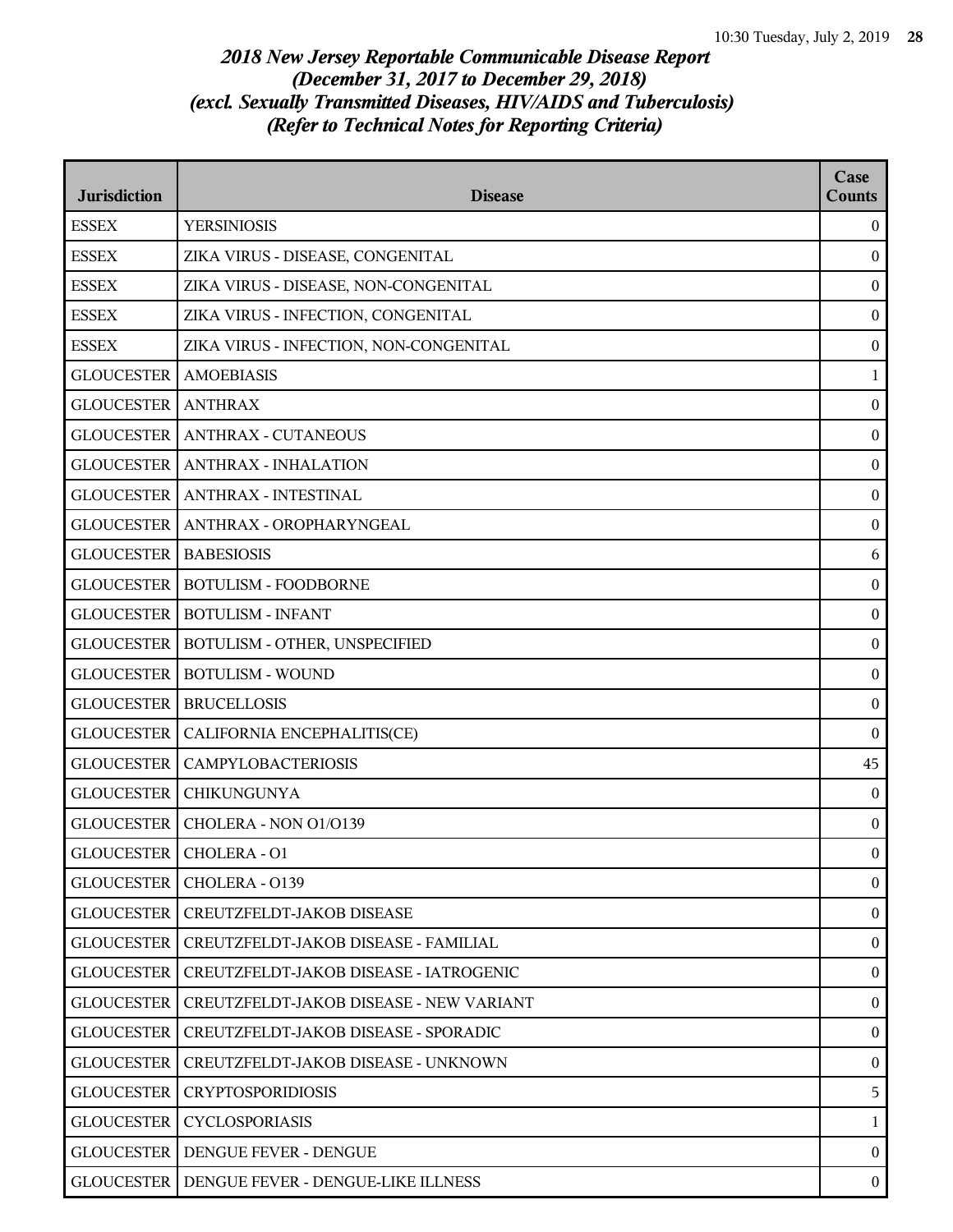*2018 New Jersey Reportable Communicable Disease Report*
*(December 31, 2017 to December 29, 2018)*
*(excl. Sexually Transmitted Diseases, HIV/AIDS and Tuberculosis)*
*(Refer to Technical Notes for Reporting Criteria)*

| Jurisdiction | Disease | Case Counts |
|---|---|---|
| ESSEX | YERSINIOSIS | 0 |
| ESSEX | ZIKA VIRUS - DISEASE, CONGENITAL | 0 |
| ESSEX | ZIKA VIRUS - DISEASE, NON-CONGENITAL | 0 |
| ESSEX | ZIKA VIRUS - INFECTION, CONGENITAL | 0 |
| ESSEX | ZIKA VIRUS - INFECTION, NON-CONGENITAL | 0 |
| GLOUCESTER | AMOEBIASIS | 1 |
| GLOUCESTER | ANTHRAX | 0 |
| GLOUCESTER | ANTHRAX - CUTANEOUS | 0 |
| GLOUCESTER | ANTHRAX - INHALATION | 0 |
| GLOUCESTER | ANTHRAX - INTESTINAL | 0 |
| GLOUCESTER | ANTHRAX - OROPHARYNGEAL | 0 |
| GLOUCESTER | BABESIOSIS | 6 |
| GLOUCESTER | BOTULISM - FOODBORNE | 0 |
| GLOUCESTER | BOTULISM - INFANT | 0 |
| GLOUCESTER | BOTULISM - OTHER, UNSPECIFIED | 0 |
| GLOUCESTER | BOTULISM - WOUND | 0 |
| GLOUCESTER | BRUCELLOSIS | 0 |
| GLOUCESTER | CALIFORNIA ENCEPHALITIS(CE) | 0 |
| GLOUCESTER | CAMPYLOBACTERIOSIS | 45 |
| GLOUCESTER | CHIKUNGUNYA | 0 |
| GLOUCESTER | CHOLERA - NON O1/O139 | 0 |
| GLOUCESTER | CHOLERA - O1 | 0 |
| GLOUCESTER | CHOLERA - O139 | 0 |
| GLOUCESTER | CREUTZFELDT-JAKOB DISEASE | 0 |
| GLOUCESTER | CREUTZFELDT-JAKOB DISEASE - FAMILIAL | 0 |
| GLOUCESTER | CREUTZFELDT-JAKOB DISEASE - IATROGENIC | 0 |
| GLOUCESTER | CREUTZFELDT-JAKOB DISEASE - NEW VARIANT | 0 |
| GLOUCESTER | CREUTZFELDT-JAKOB DISEASE - SPORADIC | 0 |
| GLOUCESTER | CREUTZFELDT-JAKOB DISEASE - UNKNOWN | 0 |
| GLOUCESTER | CRYPTOSPORIDIOSIS | 5 |
| GLOUCESTER | CYCLOSPORIASIS | 1 |
| GLOUCESTER | DENGUE FEVER - DENGUE | 0 |
| GLOUCESTER | DENGUE FEVER - DENGUE-LIKE ILLNESS | 0 |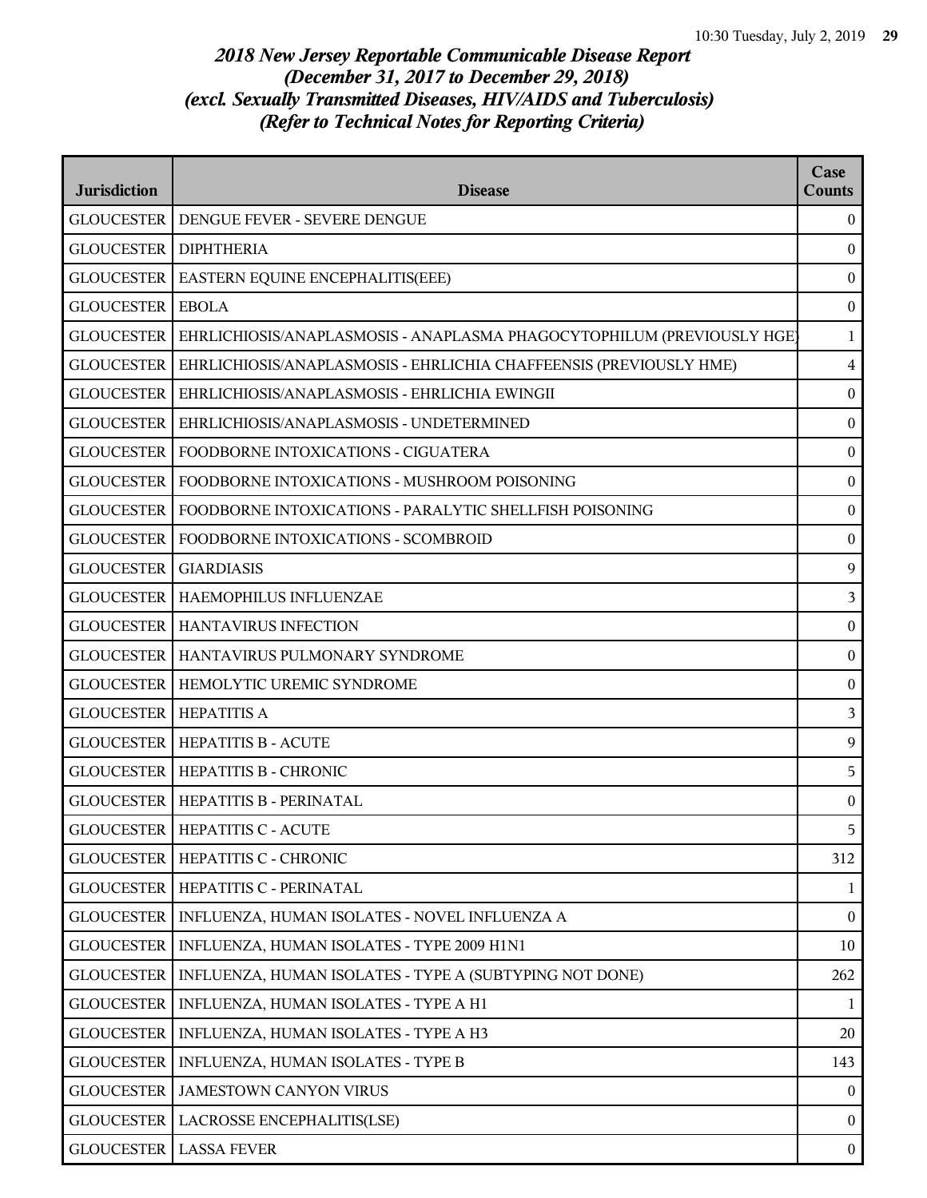*2018 New Jersey Reportable Communicable Disease Report*
*(December 31, 2017 to December 29, 2018)*
*(excl. Sexually Transmitted Diseases, HIV/AIDS and Tuberculosis)*
*(Refer to Technical Notes for Reporting Criteria)*

| Jurisdiction | Disease | Case Counts |
|---|---|---|
| GLOUCESTER | DENGUE FEVER - SEVERE DENGUE | 0 |
| GLOUCESTER | DIPHTHERIA | 0 |
| GLOUCESTER | EASTERN EQUINE ENCEPHALITIS(EEE) | 0 |
| GLOUCESTER | EBOLA | 0 |
| GLOUCESTER | EHRLICHIOSIS/ANAPLASMOSIS - ANAPLASMA PHAGOCYTOPHILUM (PREVIOUSLY HGE) | 1 |
| GLOUCESTER | EHRLICHIOSIS/ANAPLASMOSIS - EHRLICHIA CHAFFEENSIS (PREVIOUSLY HME) | 4 |
| GLOUCESTER | EHRLICHIOSIS/ANAPLASMOSIS - EHRLICHIA EWINGII | 0 |
| GLOUCESTER | EHRLICHIOSIS/ANAPLASMOSIS - UNDETERMINED | 0 |
| GLOUCESTER | FOODBORNE INTOXICATIONS - CIGUATERA | 0 |
| GLOUCESTER | FOODBORNE INTOXICATIONS - MUSHROOM POISONING | 0 |
| GLOUCESTER | FOODBORNE INTOXICATIONS - PARALYTIC SHELLFISH POISONING | 0 |
| GLOUCESTER | FOODBORNE INTOXICATIONS - SCOMBROID | 0 |
| GLOUCESTER | GIARDIASIS | 9 |
| GLOUCESTER | HAEMOPHILUS INFLUENZAE | 3 |
| GLOUCESTER | HANTAVIRUS INFECTION | 0 |
| GLOUCESTER | HANTAVIRUS PULMONARY SYNDROME | 0 |
| GLOUCESTER | HEMOLYTIC UREMIC SYNDROME | 0 |
| GLOUCESTER | HEPATITIS A | 3 |
| GLOUCESTER | HEPATITIS B - ACUTE | 9 |
| GLOUCESTER | HEPATITIS B - CHRONIC | 5 |
| GLOUCESTER | HEPATITIS B - PERINATAL | 0 |
| GLOUCESTER | HEPATITIS C - ACUTE | 5 |
| GLOUCESTER | HEPATITIS C - CHRONIC | 312 |
| GLOUCESTER | HEPATITIS C - PERINATAL | 1 |
| GLOUCESTER | INFLUENZA, HUMAN ISOLATES - NOVEL INFLUENZA A | 0 |
| GLOUCESTER | INFLUENZA, HUMAN ISOLATES - TYPE 2009 H1N1 | 10 |
| GLOUCESTER | INFLUENZA, HUMAN ISOLATES - TYPE A (SUBTYPING NOT DONE) | 262 |
| GLOUCESTER | INFLUENZA, HUMAN ISOLATES - TYPE A H1 | 1 |
| GLOUCESTER | INFLUENZA, HUMAN ISOLATES - TYPE A H3 | 20 |
| GLOUCESTER | INFLUENZA, HUMAN ISOLATES - TYPE B | 143 |
| GLOUCESTER | JAMESTOWN CANYON VIRUS | 0 |
| GLOUCESTER | LACROSSE ENCEPHALITIS(LSE) | 0 |
| GLOUCESTER | LASSA FEVER | 0 |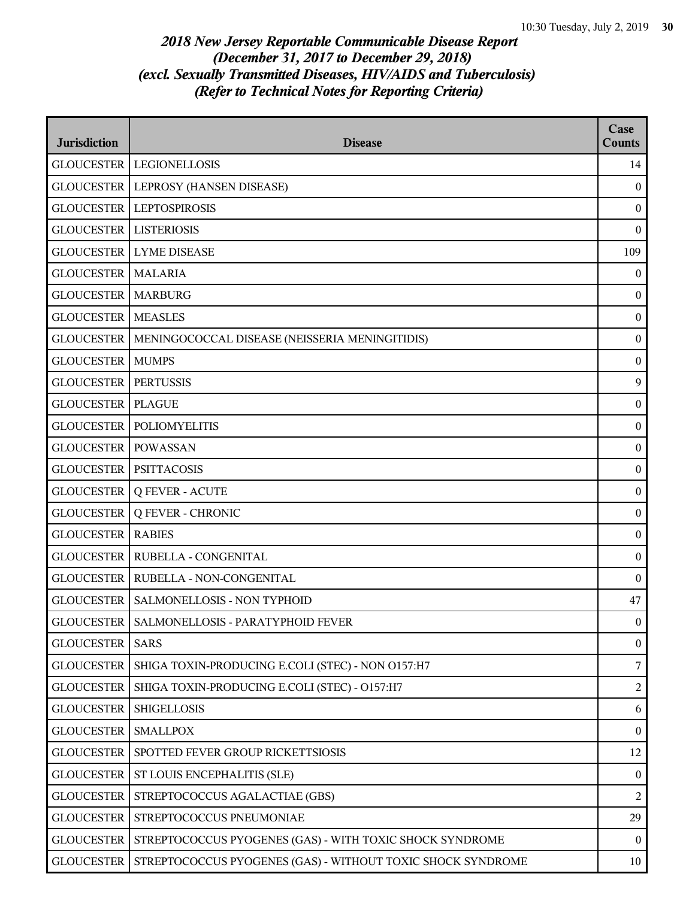# *2018 New Jersey Reportable Communicable Disease Report*
# *(December 31, 2017 to December 29, 2018)*
# *(excl. Sexually Transmitted Diseases, HIV/AIDS and Tuberculosis)*
# *(Refer to Technical Notes for Reporting Criteria)*

| Jurisdiction | Disease | Case Counts |
|---|---|---|
| GLOUCESTER | LEGIONELLOSIS | 14 |
| GLOUCESTER | LEPROSY (HANSEN DISEASE) | 0 |
| GLOUCESTER | LEPTOSPIROSIS | 0 |
| GLOUCESTER | LISTERIOSIS | 0 |
| GLOUCESTER | LYME DISEASE | 109 |
| GLOUCESTER | MALARIA | 0 |
| GLOUCESTER | MARBURG | 0 |
| GLOUCESTER | MEASLES | 0 |
| GLOUCESTER | MENINGOCOCCAL DISEASE (NEISSERIA MENINGITIDIS) | 0 |
| GLOUCESTER | MUMPS | 0 |
| GLOUCESTER | PERTUSSIS | 9 |
| GLOUCESTER | PLAGUE | 0 |
| GLOUCESTER | POLIOMYELITIS | 0 |
| GLOUCESTER | POWASSAN | 0 |
| GLOUCESTER | PSITTACOSIS | 0 |
| GLOUCESTER | Q FEVER - ACUTE | 0 |
| GLOUCESTER | Q FEVER - CHRONIC | 0 |
| GLOUCESTER | RABIES | 0 |
| GLOUCESTER | RUBELLA - CONGENITAL | 0 |
| GLOUCESTER | RUBELLA - NON-CONGENITAL | 0 |
| GLOUCESTER | SALMONELLOSIS - NON TYPHOID | 47 |
| GLOUCESTER | SALMONELLOSIS - PARATYPHOID FEVER | 0 |
| GLOUCESTER | SARS | 0 |
| GLOUCESTER | SHIGA TOXIN-PRODUCING E.COLI (STEC) - NON O157:H7 | 7 |
| GLOUCESTER | SHIGA TOXIN-PRODUCING E.COLI (STEC) - O157:H7 | 2 |
| GLOUCESTER | SHIGELLOSIS | 6 |
| GLOUCESTER | SMALLPOX | 0 |
| GLOUCESTER | SPOTTED FEVER GROUP RICKETTSIOSIS | 12 |
| GLOUCESTER | ST LOUIS ENCEPHALITIS (SLE) | 0 |
| GLOUCESTER | STREPTOCOCCUS AGALACTIAE (GBS) | 2 |
| GLOUCESTER | STREPTOCOCCUS PNEUMONIAE | 29 |
| GLOUCESTER | STREPTOCOCCUS PYOGENES (GAS) - WITH TOXIC SHOCK SYNDROME | 0 |
| GLOUCESTER | STREPTOCOCCUS PYOGENES (GAS) - WITHOUT TOXIC SHOCK SYNDROME | 10 |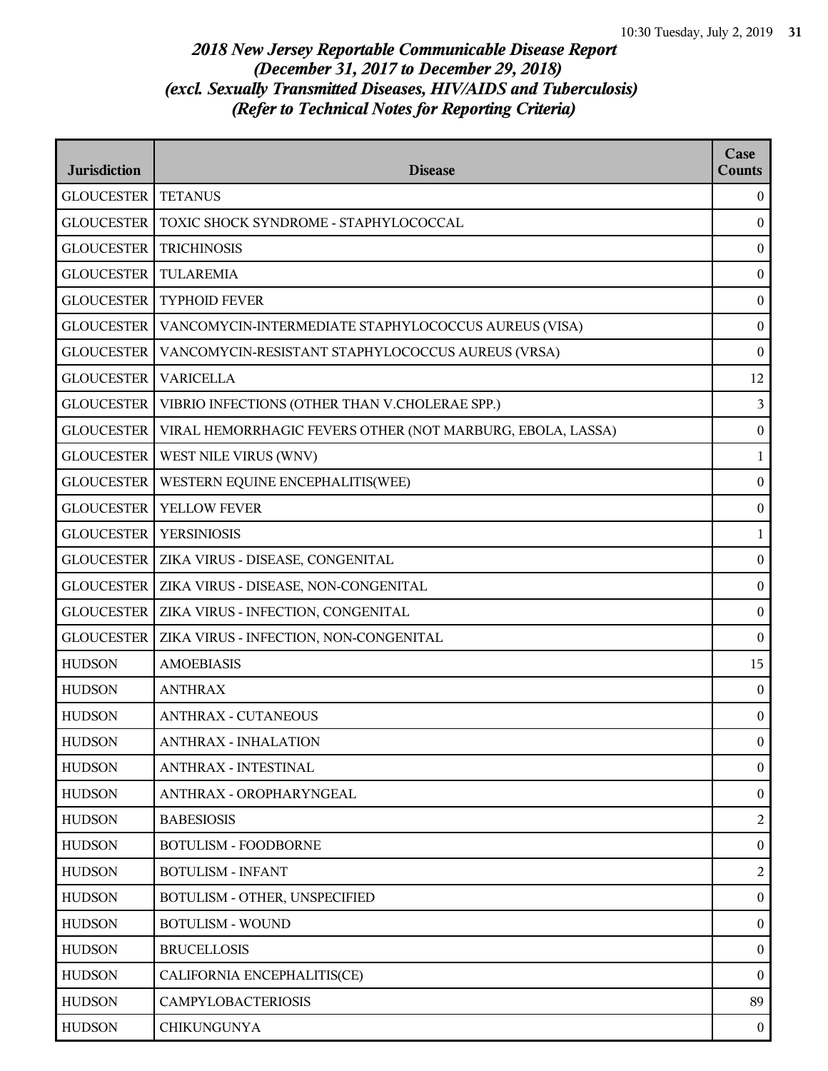*2018 New Jersey Reportable Communicable Disease Report*
*(December 31, 2017 to December 29, 2018)*
*(excl. Sexually Transmitted Diseases, HIV/AIDS and Tuberculosis)*
*(Refer to Technical Notes for Reporting Criteria)*

| Jurisdiction | Disease | Case Counts |
|---|---|---|
| GLOUCESTER | TETANUS | 0 |
| GLOUCESTER | TOXIC SHOCK SYNDROME - STAPHYLOCOCCAL | 0 |
| GLOUCESTER | TRICHINOSIS | 0 |
| GLOUCESTER | TULAREMIA | 0 |
| GLOUCESTER | TYPHOID FEVER | 0 |
| GLOUCESTER | VANCOMYCIN-INTERMEDIATE STAPHYLOCOCCUS AUREUS (VISA) | 0 |
| GLOUCESTER | VANCOMYCIN-RESISTANT STAPHYLOCOCCUS AUREUS (VRSA) | 0 |
| GLOUCESTER | VARICELLA | 12 |
| GLOUCESTER | VIBRIO INFECTIONS (OTHER THAN V.CHOLERAE SPP.) | 3 |
| GLOUCESTER | VIRAL HEMORRHAGIC FEVERS OTHER (NOT MARBURG, EBOLA, LASSA) | 0 |
| GLOUCESTER | WEST NILE VIRUS (WNV) | 1 |
| GLOUCESTER | WESTERN EQUINE ENCEPHALITIS(WEE) | 0 |
| GLOUCESTER | YELLOW FEVER | 0 |
| GLOUCESTER | YERSINIOSIS | 1 |
| GLOUCESTER | ZIKA VIRUS - DISEASE, CONGENITAL | 0 |
| GLOUCESTER | ZIKA VIRUS - DISEASE, NON-CONGENITAL | 0 |
| GLOUCESTER | ZIKA VIRUS - INFECTION, CONGENITAL | 0 |
| GLOUCESTER | ZIKA VIRUS - INFECTION, NON-CONGENITAL | 0 |
| HUDSON | AMOEBIASIS | 15 |
| HUDSON | ANTHRAX | 0 |
| HUDSON | ANTHRAX - CUTANEOUS | 0 |
| HUDSON | ANTHRAX - INHALATION | 0 |
| HUDSON | ANTHRAX - INTESTINAL | 0 |
| HUDSON | ANTHRAX - OROPHARYNGEAL | 0 |
| HUDSON | BABESIOSIS | 2 |
| HUDSON | BOTULISM - FOODBORNE | 0 |
| HUDSON | BOTULISM - INFANT | 2 |
| HUDSON | BOTULISM - OTHER, UNSPECIFIED | 0 |
| HUDSON | BOTULISM - WOUND | 0 |
| HUDSON | BRUCELLOSIS | 0 |
| HUDSON | CALIFORNIA ENCEPHALITIS(CE) | 0 |
| HUDSON | CAMPYLOBACTERIOSIS | 89 |
| HUDSON | CHIKUNGUNYA | 0 |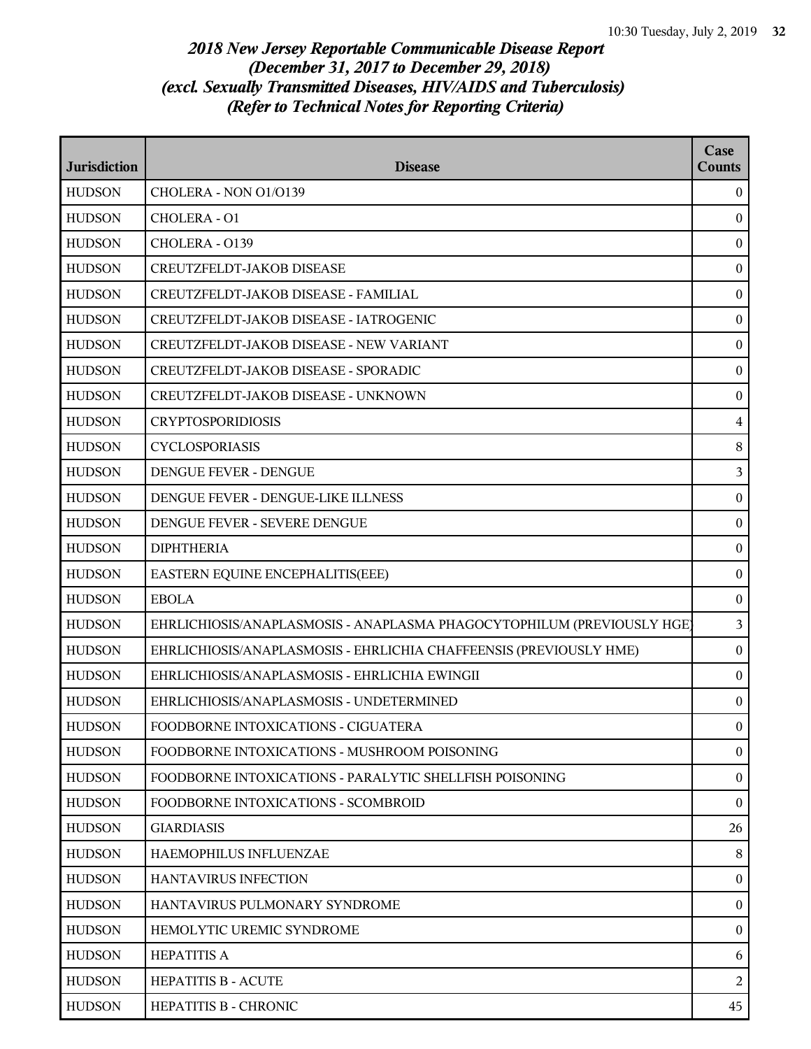*2018 New Jersey Reportable Communicable Disease Report*
*(December 31, 2017 to December 29, 2018)*
*(excl. Sexually Transmitted Diseases, HIV/AIDS and Tuberculosis)*
*(Refer to Technical Notes for Reporting Criteria)*

| Jurisdiction | Disease | Case Counts |
|---|---|---|
| HUDSON | CHOLERA - NON O1/O139 | 0 |
| HUDSON | CHOLERA - O1 | 0 |
| HUDSON | CHOLERA - O139 | 0 |
| HUDSON | CREUTZFELDT-JAKOB DISEASE | 0 |
| HUDSON | CREUTZFELDT-JAKOB DISEASE - FAMILIAL | 0 |
| HUDSON | CREUTZFELDT-JAKOB DISEASE - IATROGENIC | 0 |
| HUDSON | CREUTZFELDT-JAKOB DISEASE - NEW VARIANT | 0 |
| HUDSON | CREUTZFELDT-JAKOB DISEASE - SPORADIC | 0 |
| HUDSON | CREUTZFELDT-JAKOB DISEASE - UNKNOWN | 0 |
| HUDSON | CRYPTOSPORIDIOSIS | 4 |
| HUDSON | CYCLOSPORIASIS | 8 |
| HUDSON | DENGUE FEVER - DENGUE | 3 |
| HUDSON | DENGUE FEVER - DENGUE-LIKE ILLNESS | 0 |
| HUDSON | DENGUE FEVER - SEVERE DENGUE | 0 |
| HUDSON | DIPHTHERIA | 0 |
| HUDSON | EASTERN EQUINE ENCEPHALITIS(EEE) | 0 |
| HUDSON | EBOLA | 0 |
| HUDSON | EHRLICHIOSIS/ANAPLASMOSIS - ANAPLASMA PHAGOCYTOPHILUM (PREVIOUSLY HGE) | 3 |
| HUDSON | EHRLICHIOSIS/ANAPLASMOSIS - EHRLICHIA CHAFFEENSIS (PREVIOUSLY HME) | 0 |
| HUDSON | EHRLICHIOSIS/ANAPLASMOSIS - EHRLICHIA EWINGII | 0 |
| HUDSON | EHRLICHIOSIS/ANAPLASMOSIS - UNDETERMINED | 0 |
| HUDSON | FOODBORNE INTOXICATIONS - CIGUATERA | 0 |
| HUDSON | FOODBORNE INTOXICATIONS - MUSHROOM POISONING | 0 |
| HUDSON | FOODBORNE INTOXICATIONS - PARALYTIC SHELLFISH POISONING | 0 |
| HUDSON | FOODBORNE INTOXICATIONS - SCOMBROID | 0 |
| HUDSON | GIARDIASIS | 26 |
| HUDSON | HAEMOPHILUS INFLUENZAE | 8 |
| HUDSON | HANTAVIRUS INFECTION | 0 |
| HUDSON | HANTAVIRUS PULMONARY SYNDROME | 0 |
| HUDSON | HEMOLYTIC UREMIC SYNDROME | 0 |
| HUDSON | HEPATITIS A | 6 |
| HUDSON | HEPATITIS B - ACUTE | 2 |
| HUDSON | HEPATITIS B - CHRONIC | 45 |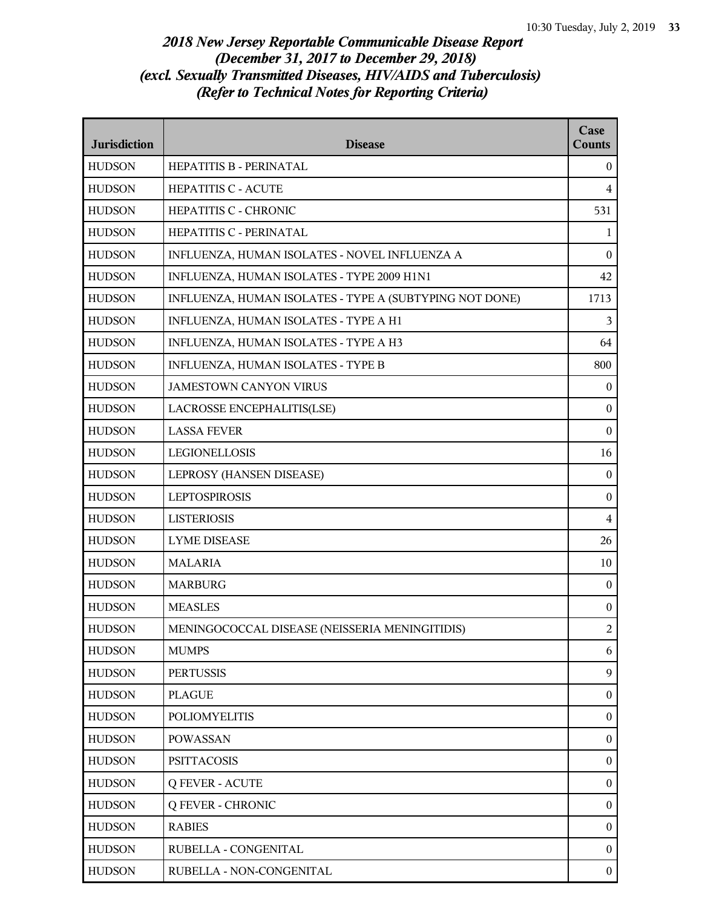*2018 New Jersey Reportable Communicable Disease Report*
*(December 31, 2017 to December 29, 2018)*
*(excl. Sexually Transmitted Diseases, HIV/AIDS and Tuberculosis)*
*(Refer to Technical Notes for Reporting Criteria)*

| Jurisdiction | Disease | Case Counts |
|---|---|---|
| HUDSON | HEPATITIS B - PERINATAL | 0 |
| HUDSON | HEPATITIS C - ACUTE | 4 |
| HUDSON | HEPATITIS C - CHRONIC | 531 |
| HUDSON | HEPATITIS C - PERINATAL | 1 |
| HUDSON | INFLUENZA, HUMAN ISOLATES - NOVEL INFLUENZA A | 0 |
| HUDSON | INFLUENZA, HUMAN ISOLATES - TYPE 2009 H1N1 | 42 |
| HUDSON | INFLUENZA, HUMAN ISOLATES - TYPE A (SUBTYPING NOT DONE) | 1713 |
| HUDSON | INFLUENZA, HUMAN ISOLATES - TYPE A H1 | 3 |
| HUDSON | INFLUENZA, HUMAN ISOLATES - TYPE A H3 | 64 |
| HUDSON | INFLUENZA, HUMAN ISOLATES - TYPE B | 800 |
| HUDSON | JAMESTOWN CANYON VIRUS | 0 |
| HUDSON | LACROSSE ENCEPHALITIS(LSE) | 0 |
| HUDSON | LASSA FEVER | 0 |
| HUDSON | LEGIONELLOSIS | 16 |
| HUDSON | LEPROSY (HANSEN DISEASE) | 0 |
| HUDSON | LEPTOSPIROSIS | 0 |
| HUDSON | LISTERIOSIS | 4 |
| HUDSON | LYME DISEASE | 26 |
| HUDSON | MALARIA | 10 |
| HUDSON | MARBURG | 0 |
| HUDSON | MEASLES | 0 |
| HUDSON | MENINGOCOCCAL DISEASE (NEISSERIA MENINGITIDIS) | 2 |
| HUDSON | MUMPS | 6 |
| HUDSON | PERTUSSIS | 9 |
| HUDSON | PLAGUE | 0 |
| HUDSON | POLIOMYELITIS | 0 |
| HUDSON | POWASSAN | 0 |
| HUDSON | PSITTACOSIS | 0 |
| HUDSON | Q FEVER - ACUTE | 0 |
| HUDSON | Q FEVER - CHRONIC | 0 |
| HUDSON | RABIES | 0 |
| HUDSON | RUBELLA - CONGENITAL | 0 |
| HUDSON | RUBELLA - NON-CONGENITAL | 0 |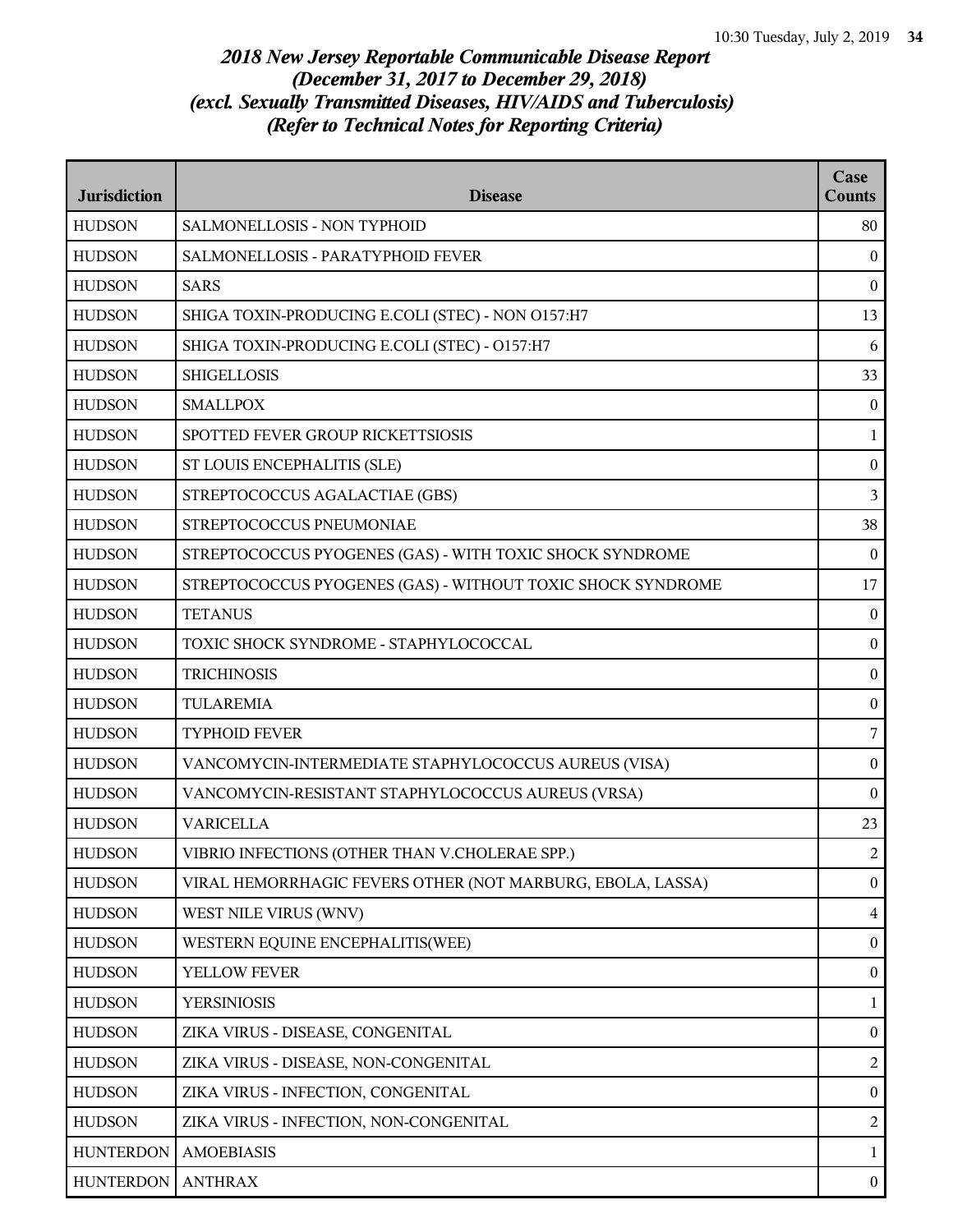# 2018 New Jersey Reportable Communicable Disease Report
## (December 31, 2017 to December 29, 2018)
## (excl. Sexually Transmitted Diseases, HIV/AIDS and Tuberculosis)
## (Refer to Technical Notes for Reporting Criteria)

| Jurisdiction | Disease | Case Counts |
|---|---|---|
| HUDSON | SALMONELLOSIS - NON TYPHOID | 80 |
| HUDSON | SALMONELLOSIS - PARATYPHOID FEVER | 0 |
| HUDSON | SARS | 0 |
| HUDSON | SHIGA TOXIN-PRODUCING E.COLI (STEC) - NON O157:H7 | 13 |
| HUDSON | SHIGA TOXIN-PRODUCING E.COLI (STEC) - O157:H7 | 6 |
| HUDSON | SHIGELLOSIS | 33 |
| HUDSON | SMALLPOX | 0 |
| HUDSON | SPOTTED FEVER GROUP RICKETTSIOSIS | 1 |
| HUDSON | ST LOUIS ENCEPHALITIS (SLE) | 0 |
| HUDSON | STREPTOCOCCUS AGALACTIAE (GBS) | 3 |
| HUDSON | STREPTOCOCCUS PNEUMONIAE | 38 |
| HUDSON | STREPTOCOCCUS PYOGENES (GAS) - WITH TOXIC SHOCK SYNDROME | 0 |
| HUDSON | STREPTOCOCCUS PYOGENES (GAS) - WITHOUT TOXIC SHOCK SYNDROME | 17 |
| HUDSON | TETANUS | 0 |
| HUDSON | TOXIC SHOCK SYNDROME - STAPHYLOCOCCAL | 0 |
| HUDSON | TRICHINOSIS | 0 |
| HUDSON | TULAREMIA | 0 |
| HUDSON | TYPHOID FEVER | 7 |
| HUDSON | VANCOMYCIN-INTERMEDIATE STAPHYLOCOCCUS AUREUS (VISA) | 0 |
| HUDSON | VANCOMYCIN-RESISTANT STAPHYLOCOCCUS AUREUS (VRSA) | 0 |
| HUDSON | VARICELLA | 23 |
| HUDSON | VIBRIO INFECTIONS (OTHER THAN V.CHOLERAE SPP.) | 2 |
| HUDSON | VIRAL HEMORRHAGIC FEVERS OTHER (NOT MARBURG, EBOLA, LASSA) | 0 |
| HUDSON | WEST NILE VIRUS (WNV) | 4 |
| HUDSON | WESTERN EQUINE ENCEPHALITIS(WEE) | 0 |
| HUDSON | YELLOW FEVER | 0 |
| HUDSON | YERSINIOSIS | 1 |
| HUDSON | ZIKA VIRUS - DISEASE, CONGENITAL | 0 |
| HUDSON | ZIKA VIRUS - DISEASE, NON-CONGENITAL | 2 |
| HUDSON | ZIKA VIRUS - INFECTION, CONGENITAL | 0 |
| HUDSON | ZIKA VIRUS - INFECTION, NON-CONGENITAL | 2 |
| HUNTERDON | AMOEBIASIS | 1 |
| HUNTERDON | ANTHRAX | 0 |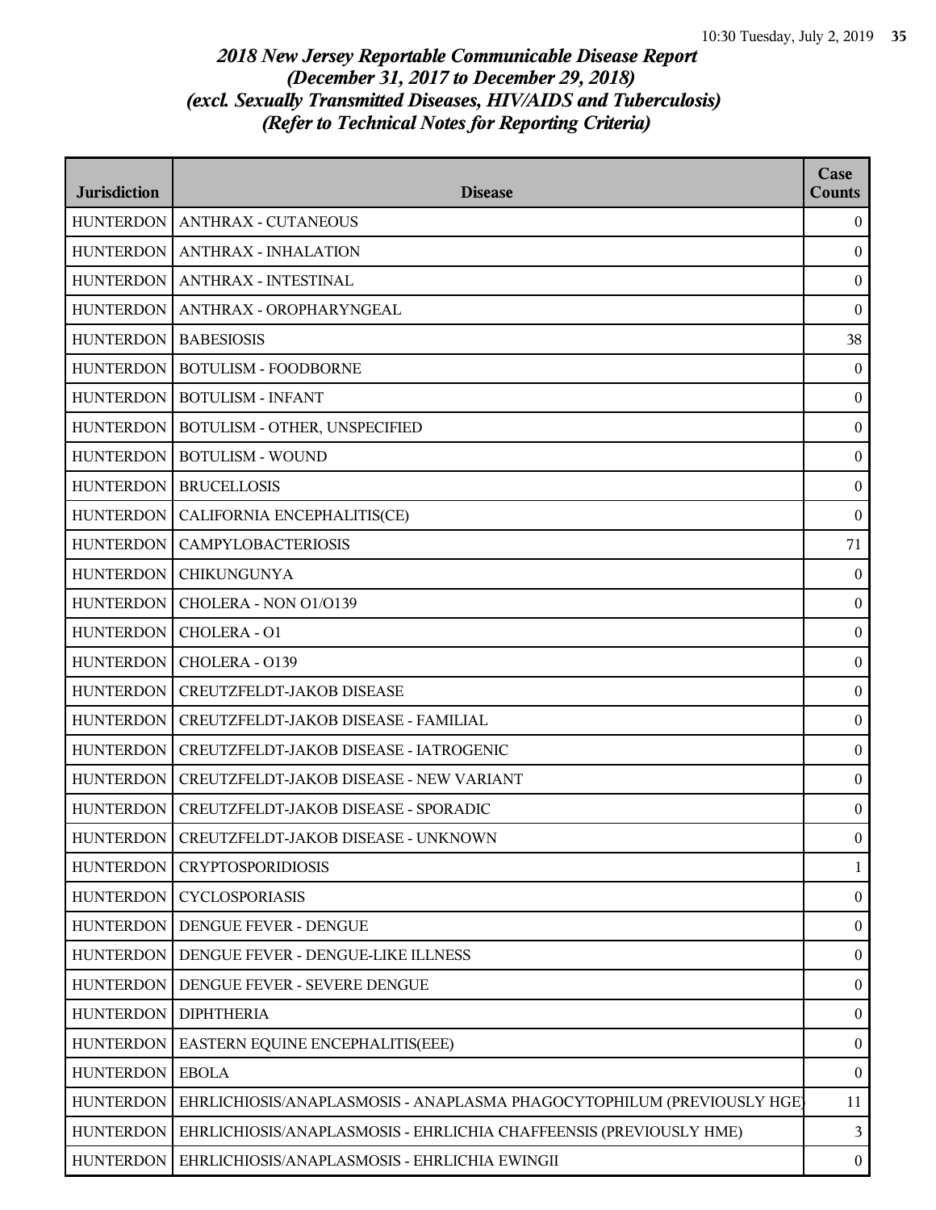# *2018 New Jersey Reportable Communicable Disease Report*
# *(December 31, 2017 to December 29, 2018)*
# *(excl. Sexually Transmitted Diseases, HIV/AIDS and Tuberculosis)*
# *(Refer to Technical Notes for Reporting Criteria)*

| Jurisdiction | Disease | Case Counts |
|---|---|---|
| HUNTERDON | ANTHRAX - CUTANEOUS | 0 |
| HUNTERDON | ANTHRAX - INHALATION | 0 |
| HUNTERDON | ANTHRAX - INTESTINAL | 0 |
| HUNTERDON | ANTHRAX - OROPHARYNGEAL | 0 |
| HUNTERDON | BABESIOSIS | 38 |
| HUNTERDON | BOTULISM - FOODBORNE | 0 |
| HUNTERDON | BOTULISM - INFANT | 0 |
| HUNTERDON | BOTULISM - OTHER, UNSPECIFIED | 0 |
| HUNTERDON | BOTULISM - WOUND | 0 |
| HUNTERDON | BRUCELLOSIS | 0 |
| HUNTERDON | CALIFORNIA ENCEPHALITIS(CE) | 0 |
| HUNTERDON | CAMPYLOBACTERIOSIS | 71 |
| HUNTERDON | CHIKUNGUNYA | 0 |
| HUNTERDON | CHOLERA - NON O1/O139 | 0 |
| HUNTERDON | CHOLERA - O1 | 0 |
| HUNTERDON | CHOLERA - O139 | 0 |
| HUNTERDON | CREUTZFELDT-JAKOB DISEASE | 0 |
| HUNTERDON | CREUTZFELDT-JAKOB DISEASE - FAMILIAL | 0 |
| HUNTERDON | CREUTZFELDT-JAKOB DISEASE - IATROGENIC | 0 |
| HUNTERDON | CREUTZFELDT-JAKOB DISEASE - NEW VARIANT | 0 |
| HUNTERDON | CREUTZFELDT-JAKOB DISEASE - SPORADIC | 0 |
| HUNTERDON | CREUTZFELDT-JAKOB DISEASE - UNKNOWN | 0 |
| HUNTERDON | CRYPTOSPORIDIOSIS | 1 |
| HUNTERDON | CYCLOSPORIASIS | 0 |
| HUNTERDON | DENGUE FEVER - DENGUE | 0 |
| HUNTERDON | DENGUE FEVER - DENGUE-LIKE ILLNESS | 0 |
| HUNTERDON | DENGUE FEVER - SEVERE DENGUE | 0 |
| HUNTERDON | DIPHTHERIA | 0 |
| HUNTERDON | EASTERN EQUINE ENCEPHALITIS(EEE) | 0 |
| HUNTERDON | EBOLA | 0 |
| HUNTERDON | EHRLICHIOSIS/ANAPLASMOSIS - ANAPLASMA PHAGOCYTOPHILUM (PREVIOUSLY HGE) | 11 |
| HUNTERDON | EHRLICHIOSIS/ANAPLASMOSIS - EHRLICHIA CHAFFEENSIS (PREVIOUSLY HME) | 3 |
| HUNTERDON | EHRLICHIOSIS/ANAPLASMOSIS - EHRLICHIA EWINGII | 0 |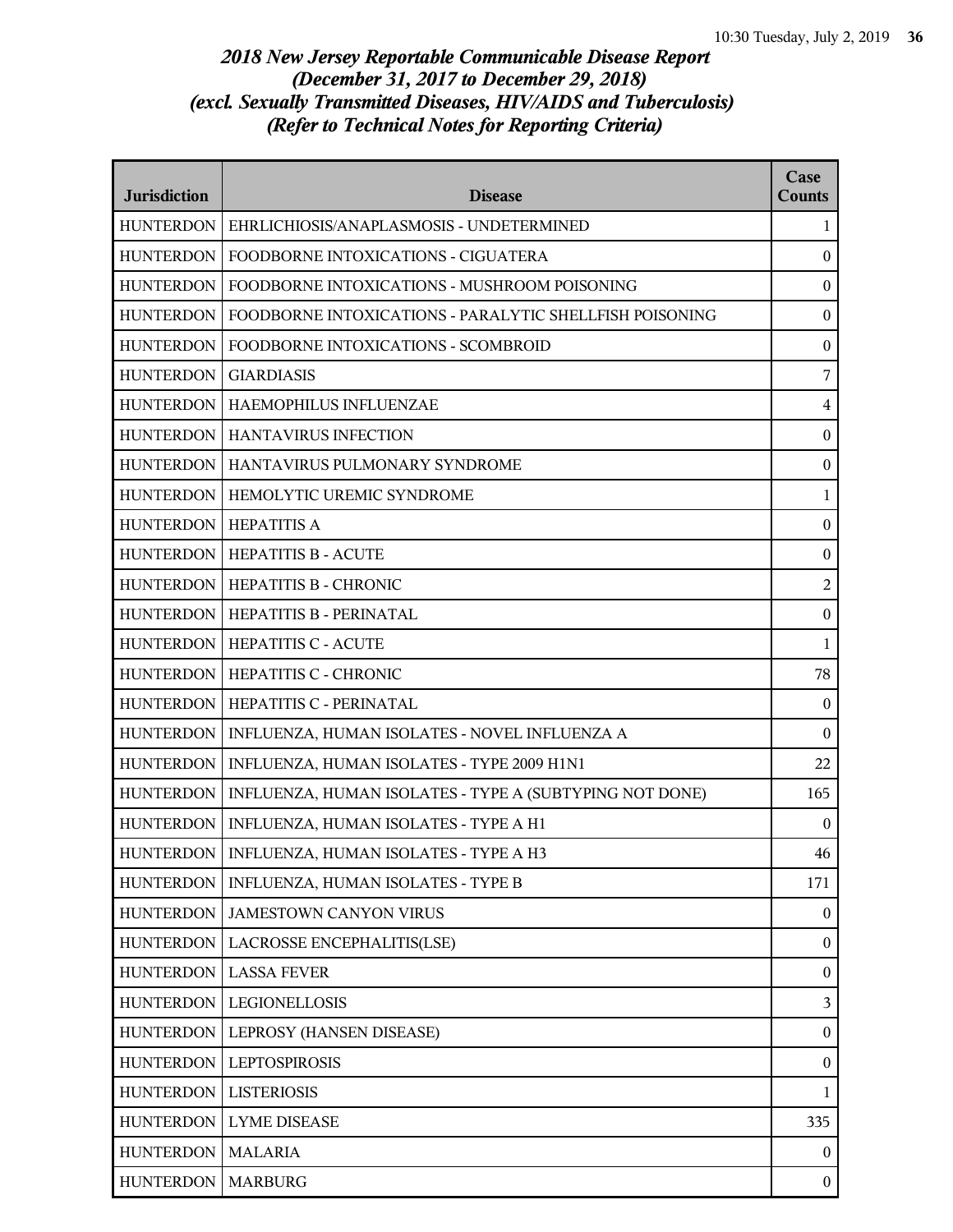*2018 New Jersey Reportable Communicable Disease Report*
*(December 31, 2017 to December 29, 2018)*
*(excl. Sexually Transmitted Diseases, HIV/AIDS and Tuberculosis)*
*(Refer to Technical Notes for Reporting Criteria)*

| Jurisdiction | Disease | Case Counts |
|---|---|---|
| HUNTERDON | EHRLICHIOSIS/ANAPLASMOSIS - UNDETERMINED | 1 |
| HUNTERDON | FOODBORNE INTOXICATIONS - CIGUATERA | 0 |
| HUNTERDON | FOODBORNE INTOXICATIONS - MUSHROOM POISONING | 0 |
| HUNTERDON | FOODBORNE INTOXICATIONS - PARALYTIC SHELLFISH POISONING | 0 |
| HUNTERDON | FOODBORNE INTOXICATIONS - SCOMBROID | 0 |
| HUNTERDON | GIARDIASIS | 7 |
| HUNTERDON | HAEMOPHILUS INFLUENZAE | 4 |
| HUNTERDON | HANTAVIRUS INFECTION | 0 |
| HUNTERDON | HANTAVIRUS PULMONARY SYNDROME | 0 |
| HUNTERDON | HEMOLYTIC UREMIC SYNDROME | 1 |
| HUNTERDON | HEPATITIS A | 0 |
| HUNTERDON | HEPATITIS B - ACUTE | 0 |
| HUNTERDON | HEPATITIS B - CHRONIC | 2 |
| HUNTERDON | HEPATITIS B - PERINATAL | 0 |
| HUNTERDON | HEPATITIS C - ACUTE | 1 |
| HUNTERDON | HEPATITIS C - CHRONIC | 78 |
| HUNTERDON | HEPATITIS C - PERINATAL | 0 |
| HUNTERDON | INFLUENZA, HUMAN ISOLATES - NOVEL INFLUENZA A | 0 |
| HUNTERDON | INFLUENZA, HUMAN ISOLATES - TYPE 2009 H1N1 | 22 |
| HUNTERDON | INFLUENZA, HUMAN ISOLATES - TYPE A (SUBTYPING NOT DONE) | 165 |
| HUNTERDON | INFLUENZA, HUMAN ISOLATES - TYPE A H1 | 0 |
| HUNTERDON | INFLUENZA, HUMAN ISOLATES - TYPE A H3 | 46 |
| HUNTERDON | INFLUENZA, HUMAN ISOLATES - TYPE B | 171 |
| HUNTERDON | JAMESTOWN CANYON VIRUS | 0 |
| HUNTERDON | LACROSSE ENCEPHALITIS(LSE) | 0 |
| HUNTERDON | LASSA FEVER | 0 |
| HUNTERDON | LEGIONELLOSIS | 3 |
| HUNTERDON | LEPROSY (HANSEN DISEASE) | 0 |
| HUNTERDON | LEPTOSPIROSIS | 0 |
| HUNTERDON | LISTERIOSIS | 1 |
| HUNTERDON | LYME DISEASE | 335 |
| HUNTERDON | MALARIA | 0 |
| HUNTERDON | MARBURG | 0 |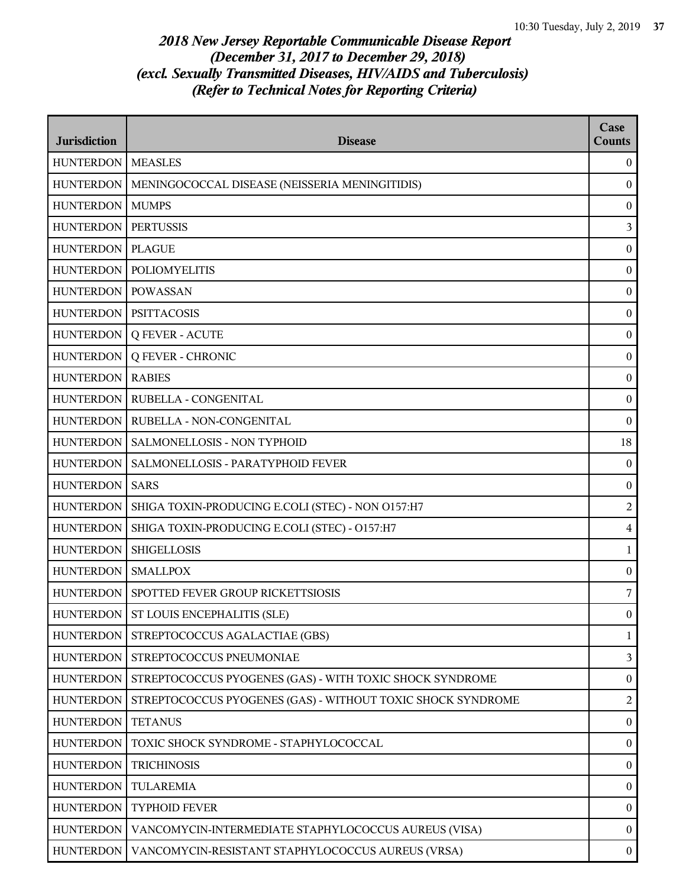# *2018 New Jersey Reportable Communicable Disease Report*
# *(December 31, 2017 to December 29, 2018)*
# *(excl. Sexually Transmitted Diseases, HIV/AIDS and Tuberculosis)*
# *(Refer to Technical Notes for Reporting Criteria)*

| Jurisdiction | Disease | Case Counts |
|---|---|---|
| HUNTERDON | MEASLES | 0 |
| HUNTERDON | MENINGOCOCCAL DISEASE (NEISSERIA MENINGITIDIS) | 0 |
| HUNTERDON | MUMPS | 0 |
| HUNTERDON | PERTUSSIS | 3 |
| HUNTERDON | PLAGUE | 0 |
| HUNTERDON | POLIOMYELITIS | 0 |
| HUNTERDON | POWASSAN | 0 |
| HUNTERDON | PSITTACOSIS | 0 |
| HUNTERDON | Q FEVER - ACUTE | 0 |
| HUNTERDON | Q FEVER - CHRONIC | 0 |
| HUNTERDON | RABIES | 0 |
| HUNTERDON | RUBELLA - CONGENITAL | 0 |
| HUNTERDON | RUBELLA - NON-CONGENITAL | 0 |
| HUNTERDON | SALMONELLOSIS - NON TYPHOID | 18 |
| HUNTERDON | SALMONELLOSIS - PARATYPHOID FEVER | 0 |
| HUNTERDON | SARS | 0 |
| HUNTERDON | SHIGA TOXIN-PRODUCING E.COLI (STEC) - NON O157:H7 | 2 |
| HUNTERDON | SHIGA TOXIN-PRODUCING E.COLI (STEC) - O157:H7 | 4 |
| HUNTERDON | SHIGELLOSIS | 1 |
| HUNTERDON | SMALLPOX | 0 |
| HUNTERDON | SPOTTED FEVER GROUP RICKETTSIOSIS | 7 |
| HUNTERDON | ST LOUIS ENCEPHALITIS (SLE) | 0 |
| HUNTERDON | STREPTOCOCCUS AGALACTIAE (GBS) | 1 |
| HUNTERDON | STREPTOCOCCUS PNEUMONIAE | 3 |
| HUNTERDON | STREPTOCOCCUS PYOGENES (GAS) - WITH TOXIC SHOCK SYNDROME | 0 |
| HUNTERDON | STREPTOCOCCUS PYOGENES (GAS) - WITHOUT TOXIC SHOCK SYNDROME | 2 |
| HUNTERDON | TETANUS | 0 |
| HUNTERDON | TOXIC SHOCK SYNDROME - STAPHYLOCOCCAL | 0 |
| HUNTERDON | TRICHINOSIS | 0 |
| HUNTERDON | TULAREMIA | 0 |
| HUNTERDON | TYPHOID FEVER | 0 |
| HUNTERDON | VANCOMYCIN-INTERMEDIATE STAPHYLOCOCCUS AUREUS (VISA) | 0 |
| HUNTERDON | VANCOMYCIN-RESISTANT STAPHYLOCOCCUS AUREUS (VRSA) | 0 |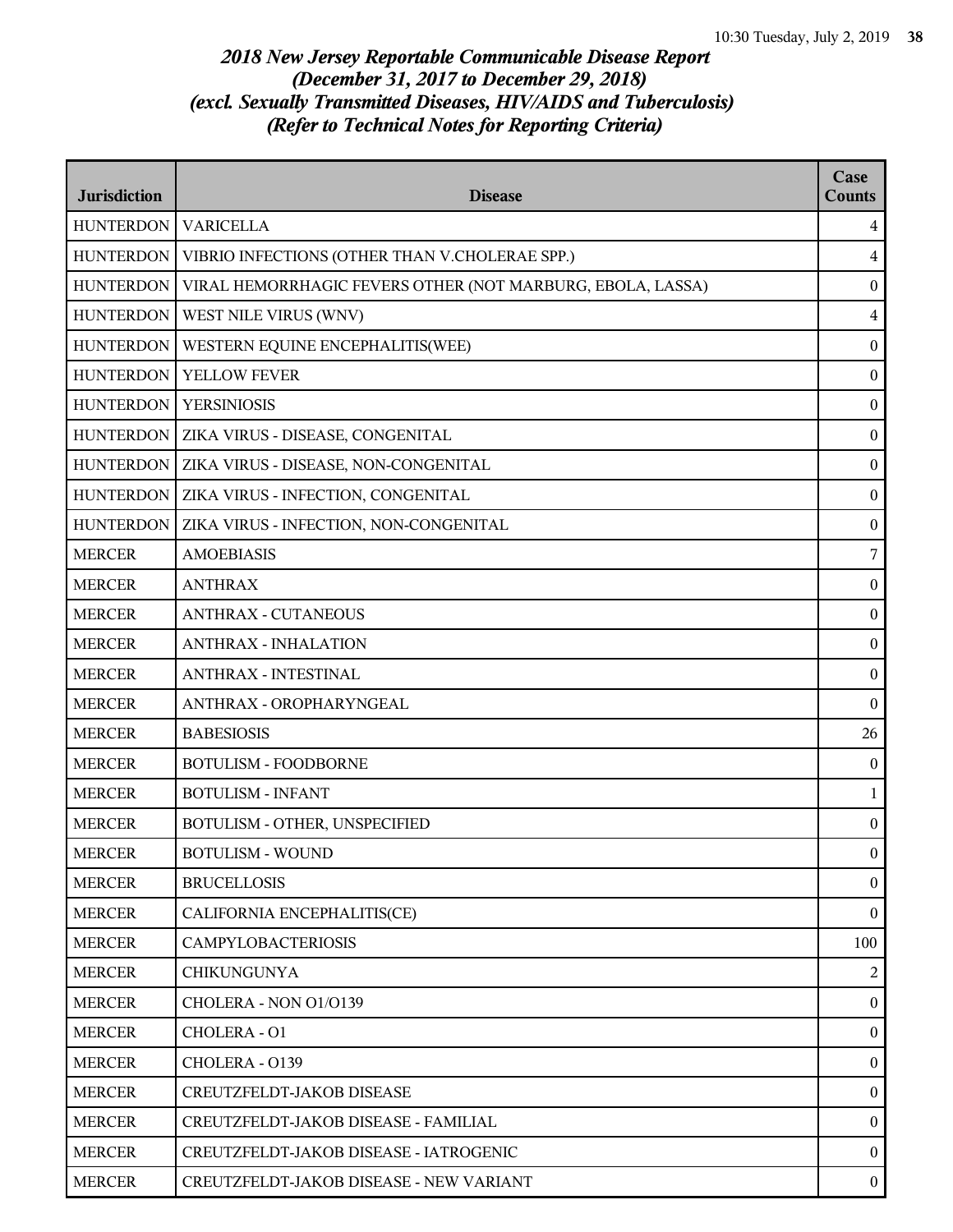*2018 New Jersey Reportable Communicable Disease Report*
*(December 31, 2017 to December 29, 2018)*
*(excl. Sexually Transmitted Diseases, HIV/AIDS and Tuberculosis)*
*(Refer to Technical Notes for Reporting Criteria)*

| Jurisdiction | Disease | Case Counts |
|---|---|---|
| HUNTERDON | VARICELLA | 4 |
| HUNTERDON | VIBRIO INFECTIONS (OTHER THAN V.CHOLERAE SPP.) | 4 |
| HUNTERDON | VIRAL HEMORRHAGIC FEVERS OTHER (NOT MARBURG, EBOLA, LASSA) | 0 |
| HUNTERDON | WEST NILE VIRUS (WNV) | 4 |
| HUNTERDON | WESTERN EQUINE ENCEPHALITIS(WEE) | 0 |
| HUNTERDON | YELLOW FEVER | 0 |
| HUNTERDON | YERSINIOSIS | 0 |
| HUNTERDON | ZIKA VIRUS - DISEASE, CONGENITAL | 0 |
| HUNTERDON | ZIKA VIRUS - DISEASE, NON-CONGENITAL | 0 |
| HUNTERDON | ZIKA VIRUS - INFECTION, CONGENITAL | 0 |
| HUNTERDON | ZIKA VIRUS - INFECTION, NON-CONGENITAL | 0 |
| MERCER | AMOEBIASIS | 7 |
| MERCER | ANTHRAX | 0 |
| MERCER | ANTHRAX - CUTANEOUS | 0 |
| MERCER | ANTHRAX - INHALATION | 0 |
| MERCER | ANTHRAX - INTESTINAL | 0 |
| MERCER | ANTHRAX - OROPHARYNGEAL | 0 |
| MERCER | BABESIOSIS | 26 |
| MERCER | BOTULISM - FOODBORNE | 0 |
| MERCER | BOTULISM - INFANT | 1 |
| MERCER | BOTULISM - OTHER, UNSPECIFIED | 0 |
| MERCER | BOTULISM - WOUND | 0 |
| MERCER | BRUCELLOSIS | 0 |
| MERCER | CALIFORNIA ENCEPHALITIS(CE) | 0 |
| MERCER | CAMPYLOBACTERIOSIS | 100 |
| MERCER | CHIKUNGUNYA | 2 |
| MERCER | CHOLERA - NON O1/O139 | 0 |
| MERCER | CHOLERA - O1 | 0 |
| MERCER | CHOLERA - O139 | 0 |
| MERCER | CREUTZFELDT-JAKOB DISEASE | 0 |
| MERCER | CREUTZFELDT-JAKOB DISEASE - FAMILIAL | 0 |
| MERCER | CREUTZFELDT-JAKOB DISEASE - IATROGENIC | 0 |
| MERCER | CREUTZFELDT-JAKOB DISEASE - NEW VARIANT | 0 |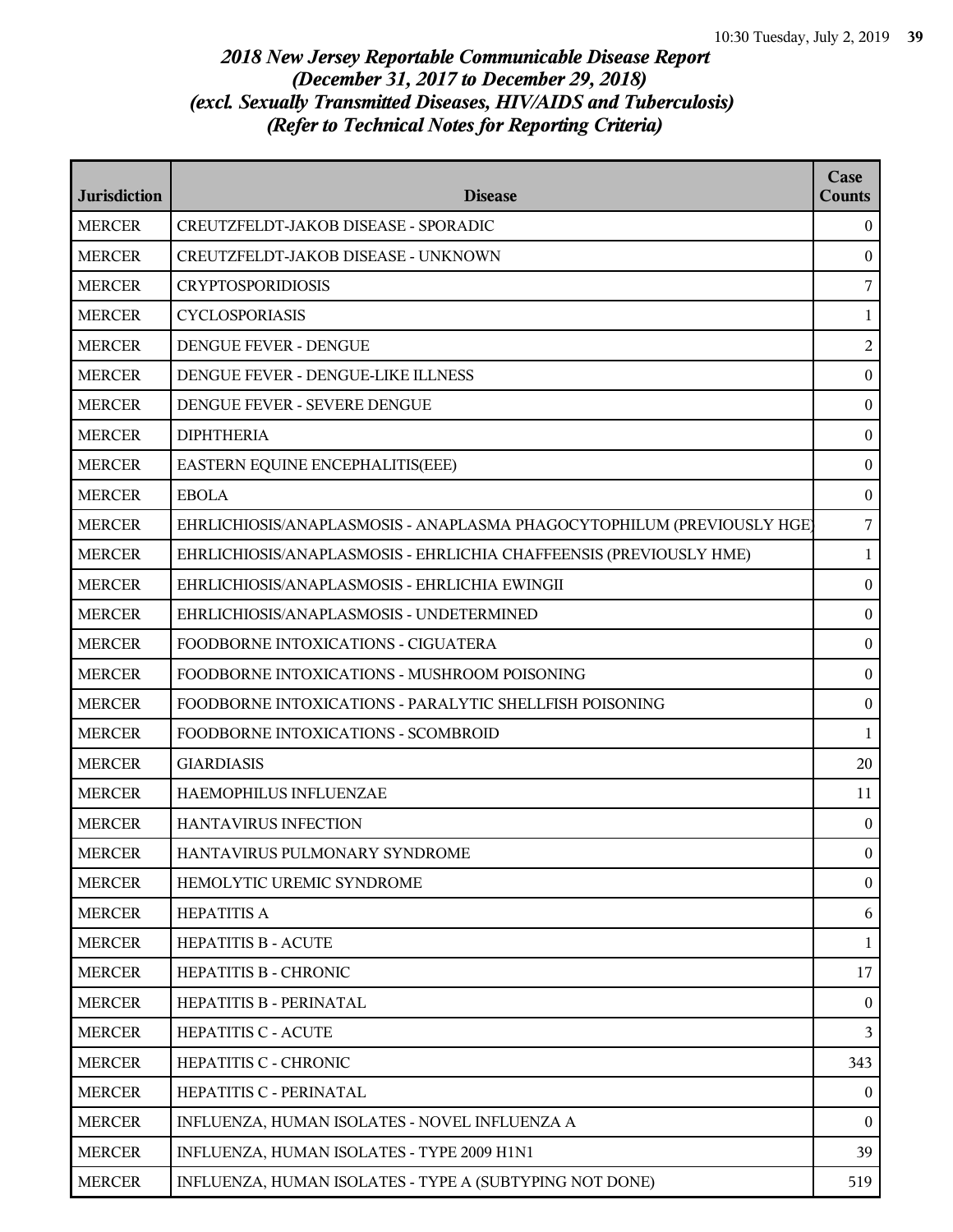*2018 New Jersey Reportable Communicable Disease Report*
*(December 31, 2017 to December 29, 2018)*
*(excl. Sexually Transmitted Diseases, HIV/AIDS and Tuberculosis)*
*(Refer to Technical Notes for Reporting Criteria)*

| Jurisdiction | Disease | Case Counts |
|---|---|---|
| MERCER | CREUTZFELDT-JAKOB DISEASE - SPORADIC | 0 |
| MERCER | CREUTZFELDT-JAKOB DISEASE - UNKNOWN | 0 |
| MERCER | CRYPTOSPORIDIOSIS | 7 |
| MERCER | CYCLOSPORIASIS | 1 |
| MERCER | DENGUE FEVER - DENGUE | 2 |
| MERCER | DENGUE FEVER - DENGUE-LIKE ILLNESS | 0 |
| MERCER | DENGUE FEVER - SEVERE DENGUE | 0 |
| MERCER | DIPHTHERIA | 0 |
| MERCER | EASTERN EQUINE ENCEPHALITIS(EEE) | 0 |
| MERCER | EBOLA | 0 |
| MERCER | EHRLICHIOSIS/ANAPLASMOSIS - ANAPLASMA PHAGOCYTOPHILUM (PREVIOUSLY HGE) | 7 |
| MERCER | EHRLICHIOSIS/ANAPLASMOSIS - EHRLICHIA CHAFFEENSIS (PREVIOUSLY HME) | 1 |
| MERCER | EHRLICHIOSIS/ANAPLASMOSIS - EHRLICHIA EWINGII | 0 |
| MERCER | EHRLICHIOSIS/ANAPLASMOSIS - UNDETERMINED | 0 |
| MERCER | FOODBORNE INTOXICATIONS - CIGUATERA | 0 |
| MERCER | FOODBORNE INTOXICATIONS - MUSHROOM POISONING | 0 |
| MERCER | FOODBORNE INTOXICATIONS - PARALYTIC SHELLFISH POISONING | 0 |
| MERCER | FOODBORNE INTOXICATIONS - SCOMBROID | 1 |
| MERCER | GIARDIASIS | 20 |
| MERCER | HAEMOPHILUS INFLUENZAE | 11 |
| MERCER | HANTAVIRUS INFECTION | 0 |
| MERCER | HANTAVIRUS PULMONARY SYNDROME | 0 |
| MERCER | HEMOLYTIC UREMIC SYNDROME | 0 |
| MERCER | HEPATITIS A | 6 |
| MERCER | HEPATITIS B - ACUTE | 1 |
| MERCER | HEPATITIS B - CHRONIC | 17 |
| MERCER | HEPATITIS B - PERINATAL | 0 |
| MERCER | HEPATITIS C - ACUTE | 3 |
| MERCER | HEPATITIS C - CHRONIC | 343 |
| MERCER | HEPATITIS C - PERINATAL | 0 |
| MERCER | INFLUENZA, HUMAN ISOLATES - NOVEL INFLUENZA A | 0 |
| MERCER | INFLUENZA, HUMAN ISOLATES - TYPE 2009 H1N1 | 39 |
| MERCER | INFLUENZA, HUMAN ISOLATES - TYPE A (SUBTYPING NOT DONE) | 519 |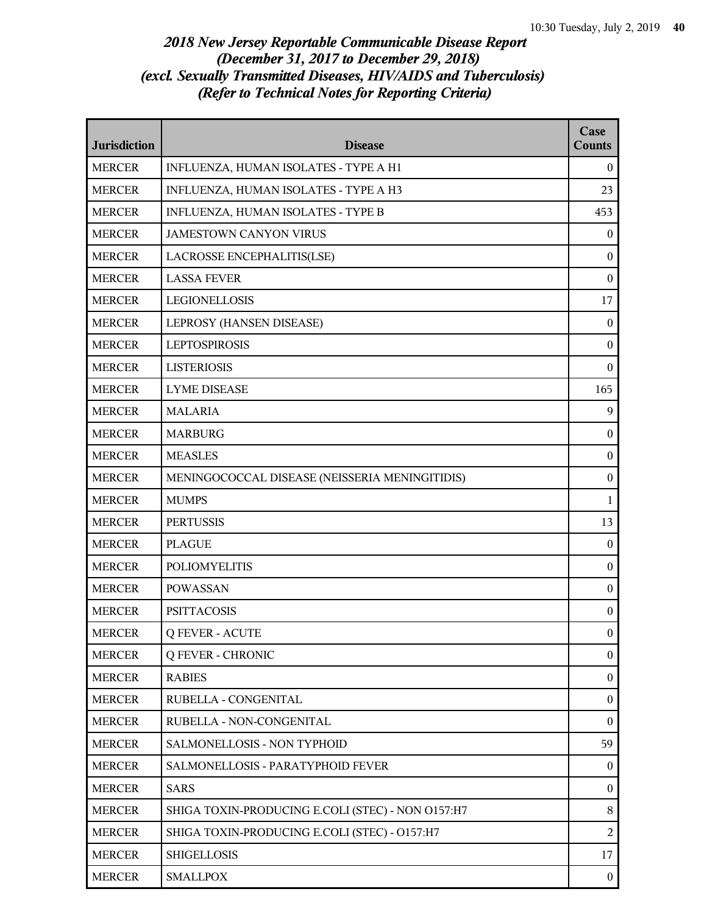*2018 New Jersey Reportable Communicable Disease Report*
*(December 31, 2017 to December 29, 2018)*
*(excl. Sexually Transmitted Diseases, HIV/AIDS and Tuberculosis)*
*(Refer to Technical Notes for Reporting Criteria)*

| Jurisdiction | Disease | Case Counts |
|---|---|---|
| MERCER | INFLUENZA, HUMAN ISOLATES - TYPE A H1 | 0 |
| MERCER | INFLUENZA, HUMAN ISOLATES - TYPE A H3 | 23 |
| MERCER | INFLUENZA, HUMAN ISOLATES - TYPE B | 453 |
| MERCER | JAMESTOWN CANYON VIRUS | 0 |
| MERCER | LACROSSE ENCEPHALITIS(LSE) | 0 |
| MERCER | LASSA FEVER | 0 |
| MERCER | LEGIONELLOSIS | 17 |
| MERCER | LEPROSY (HANSEN DISEASE) | 0 |
| MERCER | LEPTOSPIROSIS | 0 |
| MERCER | LISTERIOSIS | 0 |
| MERCER | LYME DISEASE | 165 |
| MERCER | MALARIA | 9 |
| MERCER | MARBURG | 0 |
| MERCER | MEASLES | 0 |
| MERCER | MENINGOCOCCAL DISEASE (NEISSERIA MENINGITIDIS) | 0 |
| MERCER | MUMPS | 1 |
| MERCER | PERTUSSIS | 13 |
| MERCER | PLAGUE | 0 |
| MERCER | POLIOMYELITIS | 0 |
| MERCER | POWASSAN | 0 |
| MERCER | PSITTACOSIS | 0 |
| MERCER | Q FEVER - ACUTE | 0 |
| MERCER | Q FEVER - CHRONIC | 0 |
| MERCER | RABIES | 0 |
| MERCER | RUBELLA - CONGENITAL | 0 |
| MERCER | RUBELLA - NON-CONGENITAL | 0 |
| MERCER | SALMONELLOSIS - NON TYPHOID | 59 |
| MERCER | SALMONELLOSIS - PARATYPHOID FEVER | 0 |
| MERCER | SARS | 0 |
| MERCER | SHIGA TOXIN-PRODUCING E.COLI (STEC) - NON O157:H7 | 8 |
| MERCER | SHIGA TOXIN-PRODUCING E.COLI (STEC) - O157:H7 | 2 |
| MERCER | SHIGELLOSIS | 17 |
| MERCER | SMALLPOX | 0 |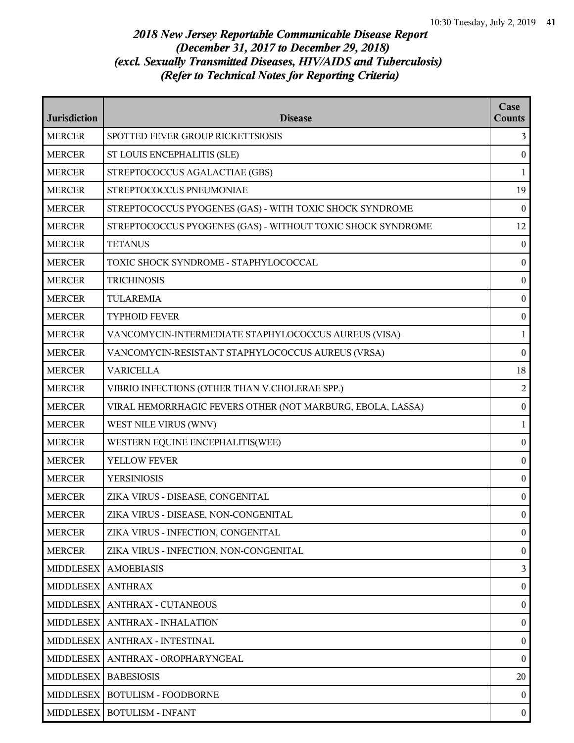*2018 New Jersey Reportable Communicable Disease Report*
*(December 31, 2017 to December 29, 2018)*
*(excl. Sexually Transmitted Diseases, HIV/AIDS and Tuberculosis)*
*(Refer to Technical Notes for Reporting Criteria)*

| Jurisdiction | Disease | Case Counts |
|---|---|---|
| MERCER | SPOTTED FEVER GROUP RICKETTSIOSIS | 3 |
| MERCER | ST LOUIS ENCEPHALITIS (SLE) | 0 |
| MERCER | STREPTOCOCCUS AGALACTIAE (GBS) | 1 |
| MERCER | STREPTOCOCCUS PNEUMONIAE | 19 |
| MERCER | STREPTOCOCCUS PYOGENES (GAS) - WITH TOXIC SHOCK SYNDROME | 0 |
| MERCER | STREPTOCOCCUS PYOGENES (GAS) - WITHOUT TOXIC SHOCK SYNDROME | 12 |
| MERCER | TETANUS | 0 |
| MERCER | TOXIC SHOCK SYNDROME - STAPHYLOCOCCAL | 0 |
| MERCER | TRICHINOSIS | 0 |
| MERCER | TULAREMIA | 0 |
| MERCER | TYPHOID FEVER | 0 |
| MERCER | VANCOMYCIN-INTERMEDIATE STAPHYLOCOCCUS AUREUS (VISA) | 1 |
| MERCER | VANCOMYCIN-RESISTANT STAPHYLOCOCCUS AUREUS (VRSA) | 0 |
| MERCER | VARICELLA | 18 |
| MERCER | VIBRIO INFECTIONS (OTHER THAN V.CHOLERAE SPP.) | 2 |
| MERCER | VIRAL HEMORRHAGIC FEVERS OTHER (NOT MARBURG, EBOLA, LASSA) | 0 |
| MERCER | WEST NILE VIRUS (WNV) | 1 |
| MERCER | WESTERN EQUINE ENCEPHALITIS(WEE) | 0 |
| MERCER | YELLOW FEVER | 0 |
| MERCER | YERSINIOSIS | 0 |
| MERCER | ZIKA VIRUS - DISEASE, CONGENITAL | 0 |
| MERCER | ZIKA VIRUS - DISEASE, NON-CONGENITAL | 0 |
| MERCER | ZIKA VIRUS - INFECTION, CONGENITAL | 0 |
| MERCER | ZIKA VIRUS - INFECTION, NON-CONGENITAL | 0 |
| MIDDLESEX | AMOEBIASIS | 3 |
| MIDDLESEX | ANTHRAX | 0 |
| MIDDLESEX | ANTHRAX - CUTANEOUS | 0 |
| MIDDLESEX | ANTHRAX - INHALATION | 0 |
| MIDDLESEX | ANTHRAX - INTESTINAL | 0 |
| MIDDLESEX | ANTHRAX - OROPHARYNGEAL | 0 |
| MIDDLESEX | BABESIOSIS | 20 |
| MIDDLESEX | BOTULISM - FOODBORNE | 0 |
| MIDDLESEX | BOTULISM - INFANT | 0 |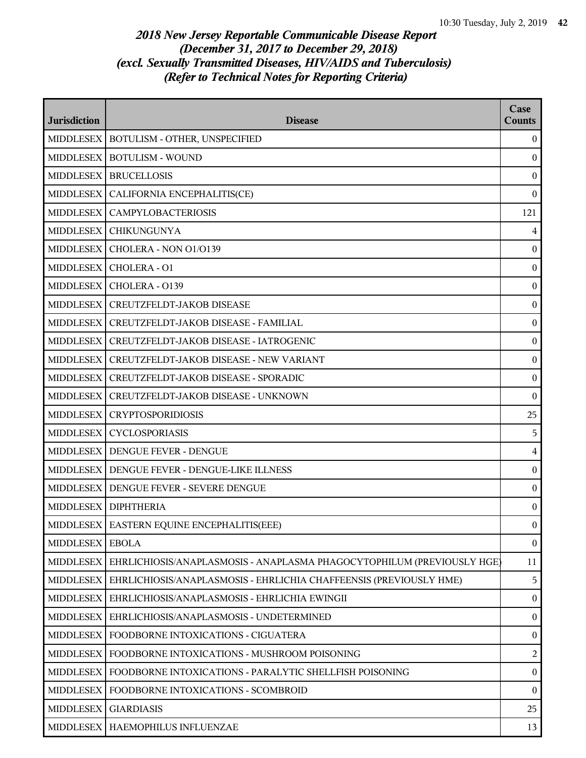*2018 New Jersey Reportable Communicable Disease Report*
*(December 31, 2017 to December 29, 2018)*
*(excl. Sexually Transmitted Diseases, HIV/AIDS and Tuberculosis)*
*(Refer to Technical Notes for Reporting Criteria)*

| Jurisdiction | Disease | Case Counts |
|---|---|---|
| MIDDLESEX | BOTULISM - OTHER, UNSPECIFIED | 0 |
| MIDDLESEX | BOTULISM - WOUND | 0 |
| MIDDLESEX | BRUCELLOSIS | 0 |
| MIDDLESEX | CALIFORNIA ENCEPHALITIS(CE) | 0 |
| MIDDLESEX | CAMPYLOBACTERIOSIS | 121 |
| MIDDLESEX | CHIKUNGUNYA | 4 |
| MIDDLESEX | CHOLERA - NON O1/O139 | 0 |
| MIDDLESEX | CHOLERA - O1 | 0 |
| MIDDLESEX | CHOLERA - O139 | 0 |
| MIDDLESEX | CREUTZFELDT-JAKOB DISEASE | 0 |
| MIDDLESEX | CREUTZFELDT-JAKOB DISEASE - FAMILIAL | 0 |
| MIDDLESEX | CREUTZFELDT-JAKOB DISEASE - IATROGENIC | 0 |
| MIDDLESEX | CREUTZFELDT-JAKOB DISEASE - NEW VARIANT | 0 |
| MIDDLESEX | CREUTZFELDT-JAKOB DISEASE - SPORADIC | 0 |
| MIDDLESEX | CREUTZFELDT-JAKOB DISEASE - UNKNOWN | 0 |
| MIDDLESEX | CRYPTOSPORIDIOSIS | 25 |
| MIDDLESEX | CYCLOSPORIASIS | 5 |
| MIDDLESEX | DENGUE FEVER - DENGUE | 4 |
| MIDDLESEX | DENGUE FEVER - DENGUE-LIKE ILLNESS | 0 |
| MIDDLESEX | DENGUE FEVER - SEVERE DENGUE | 0 |
| MIDDLESEX | DIPHTHERIA | 0 |
| MIDDLESEX | EASTERN EQUINE ENCEPHALITIS(EEE) | 0 |
| MIDDLESEX | EBOLA | 0 |
| MIDDLESEX | EHRLICHIOSIS/ANAPLASMOSIS - ANAPLASMA PHAGOCYTOPHILUM (PREVIOUSLY HGE) | 11 |
| MIDDLESEX | EHRLICHIOSIS/ANAPLASMOSIS - EHRLICHIA CHAFFEENSIS (PREVIOUSLY HME) | 5 |
| MIDDLESEX | EHRLICHIOSIS/ANAPLASMOSIS - EHRLICHIA EWINGII | 0 |
| MIDDLESEX | EHRLICHIOSIS/ANAPLASMOSIS - UNDETERMINED | 0 |
| MIDDLESEX | FOODBORNE INTOXICATIONS - CIGUATERA | 0 |
| MIDDLESEX | FOODBORNE INTOXICATIONS - MUSHROOM POISONING | 2 |
| MIDDLESEX | FOODBORNE INTOXICATIONS - PARALYTIC SHELLFISH POISONING | 0 |
| MIDDLESEX | FOODBORNE INTOXICATIONS - SCOMBROID | 0 |
| MIDDLESEX | GIARDIASIS | 25 |
| MIDDLESEX | HAEMOPHILUS INFLUENZAE | 13 |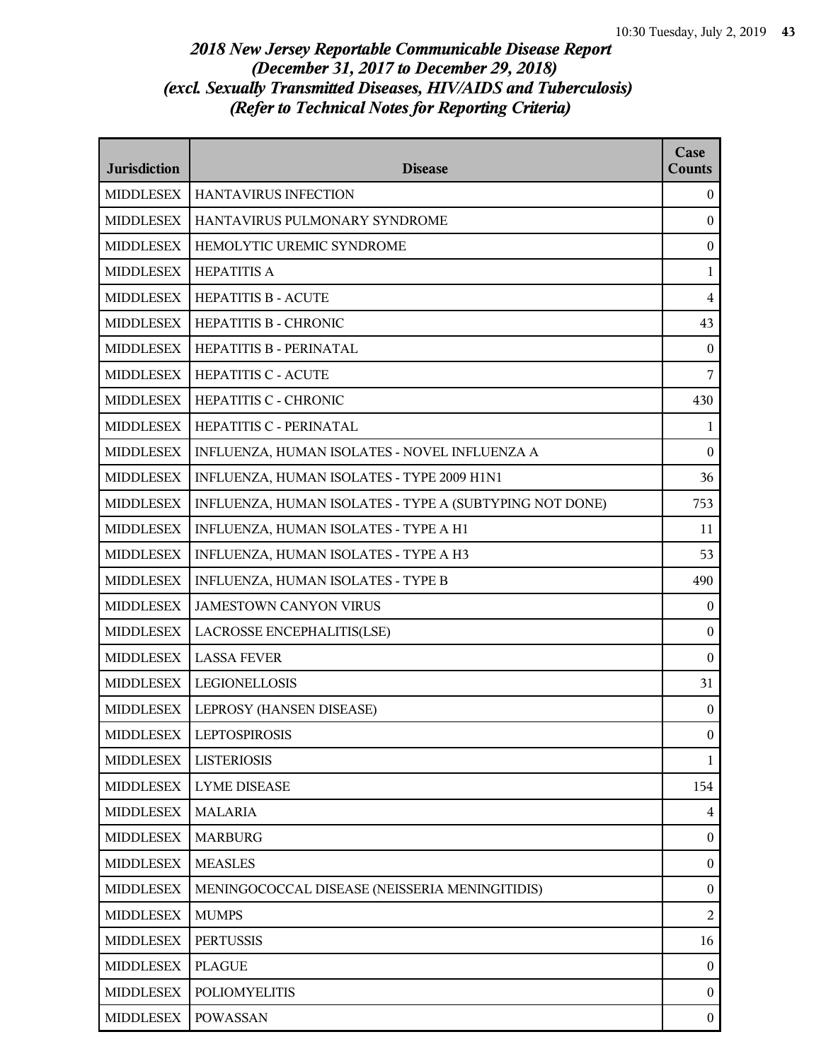## *2018 New Jersey Reportable Communicable Disease Report (December 31, 2017 to December 29, 2018) (excl. Sexually Transmitted Diseases, HIV/AIDS and Tuberculosis) (Refer to Technical Notes for Reporting Criteria)*

| Jurisdiction | Disease | Case Counts |
|---|---|---|
| MIDDLESEX | HANTAVIRUS INFECTION | 0 |
| MIDDLESEX | HANTAVIRUS PULMONARY SYNDROME | 0 |
| MIDDLESEX | HEMOLYTIC UREMIC SYNDROME | 0 |
| MIDDLESEX | HEPATITIS A | 1 |
| MIDDLESEX | HEPATITIS B - ACUTE | 4 |
| MIDDLESEX | HEPATITIS B - CHRONIC | 43 |
| MIDDLESEX | HEPATITIS B - PERINATAL | 0 |
| MIDDLESEX | HEPATITIS C - ACUTE | 7 |
| MIDDLESEX | HEPATITIS C - CHRONIC | 430 |
| MIDDLESEX | HEPATITIS C - PERINATAL | 1 |
| MIDDLESEX | INFLUENZA, HUMAN ISOLATES - NOVEL INFLUENZA A | 0 |
| MIDDLESEX | INFLUENZA, HUMAN ISOLATES - TYPE 2009 H1N1 | 36 |
| MIDDLESEX | INFLUENZA, HUMAN ISOLATES - TYPE A (SUBTYPING NOT DONE) | 753 |
| MIDDLESEX | INFLUENZA, HUMAN ISOLATES - TYPE A H1 | 11 |
| MIDDLESEX | INFLUENZA, HUMAN ISOLATES - TYPE A H3 | 53 |
| MIDDLESEX | INFLUENZA, HUMAN ISOLATES - TYPE B | 490 |
| MIDDLESEX | JAMESTOWN CANYON VIRUS | 0 |
| MIDDLESEX | LACROSSE ENCEPHALITIS(LSE) | 0 |
| MIDDLESEX | LASSA FEVER | 0 |
| MIDDLESEX | LEGIONELLOSIS | 31 |
| MIDDLESEX | LEPROSY (HANSEN DISEASE) | 0 |
| MIDDLESEX | LEPTOSPIROSIS | 0 |
| MIDDLESEX | LISTERIOSIS | 1 |
| MIDDLESEX | LYME DISEASE | 154 |
| MIDDLESEX | MALARIA | 4 |
| MIDDLESEX | MARBURG | 0 |
| MIDDLESEX | MEASLES | 0 |
| MIDDLESEX | MENINGOCOCCAL DISEASE (NEISSERIA MENINGITIDIS) | 0 |
| MIDDLESEX | MUMPS | 2 |
| MIDDLESEX | PERTUSSIS | 16 |
| MIDDLESEX | PLAGUE | 0 |
| MIDDLESEX | POLIOMYELITIS | 0 |
| MIDDLESEX | POWASSAN | 0 |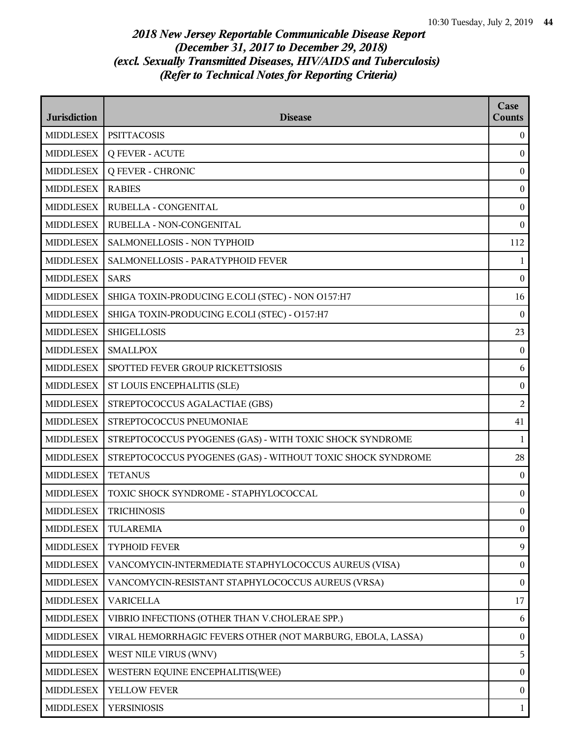# *2018 New Jersey Reportable Communicable Disease Report*
# *(December 31, 2017 to December 29, 2018)*
# *(excl. Sexually Transmitted Diseases, HIV/AIDS and Tuberculosis)*
# *(Refer to Technical Notes for Reporting Criteria)*

| Jurisdiction | Disease | Case Counts |
|---|---|---|
| MIDDLESEX | PSITTACOSIS | 0 |
| MIDDLESEX | Q FEVER - ACUTE | 0 |
| MIDDLESEX | Q FEVER - CHRONIC | 0 |
| MIDDLESEX | RABIES | 0 |
| MIDDLESEX | RUBELLA - CONGENITAL | 0 |
| MIDDLESEX | RUBELLA - NON-CONGENITAL | 0 |
| MIDDLESEX | SALMONELLOSIS - NON TYPHOID | 112 |
| MIDDLESEX | SALMONELLOSIS - PARATYPHOID FEVER | 1 |
| MIDDLESEX | SARS | 0 |
| MIDDLESEX | SHIGA TOXIN-PRODUCING E.COLI (STEC) - NON O157:H7 | 16 |
| MIDDLESEX | SHIGA TOXIN-PRODUCING E.COLI (STEC) - O157:H7 | 0 |
| MIDDLESEX | SHIGELLOSIS | 23 |
| MIDDLESEX | SMALLPOX | 0 |
| MIDDLESEX | SPOTTED FEVER GROUP RICKETTSIOSIS | 6 |
| MIDDLESEX | ST LOUIS ENCEPHALITIS (SLE) | 0 |
| MIDDLESEX | STREPTOCOCCUS AGALACTIAE (GBS) | 2 |
| MIDDLESEX | STREPTOCOCCUS PNEUMONIAE | 41 |
| MIDDLESEX | STREPTOCOCCUS PYOGENES (GAS) - WITH TOXIC SHOCK SYNDROME | 1 |
| MIDDLESEX | STREPTOCOCCUS PYOGENES (GAS) - WITHOUT TOXIC SHOCK SYNDROME | 28 |
| MIDDLESEX | TETANUS | 0 |
| MIDDLESEX | TOXIC SHOCK SYNDROME - STAPHYLOCOCCAL | 0 |
| MIDDLESEX | TRICHINOSIS | 0 |
| MIDDLESEX | TULAREMIA | 0 |
| MIDDLESEX | TYPHOID FEVER | 9 |
| MIDDLESEX | VANCOMYCIN-INTERMEDIATE STAPHYLOCOCCUS AUREUS (VISA) | 0 |
| MIDDLESEX | VANCOMYCIN-RESISTANT STAPHYLOCOCCUS AUREUS (VRSA) | 0 |
| MIDDLESEX | VARICELLA | 17 |
| MIDDLESEX | VIBRIO INFECTIONS (OTHER THAN V.CHOLERAE SPP.) | 6 |
| MIDDLESEX | VIRAL HEMORRHAGIC FEVERS OTHER (NOT MARBURG, EBOLA, LASSA) | 0 |
| MIDDLESEX | WEST NILE VIRUS (WNV) | 5 |
| MIDDLESEX | WESTERN EQUINE ENCEPHALITIS(WEE) | 0 |
| MIDDLESEX | YELLOW FEVER | 0 |
| MIDDLESEX | YERSINIOSIS | 1 |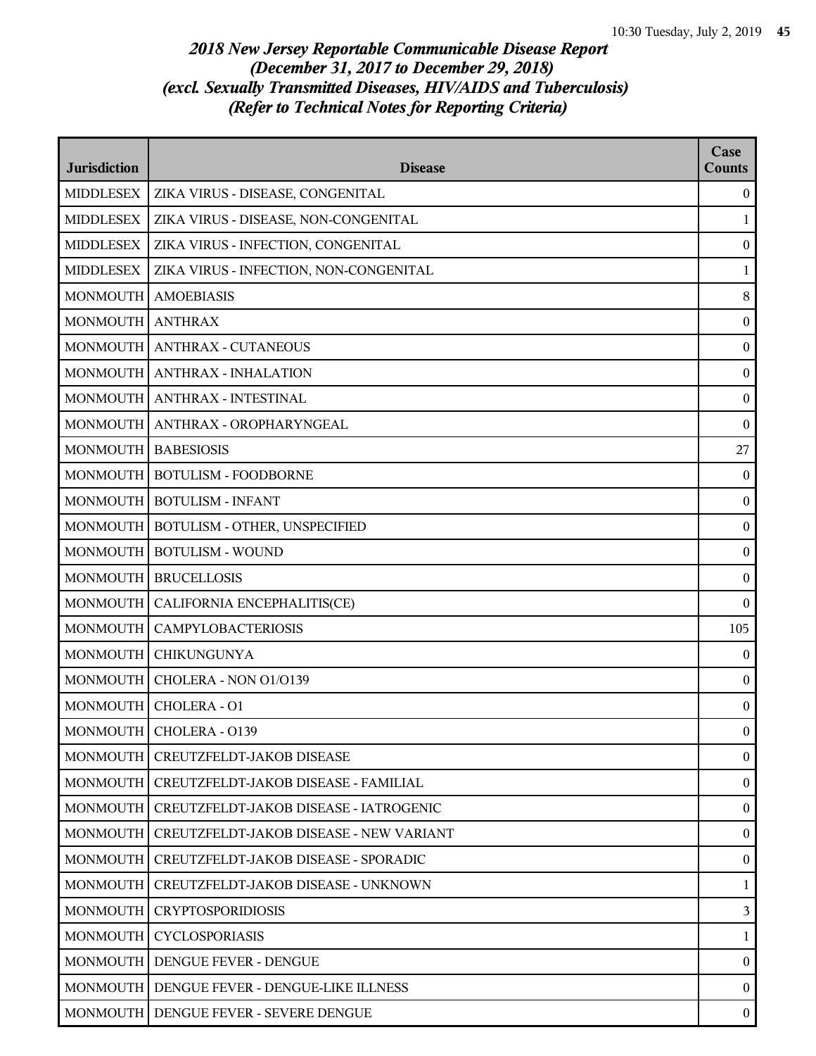*2018 New Jersey Reportable Communicable Disease Report*
*(December 31, 2017 to December 29, 2018)*
*(excl. Sexually Transmitted Diseases, HIV/AIDS and Tuberculosis)*
*(Refer to Technical Notes for Reporting Criteria)*

| Jurisdiction | Disease | Case Counts |
|---|---|---|
| MIDDLESEX | ZIKA VIRUS - DISEASE, CONGENITAL | 0 |
| MIDDLESEX | ZIKA VIRUS - DISEASE, NON-CONGENITAL | 1 |
| MIDDLESEX | ZIKA VIRUS - INFECTION, CONGENITAL | 0 |
| MIDDLESEX | ZIKA VIRUS - INFECTION, NON-CONGENITAL | 1 |
| MONMOUTH | AMOEBIASIS | 8 |
| MONMOUTH | ANTHRAX | 0 |
| MONMOUTH | ANTHRAX - CUTANEOUS | 0 |
| MONMOUTH | ANTHRAX - INHALATION | 0 |
| MONMOUTH | ANTHRAX - INTESTINAL | 0 |
| MONMOUTH | ANTHRAX - OROPHARYNGEAL | 0 |
| MONMOUTH | BABESIOSIS | 27 |
| MONMOUTH | BOTULISM - FOODBORNE | 0 |
| MONMOUTH | BOTULISM - INFANT | 0 |
| MONMOUTH | BOTULISM - OTHER, UNSPECIFIED | 0 |
| MONMOUTH | BOTULISM - WOUND | 0 |
| MONMOUTH | BRUCELLOSIS | 0 |
| MONMOUTH | CALIFORNIA ENCEPHALITIS(CE) | 0 |
| MONMOUTH | CAMPYLOBACTERIOSIS | 105 |
| MONMOUTH | CHIKUNGUNYA | 0 |
| MONMOUTH | CHOLERA - NON O1/O139 | 0 |
| MONMOUTH | CHOLERA - O1 | 0 |
| MONMOUTH | CHOLERA - O139 | 0 |
| MONMOUTH | CREUTZFELDT-JAKOB DISEASE | 0 |
| MONMOUTH | CREUTZFELDT-JAKOB DISEASE - FAMILIAL | 0 |
| MONMOUTH | CREUTZFELDT-JAKOB DISEASE - IATROGENIC | 0 |
| MONMOUTH | CREUTZFELDT-JAKOB DISEASE - NEW VARIANT | 0 |
| MONMOUTH | CREUTZFELDT-JAKOB DISEASE - SPORADIC | 0 |
| MONMOUTH | CREUTZFELDT-JAKOB DISEASE - UNKNOWN | 1 |
| MONMOUTH | CRYPTOSPORIDIOSIS | 3 |
| MONMOUTH | CYCLOSPORIASIS | 1 |
| MONMOUTH | DENGUE FEVER - DENGUE | 0 |
| MONMOUTH | DENGUE FEVER - DENGUE-LIKE ILLNESS | 0 |
| MONMOUTH | DENGUE FEVER - SEVERE DENGUE | 0 |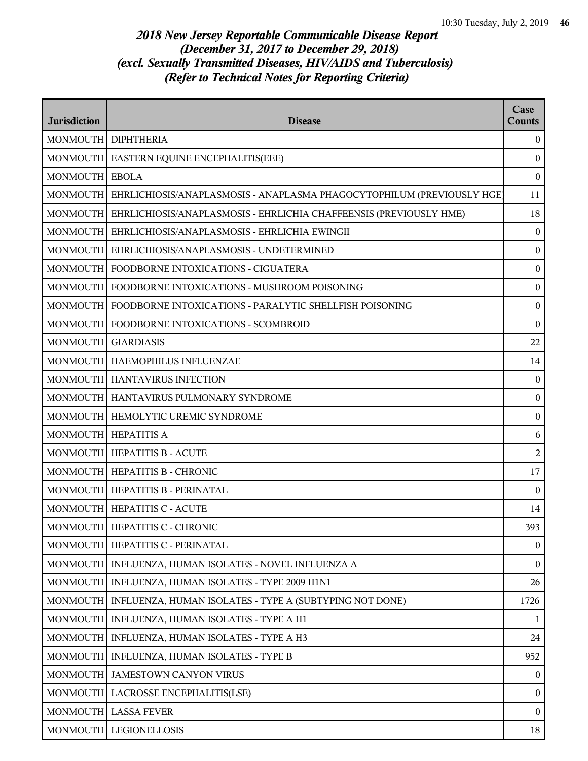# *2018 New Jersey Reportable Communicable Disease Report (December 31, 2017 to December 29, 2018) (excl. Sexually Transmitted Diseases, HIV/AIDS and Tuberculosis) (Refer to Technical Notes for Reporting Criteria)*

| Jurisdiction | Disease | Case Counts |
|---|---|---|
| MONMOUTH | DIPHTHERIA | 0 |
| MONMOUTH | EASTERN EQUINE ENCEPHALITIS(EEE) | 0 |
| MONMOUTH | EBOLA | 0 |
| MONMOUTH | EHRLICHIOSIS/ANAPLASMOSIS - ANAPLASMA PHAGOCYTOPHILUM (PREVIOUSLY HGE) | 11 |
| MONMOUTH | EHRLICHIOSIS/ANAPLASMOSIS - EHRLICHIA CHAFFEENSIS (PREVIOUSLY HME) | 18 |
| MONMOUTH | EHRLICHIOSIS/ANAPLASMOSIS - EHRLICHIA EWINGII | 0 |
| MONMOUTH | EHRLICHIOSIS/ANAPLASMOSIS - UNDETERMINED | 0 |
| MONMOUTH | FOODBORNE INTOXICATIONS - CIGUATERA | 0 |
| MONMOUTH | FOODBORNE INTOXICATIONS - MUSHROOM POISONING | 0 |
| MONMOUTH | FOODBORNE INTOXICATIONS - PARALYTIC SHELLFISH POISONING | 0 |
| MONMOUTH | FOODBORNE INTOXICATIONS - SCOMBROID | 0 |
| MONMOUTH | GIARDIASIS | 22 |
| MONMOUTH | HAEMOPHILUS INFLUENZAE | 14 |
| MONMOUTH | HANTAVIRUS INFECTION | 0 |
| MONMOUTH | HANTAVIRUS PULMONARY SYNDROME | 0 |
| MONMOUTH | HEMOLYTIC UREMIC SYNDROME | 0 |
| MONMOUTH | HEPATITIS A | 6 |
| MONMOUTH | HEPATITIS B - ACUTE | 2 |
| MONMOUTH | HEPATITIS B - CHRONIC | 17 |
| MONMOUTH | HEPATITIS B - PERINATAL | 0 |
| MONMOUTH | HEPATITIS C - ACUTE | 14 |
| MONMOUTH | HEPATITIS C - CHRONIC | 393 |
| MONMOUTH | HEPATITIS C - PERINATAL | 0 |
| MONMOUTH | INFLUENZA, HUMAN ISOLATES - NOVEL INFLUENZA A | 0 |
| MONMOUTH | INFLUENZA, HUMAN ISOLATES - TYPE 2009 H1N1 | 26 |
| MONMOUTH | INFLUENZA, HUMAN ISOLATES - TYPE A (SUBTYPING NOT DONE) | 1726 |
| MONMOUTH | INFLUENZA, HUMAN ISOLATES - TYPE A H1 | 1 |
| MONMOUTH | INFLUENZA, HUMAN ISOLATES - TYPE A H3 | 24 |
| MONMOUTH | INFLUENZA, HUMAN ISOLATES - TYPE B | 952 |
| MONMOUTH | JAMESTOWN CANYON VIRUS | 0 |
| MONMOUTH | LACROSSE ENCEPHALITIS(LSE) | 0 |
| MONMOUTH | LASSA FEVER | 0 |
| MONMOUTH | LEGIONELLOSIS | 18 |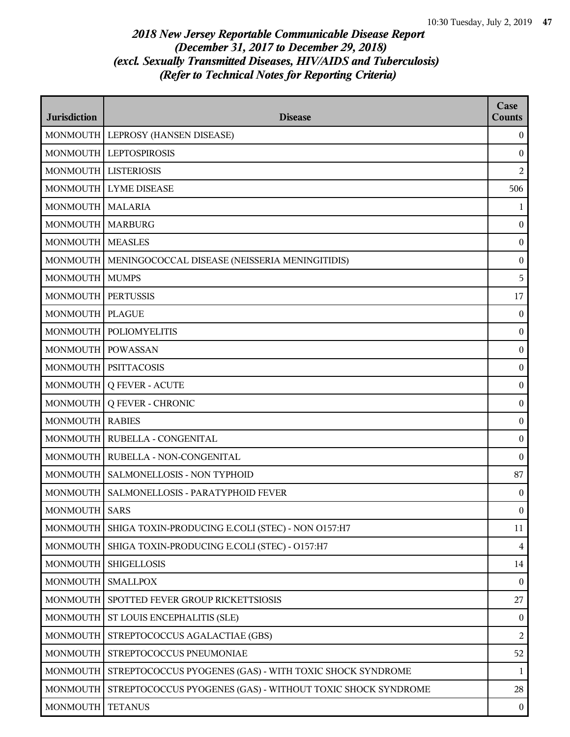# *2018 New Jersey Reportable Communicable Disease Report*
# *(December 31, 2017 to December 29, 2018)*
# *(excl. Sexually Transmitted Diseases, HIV/AIDS and Tuberculosis)*
# *(Refer to Technical Notes for Reporting Criteria)*

| Jurisdiction | Disease | Case Counts |
|---|---|---|
| MONMOUTH | LEPROSY (HANSEN DISEASE) | 0 |
| MONMOUTH | LEPTOSPIROSIS | 0 |
| MONMOUTH | LISTERIOSIS | 2 |
| MONMOUTH | LYME DISEASE | 506 |
| MONMOUTH | MALARIA | 1 |
| MONMOUTH | MARBURG | 0 |
| MONMOUTH | MEASLES | 0 |
| MONMOUTH | MENINGOCOCCAL DISEASE (NEISSERIA MENINGITIDIS) | 0 |
| MONMOUTH | MUMPS | 5 |
| MONMOUTH | PERTUSSIS | 17 |
| MONMOUTH | PLAGUE | 0 |
| MONMOUTH | POLIOMYELITIS | 0 |
| MONMOUTH | POWASSAN | 0 |
| MONMOUTH | PSITTACOSIS | 0 |
| MONMOUTH | Q FEVER - ACUTE | 0 |
| MONMOUTH | Q FEVER - CHRONIC | 0 |
| MONMOUTH | RABIES | 0 |
| MONMOUTH | RUBELLA - CONGENITAL | 0 |
| MONMOUTH | RUBELLA - NON-CONGENITAL | 0 |
| MONMOUTH | SALMONELLOSIS - NON TYPHOID | 87 |
| MONMOUTH | SALMONELLOSIS - PARATYPHOID FEVER | 0 |
| MONMOUTH | SARS | 0 |
| MONMOUTH | SHIGA TOXIN-PRODUCING E.COLI (STEC) - NON O157:H7 | 11 |
| MONMOUTH | SHIGA TOXIN-PRODUCING E.COLI (STEC) - O157:H7 | 4 |
| MONMOUTH | SHIGELLOSIS | 14 |
| MONMOUTH | SMALLPOX | 0 |
| MONMOUTH | SPOTTED FEVER GROUP RICKETTSIOSIS | 27 |
| MONMOUTH | ST LOUIS ENCEPHALITIS (SLE) | 0 |
| MONMOUTH | STREPTOCOCCUS AGALACTIAE (GBS) | 2 |
| MONMOUTH | STREPTOCOCCUS PNEUMONIAE | 52 |
| MONMOUTH | STREPTOCOCCUS PYOGENES (GAS) - WITH TOXIC SHOCK SYNDROME | 1 |
| MONMOUTH | STREPTOCOCCUS PYOGENES (GAS) - WITHOUT TOXIC SHOCK SYNDROME | 28 |
| MONMOUTH | TETANUS | 0 |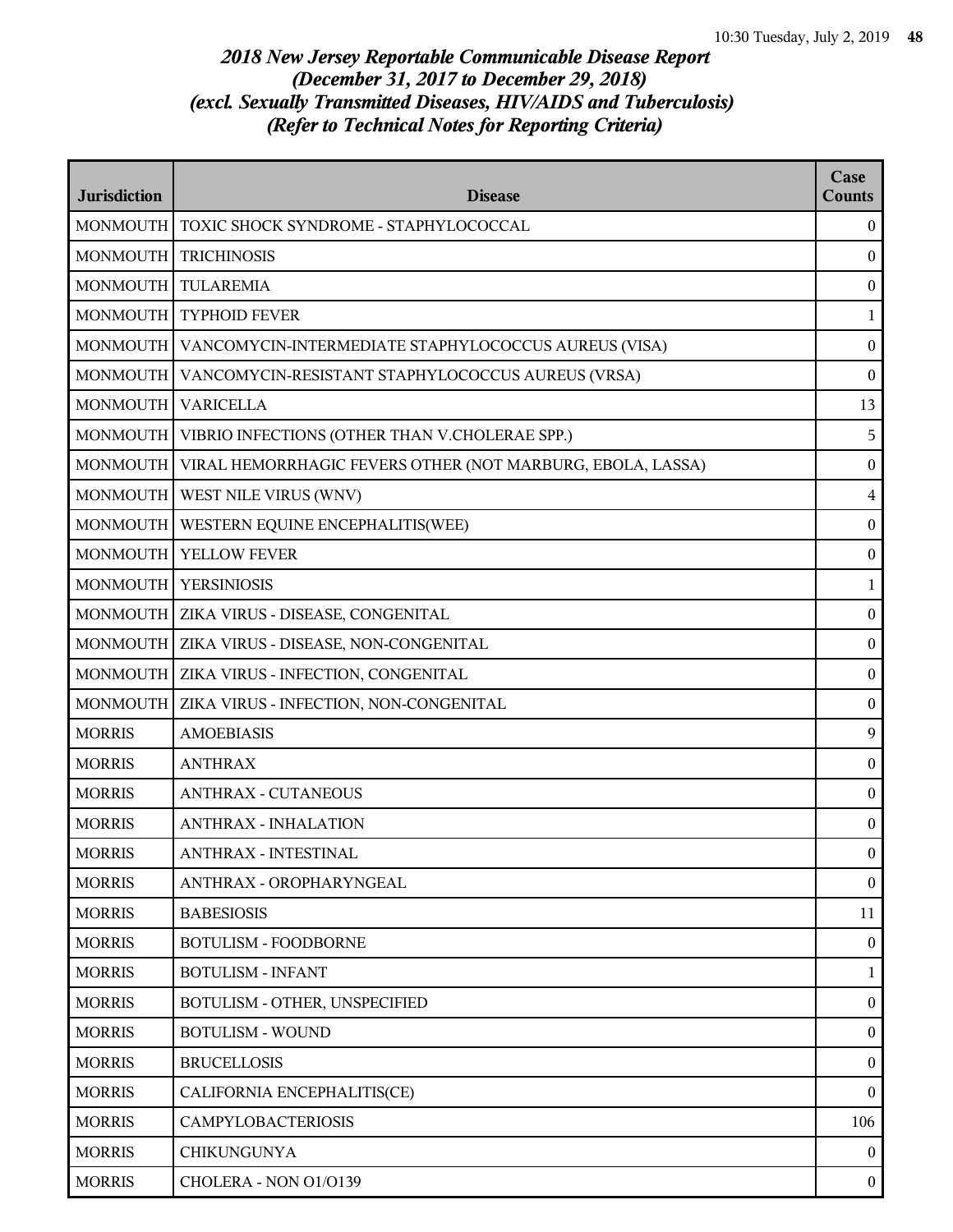# 2018 New Jersey Reportable Communicable Disease Report
## (December 31, 2017 to December 29, 2018)
## (excl. Sexually Transmitted Diseases, HIV/AIDS and Tuberculosis)
## (Refer to Technical Notes for Reporting Criteria)

| Jurisdiction | Disease | Case Counts |
|---|---|---|
| MONMOUTH | TOXIC SHOCK SYNDROME - STAPHYLOCOCCAL | 0 |
| MONMOUTH | TRICHINOSIS | 0 |
| MONMOUTH | TULAREMIA | 0 |
| MONMOUTH | TYPHOID FEVER | 1 |
| MONMOUTH | VANCOMYCIN-INTERMEDIATE STAPHYLOCOCCUS AUREUS (VISA) | 0 |
| MONMOUTH | VANCOMYCIN-RESISTANT STAPHYLOCOCCUS AUREUS (VRSA) | 0 |
| MONMOUTH | VARICELLA | 13 |
| MONMOUTH | VIBRIO INFECTIONS (OTHER THAN V.CHOLERAE SPP.) | 5 |
| MONMOUTH | VIRAL HEMORRHAGIC FEVERS OTHER (NOT MARBURG, EBOLA, LASSA) | 0 |
| MONMOUTH | WEST NILE VIRUS (WNV) | 4 |
| MONMOUTH | WESTERN EQUINE ENCEPHALITIS(WEE) | 0 |
| MONMOUTH | YELLOW FEVER | 0 |
| MONMOUTH | YERSINIOSIS | 1 |
| MONMOUTH | ZIKA VIRUS - DISEASE, CONGENITAL | 0 |
| MONMOUTH | ZIKA VIRUS - DISEASE, NON-CONGENITAL | 0 |
| MONMOUTH | ZIKA VIRUS - INFECTION, CONGENITAL | 0 |
| MONMOUTH | ZIKA VIRUS - INFECTION, NON-CONGENITAL | 0 |
| MORRIS | AMOEBIASIS | 9 |
| MORRIS | ANTHRAX | 0 |
| MORRIS | ANTHRAX - CUTANEOUS | 0 |
| MORRIS | ANTHRAX - INHALATION | 0 |
| MORRIS | ANTHRAX - INTESTINAL | 0 |
| MORRIS | ANTHRAX - OROPHARYNGEAL | 0 |
| MORRIS | BABESIOSIS | 11 |
| MORRIS | BOTULISM - FOODBORNE | 0 |
| MORRIS | BOTULISM - INFANT | 1 |
| MORRIS | BOTULISM - OTHER, UNSPECIFIED | 0 |
| MORRIS | BOTULISM - WOUND | 0 |
| MORRIS | BRUCELLOSIS | 0 |
| MORRIS | CALIFORNIA ENCEPHALITIS(CE) | 0 |
| MORRIS | CAMPYLOBACTERIOSIS | 106 |
| MORRIS | CHIKUNGUNYA | 0 |
| MORRIS | CHOLERA - NON O1/O139 | 0 |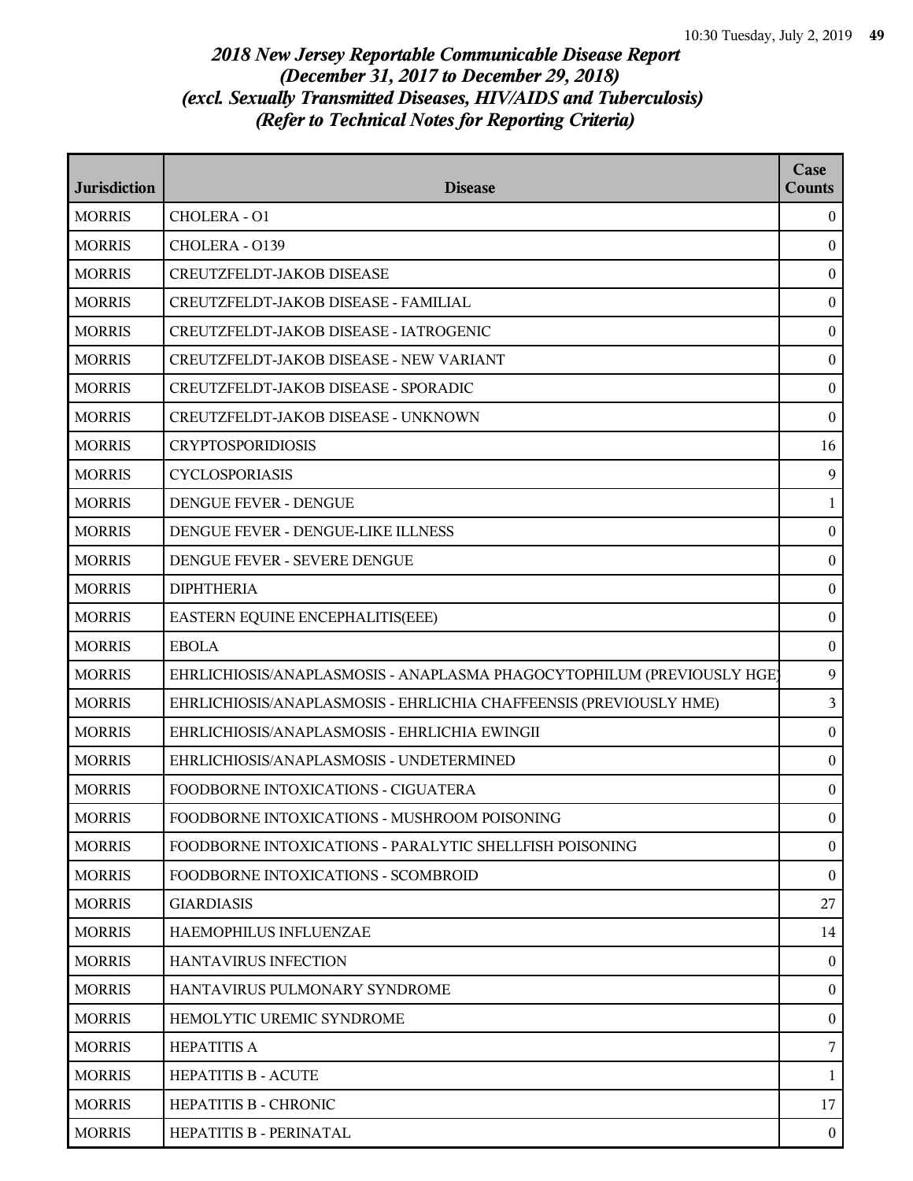# *2018 New Jersey Reportable Communicable Disease Report*
# *(December 31, 2017 to December 29, 2018)*
# *(excl. Sexually Transmitted Diseases, HIV/AIDS and Tuberculosis)*
# *(Refer to Technical Notes for Reporting Criteria)*

| Jurisdiction | Disease | Case Counts |
|---|---|---|
| MORRIS | CHOLERA - O1 | 0 |
| MORRIS | CHOLERA - O139 | 0 |
| MORRIS | CREUTZFELDT-JAKOB DISEASE | 0 |
| MORRIS | CREUTZFELDT-JAKOB DISEASE - FAMILIAL | 0 |
| MORRIS | CREUTZFELDT-JAKOB DISEASE - IATROGENIC | 0 |
| MORRIS | CREUTZFELDT-JAKOB DISEASE - NEW VARIANT | 0 |
| MORRIS | CREUTZFELDT-JAKOB DISEASE - SPORADIC | 0 |
| MORRIS | CREUTZFELDT-JAKOB DISEASE - UNKNOWN | 0 |
| MORRIS | CRYPTOSPORIDIOSIS | 16 |
| MORRIS | CYCLOSPORIASIS | 9 |
| MORRIS | DENGUE FEVER - DENGUE | 1 |
| MORRIS | DENGUE FEVER - DENGUE-LIKE ILLNESS | 0 |
| MORRIS | DENGUE FEVER - SEVERE DENGUE | 0 |
| MORRIS | DIPHTHERIA | 0 |
| MORRIS | EASTERN EQUINE ENCEPHALITIS(EEE) | 0 |
| MORRIS | EBOLA | 0 |
| MORRIS | EHRLICHIOSIS/ANAPLASMOSIS - ANAPLASMA PHAGOCYTOPHILUM (PREVIOUSLY HGE) | 9 |
| MORRIS | EHRLICHIOSIS/ANAPLASMOSIS - EHRLICHIA CHAFFEENSIS (PREVIOUSLY HME) | 3 |
| MORRIS | EHRLICHIOSIS/ANAPLASMOSIS - EHRLICHIA EWINGII | 0 |
| MORRIS | EHRLICHIOSIS/ANAPLASMOSIS - UNDETERMINED | 0 |
| MORRIS | FOODBORNE INTOXICATIONS - CIGUATERA | 0 |
| MORRIS | FOODBORNE INTOXICATIONS - MUSHROOM POISONING | 0 |
| MORRIS | FOODBORNE INTOXICATIONS - PARALYTIC SHELLFISH POISONING | 0 |
| MORRIS | FOODBORNE INTOXICATIONS - SCOMBROID | 0 |
| MORRIS | GIARDIASIS | 27 |
| MORRIS | HAEMOPHILUS INFLUENZAE | 14 |
| MORRIS | HANTAVIRUS INFECTION | 0 |
| MORRIS | HANTAVIRUS PULMONARY SYNDROME | 0 |
| MORRIS | HEMOLYTIC UREMIC SYNDROME | 0 |
| MORRIS | HEPATITIS A | 7 |
| MORRIS | HEPATITIS B - ACUTE | 1 |
| MORRIS | HEPATITIS B - CHRONIC | 17 |
| MORRIS | HEPATITIS B - PERINATAL | 0 |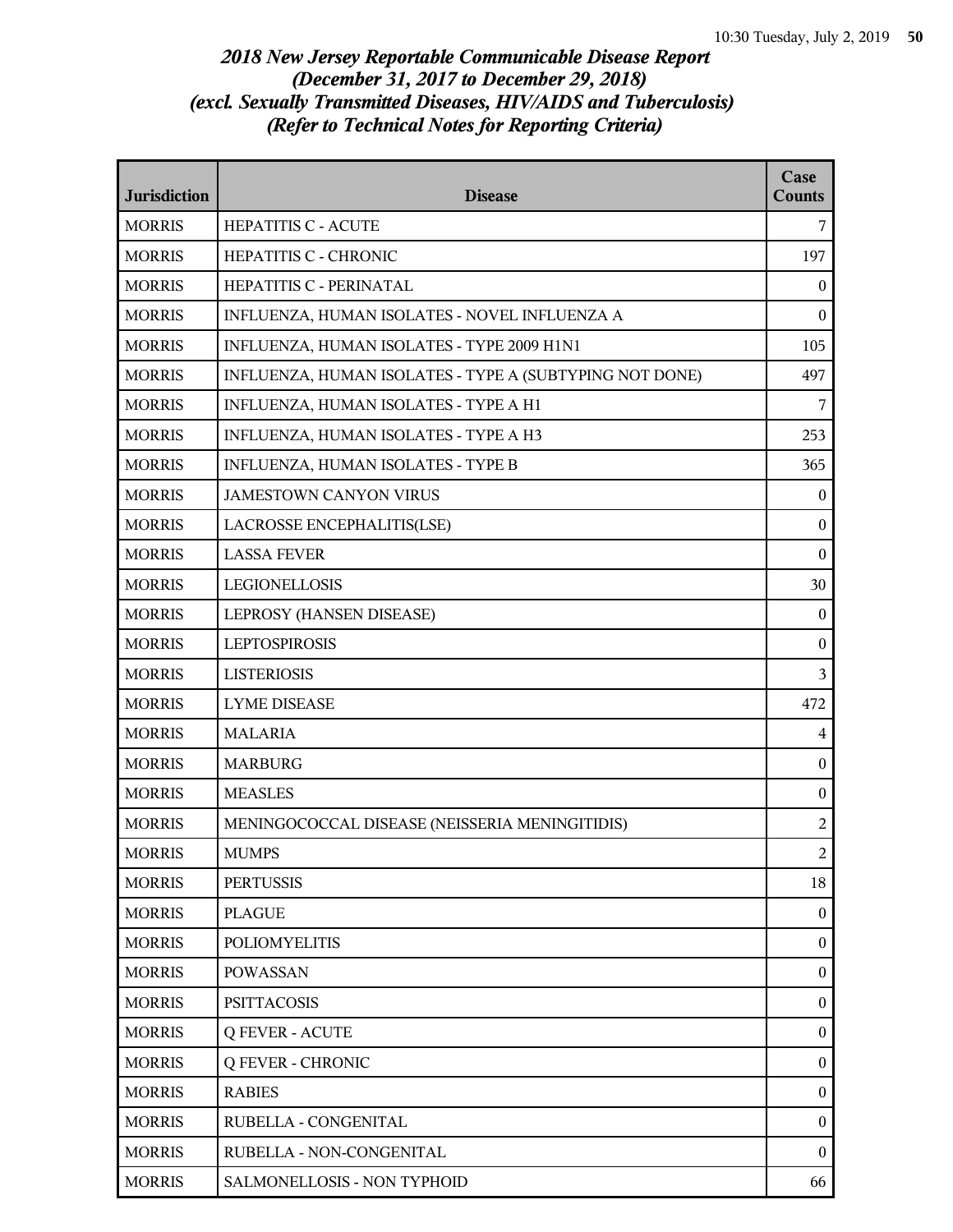# 2018 New Jersey Reportable Communicable Disease Report
## (December 31, 2017 to December 29, 2018)
## (excl. Sexually Transmitted Diseases, HIV/AIDS and Tuberculosis)
## (Refer to Technical Notes for Reporting Criteria)

| Jurisdiction | Disease | Case Counts |
|---|---|---|
| MORRIS | HEPATITIS C - ACUTE | 7 |
| MORRIS | HEPATITIS C - CHRONIC | 197 |
| MORRIS | HEPATITIS C - PERINATAL | 0 |
| MORRIS | INFLUENZA, HUMAN ISOLATES - NOVEL INFLUENZA A | 0 |
| MORRIS | INFLUENZA, HUMAN ISOLATES - TYPE 2009 H1N1 | 105 |
| MORRIS | INFLUENZA, HUMAN ISOLATES - TYPE A (SUBTYPING NOT DONE) | 497 |
| MORRIS | INFLUENZA, HUMAN ISOLATES - TYPE A H1 | 7 |
| MORRIS | INFLUENZA, HUMAN ISOLATES - TYPE A H3 | 253 |
| MORRIS | INFLUENZA, HUMAN ISOLATES - TYPE B | 365 |
| MORRIS | JAMESTOWN CANYON VIRUS | 0 |
| MORRIS | LACROSSE ENCEPHALITIS(LSE) | 0 |
| MORRIS | LASSA FEVER | 0 |
| MORRIS | LEGIONELLOSIS | 30 |
| MORRIS | LEPROSY (HANSEN DISEASE) | 0 |
| MORRIS | LEPTOSPIROSIS | 0 |
| MORRIS | LISTERIOSIS | 3 |
| MORRIS | LYME DISEASE | 472 |
| MORRIS | MALARIA | 4 |
| MORRIS | MARBURG | 0 |
| MORRIS | MEASLES | 0 |
| MORRIS | MENINGOCOCCAL DISEASE (NEISSERIA MENINGITIDIS) | 2 |
| MORRIS | MUMPS | 2 |
| MORRIS | PERTUSSIS | 18 |
| MORRIS | PLAGUE | 0 |
| MORRIS | POLIOMYELITIS | 0 |
| MORRIS | POWASSAN | 0 |
| MORRIS | PSITTACOSIS | 0 |
| MORRIS | Q FEVER - ACUTE | 0 |
| MORRIS | Q FEVER - CHRONIC | 0 |
| MORRIS | RABIES | 0 |
| MORRIS | RUBELLA - CONGENITAL | 0 |
| MORRIS | RUBELLA - NON-CONGENITAL | 0 |
| MORRIS | SALMONELLOSIS - NON TYPHOID | 66 |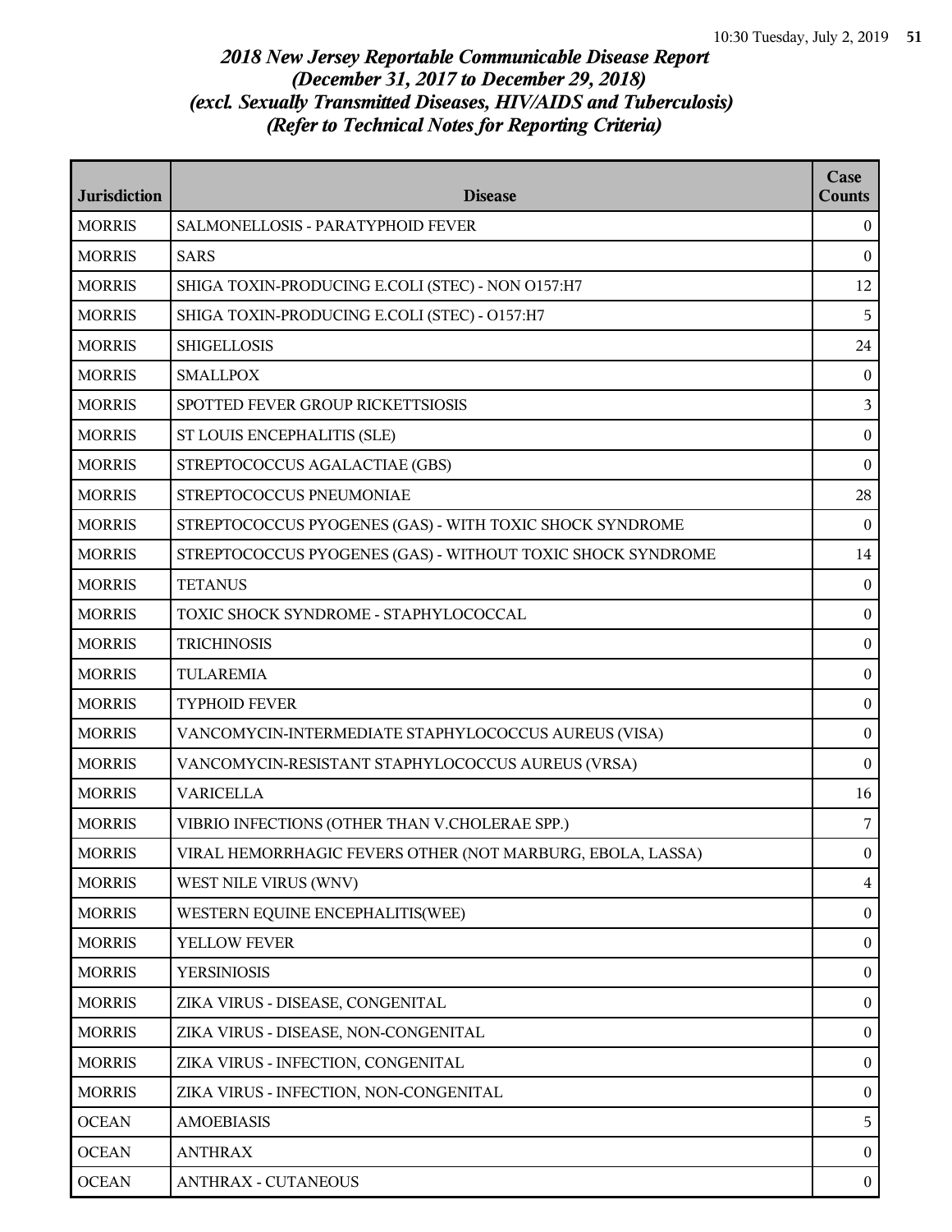# *2018 New Jersey Reportable Communicable Disease Report (December 31, 2017 to December 29, 2018) (excl. Sexually Transmitted Diseases, HIV/AIDS and Tuberculosis) (Refer to Technical Notes for Reporting Criteria)*

| Jurisdiction | Disease | Case Counts |
|---|---|---|
| MORRIS | SALMONELLOSIS - PARATYPHOID FEVER | 0 |
| MORRIS | SARS | 0 |
| MORRIS | SHIGA TOXIN-PRODUCING E.COLI (STEC) - NON O157:H7 | 12 |
| MORRIS | SHIGA TOXIN-PRODUCING E.COLI (STEC) - O157:H7 | 5 |
| MORRIS | SHIGELLOSIS | 24 |
| MORRIS | SMALLPOX | 0 |
| MORRIS | SPOTTED FEVER GROUP RICKETTSIOSIS | 3 |
| MORRIS | ST LOUIS ENCEPHALITIS (SLE) | 0 |
| MORRIS | STREPTOCOCCUS AGALACTIAE (GBS) | 0 |
| MORRIS | STREPTOCOCCUS PNEUMONIAE | 28 |
| MORRIS | STREPTOCOCCUS PYOGENES (GAS) - WITH TOXIC SHOCK SYNDROME | 0 |
| MORRIS | STREPTOCOCCUS PYOGENES (GAS) - WITHOUT TOXIC SHOCK SYNDROME | 14 |
| MORRIS | TETANUS | 0 |
| MORRIS | TOXIC SHOCK SYNDROME - STAPHYLOCOCCAL | 0 |
| MORRIS | TRICHINOSIS | 0 |
| MORRIS | TULAREMIA | 0 |
| MORRIS | TYPHOID FEVER | 0 |
| MORRIS | VANCOMYCIN-INTERMEDIATE STAPHYLOCOCCUS AUREUS (VISA) | 0 |
| MORRIS | VANCOMYCIN-RESISTANT STAPHYLOCOCCUS AUREUS (VRSA) | 0 |
| MORRIS | VARICELLA | 16 |
| MORRIS | VIBRIO INFECTIONS (OTHER THAN V.CHOLERAE SPP.) | 7 |
| MORRIS | VIRAL HEMORRHAGIC FEVERS OTHER (NOT MARBURG, EBOLA, LASSA) | 0 |
| MORRIS | WEST NILE VIRUS (WNV) | 4 |
| MORRIS | WESTERN EQUINE ENCEPHALITIS(WEE) | 0 |
| MORRIS | YELLOW FEVER | 0 |
| MORRIS | YERSINIOSIS | 0 |
| MORRIS | ZIKA VIRUS - DISEASE, CONGENITAL | 0 |
| MORRIS | ZIKA VIRUS - DISEASE, NON-CONGENITAL | 0 |
| MORRIS | ZIKA VIRUS - INFECTION, CONGENITAL | 0 |
| MORRIS | ZIKA VIRUS - INFECTION, NON-CONGENITAL | 0 |
| OCEAN | AMOEBIASIS | 5 |
| OCEAN | ANTHRAX | 0 |
| OCEAN | ANTHRAX - CUTANEOUS | 0 |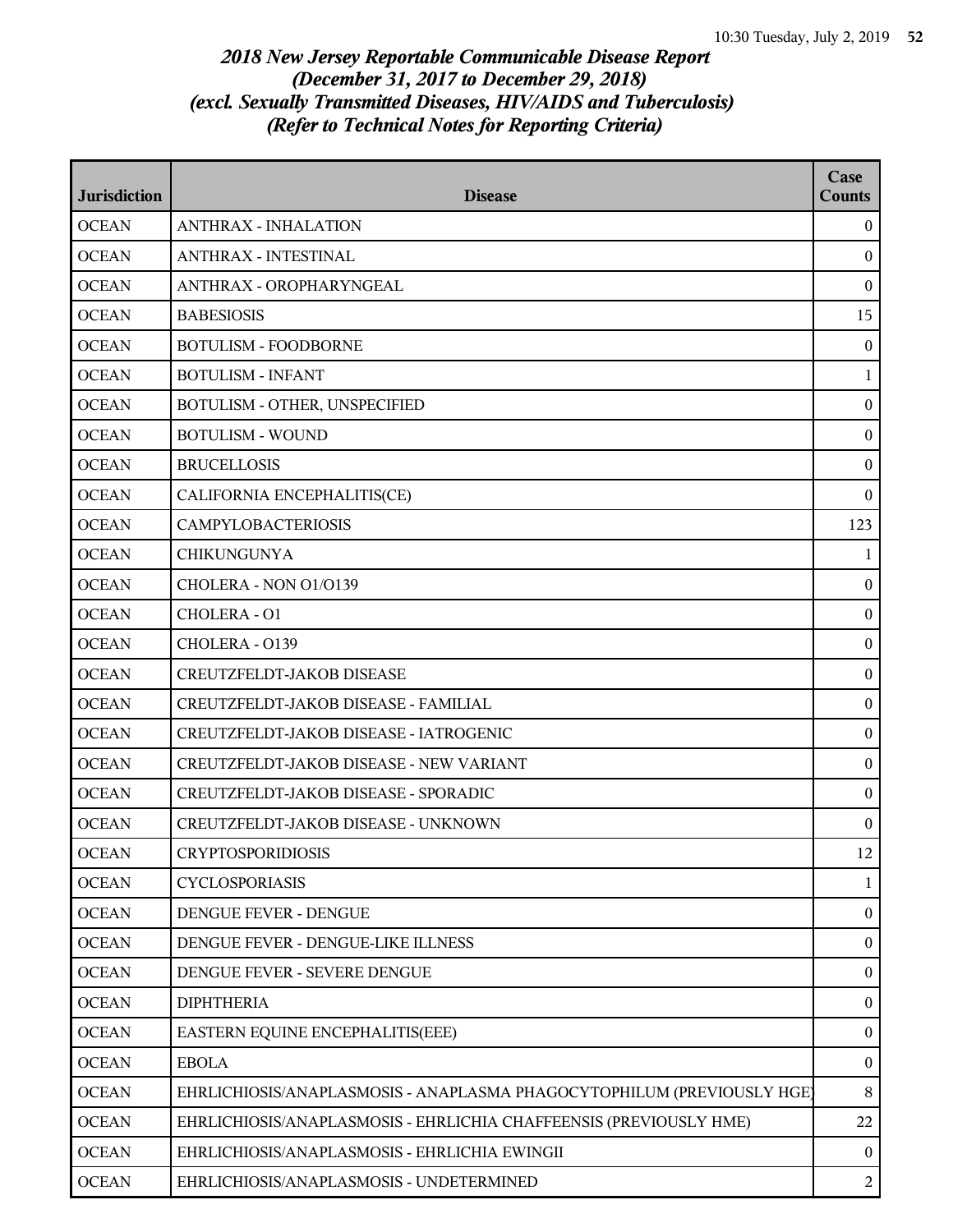*2018 New Jersey Reportable Communicable Disease Report*
*(December 31, 2017 to December 29, 2018)*
*(excl. Sexually Transmitted Diseases, HIV/AIDS and Tuberculosis)*
*(Refer to Technical Notes for Reporting Criteria)*

| Jurisdiction | Disease | Case Counts |
|---|---|---|
| OCEAN | ANTHRAX - INHALATION | 0 |
| OCEAN | ANTHRAX - INTESTINAL | 0 |
| OCEAN | ANTHRAX - OROPHARYNGEAL | 0 |
| OCEAN | BABESIOSIS | 15 |
| OCEAN | BOTULISM - FOODBORNE | 0 |
| OCEAN | BOTULISM - INFANT | 1 |
| OCEAN | BOTULISM - OTHER, UNSPECIFIED | 0 |
| OCEAN | BOTULISM - WOUND | 0 |
| OCEAN | BRUCELLOSIS | 0 |
| OCEAN | CALIFORNIA ENCEPHALITIS(CE) | 0 |
| OCEAN | CAMPYLOBACTERIOSIS | 123 |
| OCEAN | CHIKUNGUNYA | 1 |
| OCEAN | CHOLERA - NON O1/O139 | 0 |
| OCEAN | CHOLERA - O1 | 0 |
| OCEAN | CHOLERA - O139 | 0 |
| OCEAN | CREUTZFELDT-JAKOB DISEASE | 0 |
| OCEAN | CREUTZFELDT-JAKOB DISEASE - FAMILIAL | 0 |
| OCEAN | CREUTZFELDT-JAKOB DISEASE - IATROGENIC | 0 |
| OCEAN | CREUTZFELDT-JAKOB DISEASE - NEW VARIANT | 0 |
| OCEAN | CREUTZFELDT-JAKOB DISEASE - SPORADIC | 0 |
| OCEAN | CREUTZFELDT-JAKOB DISEASE - UNKNOWN | 0 |
| OCEAN | CRYPTOSPORIDIOSIS | 12 |
| OCEAN | CYCLOSPORIASIS | 1 |
| OCEAN | DENGUE FEVER - DENGUE | 0 |
| OCEAN | DENGUE FEVER - DENGUE-LIKE ILLNESS | 0 |
| OCEAN | DENGUE FEVER - SEVERE DENGUE | 0 |
| OCEAN | DIPHTHERIA | 0 |
| OCEAN | EASTERN EQUINE ENCEPHALITIS(EEE) | 0 |
| OCEAN | EBOLA | 0 |
| OCEAN | EHRLICHIOSIS/ANAPLASMOSIS - ANAPLASMA PHAGOCYTOPHILUM (PREVIOUSLY HGE) | 8 |
| OCEAN | EHRLICHIOSIS/ANAPLASMOSIS - EHRLICHIA CHAFFEENSIS (PREVIOUSLY HME) | 22 |
| OCEAN | EHRLICHIOSIS/ANAPLASMOSIS - EHRLICHIA EWINGII | 0 |
| OCEAN | EHRLICHIOSIS/ANAPLASMOSIS - UNDETERMINED | 2 |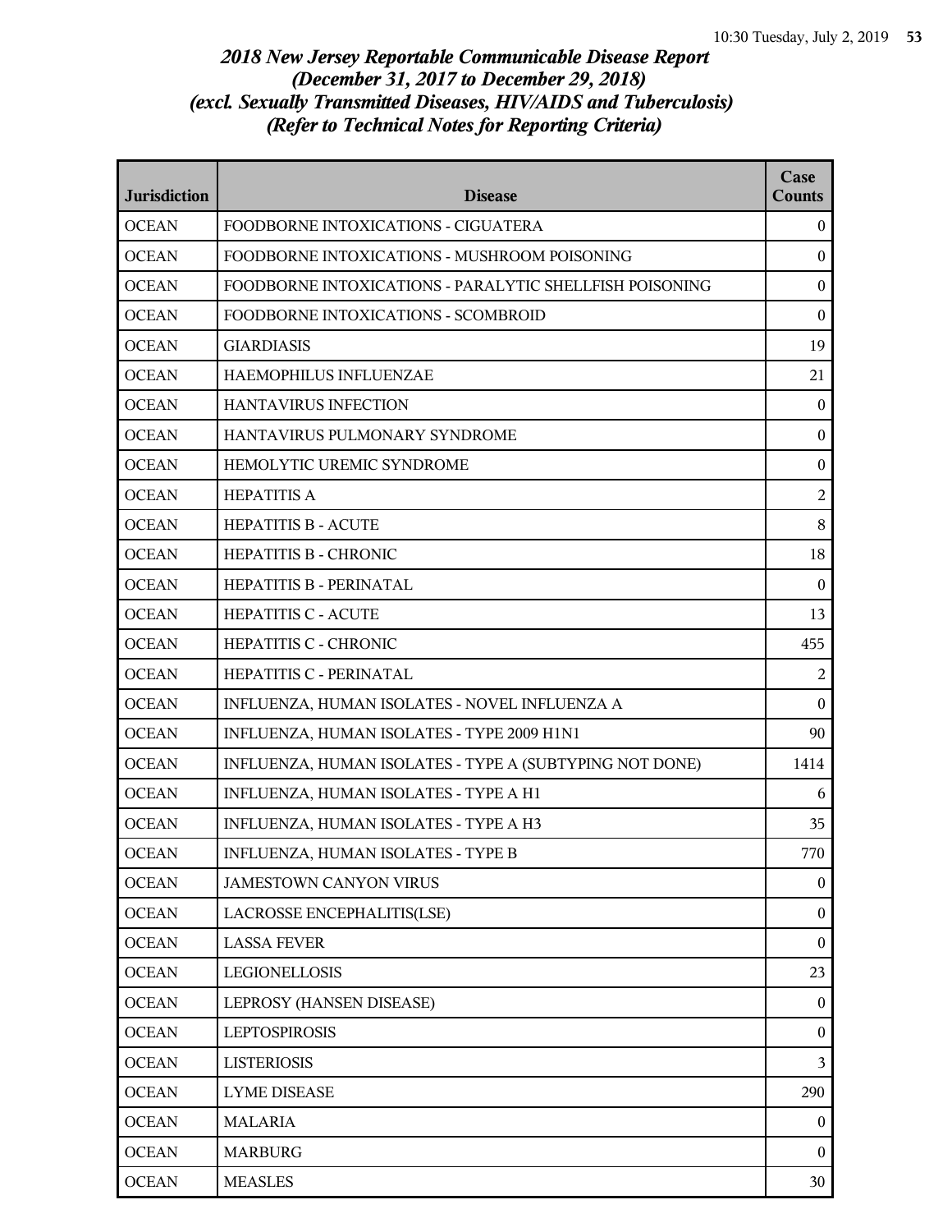*2018 New Jersey Reportable Communicable Disease Report (December 31, 2017 to December 29, 2018) (excl. Sexually Transmitted Diseases, HIV/AIDS and Tuberculosis) (Refer to Technical Notes for Reporting Criteria)*

| Jurisdiction | Disease | Case Counts |
|---|---|---|
| OCEAN | FOODBORNE INTOXICATIONS - CIGUATERA | 0 |
| OCEAN | FOODBORNE INTOXICATIONS - MUSHROOM POISONING | 0 |
| OCEAN | FOODBORNE INTOXICATIONS - PARALYTIC SHELLFISH POISONING | 0 |
| OCEAN | FOODBORNE INTOXICATIONS - SCOMBROID | 0 |
| OCEAN | GIARDIASIS | 19 |
| OCEAN | HAEMOPHILUS INFLUENZAE | 21 |
| OCEAN | HANTAVIRUS INFECTION | 0 |
| OCEAN | HANTAVIRUS PULMONARY SYNDROME | 0 |
| OCEAN | HEMOLYTIC UREMIC SYNDROME | 0 |
| OCEAN | HEPATITIS A | 2 |
| OCEAN | HEPATITIS B - ACUTE | 8 |
| OCEAN | HEPATITIS B - CHRONIC | 18 |
| OCEAN | HEPATITIS B - PERINATAL | 0 |
| OCEAN | HEPATITIS C - ACUTE | 13 |
| OCEAN | HEPATITIS C - CHRONIC | 455 |
| OCEAN | HEPATITIS C - PERINATAL | 2 |
| OCEAN | INFLUENZA, HUMAN ISOLATES - NOVEL INFLUENZA A | 0 |
| OCEAN | INFLUENZA, HUMAN ISOLATES - TYPE 2009 H1N1 | 90 |
| OCEAN | INFLUENZA, HUMAN ISOLATES - TYPE A (SUBTYPING NOT DONE) | 1414 |
| OCEAN | INFLUENZA, HUMAN ISOLATES - TYPE A H1 | 6 |
| OCEAN | INFLUENZA, HUMAN ISOLATES - TYPE A H3 | 35 |
| OCEAN | INFLUENZA, HUMAN ISOLATES - TYPE B | 770 |
| OCEAN | JAMESTOWN CANYON VIRUS | 0 |
| OCEAN | LACROSSE ENCEPHALITIS(LSE) | 0 |
| OCEAN | LASSA FEVER | 0 |
| OCEAN | LEGIONELLOSIS | 23 |
| OCEAN | LEPROSY (HANSEN DISEASE) | 0 |
| OCEAN | LEPTOSPIROSIS | 0 |
| OCEAN | LISTERIOSIS | 3 |
| OCEAN | LYME DISEASE | 290 |
| OCEAN | MALARIA | 0 |
| OCEAN | MARBURG | 0 |
| OCEAN | MEASLES | 30 |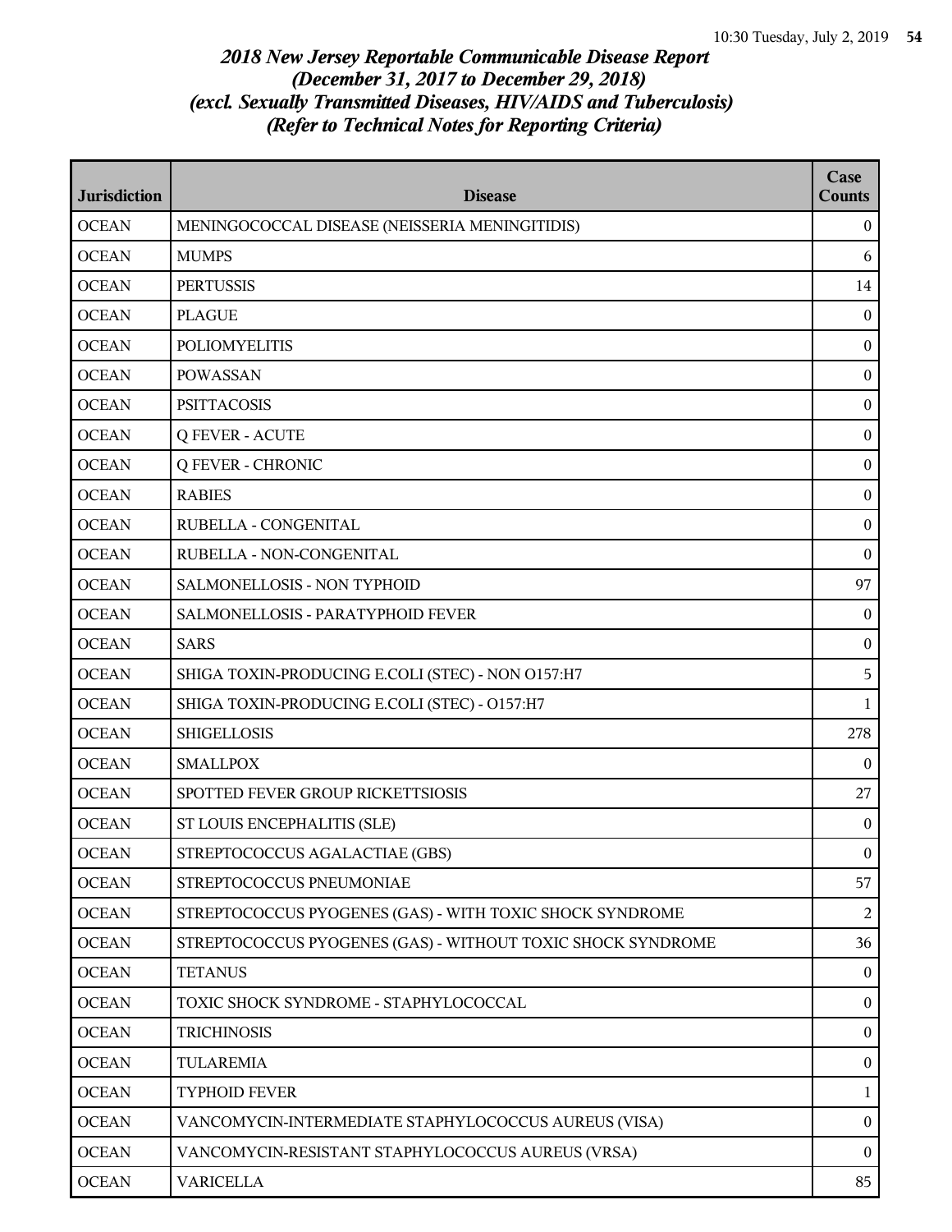*2018 New Jersey Reportable Communicable Disease Report*
*(December 31, 2017 to December 29, 2018)*
*(excl. Sexually Transmitted Diseases, HIV/AIDS and Tuberculosis)*
*(Refer to Technical Notes for Reporting Criteria)*

| Jurisdiction | Disease | Case Counts |
|---|---|---|
| OCEAN | MENINGOCOCCAL DISEASE (NEISSERIA MENINGITIDIS) | 0 |
| OCEAN | MUMPS | 6 |
| OCEAN | PERTUSSIS | 14 |
| OCEAN | PLAGUE | 0 |
| OCEAN | POLIOMYELITIS | 0 |
| OCEAN | POWASSAN | 0 |
| OCEAN | PSITTACOSIS | 0 |
| OCEAN | Q FEVER - ACUTE | 0 |
| OCEAN | Q FEVER - CHRONIC | 0 |
| OCEAN | RABIES | 0 |
| OCEAN | RUBELLA - CONGENITAL | 0 |
| OCEAN | RUBELLA - NON-CONGENITAL | 0 |
| OCEAN | SALMONELLOSIS - NON TYPHOID | 97 |
| OCEAN | SALMONELLOSIS - PARATYPHOID FEVER | 0 |
| OCEAN | SARS | 0 |
| OCEAN | SHIGA TOXIN-PRODUCING E.COLI (STEC) - NON O157:H7 | 5 |
| OCEAN | SHIGA TOXIN-PRODUCING E.COLI (STEC) - O157:H7 | 1 |
| OCEAN | SHIGELLOSIS | 278 |
| OCEAN | SMALLPOX | 0 |
| OCEAN | SPOTTED FEVER GROUP RICKETTSIOSIS | 27 |
| OCEAN | ST LOUIS ENCEPHALITIS (SLE) | 0 |
| OCEAN | STREPTOCOCCUS AGALACTIAE (GBS) | 0 |
| OCEAN | STREPTOCOCCUS PNEUMONIAE | 57 |
| OCEAN | STREPTOCOCCUS PYOGENES (GAS) - WITH TOXIC SHOCK SYNDROME | 2 |
| OCEAN | STREPTOCOCCUS PYOGENES (GAS) - WITHOUT TOXIC SHOCK SYNDROME | 36 |
| OCEAN | TETANUS | 0 |
| OCEAN | TOXIC SHOCK SYNDROME - STAPHYLOCOCCAL | 0 |
| OCEAN | TRICHINOSIS | 0 |
| OCEAN | TULAREMIA | 0 |
| OCEAN | TYPHOID FEVER | 1 |
| OCEAN | VANCOMYCIN-INTERMEDIATE STAPHYLOCOCCUS AUREUS (VISA) | 0 |
| OCEAN | VANCOMYCIN-RESISTANT STAPHYLOCOCCUS AUREUS (VRSA) | 0 |
| OCEAN | VARICELLA | 85 |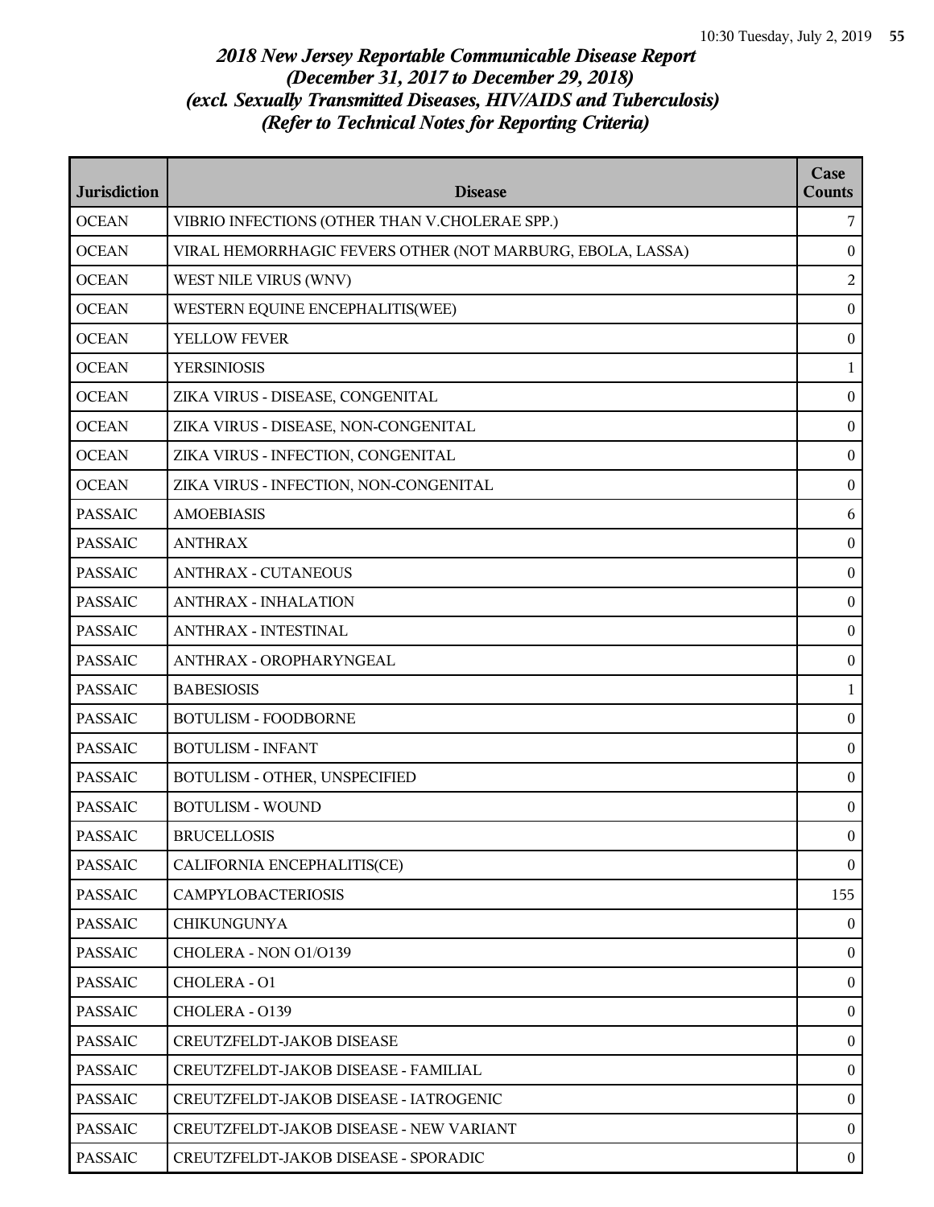# *2018 New Jersey Reportable Communicable Disease Report*
# *(December 31, 2017 to December 29, 2018)*
# *(excl. Sexually Transmitted Diseases, HIV/AIDS and Tuberculosis)*
# *(Refer to Technical Notes for Reporting Criteria)*

| Jurisdiction | Disease | Case Counts |
|---|---|---|
| OCEAN | VIBRIO INFECTIONS (OTHER THAN V.CHOLERAE SPP.) | 7 |
| OCEAN | VIRAL HEMORRHAGIC FEVERS OTHER (NOT MARBURG, EBOLA, LASSA) | 0 |
| OCEAN | WEST NILE VIRUS (WNV) | 2 |
| OCEAN | WESTERN EQUINE ENCEPHALITIS(WEE) | 0 |
| OCEAN | YELLOW FEVER | 0 |
| OCEAN | YERSINIOSIS | 1 |
| OCEAN | ZIKA VIRUS - DISEASE, CONGENITAL | 0 |
| OCEAN | ZIKA VIRUS - DISEASE, NON-CONGENITAL | 0 |
| OCEAN | ZIKA VIRUS - INFECTION, CONGENITAL | 0 |
| OCEAN | ZIKA VIRUS - INFECTION, NON-CONGENITAL | 0 |
| PASSAIC | AMOEBIASIS | 6 |
| PASSAIC | ANTHRAX | 0 |
| PASSAIC | ANTHRAX - CUTANEOUS | 0 |
| PASSAIC | ANTHRAX - INHALATION | 0 |
| PASSAIC | ANTHRAX - INTESTINAL | 0 |
| PASSAIC | ANTHRAX - OROPHARYNGEAL | 0 |
| PASSAIC | BABESIOSIS | 1 |
| PASSAIC | BOTULISM - FOODBORNE | 0 |
| PASSAIC | BOTULISM - INFANT | 0 |
| PASSAIC | BOTULISM - OTHER, UNSPECIFIED | 0 |
| PASSAIC | BOTULISM - WOUND | 0 |
| PASSAIC | BRUCELLOSIS | 0 |
| PASSAIC | CALIFORNIA ENCEPHALITIS(CE) | 0 |
| PASSAIC | CAMPYLOBACTERIOSIS | 155 |
| PASSAIC | CHIKUNGUNYA | 0 |
| PASSAIC | CHOLERA - NON O1/O139 | 0 |
| PASSAIC | CHOLERA - O1 | 0 |
| PASSAIC | CHOLERA - O139 | 0 |
| PASSAIC | CREUTZFELDT-JAKOB DISEASE | 0 |
| PASSAIC | CREUTZFELDT-JAKOB DISEASE - FAMILIAL | 0 |
| PASSAIC | CREUTZFELDT-JAKOB DISEASE - IATROGENIC | 0 |
| PASSAIC | CREUTZFELDT-JAKOB DISEASE - NEW VARIANT | 0 |
| PASSAIC | CREUTZFELDT-JAKOB DISEASE - SPORADIC | 0 |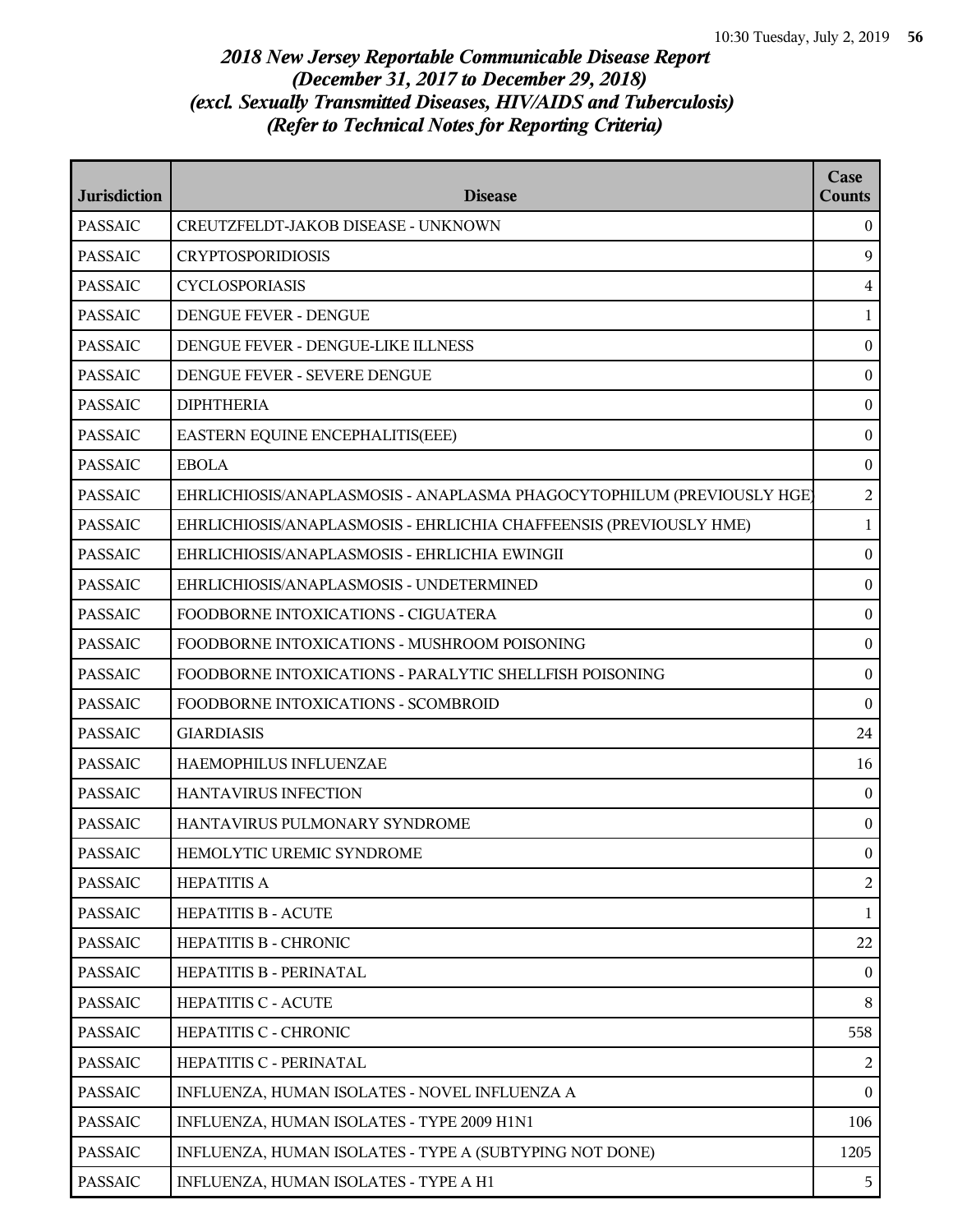# *2018 New Jersey Reportable Communicable Disease Report (December 31, 2017 to December 29, 2018) (excl. Sexually Transmitted Diseases, HIV/AIDS and Tuberculosis) (Refer to Technical Notes for Reporting Criteria)*

| Jurisdiction | Disease | Case Counts |
|---|---|---|
| PASSAIC | CREUTZFELDT-JAKOB DISEASE - UNKNOWN | 0 |
| PASSAIC | CRYPTOSPORIDIOSIS | 9 |
| PASSAIC | CYCLOSPORIASIS | 4 |
| PASSAIC | DENGUE FEVER - DENGUE | 1 |
| PASSAIC | DENGUE FEVER - DENGUE-LIKE ILLNESS | 0 |
| PASSAIC | DENGUE FEVER - SEVERE DENGUE | 0 |
| PASSAIC | DIPHTHERIA | 0 |
| PASSAIC | EASTERN EQUINE ENCEPHALITIS(EEE) | 0 |
| PASSAIC | EBOLA | 0 |
| PASSAIC | EHRLICHIOSIS/ANAPLASMOSIS - ANAPLASMA PHAGOCYTOPHILUM (PREVIOUSLY HGE) | 2 |
| PASSAIC | EHRLICHIOSIS/ANAPLASMOSIS - EHRLICHIA CHAFFEENSIS (PREVIOUSLY HME) | 1 |
| PASSAIC | EHRLICHIOSIS/ANAPLASMOSIS - EHRLICHIA EWINGII | 0 |
| PASSAIC | EHRLICHIOSIS/ANAPLASMOSIS - UNDETERMINED | 0 |
| PASSAIC | FOODBORNE INTOXICATIONS - CIGUATERA | 0 |
| PASSAIC | FOODBORNE INTOXICATIONS - MUSHROOM POISONING | 0 |
| PASSAIC | FOODBORNE INTOXICATIONS - PARALYTIC SHELLFISH POISONING | 0 |
| PASSAIC | FOODBORNE INTOXICATIONS - SCOMBROID | 0 |
| PASSAIC | GIARDIASIS | 24 |
| PASSAIC | HAEMOPHILUS INFLUENZAE | 16 |
| PASSAIC | HANTAVIRUS INFECTION | 0 |
| PASSAIC | HANTAVIRUS PULMONARY SYNDROME | 0 |
| PASSAIC | HEMOLYTIC UREMIC SYNDROME | 0 |
| PASSAIC | HEPATITIS A | 2 |
| PASSAIC | HEPATITIS B - ACUTE | 1 |
| PASSAIC | HEPATITIS B - CHRONIC | 22 |
| PASSAIC | HEPATITIS B - PERINATAL | 0 |
| PASSAIC | HEPATITIS C - ACUTE | 8 |
| PASSAIC | HEPATITIS C - CHRONIC | 558 |
| PASSAIC | HEPATITIS C - PERINATAL | 2 |
| PASSAIC | INFLUENZA, HUMAN ISOLATES - NOVEL INFLUENZA A | 0 |
| PASSAIC | INFLUENZA, HUMAN ISOLATES - TYPE 2009 H1N1 | 106 |
| PASSAIC | INFLUENZA, HUMAN ISOLATES - TYPE A (SUBTYPING NOT DONE) | 1205 |
| PASSAIC | INFLUENZA, HUMAN ISOLATES - TYPE A H1 | 5 |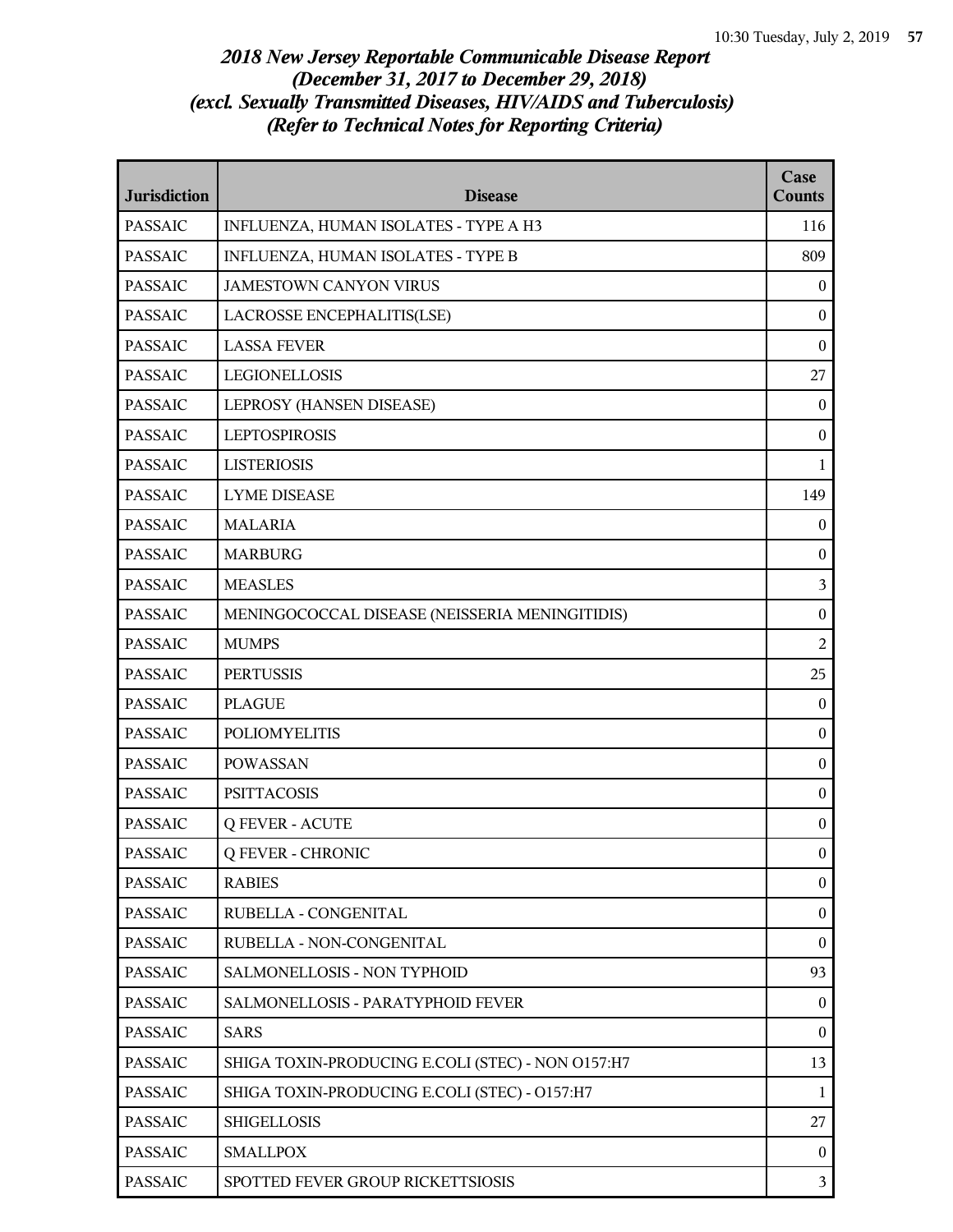# 2018 New Jersey Reportable Communicable Disease Report
## (December 31, 2017 to December 29, 2018)
## (excl. Sexually Transmitted Diseases, HIV/AIDS and Tuberculosis)
## (Refer to Technical Notes for Reporting Criteria)

| Jurisdiction | Disease | Case Counts |
|---|---|---|
| PASSAIC | INFLUENZA, HUMAN ISOLATES - TYPE A H3 | 116 |
| PASSAIC | INFLUENZA, HUMAN ISOLATES - TYPE B | 809 |
| PASSAIC | JAMESTOWN CANYON VIRUS | 0 |
| PASSAIC | LACROSSE ENCEPHALITIS(LSE) | 0 |
| PASSAIC | LASSA FEVER | 0 |
| PASSAIC | LEGIONELLOSIS | 27 |
| PASSAIC | LEPROSY (HANSEN DISEASE) | 0 |
| PASSAIC | LEPTOSPIROSIS | 0 |
| PASSAIC | LISTERIOSIS | 1 |
| PASSAIC | LYME DISEASE | 149 |
| PASSAIC | MALARIA | 0 |
| PASSAIC | MARBURG | 0 |
| PASSAIC | MEASLES | 3 |
| PASSAIC | MENINGOCOCCAL DISEASE (NEISSERIA MENINGITIDIS) | 0 |
| PASSAIC | MUMPS | 2 |
| PASSAIC | PERTUSSIS | 25 |
| PASSAIC | PLAGUE | 0 |
| PASSAIC | POLIOMYELITIS | 0 |
| PASSAIC | POWASSAN | 0 |
| PASSAIC | PSITTACOSIS | 0 |
| PASSAIC | Q FEVER - ACUTE | 0 |
| PASSAIC | Q FEVER - CHRONIC | 0 |
| PASSAIC | RABIES | 0 |
| PASSAIC | RUBELLA - CONGENITAL | 0 |
| PASSAIC | RUBELLA - NON-CONGENITAL | 0 |
| PASSAIC | SALMONELLOSIS - NON TYPHOID | 93 |
| PASSAIC | SALMONELLOSIS - PARATYPHOID FEVER | 0 |
| PASSAIC | SARS | 0 |
| PASSAIC | SHIGA TOXIN-PRODUCING E.COLI (STEC) - NON O157:H7 | 13 |
| PASSAIC | SHIGA TOXIN-PRODUCING E.COLI (STEC) - O157:H7 | 1 |
| PASSAIC | SHIGELLOSIS | 27 |
| PASSAIC | SMALLPOX | 0 |
| PASSAIC | SPOTTED FEVER GROUP RICKETTSIOSIS | 3 |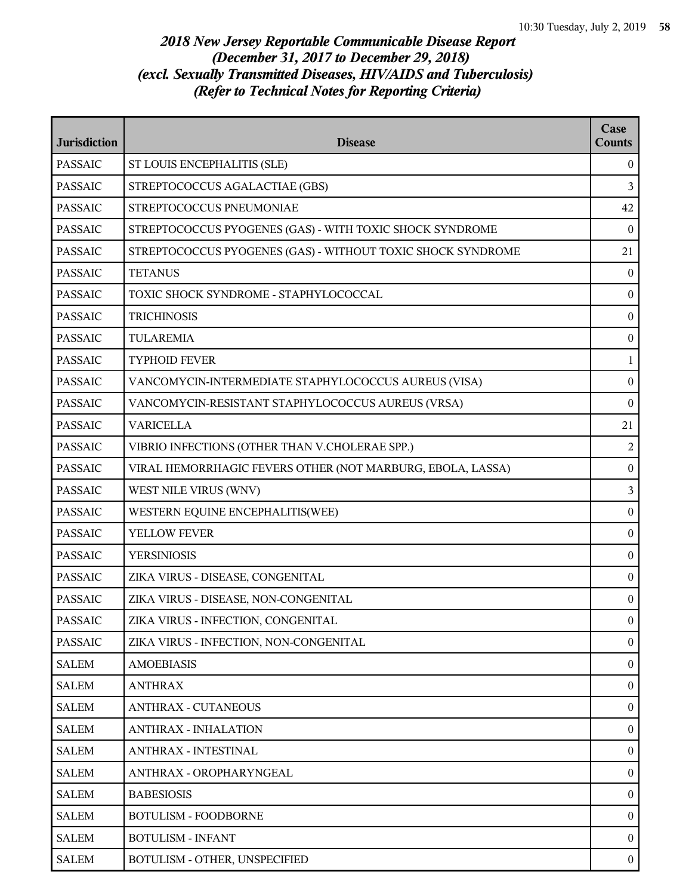# *2018 New Jersey Reportable Communicable Disease Report*
# *(December 31, 2017 to December 29, 2018)*
# *(excl. Sexually Transmitted Diseases, HIV/AIDS and Tuberculosis)*
# *(Refer to Technical Notes for Reporting Criteria)*

| Jurisdiction | Disease | Case Counts |
|---|---|---|
| PASSAIC | ST LOUIS ENCEPHALITIS (SLE) | 0 |
| PASSAIC | STREPTOCOCCUS AGALACTIAE (GBS) | 3 |
| PASSAIC | STREPTOCOCCUS PNEUMONIAE | 42 |
| PASSAIC | STREPTOCOCCUS PYOGENES (GAS) - WITH TOXIC SHOCK SYNDROME | 0 |
| PASSAIC | STREPTOCOCCUS PYOGENES (GAS) - WITHOUT TOXIC SHOCK SYNDROME | 21 |
| PASSAIC | TETANUS | 0 |
| PASSAIC | TOXIC SHOCK SYNDROME - STAPHYLOCOCCAL | 0 |
| PASSAIC | TRICHINOSIS | 0 |
| PASSAIC | TULAREMIA | 0 |
| PASSAIC | TYPHOID FEVER | 1 |
| PASSAIC | VANCOMYCIN-INTERMEDIATE STAPHYLOCOCCUS AUREUS (VISA) | 0 |
| PASSAIC | VANCOMYCIN-RESISTANT STAPHYLOCOCCUS AUREUS (VRSA) | 0 |
| PASSAIC | VARICELLA | 21 |
| PASSAIC | VIBRIO INFECTIONS (OTHER THAN V.CHOLERAE SPP.) | 2 |
| PASSAIC | VIRAL HEMORRHAGIC FEVERS OTHER (NOT MARBURG, EBOLA, LASSA) | 0 |
| PASSAIC | WEST NILE VIRUS (WNV) | 3 |
| PASSAIC | WESTERN EQUINE ENCEPHALITIS(WEE) | 0 |
| PASSAIC | YELLOW FEVER | 0 |
| PASSAIC | YERSINIOSIS | 0 |
| PASSAIC | ZIKA VIRUS - DISEASE, CONGENITAL | 0 |
| PASSAIC | ZIKA VIRUS - DISEASE, NON-CONGENITAL | 0 |
| PASSAIC | ZIKA VIRUS - INFECTION, CONGENITAL | 0 |
| PASSAIC | ZIKA VIRUS - INFECTION, NON-CONGENITAL | 0 |
| SALEM | AMOEBIASIS | 0 |
| SALEM | ANTHRAX | 0 |
| SALEM | ANTHRAX - CUTANEOUS | 0 |
| SALEM | ANTHRAX - INHALATION | 0 |
| SALEM | ANTHRAX - INTESTINAL | 0 |
| SALEM | ANTHRAX - OROPHARYNGEAL | 0 |
| SALEM | BABESIOSIS | 0 |
| SALEM | BOTULISM - FOODBORNE | 0 |
| SALEM | BOTULISM - INFANT | 0 |
| SALEM | BOTULISM - OTHER, UNSPECIFIED | 0 |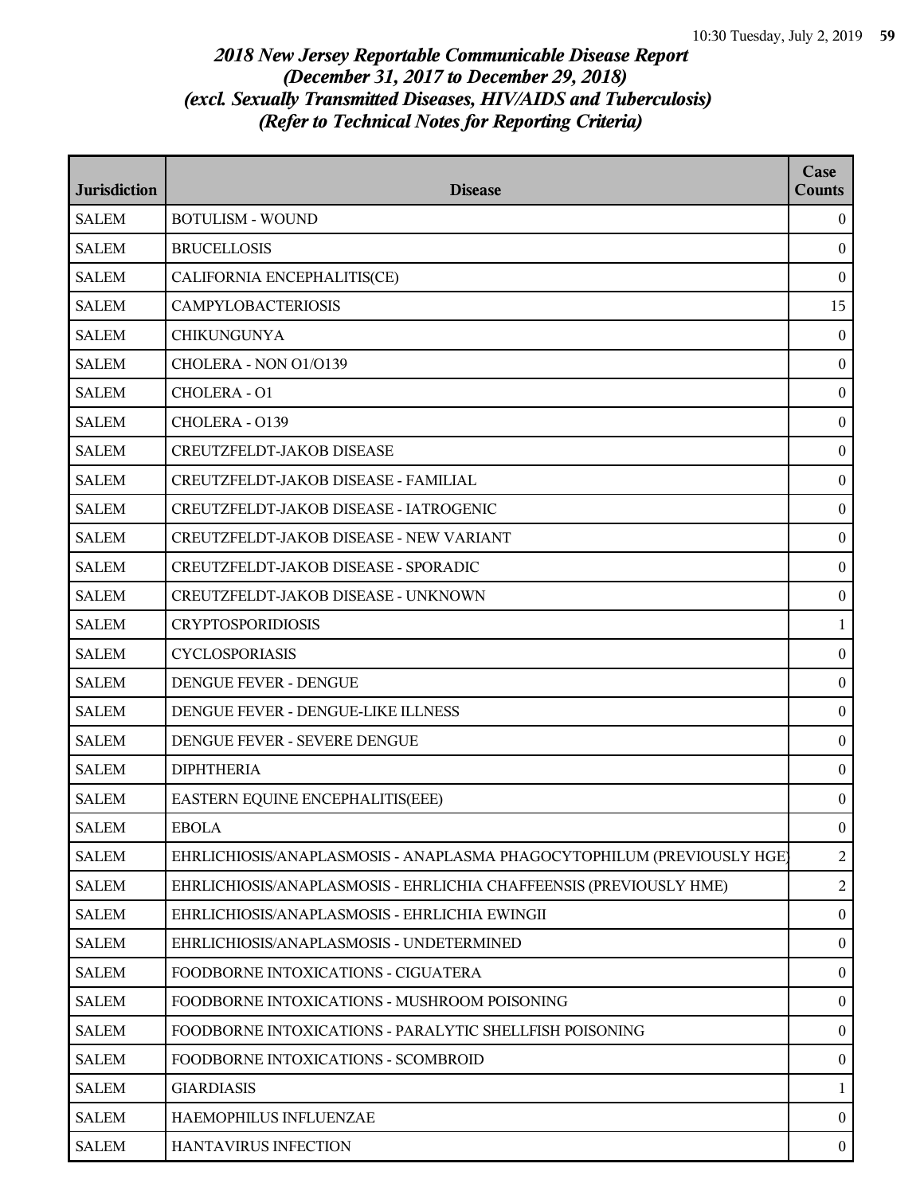# *2018 New Jersey Reportable Communicable Disease Report*
# *(December 31, 2017 to December 29, 2018)*
# *(excl. Sexually Transmitted Diseases, HIV/AIDS and Tuberculosis)*
# *(Refer to Technical Notes for Reporting Criteria)*

| Jurisdiction | Disease | Case Counts |
|---|---|---|
| SALEM | BOTULISM - WOUND | 0 |
| SALEM | BRUCELLOSIS | 0 |
| SALEM | CALIFORNIA ENCEPHALITIS(CE) | 0 |
| SALEM | CAMPYLOBACTERIOSIS | 15 |
| SALEM | CHIKUNGUNYA | 0 |
| SALEM | CHOLERA - NON O1/O139 | 0 |
| SALEM | CHOLERA - O1 | 0 |
| SALEM | CHOLERA - O139 | 0 |
| SALEM | CREUTZFELDT-JAKOB DISEASE | 0 |
| SALEM | CREUTZFELDT-JAKOB DISEASE - FAMILIAL | 0 |
| SALEM | CREUTZFELDT-JAKOB DISEASE - IATROGENIC | 0 |
| SALEM | CREUTZFELDT-JAKOB DISEASE - NEW VARIANT | 0 |
| SALEM | CREUTZFELDT-JAKOB DISEASE - SPORADIC | 0 |
| SALEM | CREUTZFELDT-JAKOB DISEASE - UNKNOWN | 0 |
| SALEM | CRYPTOSPORIDIOSIS | 1 |
| SALEM | CYCLOSPORIASIS | 0 |
| SALEM | DENGUE FEVER - DENGUE | 0 |
| SALEM | DENGUE FEVER - DENGUE-LIKE ILLNESS | 0 |
| SALEM | DENGUE FEVER - SEVERE DENGUE | 0 |
| SALEM | DIPHTHERIA | 0 |
| SALEM | EASTERN EQUINE ENCEPHALITIS(EEE) | 0 |
| SALEM | EBOLA | 0 |
| SALEM | EHRLICHIOSIS/ANAPLASMOSIS - ANAPLASMA PHAGOCYTOPHILUM (PREVIOUSLY HGE) | 2 |
| SALEM | EHRLICHIOSIS/ANAPLASMOSIS - EHRLICHIA CHAFFEENSIS (PREVIOUSLY HME) | 2 |
| SALEM | EHRLICHIOSIS/ANAPLASMOSIS - EHRLICHIA EWINGII | 0 |
| SALEM | EHRLICHIOSIS/ANAPLASMOSIS - UNDETERMINED | 0 |
| SALEM | FOODBORNE INTOXICATIONS - CIGUATERA | 0 |
| SALEM | FOODBORNE INTOXICATIONS - MUSHROOM POISONING | 0 |
| SALEM | FOODBORNE INTOXICATIONS - PARALYTIC SHELLFISH POISONING | 0 |
| SALEM | FOODBORNE INTOXICATIONS - SCOMBROID | 0 |
| SALEM | GIARDIASIS | 1 |
| SALEM | HAEMOPHILUS INFLUENZAE | 0 |
| SALEM | HANTAVIRUS INFECTION | 0 |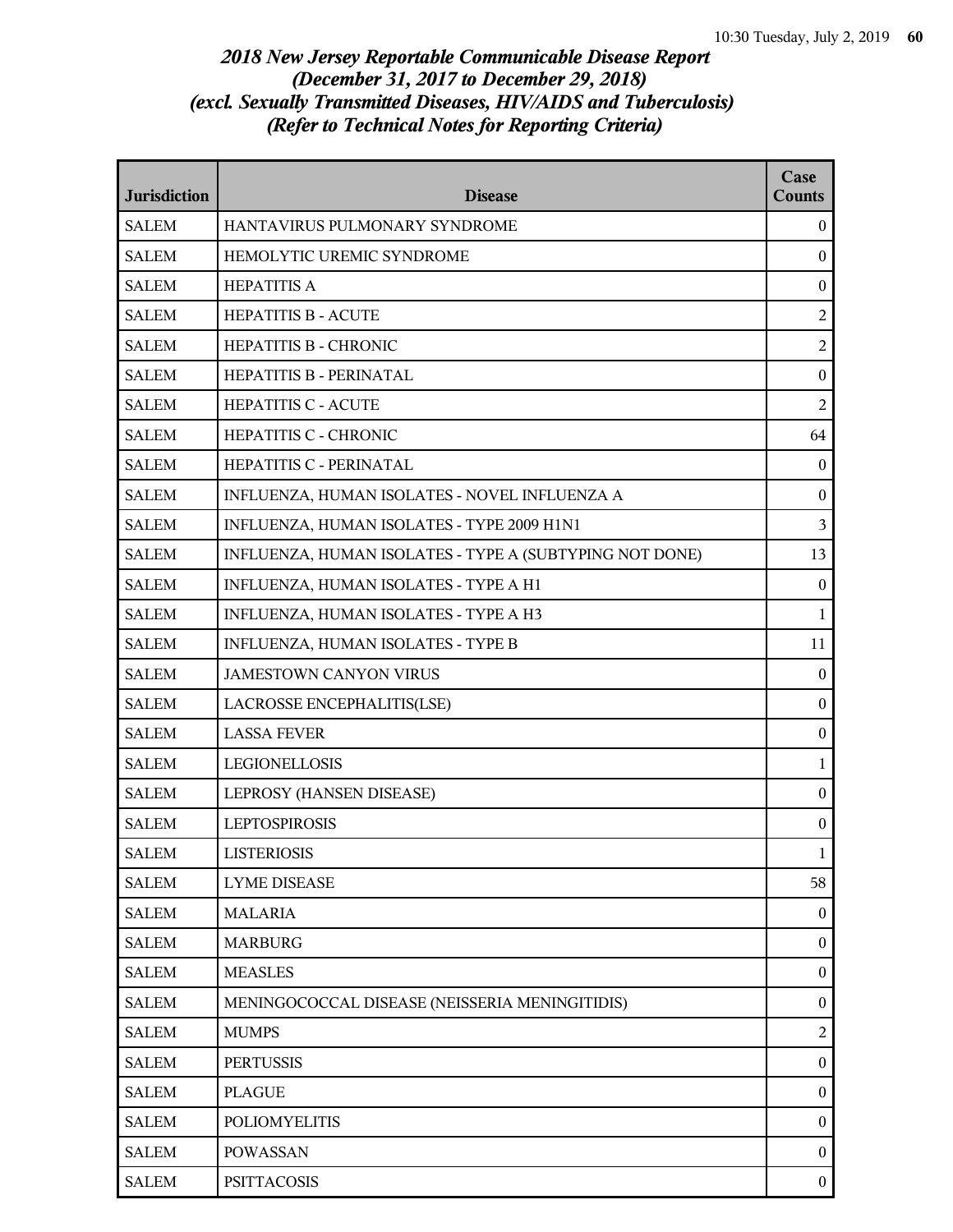## *2018 New Jersey Reportable Communicable Disease Report*
## *(December 31, 2017 to December 29, 2018)*
## *(excl. Sexually Transmitted Diseases, HIV/AIDS and Tuberculosis)*
## *(Refer to Technical Notes for Reporting Criteria)*

| Jurisdiction | Disease | Case Counts |
|---|---|---|
| SALEM | HANTAVIRUS PULMONARY SYNDROME | 0 |
| SALEM | HEMOLYTIC UREMIC SYNDROME | 0 |
| SALEM | HEPATITIS A | 0 |
| SALEM | HEPATITIS B - ACUTE | 2 |
| SALEM | HEPATITIS B - CHRONIC | 2 |
| SALEM | HEPATITIS B - PERINATAL | 0 |
| SALEM | HEPATITIS C - ACUTE | 2 |
| SALEM | HEPATITIS C - CHRONIC | 64 |
| SALEM | HEPATITIS C - PERINATAL | 0 |
| SALEM | INFLUENZA, HUMAN ISOLATES - NOVEL INFLUENZA A | 0 |
| SALEM | INFLUENZA, HUMAN ISOLATES - TYPE 2009 H1N1 | 3 |
| SALEM | INFLUENZA, HUMAN ISOLATES - TYPE A (SUBTYPING NOT DONE) | 13 |
| SALEM | INFLUENZA, HUMAN ISOLATES - TYPE A H1 | 0 |
| SALEM | INFLUENZA, HUMAN ISOLATES - TYPE A H3 | 1 |
| SALEM | INFLUENZA, HUMAN ISOLATES - TYPE B | 11 |
| SALEM | JAMESTOWN CANYON VIRUS | 0 |
| SALEM | LACROSSE ENCEPHALITIS(LSE) | 0 |
| SALEM | LASSA FEVER | 0 |
| SALEM | LEGIONELLOSIS | 1 |
| SALEM | LEPROSY (HANSEN DISEASE) | 0 |
| SALEM | LEPTOSPIROSIS | 0 |
| SALEM | LISTERIOSIS | 1 |
| SALEM | LYME DISEASE | 58 |
| SALEM | MALARIA | 0 |
| SALEM | MARBURG | 0 |
| SALEM | MEASLES | 0 |
| SALEM | MENINGOCOCCAL DISEASE (NEISSERIA MENINGITIDIS) | 0 |
| SALEM | MUMPS | 2 |
| SALEM | PERTUSSIS | 0 |
| SALEM | PLAGUE | 0 |
| SALEM | POLIOMYELITIS | 0 |
| SALEM | POWASSAN | 0 |
| SALEM | PSITTACOSIS | 0 |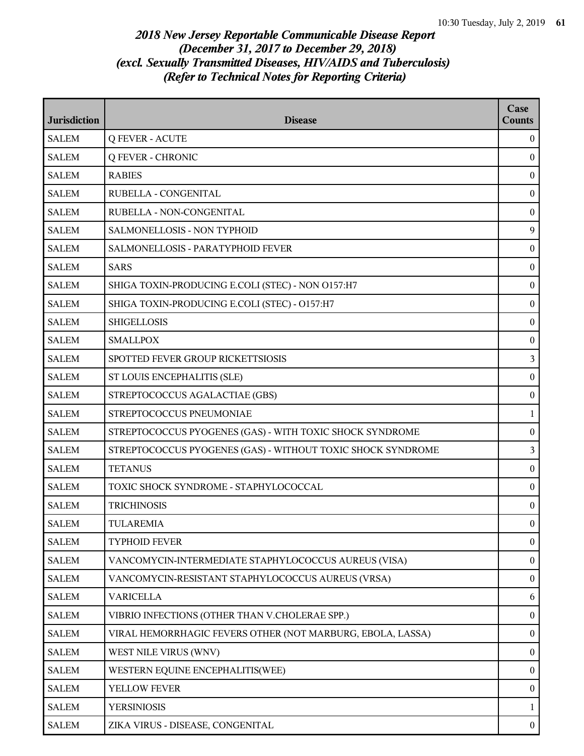# *2018 New Jersey Reportable Communicable Disease Report*
## *(December 31, 2017 to December 29, 2018)*
## *(excl. Sexually Transmitted Diseases, HIV/AIDS and Tuberculosis)*
## *(Refer to Technical Notes for Reporting Criteria)*

| Jurisdiction | Disease | Case Counts |
|---|---|---|
| SALEM | Q FEVER - ACUTE | 0 |
| SALEM | Q FEVER - CHRONIC | 0 |
| SALEM | RABIES | 0 |
| SALEM | RUBELLA - CONGENITAL | 0 |
| SALEM | RUBELLA - NON-CONGENITAL | 0 |
| SALEM | SALMONELLOSIS - NON TYPHOID | 9 |
| SALEM | SALMONELLOSIS - PARATYPHOID FEVER | 0 |
| SALEM | SARS | 0 |
| SALEM | SHIGA TOXIN-PRODUCING E.COLI (STEC) - NON O157:H7 | 0 |
| SALEM | SHIGA TOXIN-PRODUCING E.COLI (STEC) - O157:H7 | 0 |
| SALEM | SHIGELLOSIS | 0 |
| SALEM | SMALLPOX | 0 |
| SALEM | SPOTTED FEVER GROUP RICKETTSIOSIS | 3 |
| SALEM | ST LOUIS ENCEPHALITIS (SLE) | 0 |
| SALEM | STREPTOCOCCUS AGALACTIAE (GBS) | 0 |
| SALEM | STREPTOCOCCUS PNEUMONIAE | 1 |
| SALEM | STREPTOCOCCUS PYOGENES (GAS) - WITH TOXIC SHOCK SYNDROME | 0 |
| SALEM | STREPTOCOCCUS PYOGENES (GAS) - WITHOUT TOXIC SHOCK SYNDROME | 3 |
| SALEM | TETANUS | 0 |
| SALEM | TOXIC SHOCK SYNDROME - STAPHYLOCOCCAL | 0 |
| SALEM | TRICHINOSIS | 0 |
| SALEM | TULAREMIA | 0 |
| SALEM | TYPHOID FEVER | 0 |
| SALEM | VANCOMYCIN-INTERMEDIATE STAPHYLOCOCCUS AUREUS (VISA) | 0 |
| SALEM | VANCOMYCIN-RESISTANT STAPHYLOCOCCUS AUREUS (VRSA) | 0 |
| SALEM | VARICELLA | 6 |
| SALEM | VIBRIO INFECTIONS (OTHER THAN V.CHOLERAE SPP.) | 0 |
| SALEM | VIRAL HEMORRHAGIC FEVERS OTHER (NOT MARBURG, EBOLA, LASSA) | 0 |
| SALEM | WEST NILE VIRUS (WNV) | 0 |
| SALEM | WESTERN EQUINE ENCEPHALITIS(WEE) | 0 |
| SALEM | YELLOW FEVER | 0 |
| SALEM | YERSINIOSIS | 1 |
| SALEM | ZIKA VIRUS - DISEASE, CONGENITAL | 0 |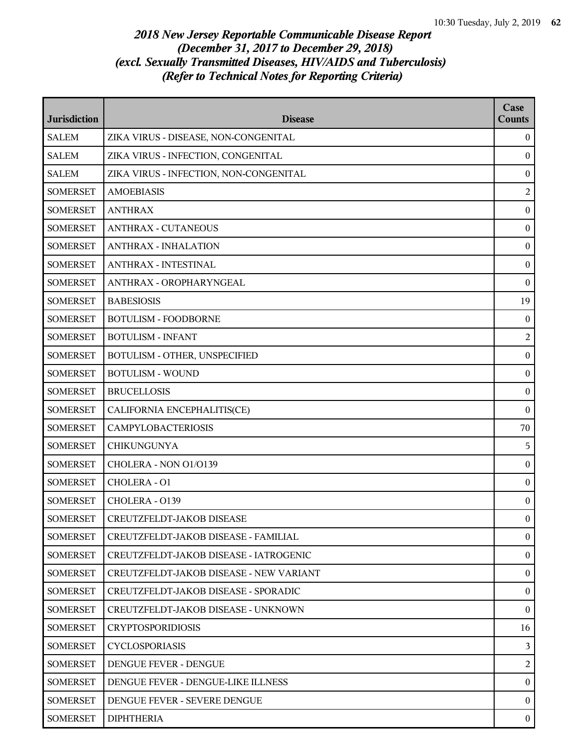## *2018 New Jersey Reportable Communicable Disease Report (December 31, 2017 to December 29, 2018) (excl. Sexually Transmitted Diseases, HIV/AIDS and Tuberculosis) (Refer to Technical Notes for Reporting Criteria)*

| Jurisdiction | Disease | Case Counts |
|---|---|---|
| SALEM | ZIKA VIRUS - DISEASE, NON-CONGENITAL | 0 |
| SALEM | ZIKA VIRUS - INFECTION, CONGENITAL | 0 |
| SALEM | ZIKA VIRUS - INFECTION, NON-CONGENITAL | 0 |
| SOMERSET | AMOEBIASIS | 2 |
| SOMERSET | ANTHRAX | 0 |
| SOMERSET | ANTHRAX - CUTANEOUS | 0 |
| SOMERSET | ANTHRAX - INHALATION | 0 |
| SOMERSET | ANTHRAX - INTESTINAL | 0 |
| SOMERSET | ANTHRAX - OROPHARYNGEAL | 0 |
| SOMERSET | BABESIOSIS | 19 |
| SOMERSET | BOTULISM - FOODBORNE | 0 |
| SOMERSET | BOTULISM - INFANT | 2 |
| SOMERSET | BOTULISM - OTHER, UNSPECIFIED | 0 |
| SOMERSET | BOTULISM - WOUND | 0 |
| SOMERSET | BRUCELLOSIS | 0 |
| SOMERSET | CALIFORNIA ENCEPHALITIS(CE) | 0 |
| SOMERSET | CAMPYLOBACTERIOSIS | 70 |
| SOMERSET | CHIKUNGUNYA | 5 |
| SOMERSET | CHOLERA - NON O1/O139 | 0 |
| SOMERSET | CHOLERA - O1 | 0 |
| SOMERSET | CHOLERA - O139 | 0 |
| SOMERSET | CREUTZFELDT-JAKOB DISEASE | 0 |
| SOMERSET | CREUTZFELDT-JAKOB DISEASE - FAMILIAL | 0 |
| SOMERSET | CREUTZFELDT-JAKOB DISEASE - IATROGENIC | 0 |
| SOMERSET | CREUTZFELDT-JAKOB DISEASE - NEW VARIANT | 0 |
| SOMERSET | CREUTZFELDT-JAKOB DISEASE - SPORADIC | 0 |
| SOMERSET | CREUTZFELDT-JAKOB DISEASE - UNKNOWN | 0 |
| SOMERSET | CRYPTOSPORIDIOSIS | 16 |
| SOMERSET | CYCLOSPORIASIS | 3 |
| SOMERSET | DENGUE FEVER - DENGUE | 2 |
| SOMERSET | DENGUE FEVER - DENGUE-LIKE ILLNESS | 0 |
| SOMERSET | DENGUE FEVER - SEVERE DENGUE | 0 |
| SOMERSET | DIPHTHERIA | 0 |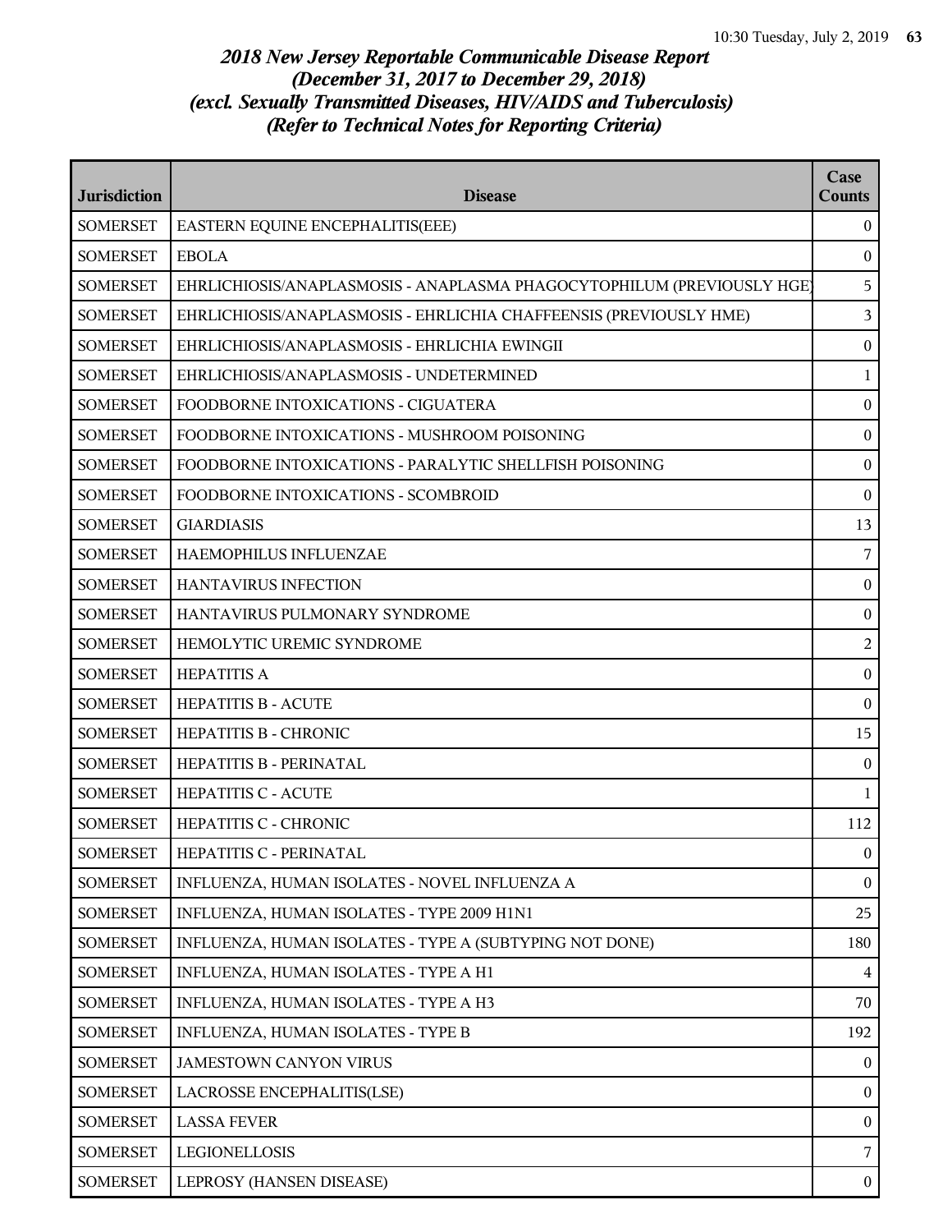# *2018 New Jersey Reportable Communicable Disease Report*
## *(December 31, 2017 to December 29, 2018)*
## *(excl. Sexually Transmitted Diseases, HIV/AIDS and Tuberculosis)*
## *(Refer to Technical Notes for Reporting Criteria)*

| Jurisdiction | Disease | Case Counts |
|---|---|---|
| SOMERSET | EASTERN EQUINE ENCEPHALITIS(EEE) | 0 |
| SOMERSET | EBOLA | 0 |
| SOMERSET | EHRLICHIOSIS/ANAPLASMOSIS - ANAPLASMA PHAGOCYTOPHILUM (PREVIOUSLY HGE) | 5 |
| SOMERSET | EHRLICHIOSIS/ANAPLASMOSIS - EHRLICHIA CHAFFEENSIS (PREVIOUSLY HME) | 3 |
| SOMERSET | EHRLICHIOSIS/ANAPLASMOSIS - EHRLICHIA EWINGII | 0 |
| SOMERSET | EHRLICHIOSIS/ANAPLASMOSIS - UNDETERMINED | 1 |
| SOMERSET | FOODBORNE INTOXICATIONS - CIGUATERA | 0 |
| SOMERSET | FOODBORNE INTOXICATIONS - MUSHROOM POISONING | 0 |
| SOMERSET | FOODBORNE INTOXICATIONS - PARALYTIC SHELLFISH POISONING | 0 |
| SOMERSET | FOODBORNE INTOXICATIONS - SCOMBROID | 0 |
| SOMERSET | GIARDIASIS | 13 |
| SOMERSET | HAEMOPHILUS INFLUENZAE | 7 |
| SOMERSET | HANTAVIRUS INFECTION | 0 |
| SOMERSET | HANTAVIRUS PULMONARY SYNDROME | 0 |
| SOMERSET | HEMOLYTIC UREMIC SYNDROME | 2 |
| SOMERSET | HEPATITIS A | 0 |
| SOMERSET | HEPATITIS B - ACUTE | 0 |
| SOMERSET | HEPATITIS B - CHRONIC | 15 |
| SOMERSET | HEPATITIS B - PERINATAL | 0 |
| SOMERSET | HEPATITIS C - ACUTE | 1 |
| SOMERSET | HEPATITIS C - CHRONIC | 112 |
| SOMERSET | HEPATITIS C - PERINATAL | 0 |
| SOMERSET | INFLUENZA, HUMAN ISOLATES - NOVEL INFLUENZA A | 0 |
| SOMERSET | INFLUENZA, HUMAN ISOLATES - TYPE 2009 H1N1 | 25 |
| SOMERSET | INFLUENZA, HUMAN ISOLATES - TYPE A (SUBTYPING NOT DONE) | 180 |
| SOMERSET | INFLUENZA, HUMAN ISOLATES - TYPE A H1 | 4 |
| SOMERSET | INFLUENZA, HUMAN ISOLATES - TYPE A H3 | 70 |
| SOMERSET | INFLUENZA, HUMAN ISOLATES - TYPE B | 192 |
| SOMERSET | JAMESTOWN CANYON VIRUS | 0 |
| SOMERSET | LACROSSE ENCEPHALITIS(LSE) | 0 |
| SOMERSET | LASSA FEVER | 0 |
| SOMERSET | LEGIONELLOSIS | 7 |
| SOMERSET | LEPROSY (HANSEN DISEASE) | 0 |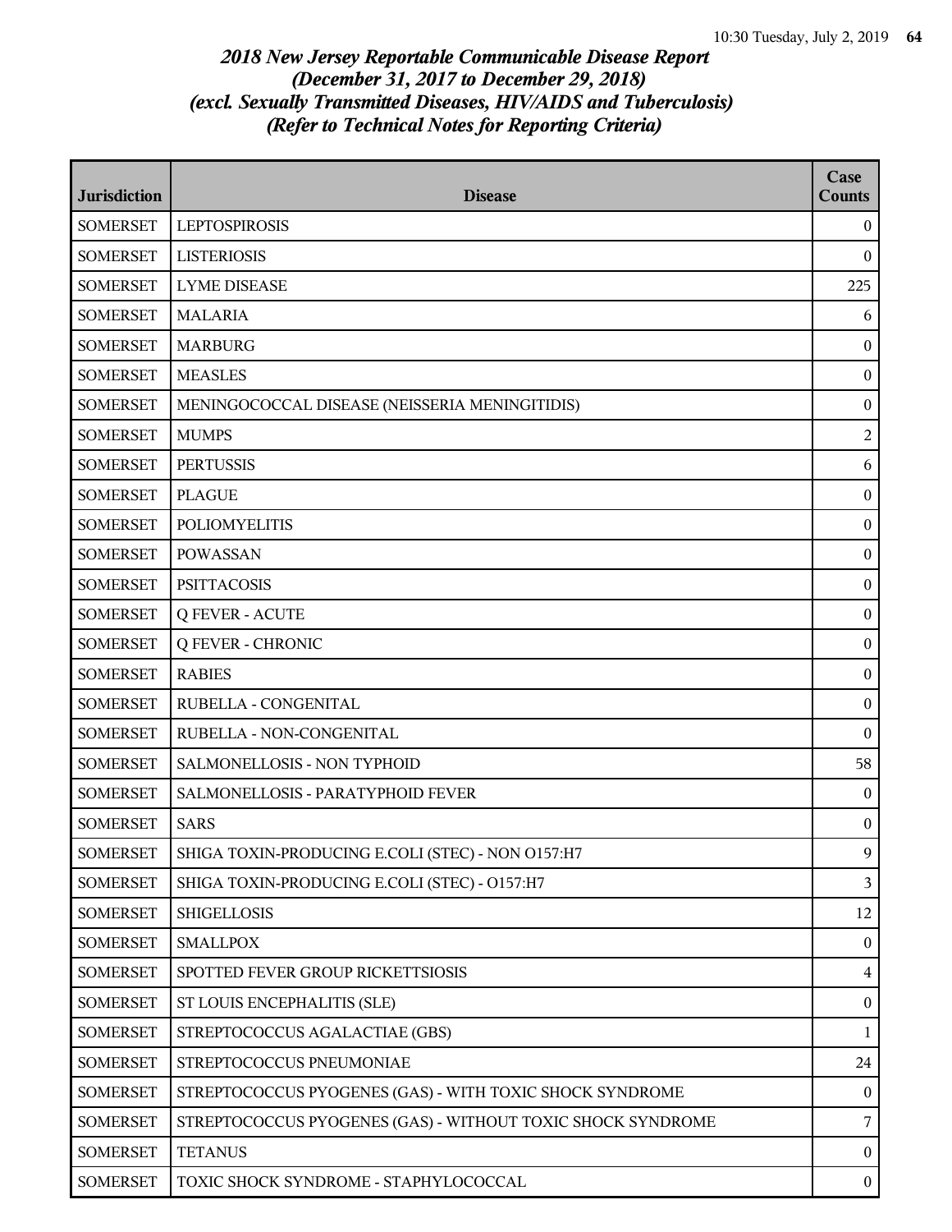*2018 New Jersey Reportable Communicable Disease Report*
*(December 31, 2017 to December 29, 2018)*
*(excl. Sexually Transmitted Diseases, HIV/AIDS and Tuberculosis)*
*(Refer to Technical Notes for Reporting Criteria)*

| Jurisdiction | Disease | Case Counts |
|---|---|---|
| SOMERSET | LEPTOSPIROSIS | 0 |
| SOMERSET | LISTERIOSIS | 0 |
| SOMERSET | LYME DISEASE | 225 |
| SOMERSET | MALARIA | 6 |
| SOMERSET | MARBURG | 0 |
| SOMERSET | MEASLES | 0 |
| SOMERSET | MENINGOCOCCAL DISEASE (NEISSERIA MENINGITIDIS) | 0 |
| SOMERSET | MUMPS | 2 |
| SOMERSET | PERTUSSIS | 6 |
| SOMERSET | PLAGUE | 0 |
| SOMERSET | POLIOMYELITIS | 0 |
| SOMERSET | POWASSAN | 0 |
| SOMERSET | PSITTACOSIS | 0 |
| SOMERSET | Q FEVER - ACUTE | 0 |
| SOMERSET | Q FEVER - CHRONIC | 0 |
| SOMERSET | RABIES | 0 |
| SOMERSET | RUBELLA - CONGENITAL | 0 |
| SOMERSET | RUBELLA - NON-CONGENITAL | 0 |
| SOMERSET | SALMONELLOSIS - NON TYPHOID | 58 |
| SOMERSET | SALMONELLOSIS - PARATYPHOID FEVER | 0 |
| SOMERSET | SARS | 0 |
| SOMERSET | SHIGA TOXIN-PRODUCING E.COLI (STEC) - NON O157:H7 | 9 |
| SOMERSET | SHIGA TOXIN-PRODUCING E.COLI (STEC) - O157:H7 | 3 |
| SOMERSET | SHIGELLOSIS | 12 |
| SOMERSET | SMALLPOX | 0 |
| SOMERSET | SPOTTED FEVER GROUP RICKETTSIOSIS | 4 |
| SOMERSET | ST LOUIS ENCEPHALITIS (SLE) | 0 |
| SOMERSET | STREPTOCOCCUS AGALACTIAE (GBS) | 1 |
| SOMERSET | STREPTOCOCCUS PNEUMONIAE | 24 |
| SOMERSET | STREPTOCOCCUS PYOGENES (GAS) - WITH TOXIC SHOCK SYNDROME | 0 |
| SOMERSET | STREPTOCOCCUS PYOGENES (GAS) - WITHOUT TOXIC SHOCK SYNDROME | 7 |
| SOMERSET | TETANUS | 0 |
| SOMERSET | TOXIC SHOCK SYNDROME - STAPHYLOCOCCAL | 0 |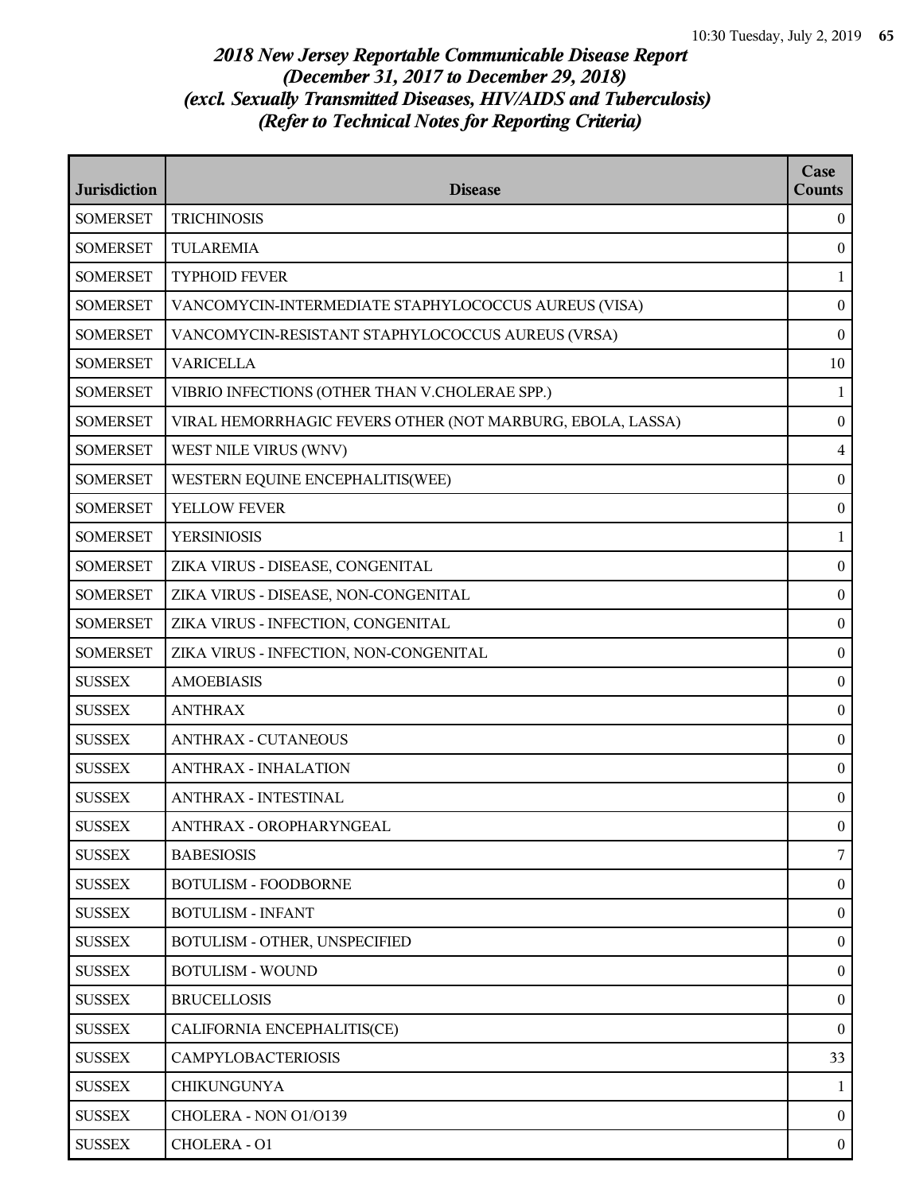# *2018 New Jersey Reportable Communicable Disease Report*
# *(December 31, 2017 to December 29, 2018)*
# *(excl. Sexually Transmitted Diseases, HIV/AIDS and Tuberculosis)*
# *(Refer to Technical Notes for Reporting Criteria)*

| Jurisdiction | Disease | Case Counts |
|---|---|---|
| SOMERSET | TRICHINOSIS | 0 |
| SOMERSET | TULAREMIA | 0 |
| SOMERSET | TYPHOID FEVER | 1 |
| SOMERSET | VANCOMYCIN-INTERMEDIATE STAPHYLOCOCCUS AUREUS (VISA) | 0 |
| SOMERSET | VANCOMYCIN-RESISTANT STAPHYLOCOCCUS AUREUS (VRSA) | 0 |
| SOMERSET | VARICELLA | 10 |
| SOMERSET | VIBRIO INFECTIONS (OTHER THAN V.CHOLERAE SPP.) | 1 |
| SOMERSET | VIRAL HEMORRHAGIC FEVERS OTHER (NOT MARBURG, EBOLA, LASSA) | 0 |
| SOMERSET | WEST NILE VIRUS (WNV) | 4 |
| SOMERSET | WESTERN EQUINE ENCEPHALITIS(WEE) | 0 |
| SOMERSET | YELLOW FEVER | 0 |
| SOMERSET | YERSINIOSIS | 1 |
| SOMERSET | ZIKA VIRUS - DISEASE, CONGENITAL | 0 |
| SOMERSET | ZIKA VIRUS - DISEASE, NON-CONGENITAL | 0 |
| SOMERSET | ZIKA VIRUS - INFECTION, CONGENITAL | 0 |
| SOMERSET | ZIKA VIRUS - INFECTION, NON-CONGENITAL | 0 |
| SUSSEX | AMOEBIASIS | 0 |
| SUSSEX | ANTHRAX | 0 |
| SUSSEX | ANTHRAX - CUTANEOUS | 0 |
| SUSSEX | ANTHRAX - INHALATION | 0 |
| SUSSEX | ANTHRAX - INTESTINAL | 0 |
| SUSSEX | ANTHRAX - OROPHARYNGEAL | 0 |
| SUSSEX | BABESIOSIS | 7 |
| SUSSEX | BOTULISM - FOODBORNE | 0 |
| SUSSEX | BOTULISM - INFANT | 0 |
| SUSSEX | BOTULISM - OTHER, UNSPECIFIED | 0 |
| SUSSEX | BOTULISM - WOUND | 0 |
| SUSSEX | BRUCELLOSIS | 0 |
| SUSSEX | CALIFORNIA ENCEPHALITIS(CE) | 0 |
| SUSSEX | CAMPYLOBACTERIOSIS | 33 |
| SUSSEX | CHIKUNGUNYA | 1 |
| SUSSEX | CHOLERA - NON O1/O139 | 0 |
| SUSSEX | CHOLERA - O1 | 0 |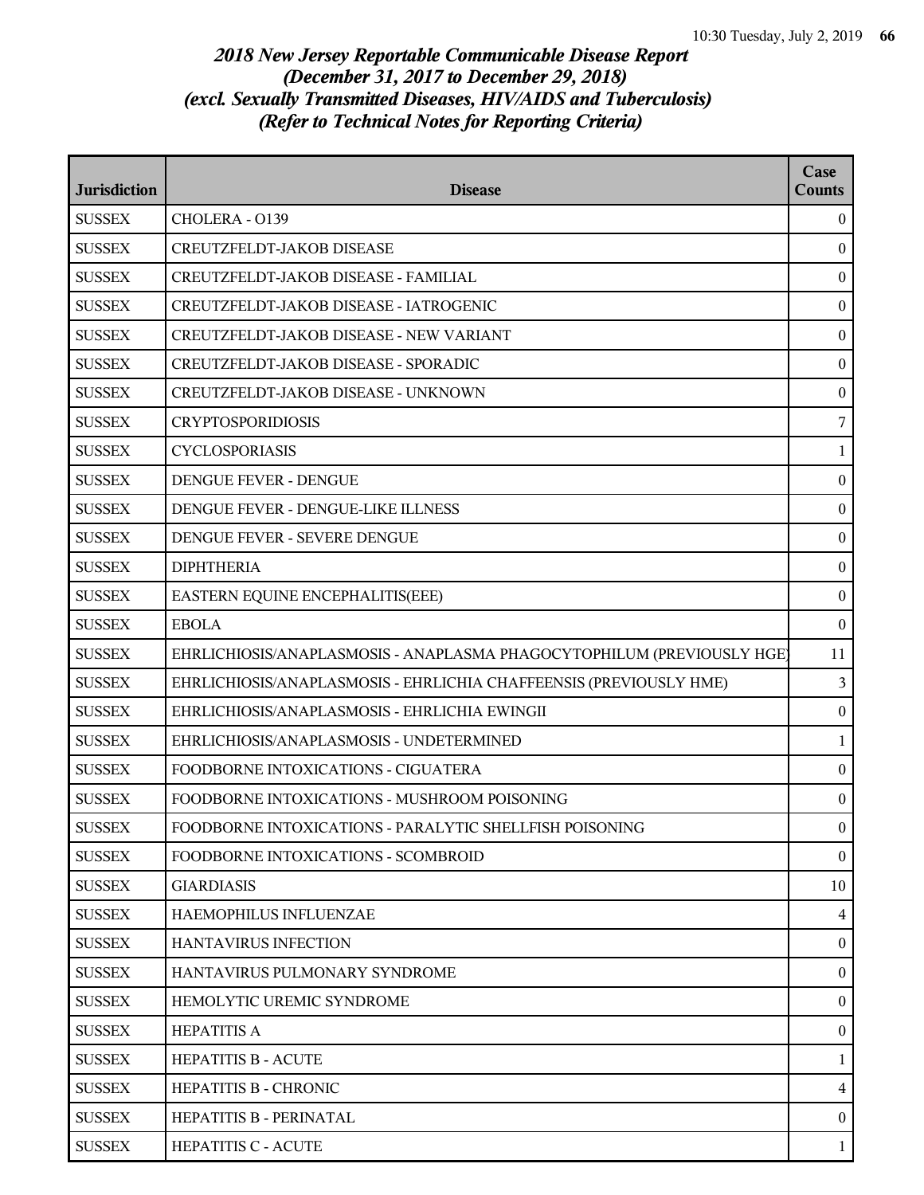# *2018 New Jersey Reportable Communicable Disease Report*
# *(December 31, 2017 to December 29, 2018)*
# *(excl. Sexually Transmitted Diseases, HIV/AIDS and Tuberculosis)*
# *(Refer to Technical Notes for Reporting Criteria)*

| Jurisdiction | Disease | Case Counts |
|---|---|---|
| SUSSEX | CHOLERA - O139 | 0 |
| SUSSEX | CREUTZFELDT-JAKOB DISEASE | 0 |
| SUSSEX | CREUTZFELDT-JAKOB DISEASE - FAMILIAL | 0 |
| SUSSEX | CREUTZFELDT-JAKOB DISEASE - IATROGENIC | 0 |
| SUSSEX | CREUTZFELDT-JAKOB DISEASE - NEW VARIANT | 0 |
| SUSSEX | CREUTZFELDT-JAKOB DISEASE - SPORADIC | 0 |
| SUSSEX | CREUTZFELDT-JAKOB DISEASE - UNKNOWN | 0 |
| SUSSEX | CRYPTOSPORIDIOSIS | 7 |
| SUSSEX | CYCLOSPORIASIS | 1 |
| SUSSEX | DENGUE FEVER - DENGUE | 0 |
| SUSSEX | DENGUE FEVER - DENGUE-LIKE ILLNESS | 0 |
| SUSSEX | DENGUE FEVER - SEVERE DENGUE | 0 |
| SUSSEX | DIPHTHERIA | 0 |
| SUSSEX | EASTERN EQUINE ENCEPHALITIS(EEE) | 0 |
| SUSSEX | EBOLA | 0 |
| SUSSEX | EHRLICHIOSIS/ANAPLASMOSIS - ANAPLASMA PHAGOCYTOPHILUM (PREVIOUSLY HGE) | 11 |
| SUSSEX | EHRLICHIOSIS/ANAPLASMOSIS - EHRLICHIA CHAFFEENSIS (PREVIOUSLY HME) | 3 |
| SUSSEX | EHRLICHIOSIS/ANAPLASMOSIS - EHRLICHIA EWINGII | 0 |
| SUSSEX | EHRLICHIOSIS/ANAPLASMOSIS - UNDETERMINED | 1 |
| SUSSEX | FOODBORNE INTOXICATIONS - CIGUATERA | 0 |
| SUSSEX | FOODBORNE INTOXICATIONS - MUSHROOM POISONING | 0 |
| SUSSEX | FOODBORNE INTOXICATIONS - PARALYTIC SHELLFISH POISONING | 0 |
| SUSSEX | FOODBORNE INTOXICATIONS - SCOMBROID | 0 |
| SUSSEX | GIARDIASIS | 10 |
| SUSSEX | HAEMOPHILUS INFLUENZAE | 4 |
| SUSSEX | HANTAVIRUS INFECTION | 0 |
| SUSSEX | HANTAVIRUS PULMONARY SYNDROME | 0 |
| SUSSEX | HEMOLYTIC UREMIC SYNDROME | 0 |
| SUSSEX | HEPATITIS A | 0 |
| SUSSEX | HEPATITIS B - ACUTE | 1 |
| SUSSEX | HEPATITIS B - CHRONIC | 4 |
| SUSSEX | HEPATITIS B - PERINATAL | 0 |
| SUSSEX | HEPATITIS C - ACUTE | 1 |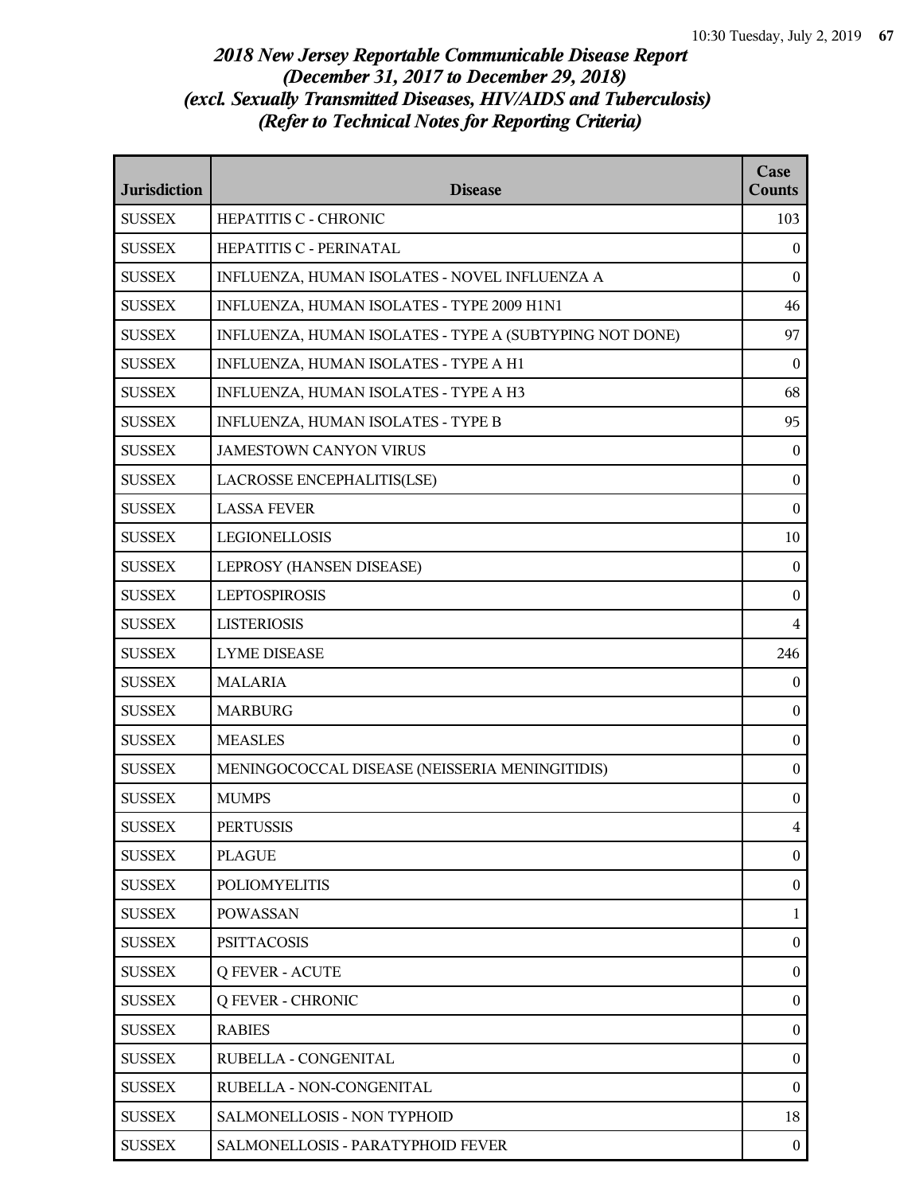## *2018 New Jersey Reportable Communicable Disease Report (December 31, 2017 to December 29, 2018) (excl. Sexually Transmitted Diseases, HIV/AIDS and Tuberculosis) (Refer to Technical Notes for Reporting Criteria)*

| Jurisdiction | Disease | Case Counts |
|---|---|---|
| SUSSEX | HEPATITIS C - CHRONIC | 103 |
| SUSSEX | HEPATITIS C - PERINATAL | 0 |
| SUSSEX | INFLUENZA, HUMAN ISOLATES - NOVEL INFLUENZA A | 0 |
| SUSSEX | INFLUENZA, HUMAN ISOLATES - TYPE 2009 H1N1 | 46 |
| SUSSEX | INFLUENZA, HUMAN ISOLATES - TYPE A (SUBTYPING NOT DONE) | 97 |
| SUSSEX | INFLUENZA, HUMAN ISOLATES - TYPE A H1 | 0 |
| SUSSEX | INFLUENZA, HUMAN ISOLATES - TYPE A H3 | 68 |
| SUSSEX | INFLUENZA, HUMAN ISOLATES - TYPE B | 95 |
| SUSSEX | JAMESTOWN CANYON VIRUS | 0 |
| SUSSEX | LACROSSE ENCEPHALITIS(LSE) | 0 |
| SUSSEX | LASSA FEVER | 0 |
| SUSSEX | LEGIONELLOSIS | 10 |
| SUSSEX | LEPROSY (HANSEN DISEASE) | 0 |
| SUSSEX | LEPTOSPIROSIS | 0 |
| SUSSEX | LISTERIOSIS | 4 |
| SUSSEX | LYME DISEASE | 246 |
| SUSSEX | MALARIA | 0 |
| SUSSEX | MARBURG | 0 |
| SUSSEX | MEASLES | 0 |
| SUSSEX | MENINGOCOCCAL DISEASE (NEISSERIA MENINGITIDIS) | 0 |
| SUSSEX | MUMPS | 0 |
| SUSSEX | PERTUSSIS | 4 |
| SUSSEX | PLAGUE | 0 |
| SUSSEX | POLIOMYELITIS | 0 |
| SUSSEX | POWASSAN | 1 |
| SUSSEX | PSITTACOSIS | 0 |
| SUSSEX | Q FEVER - ACUTE | 0 |
| SUSSEX | Q FEVER - CHRONIC | 0 |
| SUSSEX | RABIES | 0 |
| SUSSEX | RUBELLA - CONGENITAL | 0 |
| SUSSEX | RUBELLA - NON-CONGENITAL | 0 |
| SUSSEX | SALMONELLOSIS - NON TYPHOID | 18 |
| SUSSEX | SALMONELLOSIS - PARATYPHOID FEVER | 0 |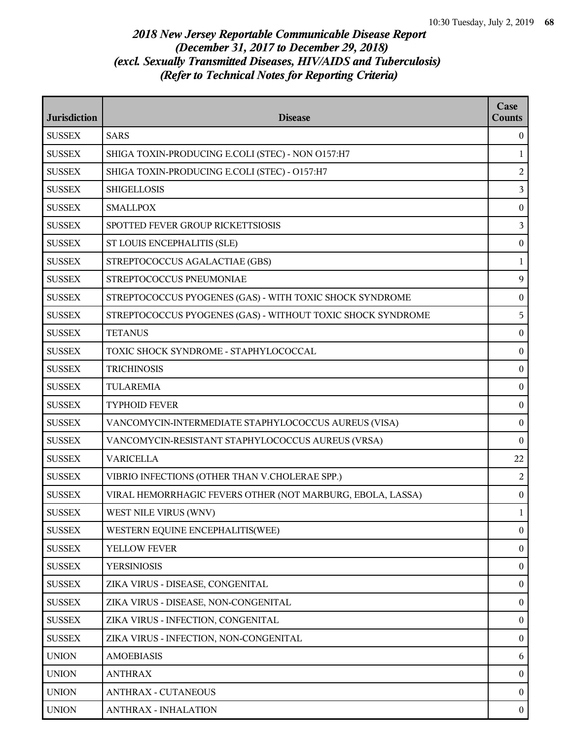# *2018 New Jersey Reportable Communicable Disease Report*
# *(December 31, 2017 to December 29, 2018)*
# *(excl. Sexually Transmitted Diseases, HIV/AIDS and Tuberculosis)*
# *(Refer to Technical Notes for Reporting Criteria)*

| Jurisdiction | Disease | Case Counts |
|---|---|---|
| SUSSEX | SARS | 0 |
| SUSSEX | SHIGA TOXIN-PRODUCING E.COLI (STEC) - NON O157:H7 | 1 |
| SUSSEX | SHIGA TOXIN-PRODUCING E.COLI (STEC) - O157:H7 | 2 |
| SUSSEX | SHIGELLOSIS | 3 |
| SUSSEX | SMALLPOX | 0 |
| SUSSEX | SPOTTED FEVER GROUP RICKETTSIOSIS | 3 |
| SUSSEX | ST LOUIS ENCEPHALITIS (SLE) | 0 |
| SUSSEX | STREPTOCOCCUS AGALACTIAE (GBS) | 1 |
| SUSSEX | STREPTOCOCCUS PNEUMONIAE | 9 |
| SUSSEX | STREPTOCOCCUS PYOGENES (GAS) - WITH TOXIC SHOCK SYNDROME | 0 |
| SUSSEX | STREPTOCOCCUS PYOGENES (GAS) - WITHOUT TOXIC SHOCK SYNDROME | 5 |
| SUSSEX | TETANUS | 0 |
| SUSSEX | TOXIC SHOCK SYNDROME - STAPHYLOCOCCAL | 0 |
| SUSSEX | TRICHINOSIS | 0 |
| SUSSEX | TULAREMIA | 0 |
| SUSSEX | TYPHOID FEVER | 0 |
| SUSSEX | VANCOMYCIN-INTERMEDIATE STAPHYLOCOCCUS AUREUS (VISA) | 0 |
| SUSSEX | VANCOMYCIN-RESISTANT STAPHYLOCOCCUS AUREUS (VRSA) | 0 |
| SUSSEX | VARICELLA | 22 |
| SUSSEX | VIBRIO INFECTIONS (OTHER THAN V.CHOLERAE SPP.) | 2 |
| SUSSEX | VIRAL HEMORRHAGIC FEVERS OTHER (NOT MARBURG, EBOLA, LASSA) | 0 |
| SUSSEX | WEST NILE VIRUS (WNV) | 1 |
| SUSSEX | WESTERN EQUINE ENCEPHALITIS(WEE) | 0 |
| SUSSEX | YELLOW FEVER | 0 |
| SUSSEX | YERSINIOSIS | 0 |
| SUSSEX | ZIKA VIRUS - DISEASE, CONGENITAL | 0 |
| SUSSEX | ZIKA VIRUS - DISEASE, NON-CONGENITAL | 0 |
| SUSSEX | ZIKA VIRUS - INFECTION, CONGENITAL | 0 |
| SUSSEX | ZIKA VIRUS - INFECTION, NON-CONGENITAL | 0 |
| UNION | AMOEBIASIS | 6 |
| UNION | ANTHRAX | 0 |
| UNION | ANTHRAX - CUTANEOUS | 0 |
| UNION | ANTHRAX - INHALATION | 0 |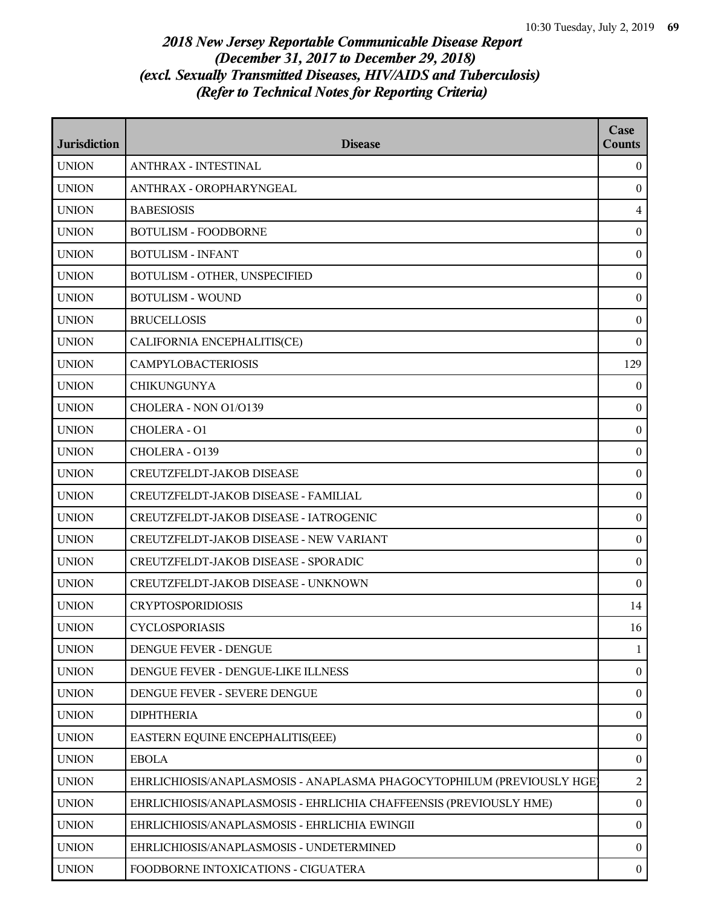## *2018 New Jersey Reportable Communicable Disease Report (December 31, 2017 to December 29, 2018) (excl. Sexually Transmitted Diseases, HIV/AIDS and Tuberculosis) (Refer to Technical Notes for Reporting Criteria)*

| Jurisdiction | Disease | Case Counts |
|---|---|---|
| UNION | ANTHRAX - INTESTINAL | 0 |
| UNION | ANTHRAX - OROPHARYNGEAL | 0 |
| UNION | BABESIOSIS | 4 |
| UNION | BOTULISM - FOODBORNE | 0 |
| UNION | BOTULISM - INFANT | 0 |
| UNION | BOTULISM - OTHER, UNSPECIFIED | 0 |
| UNION | BOTULISM - WOUND | 0 |
| UNION | BRUCELLOSIS | 0 |
| UNION | CALIFORNIA ENCEPHALITIS(CE) | 0 |
| UNION | CAMPYLOBACTERIOSIS | 129 |
| UNION | CHIKUNGUNYA | 0 |
| UNION | CHOLERA - NON O1/O139 | 0 |
| UNION | CHOLERA - O1 | 0 |
| UNION | CHOLERA - O139 | 0 |
| UNION | CREUTZFELDT-JAKOB DISEASE | 0 |
| UNION | CREUTZFELDT-JAKOB DISEASE - FAMILIAL | 0 |
| UNION | CREUTZFELDT-JAKOB DISEASE - IATROGENIC | 0 |
| UNION | CREUTZFELDT-JAKOB DISEASE - NEW VARIANT | 0 |
| UNION | CREUTZFELDT-JAKOB DISEASE - SPORADIC | 0 |
| UNION | CREUTZFELDT-JAKOB DISEASE - UNKNOWN | 0 |
| UNION | CRYPTOSPORIDIOSIS | 14 |
| UNION | CYCLOSPORIASIS | 16 |
| UNION | DENGUE FEVER - DENGUE | 1 |
| UNION | DENGUE FEVER - DENGUE-LIKE ILLNESS | 0 |
| UNION | DENGUE FEVER - SEVERE DENGUE | 0 |
| UNION | DIPHTHERIA | 0 |
| UNION | EASTERN EQUINE ENCEPHALITIS(EEE) | 0 |
| UNION | EBOLA | 0 |
| UNION | EHRLICHIOSIS/ANAPLASMOSIS - ANAPLASMA PHAGOCYTOPHILUM (PREVIOUSLY HGE) | 2 |
| UNION | EHRLICHIOSIS/ANAPLASMOSIS - EHRLICHIA CHAFFEENSIS (PREVIOUSLY HME) | 0 |
| UNION | EHRLICHIOSIS/ANAPLASMOSIS - EHRLICHIA EWINGII | 0 |
| UNION | EHRLICHIOSIS/ANAPLASMOSIS - UNDETERMINED | 0 |
| UNION | FOODBORNE INTOXICATIONS - CIGUATERA | 0 |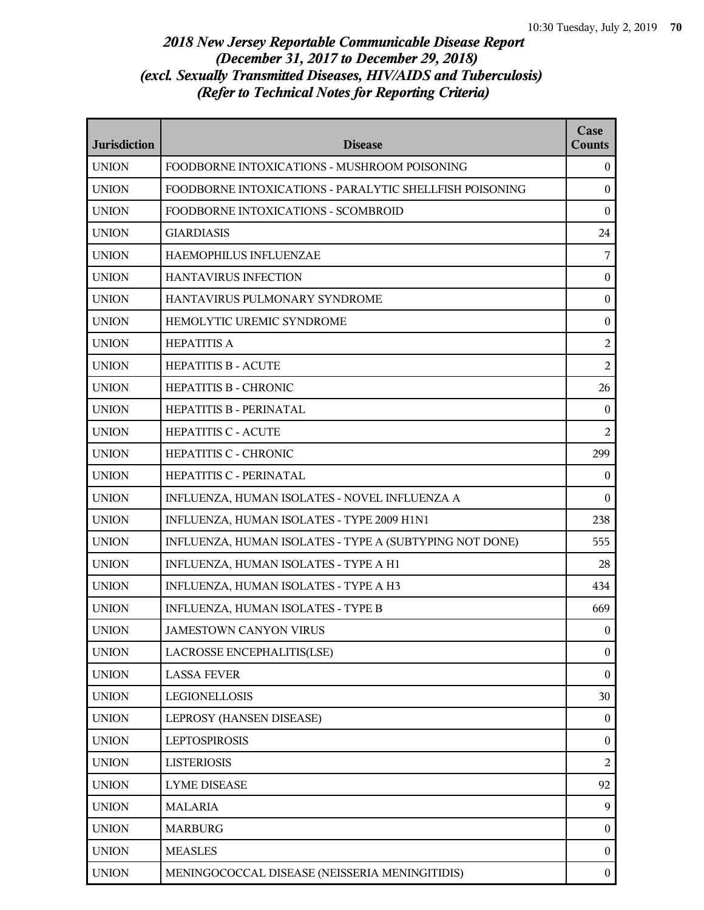# *2018 New Jersey Reportable Communicable Disease Report*
# *(December 31, 2017 to December 29, 2018)*
# *(excl. Sexually Transmitted Diseases, HIV/AIDS and Tuberculosis)*
# *(Refer to Technical Notes for Reporting Criteria)*

| Jurisdiction | Disease | Case Counts |
|---|---|---|
| UNION | FOODBORNE INTOXICATIONS - MUSHROOM POISONING | 0 |
| UNION | FOODBORNE INTOXICATIONS - PARALYTIC SHELLFISH POISONING | 0 |
| UNION | FOODBORNE INTOXICATIONS - SCOMBROID | 0 |
| UNION | GIARDIASIS | 24 |
| UNION | HAEMOPHILUS INFLUENZAE | 7 |
| UNION | HANTAVIRUS INFECTION | 0 |
| UNION | HANTAVIRUS PULMONARY SYNDROME | 0 |
| UNION | HEMOLYTIC UREMIC SYNDROME | 0 |
| UNION | HEPATITIS A | 2 |
| UNION | HEPATITIS B - ACUTE | 2 |
| UNION | HEPATITIS B - CHRONIC | 26 |
| UNION | HEPATITIS B - PERINATAL | 0 |
| UNION | HEPATITIS C - ACUTE | 2 |
| UNION | HEPATITIS C - CHRONIC | 299 |
| UNION | HEPATITIS C - PERINATAL | 0 |
| UNION | INFLUENZA, HUMAN ISOLATES - NOVEL INFLUENZA A | 0 |
| UNION | INFLUENZA, HUMAN ISOLATES - TYPE 2009 H1N1 | 238 |
| UNION | INFLUENZA, HUMAN ISOLATES - TYPE A (SUBTYPING NOT DONE) | 555 |
| UNION | INFLUENZA, HUMAN ISOLATES - TYPE A H1 | 28 |
| UNION | INFLUENZA, HUMAN ISOLATES - TYPE A H3 | 434 |
| UNION | INFLUENZA, HUMAN ISOLATES - TYPE B | 669 |
| UNION | JAMESTOWN CANYON VIRUS | 0 |
| UNION | LACROSSE ENCEPHALITIS(LSE) | 0 |
| UNION | LASSA FEVER | 0 |
| UNION | LEGIONELLOSIS | 30 |
| UNION | LEPROSY (HANSEN DISEASE) | 0 |
| UNION | LEPTOSPIROSIS | 0 |
| UNION | LISTERIOSIS | 2 |
| UNION | LYME DISEASE | 92 |
| UNION | MALARIA | 9 |
| UNION | MARBURG | 0 |
| UNION | MEASLES | 0 |
| UNION | MENINGOCOCCAL DISEASE (NEISSERIA MENINGITIDIS) | 0 |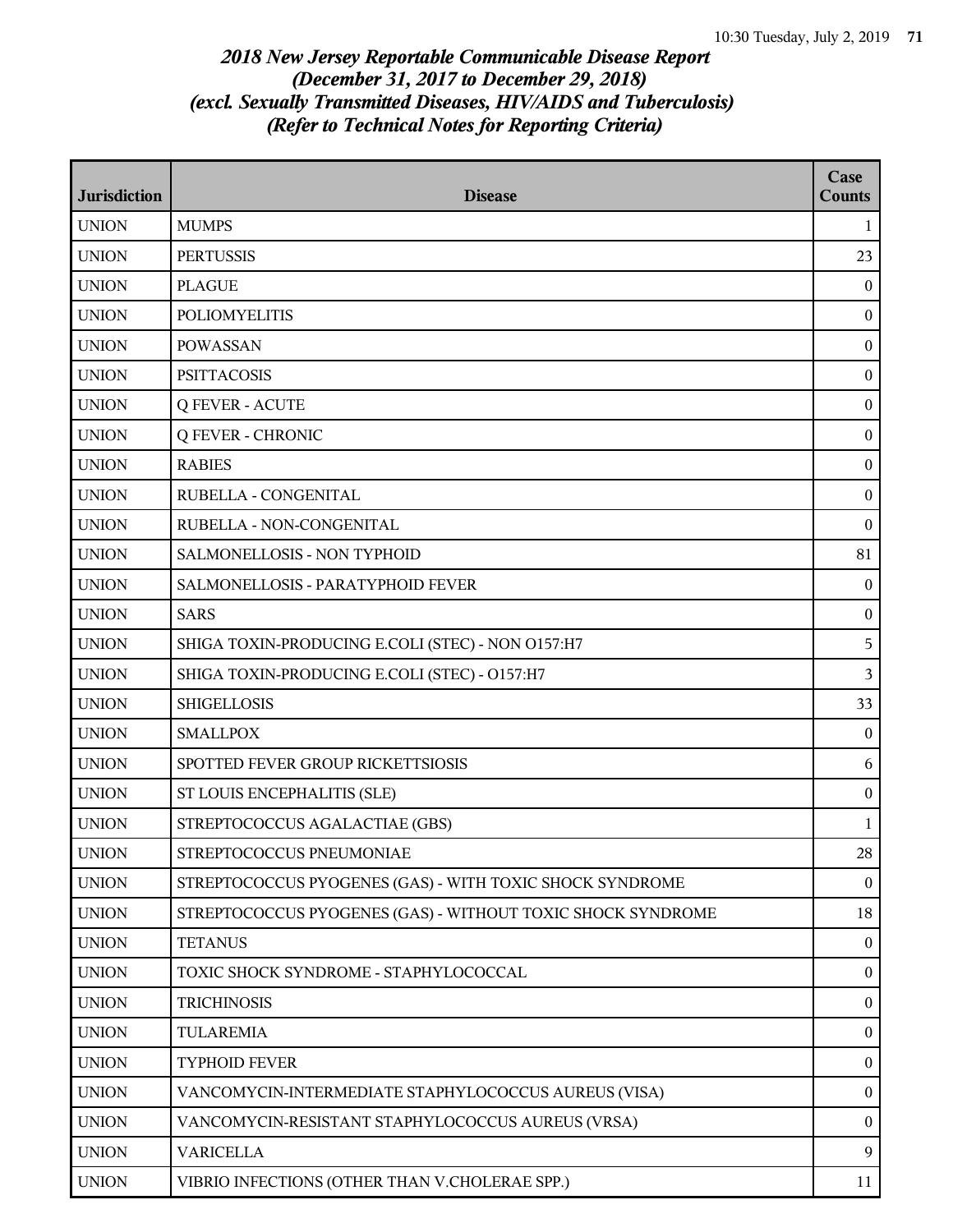# *2018 New Jersey Reportable Communicable Disease Report*
# *(December 31, 2017 to December 29, 2018)*
# *(excl. Sexually Transmitted Diseases, HIV/AIDS and Tuberculosis)*
# *(Refer to Technical Notes for Reporting Criteria)*

| Jurisdiction | Disease | Case Counts |
|---|---|---|
| UNION | MUMPS | 1 |
| UNION | PERTUSSIS | 23 |
| UNION | PLAGUE | 0 |
| UNION | POLIOMYELITIS | 0 |
| UNION | POWASSAN | 0 |
| UNION | PSITTACOSIS | 0 |
| UNION | Q FEVER - ACUTE | 0 |
| UNION | Q FEVER - CHRONIC | 0 |
| UNION | RABIES | 0 |
| UNION | RUBELLA - CONGENITAL | 0 |
| UNION | RUBELLA - NON-CONGENITAL | 0 |
| UNION | SALMONELLOSIS - NON TYPHOID | 81 |
| UNION | SALMONELLOSIS - PARATYPHOID FEVER | 0 |
| UNION | SARS | 0 |
| UNION | SHIGA TOXIN-PRODUCING E.COLI (STEC) - NON O157:H7 | 5 |
| UNION | SHIGA TOXIN-PRODUCING E.COLI (STEC) - O157:H7 | 3 |
| UNION | SHIGELLOSIS | 33 |
| UNION | SMALLPOX | 0 |
| UNION | SPOTTED FEVER GROUP RICKETTSIOSIS | 6 |
| UNION | ST LOUIS ENCEPHALITIS (SLE) | 0 |
| UNION | STREPTOCOCCUS AGALACTIAE (GBS) | 1 |
| UNION | STREPTOCOCCUS PNEUMONIAE | 28 |
| UNION | STREPTOCOCCUS PYOGENES (GAS) - WITH TOXIC SHOCK SYNDROME | 0 |
| UNION | STREPTOCOCCUS PYOGENES (GAS) - WITHOUT TOXIC SHOCK SYNDROME | 18 |
| UNION | TETANUS | 0 |
| UNION | TOXIC SHOCK SYNDROME - STAPHYLOCOCCAL | 0 |
| UNION | TRICHINOSIS | 0 |
| UNION | TULAREMIA | 0 |
| UNION | TYPHOID FEVER | 0 |
| UNION | VANCOMYCIN-INTERMEDIATE STAPHYLOCOCCUS AUREUS (VISA) | 0 |
| UNION | VANCOMYCIN-RESISTANT STAPHYLOCOCCUS AUREUS (VRSA) | 0 |
| UNION | VARICELLA | 9 |
| UNION | VIBRIO INFECTIONS (OTHER THAN V.CHOLERAE SPP.) | 11 |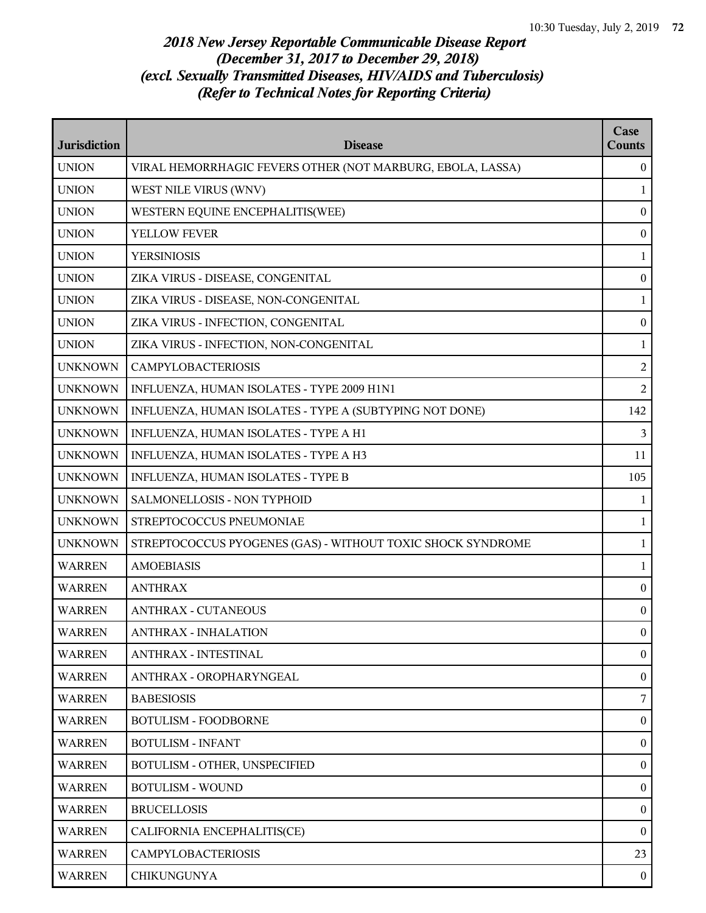# *2018 New Jersey Reportable Communicable Disease Report*
# *(December 31, 2017 to December 29, 2018)*
# *(excl. Sexually Transmitted Diseases, HIV/AIDS and Tuberculosis)*
# *(Refer to Technical Notes for Reporting Criteria)*

| Jurisdiction | Disease | Case Counts |
|---|---|---|
| UNION | VIRAL HEMORRHAGIC FEVERS OTHER (NOT MARBURG, EBOLA, LASSA) | 0 |
| UNION | WEST NILE VIRUS (WNV) | 1 |
| UNION | WESTERN EQUINE ENCEPHALITIS(WEE) | 0 |
| UNION | YELLOW FEVER | 0 |
| UNION | YERSINIOSIS | 1 |
| UNION | ZIKA VIRUS - DISEASE, CONGENITAL | 0 |
| UNION | ZIKA VIRUS - DISEASE, NON-CONGENITAL | 1 |
| UNION | ZIKA VIRUS - INFECTION, CONGENITAL | 0 |
| UNION | ZIKA VIRUS - INFECTION, NON-CONGENITAL | 1 |
| UNKNOWN | CAMPYLOBACTERIOSIS | 2 |
| UNKNOWN | INFLUENZA, HUMAN ISOLATES - TYPE 2009 H1N1 | 2 |
| UNKNOWN | INFLUENZA, HUMAN ISOLATES - TYPE A (SUBTYPING NOT DONE) | 142 |
| UNKNOWN | INFLUENZA, HUMAN ISOLATES - TYPE A H1 | 3 |
| UNKNOWN | INFLUENZA, HUMAN ISOLATES - TYPE A H3 | 11 |
| UNKNOWN | INFLUENZA, HUMAN ISOLATES - TYPE B | 105 |
| UNKNOWN | SALMONELLOSIS - NON TYPHOID | 1 |
| UNKNOWN | STREPTOCOCCUS PNEUMONIAE | 1 |
| UNKNOWN | STREPTOCOCCUS PYOGENES (GAS) - WITHOUT TOXIC SHOCK SYNDROME | 1 |
| WARREN | AMOEBIASIS | 1 |
| WARREN | ANTHRAX | 0 |
| WARREN | ANTHRAX - CUTANEOUS | 0 |
| WARREN | ANTHRAX - INHALATION | 0 |
| WARREN | ANTHRAX - INTESTINAL | 0 |
| WARREN | ANTHRAX - OROPHARYNGEAL | 0 |
| WARREN | BABESIOSIS | 7 |
| WARREN | BOTULISM - FOODBORNE | 0 |
| WARREN | BOTULISM - INFANT | 0 |
| WARREN | BOTULISM - OTHER, UNSPECIFIED | 0 |
| WARREN | BOTULISM - WOUND | 0 |
| WARREN | BRUCELLOSIS | 0 |
| WARREN | CALIFORNIA ENCEPHALITIS(CE) | 0 |
| WARREN | CAMPYLOBACTERIOSIS | 23 |
| WARREN | CHIKUNGUNYA | 0 |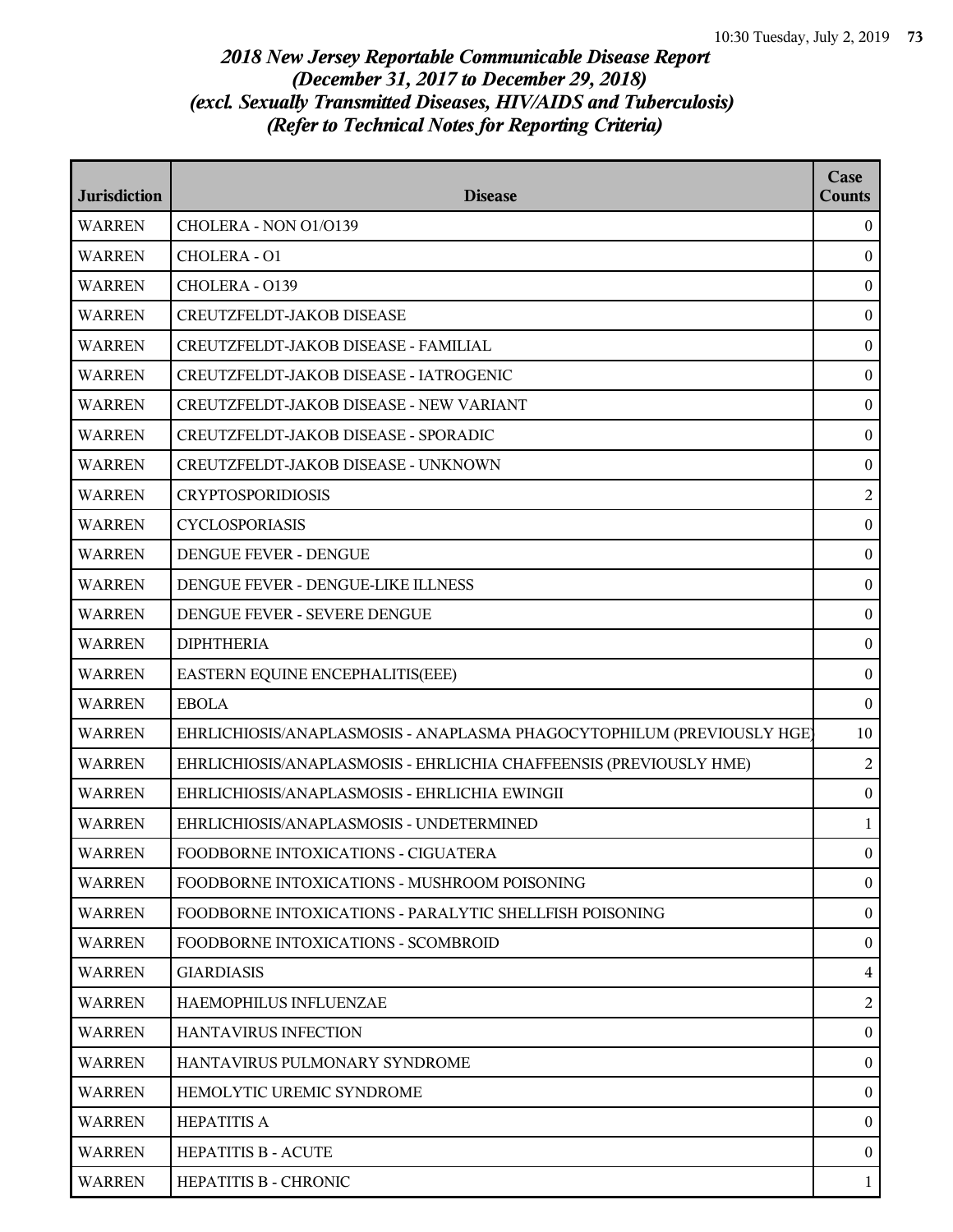# *2018 New Jersey Reportable Communicable Disease Report (December 31, 2017 to December 29, 2018) (excl. Sexually Transmitted Diseases, HIV/AIDS and Tuberculosis) (Refer to Technical Notes for Reporting Criteria)*

| Jurisdiction | Disease | Case Counts |
|---|---|---|
| WARREN | CHOLERA - NON O1/O139 | 0 |
| WARREN | CHOLERA - O1 | 0 |
| WARREN | CHOLERA - O139 | 0 |
| WARREN | CREUTZFELDT-JAKOB DISEASE | 0 |
| WARREN | CREUTZFELDT-JAKOB DISEASE - FAMILIAL | 0 |
| WARREN | CREUTZFELDT-JAKOB DISEASE - IATROGENIC | 0 |
| WARREN | CREUTZFELDT-JAKOB DISEASE - NEW VARIANT | 0 |
| WARREN | CREUTZFELDT-JAKOB DISEASE - SPORADIC | 0 |
| WARREN | CREUTZFELDT-JAKOB DISEASE - UNKNOWN | 0 |
| WARREN | CRYPTOSPORIDIOSIS | 2 |
| WARREN | CYCLOSPORIASIS | 0 |
| WARREN | DENGUE FEVER - DENGUE | 0 |
| WARREN | DENGUE FEVER - DENGUE-LIKE ILLNESS | 0 |
| WARREN | DENGUE FEVER - SEVERE DENGUE | 0 |
| WARREN | DIPHTHERIA | 0 |
| WARREN | EASTERN EQUINE ENCEPHALITIS(EEE) | 0 |
| WARREN | EBOLA | 0 |
| WARREN | EHRLICHIOSIS/ANAPLASMOSIS - ANAPLASMA PHAGOCYTOPHILUM (PREVIOUSLY HGE) | 10 |
| WARREN | EHRLICHIOSIS/ANAPLASMOSIS - EHRLICHIA CHAFFEENSIS (PREVIOUSLY HME) | 2 |
| WARREN | EHRLICHIOSIS/ANAPLASMOSIS - EHRLICHIA EWINGII | 0 |
| WARREN | EHRLICHIOSIS/ANAPLASMOSIS - UNDETERMINED | 1 |
| WARREN | FOODBORNE INTOXICATIONS - CIGUATERA | 0 |
| WARREN | FOODBORNE INTOXICATIONS - MUSHROOM POISONING | 0 |
| WARREN | FOODBORNE INTOXICATIONS - PARALYTIC SHELLFISH POISONING | 0 |
| WARREN | FOODBORNE INTOXICATIONS - SCOMBROID | 0 |
| WARREN | GIARDIASIS | 4 |
| WARREN | HAEMOPHILUS INFLUENZAE | 2 |
| WARREN | HANTAVIRUS INFECTION | 0 |
| WARREN | HANTAVIRUS PULMONARY SYNDROME | 0 |
| WARREN | HEMOLYTIC UREMIC SYNDROME | 0 |
| WARREN | HEPATITIS A | 0 |
| WARREN | HEPATITIS B - ACUTE | 0 |
| WARREN | HEPATITIS B - CHRONIC | 1 |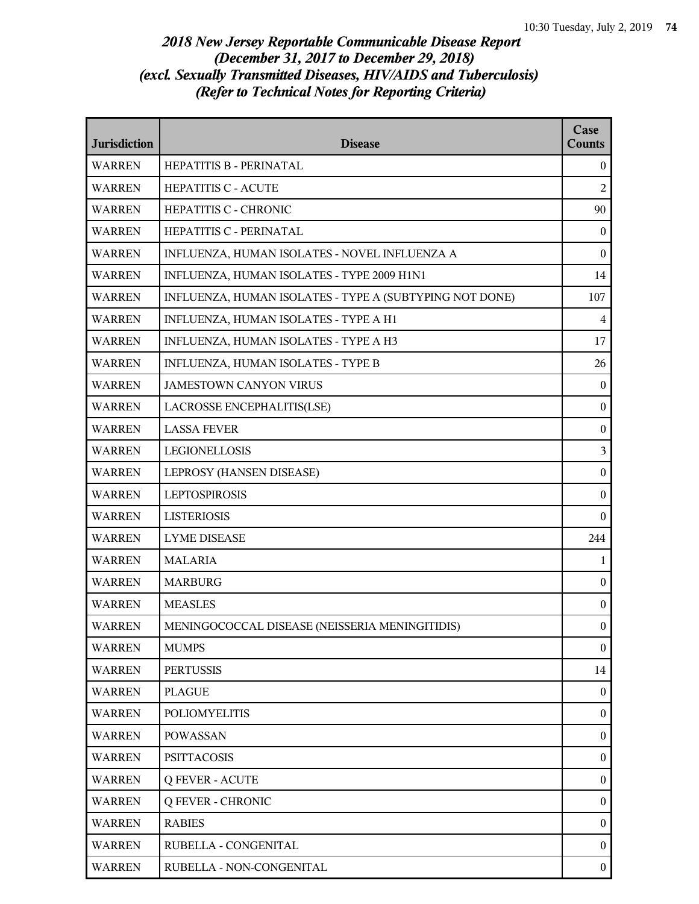## *2018 New Jersey Reportable Communicable Disease Report (December 31, 2017 to December 29, 2018) (excl. Sexually Transmitted Diseases, HIV/AIDS and Tuberculosis) (Refer to Technical Notes for Reporting Criteria)*

| Jurisdiction | Disease | Case Counts |
|---|---|---|
| WARREN | HEPATITIS B - PERINATAL | 0 |
| WARREN | HEPATITIS C - ACUTE | 2 |
| WARREN | HEPATITIS C - CHRONIC | 90 |
| WARREN | HEPATITIS C - PERINATAL | 0 |
| WARREN | INFLUENZA, HUMAN ISOLATES - NOVEL INFLUENZA A | 0 |
| WARREN | INFLUENZA, HUMAN ISOLATES - TYPE 2009 H1N1 | 14 |
| WARREN | INFLUENZA, HUMAN ISOLATES - TYPE A (SUBTYPING NOT DONE) | 107 |
| WARREN | INFLUENZA, HUMAN ISOLATES - TYPE A H1 | 4 |
| WARREN | INFLUENZA, HUMAN ISOLATES - TYPE A H3 | 17 |
| WARREN | INFLUENZA, HUMAN ISOLATES - TYPE B | 26 |
| WARREN | JAMESTOWN CANYON VIRUS | 0 |
| WARREN | LACROSSE ENCEPHALITIS(LSE) | 0 |
| WARREN | LASSA FEVER | 0 |
| WARREN | LEGIONELLOSIS | 3 |
| WARREN | LEPROSY (HANSEN DISEASE) | 0 |
| WARREN | LEPTOSPIROSIS | 0 |
| WARREN | LISTERIOSIS | 0 |
| WARREN | LYME DISEASE | 244 |
| WARREN | MALARIA | 1 |
| WARREN | MARBURG | 0 |
| WARREN | MEASLES | 0 |
| WARREN | MENINGOCOCCAL DISEASE (NEISSERIA MENINGITIDIS) | 0 |
| WARREN | MUMPS | 0 |
| WARREN | PERTUSSIS | 14 |
| WARREN | PLAGUE | 0 |
| WARREN | POLIOMYELITIS | 0 |
| WARREN | POWASSAN | 0 |
| WARREN | PSITTACOSIS | 0 |
| WARREN | Q FEVER - ACUTE | 0 |
| WARREN | Q FEVER - CHRONIC | 0 |
| WARREN | RABIES | 0 |
| WARREN | RUBELLA - CONGENITAL | 0 |
| WARREN | RUBELLA - NON-CONGENITAL | 0 |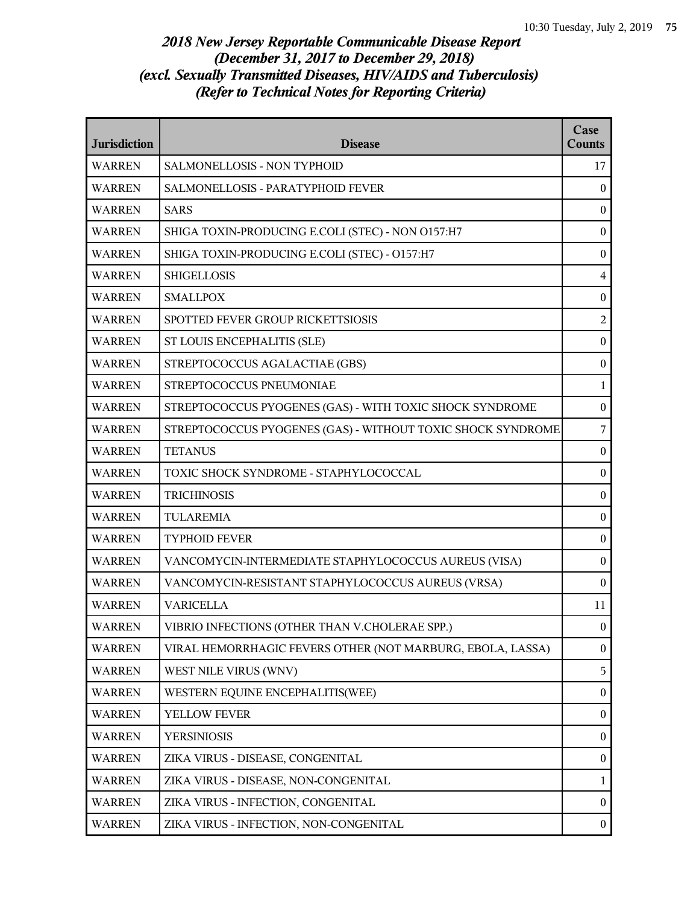# *2018 New Jersey Reportable Communicable Disease Report*
# *(December 31, 2017 to December 29, 2018)*
# *(excl. Sexually Transmitted Diseases, HIV/AIDS and Tuberculosis)*
# *(Refer to Technical Notes for Reporting Criteria)*

| Jurisdiction | Disease | Case Counts |
|---|---|---|
| WARREN | SALMONELLOSIS - NON TYPHOID | 17 |
| WARREN | SALMONELLOSIS - PARATYPHOID FEVER | 0 |
| WARREN | SARS | 0 |
| WARREN | SHIGA TOXIN-PRODUCING E.COLI (STEC) - NON O157:H7 | 0 |
| WARREN | SHIGA TOXIN-PRODUCING E.COLI (STEC) - O157:H7 | 0 |
| WARREN | SHIGELLOSIS | 4 |
| WARREN | SMALLPOX | 0 |
| WARREN | SPOTTED FEVER GROUP RICKETTSIOSIS | 2 |
| WARREN | ST LOUIS ENCEPHALITIS (SLE) | 0 |
| WARREN | STREPTOCOCCUS AGALACTIAE (GBS) | 0 |
| WARREN | STREPTOCOCCUS PNEUMONIAE | 1 |
| WARREN | STREPTOCOCCUS PYOGENES (GAS) - WITH TOXIC SHOCK SYNDROME | 0 |
| WARREN | STREPTOCOCCUS PYOGENES (GAS) - WITHOUT TOXIC SHOCK SYNDROME | 7 |
| WARREN | TETANUS | 0 |
| WARREN | TOXIC SHOCK SYNDROME - STAPHYLOCOCCAL | 0 |
| WARREN | TRICHINOSIS | 0 |
| WARREN | TULAREMIA | 0 |
| WARREN | TYPHOID FEVER | 0 |
| WARREN | VANCOMYCIN-INTERMEDIATE STAPHYLOCOCCUS AUREUS (VISA) | 0 |
| WARREN | VANCOMYCIN-RESISTANT STAPHYLOCOCCUS AUREUS (VRSA) | 0 |
| WARREN | VARICELLA | 11 |
| WARREN | VIBRIO INFECTIONS (OTHER THAN V.CHOLERAE SPP.) | 0 |
| WARREN | VIRAL HEMORRHAGIC FEVERS OTHER (NOT MARBURG, EBOLA, LASSA) | 0 |
| WARREN | WEST NILE VIRUS (WNV) | 5 |
| WARREN | WESTERN EQUINE ENCEPHALITIS(WEE) | 0 |
| WARREN | YELLOW FEVER | 0 |
| WARREN | YERSINIOSIS | 0 |
| WARREN | ZIKA VIRUS - DISEASE, CONGENITAL | 0 |
| WARREN | ZIKA VIRUS - DISEASE, NON-CONGENITAL | 1 |
| WARREN | ZIKA VIRUS - INFECTION, CONGENITAL | 0 |
| WARREN | ZIKA VIRUS - INFECTION, NON-CONGENITAL | 0 |